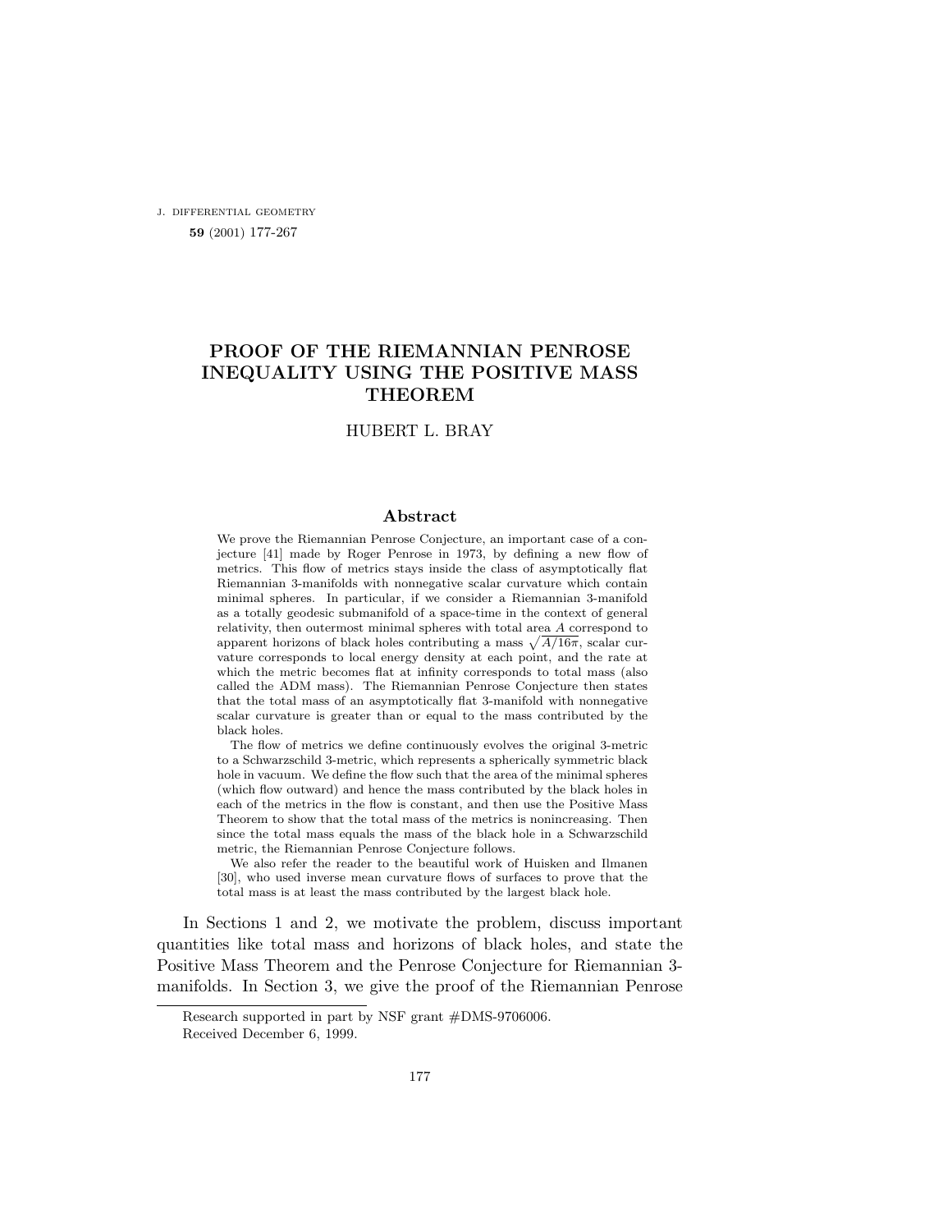# PROOF OF THE RIEMANNIAN PENROSE INEQUALITY USING THE POSITIVE MASS THEOREM

HUBERT L. BRAY

## Abstract

We prove the Riemannian Penrose Conjecture, an important case of a conjecture [41] made by Roger Penrose in 1973, by defining a new flow of metrics. This flow of metrics stays inside the class of asymptotically flat Riemannian 3-manifolds with nonnegative scalar curvature which contain minimal spheres. In particular, if we consider a Riemannian 3-manifold as a totally geodesic submanifold of a space-time in the context of general relativity, then outermost minimal spheres with total area $A$ correspond to apparent horizons of black holes contributing a mass $\sqrt{A/16\pi}$, scalar curvature corresponds to local energy density at each point, and the rate at which the metric becomes flat at infinity corresponds to total mass (also called the ADM mass). The Riemannian Penrose Conjecture then states that the total mass of an asymptotically flat 3-manifold with nonnegative scalar curvature is greater than or equal to the mass contributed by the black holes.

The flow of metrics we define continuously evolves the original 3-metric to a Schwarzschild 3-metric, which represents a spherically symmetric black hole in vacuum. We define the flow such that the area of the minimal spheres (which flow outward) and hence the mass contributed by the black holes in each of the metrics in the flow is constant, and then use the Positive Mass Theorem to show that the total mass of the metrics is nonincreasing. Then since the total mass equals the mass of the black hole in a Schwarzschild metric, the Riemannian Penrose Conjecture follows.

We also refer the reader to the beautiful work of Huisken and Ilmanen [30], who used inverse mean curvature flows of surfaces to prove that the total mass is at least the mass contributed by the largest black hole.

In Sections 1 and 2, we motivate the problem, discuss important quantities like total mass and horizons of black holes, and state the Positive Mass Theorem and the Penrose Conjecture for Riemannian 3-manifolds. In Section 3, we give the proof of the Riemannian Penrose

Research supported in part by NSF grant #DMS-9706006.

Received December 6, 1999.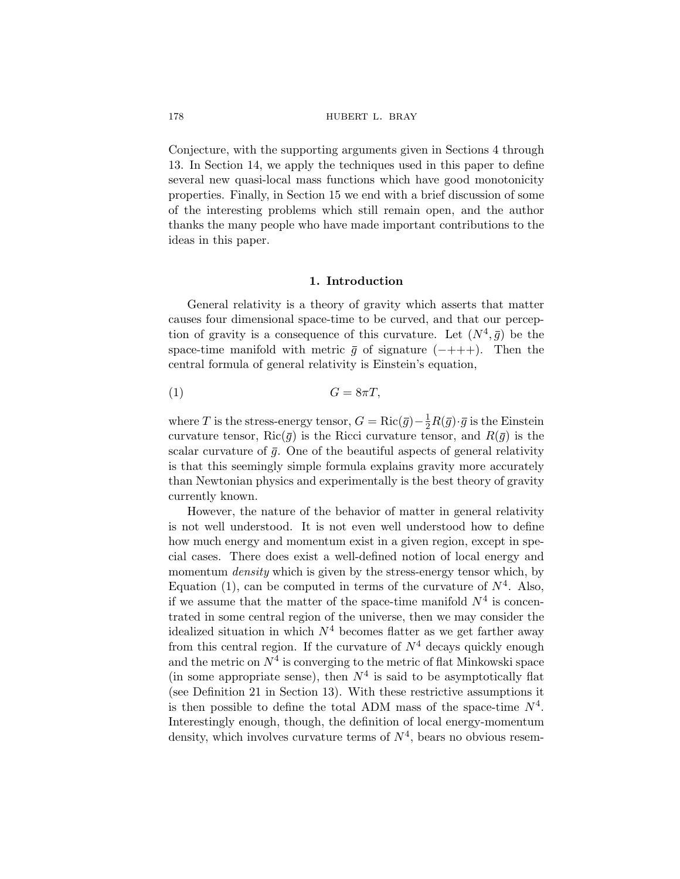Conjecture, with the supporting arguments given in Sections 4 through 13. In Section 14, we apply the techniques used in this paper to define several new quasi-local mass functions which have good monotonicity properties. Finally, in Section 15 we end with a brief discussion of some of the interesting problems which still remain open, and the author thanks the many people who have made important contributions to the ideas in this paper.

## 1. Introduction

General relativity is a theory of gravity which asserts that matter causes four dimensional space-time to be curved, and that our perception of gravity is a consequence of this curvature. Let $(N^4, \bar{g})$ be the space-time manifold with metric $\bar{g}$ of signature $(-+++)$. Then the central formula of general relativity is Einstein's equation,

$$G = 8\pi T, \tag{1}$$

where $T$ is the stress-energy tensor, $G = \mathrm{Ric}(\bar{g}) - \frac{1}{2}R(\bar{g}) \cdot \bar{g}$ is the Einstein curvature tensor, $\mathrm{Ric}(\bar{g})$ is the Ricci curvature tensor, and $R(\bar{g})$ is the scalar curvature of $\bar{g}$. One of the beautiful aspects of general relativity is that this seemingly simple formula explains gravity more accurately than Newtonian physics and experimentally is the best theory of gravity currently known.

However, the nature of the behavior of matter in general relativity is not well understood. It is not even well understood how to define how much energy and momentum exist in a given region, except in special cases. There does exist a well-defined notion of local energy and momentum *density* which is given by the stress-energy tensor which, by Equation (1), can be computed in terms of the curvature of $N^4$. Also, if we assume that the matter of the space-time manifold $N^4$ is concentrated in some central region of the universe, then we may consider the idealized situation in which $N^4$ becomes flatter as we get farther away from this central region. If the curvature of $N^4$ decays quickly enough and the metric on $N^4$ is converging to the metric of flat Minkowski space (in some appropriate sense), then $N^4$ is said to be asymptotically flat (see Definition 21 in Section 13). With these restrictive assumptions it is then possible to define the total ADM mass of the space-time $N^4$. Interestingly enough, though, the definition of local energy-momentum density, which involves curvature terms of $N^4$, bears no obvious resem-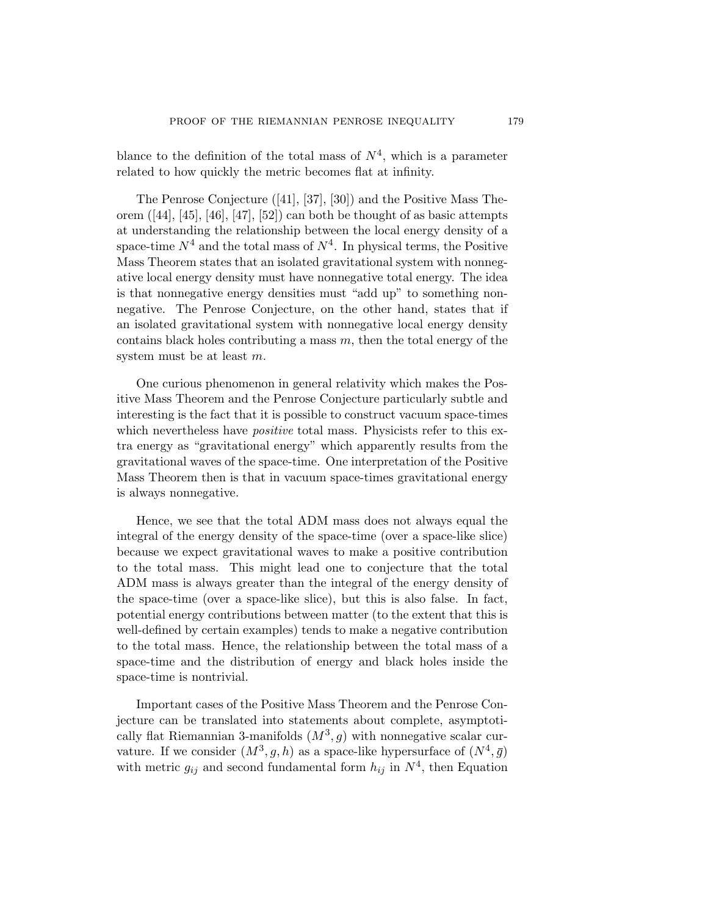blance to the definition of the total mass of $N^4$, which is a parameter related to how quickly the metric becomes flat at infinity.

The Penrose Conjecture ([41], [37], [30]) and the Positive Mass Theorem ([44], [45], [46], [47], [52]) can both be thought of as basic attempts at understanding the relationship between the local energy density of a space-time $N^4$ and the total mass of $N^4$. In physical terms, the Positive Mass Theorem states that an isolated gravitational system with nonnegative local energy density must have nonnegative total energy. The idea is that nonnegative energy densities must "add up" to something nonnegative. The Penrose Conjecture, on the other hand, states that if an isolated gravitational system with nonnegative local energy density contains black holes contributing a mass $m$, then the total energy of the system must be at least $m$.

One curious phenomenon in general relativity which makes the Positive Mass Theorem and the Penrose Conjecture particularly subtle and interesting is the fact that it is possible to construct vacuum space-times which nevertheless have *positive* total mass. Physicists refer to this extra energy as "gravitational energy" which apparently results from the gravitational waves of the space-time. One interpretation of the Positive Mass Theorem then is that in vacuum space-times gravitational energy is always nonnegative.

Hence, we see that the total ADM mass does not always equal the integral of the energy density of the space-time (over a space-like slice) because we expect gravitational waves to make a positive contribution to the total mass. This might lead one to conjecture that the total ADM mass is always greater than the integral of the energy density of the space-time (over a space-like slice), but this is also false. In fact, potential energy contributions between matter (to the extent that this is well-defined by certain examples) tends to make a negative contribution to the total mass. Hence, the relationship between the total mass of a space-time and the distribution of energy and black holes inside the space-time is nontrivial.

Important cases of the Positive Mass Theorem and the Penrose Conjecture can be translated into statements about complete, asymptotically flat Riemannian 3-manifolds $(M^3, g)$ with nonnegative scalar curvature. If we consider $(M^3, g, h)$ as a space-like hypersurface of $(N^4, \bar{g})$ with metric $g_{ij}$ and second fundamental form $h_{ij}$ in $N^4$, then Equation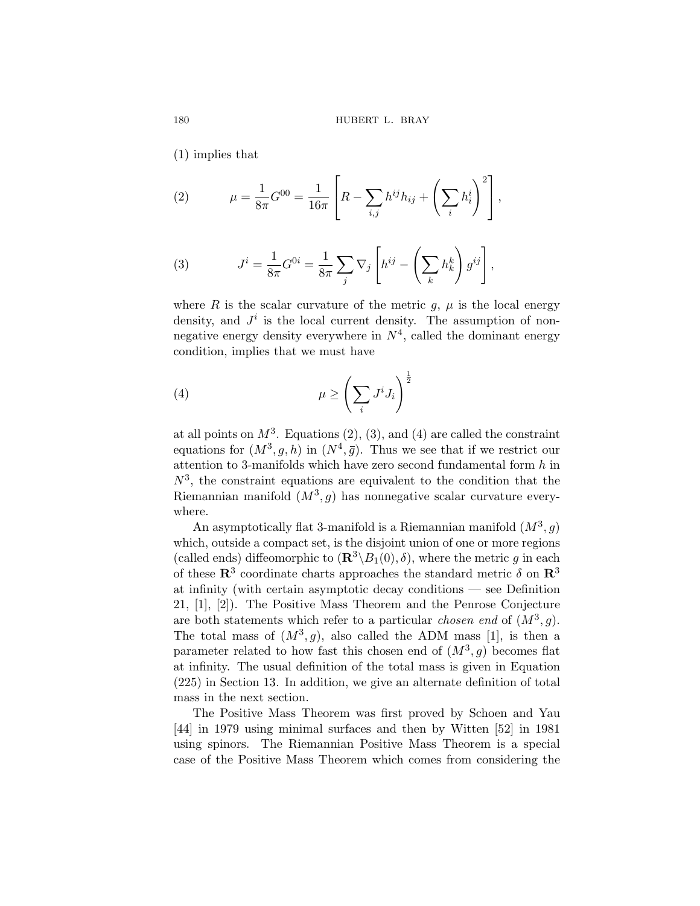(1) implies that

$$\mu = \frac{1}{8\pi} G^{00} = \frac{1}{16\pi}\left[R - \sum_{i,j} h^{ij}h_{ij} + \left(\sum_i h_i^i\right)^2\right], \tag{2}$$

$$J^i = \frac{1}{8\pi} G^{0i} = \frac{1}{8\pi}\sum_j \nabla_j \left[h^{ij} - \left(\sum_k h_k^k\right) g^{ij}\right], \tag{3}$$

where $R$ is the scalar curvature of the metric $g$, $\mu$ is the local energy density, and $J^i$ is the local current density. The assumption of nonnegative energy density everywhere in $N^4$, called the dominant energy condition, implies that we must have

$$\mu \geq \left(\sum_i J^i J_i\right)^{\frac{1}{2}} \tag{4}$$

at all points on $M^3$. Equations (2), (3), and (4) are called the constraint equations for $(M^3, g, h)$ in $(N^4, \bar{g})$. Thus we see that if we restrict our attention to 3-manifolds which have zero second fundamental form $h$ in $N^3$, the constraint equations are equivalent to the condition that the Riemannian manifold $(M^3, g)$ has nonnegative scalar curvature everywhere.

An asymptotically flat 3-manifold is a Riemannian manifold $(M^3, g)$ which, outside a compact set, is the disjoint union of one or more regions (called ends) diffeomorphic to $(\mathbf{R}^3 \backslash B_1(0), \delta)$, where the metric $g$ in each of these $\mathbf{R}^3$ coordinate charts approaches the standard metric $\delta$ on $\mathbf{R}^3$ at infinity (with certain asymptotic decay conditions — see Definition 21, [1], [2]). The Positive Mass Theorem and the Penrose Conjecture are both statements which refer to a particular *chosen end* of $(M^3, g)$. The total mass of $(M^3, g)$, also called the ADM mass [1], is then a parameter related to how fast this chosen end of $(M^3, g)$ becomes flat at infinity. The usual definition of the total mass is given in Equation (225) in Section 13. In addition, we give an alternate definition of total mass in the next section.

The Positive Mass Theorem was first proved by Schoen and Yau [44] in 1979 using minimal surfaces and then by Witten [52] in 1981 using spinors. The Riemannian Positive Mass Theorem is a special case of the Positive Mass Theorem which comes from considering the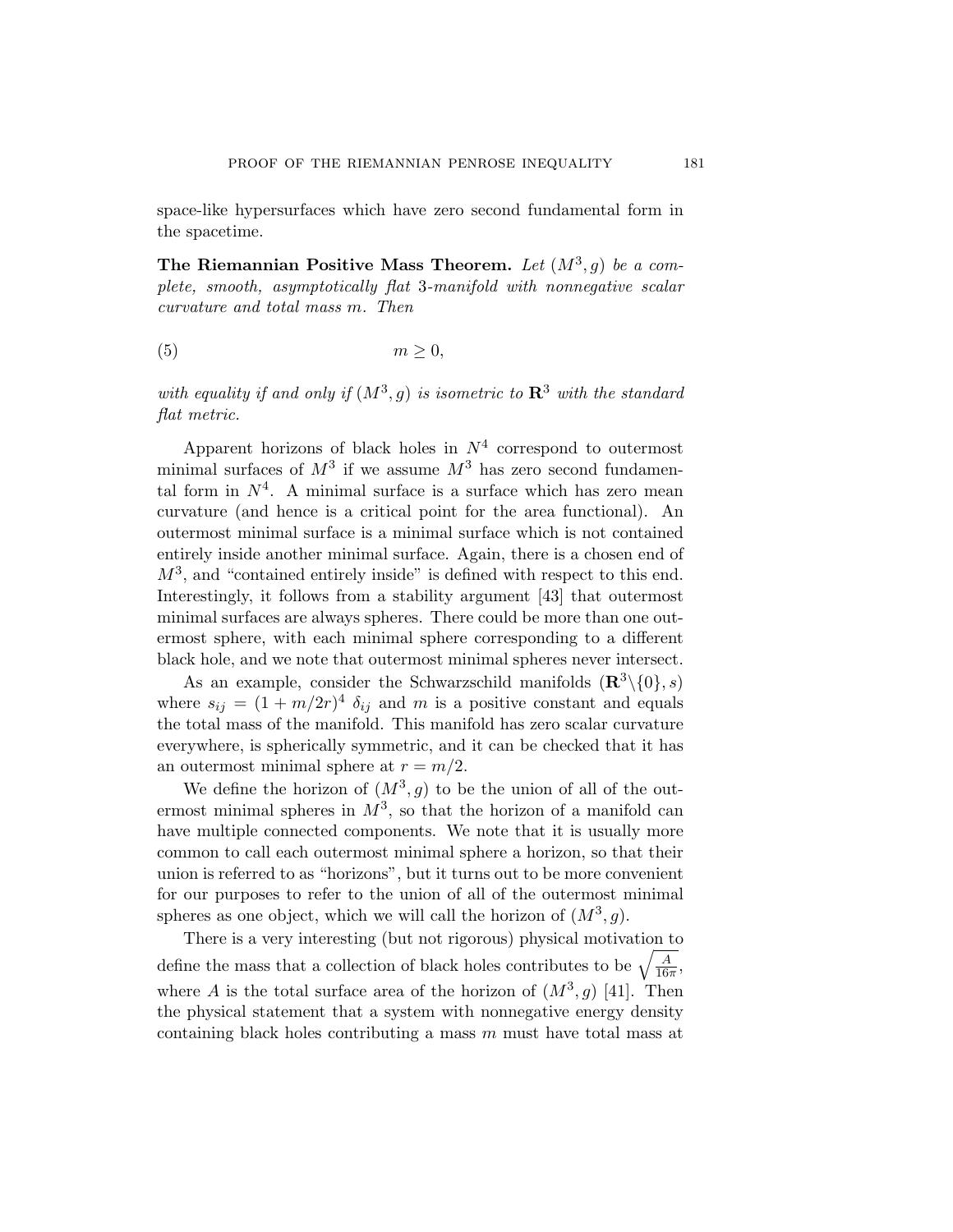space-like hypersurfaces which have zero second fundamental form in the spacetime.

**The Riemannian Positive Mass Theorem.** *Let $(M^3, g)$ be a complete, smooth, asymptotically flat 3-manifold with nonnegative scalar curvature and total mass $m$. Then*

$$m \geq 0, \tag{5}$$

*with equality if and only if $(M^3, g)$ is isometric to $\mathbf{R}^3$ with the standard flat metric.*

Apparent horizons of black holes in $N^4$ correspond to outermost minimal surfaces of $M^3$ if we assume $M^3$ has zero second fundamental form in $N^4$. A minimal surface is a surface which has zero mean curvature (and hence is a critical point for the area functional). An outermost minimal surface is a minimal surface which is not contained entirely inside another minimal surface. Again, there is a chosen end of $M^3$, and "contained entirely inside" is defined with respect to this end. Interestingly, it follows from a stability argument [43] that outermost minimal surfaces are always spheres. There could be more than one outermost sphere, with each minimal sphere corresponding to a different black hole, and we note that outermost minimal spheres never intersect.

As an example, consider the Schwarzschild manifolds $(\mathbf{R}^3 \backslash \{0\}, s)$ where $s_{ij} = (1 + m/2r)^4 \; \delta_{ij}$ and $m$ is a positive constant and equals the total mass of the manifold. This manifold has zero scalar curvature everywhere, is spherically symmetric, and it can be checked that it has an outermost minimal sphere at $r = m/2$.

We define the horizon of $(M^3, g)$ to be the union of all of the outermost minimal spheres in $M^3$, so that the horizon of a manifold can have multiple connected components. We note that it is usually more common to call each outermost minimal sphere a horizon, so that their union is referred to as "horizons", but it turns out to be more convenient for our purposes to refer to the union of all of the outermost minimal spheres as one object, which we will call the horizon of $(M^3, g)$.

There is a very interesting (but not rigorous) physical motivation to define the mass that a collection of black holes contributes to be $\sqrt{\frac{A}{16\pi}}$, where $A$ is the total surface area of the horizon of $(M^3, g)$ [41]. Then the physical statement that a system with nonnegative energy density containing black holes contributing a mass $m$ must have total mass at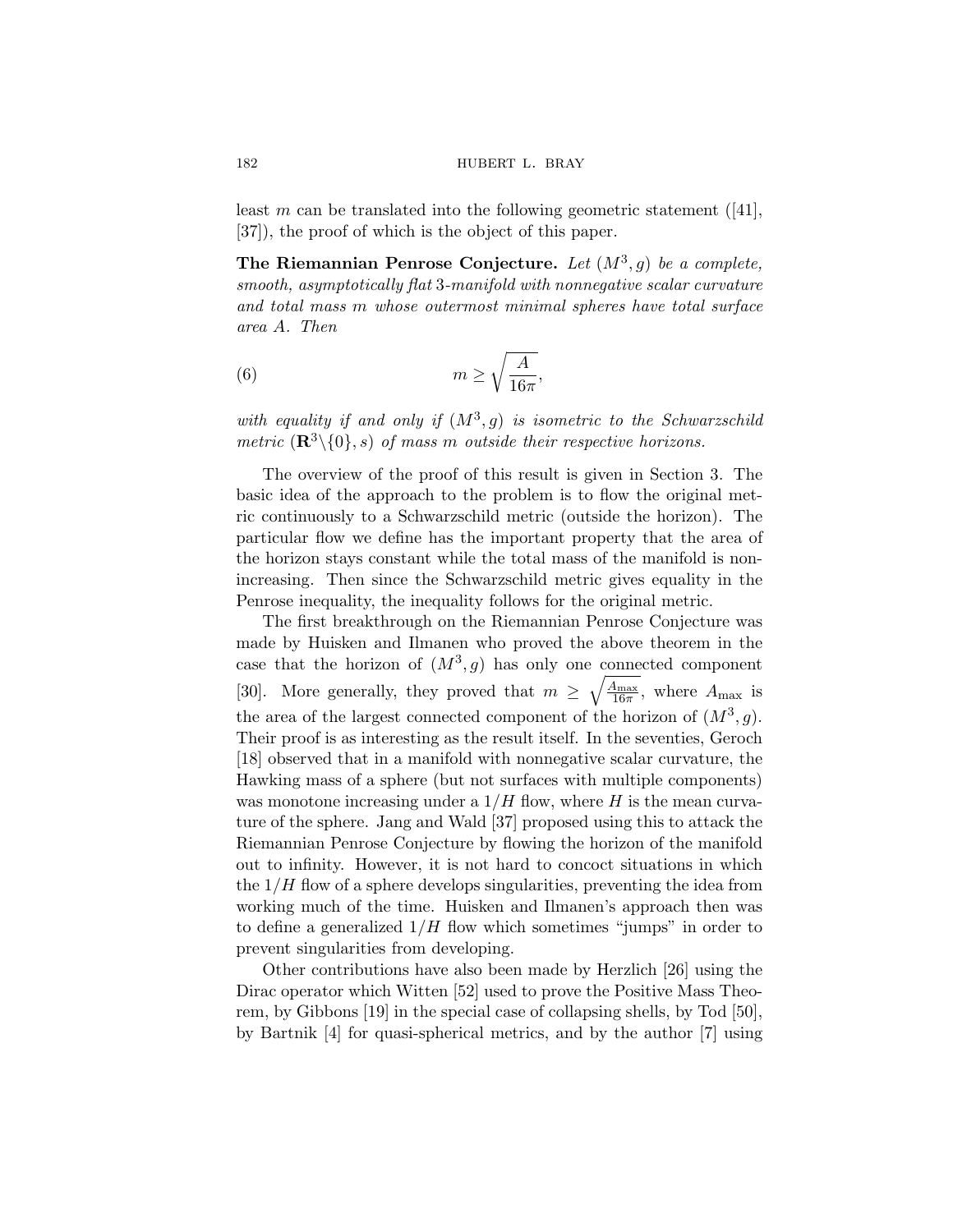least $m$ can be translated into the following geometric statement ([41], [37]), the proof of which is the object of this paper.

**The Riemannian Penrose Conjecture.** *Let $(M^3, g)$ be a complete, smooth, asymptotically flat 3-manifold with nonnegative scalar curvature and total mass $m$ whose outermost minimal spheres have total surface area $A$. Then*

$$m \geq \sqrt{\frac{A}{16\pi}}, \tag{6}$$

*with equality if and only if $(M^3, g)$ is isometric to the Schwarzschild metric $(\mathbf{R}^3 \backslash \{0\}, s)$ of mass $m$ outside their respective horizons.*

The overview of the proof of this result is given in Section 3. The basic idea of the approach to the problem is to flow the original metric continuously to a Schwarzschild metric (outside the horizon). The particular flow we define has the important property that the area of the horizon stays constant while the total mass of the manifold is nonincreasing. Then since the Schwarzschild metric gives equality in the Penrose inequality, the inequality follows for the original metric.

The first breakthrough on the Riemannian Penrose Conjecture was made by Huisken and Ilmanen who proved the above theorem in the case that the horizon of $(M^3, g)$ has only one connected component [30]. More generally, they proved that $m \geq \sqrt{\frac{A_{\max}}{16\pi}}$, where $A_{\max}$ is the area of the largest connected component of the horizon of $(M^3, g)$. Their proof is as interesting as the result itself. In the seventies, Geroch [18] observed that in a manifold with nonnegative scalar curvature, the Hawking mass of a sphere (but not surfaces with multiple components) was monotone increasing under a $1/H$ flow, where $H$ is the mean curvature of the sphere. Jang and Wald [37] proposed using this to attack the Riemannian Penrose Conjecture by flowing the horizon of the manifold out to infinity. However, it is not hard to concoct situations in which the $1/H$ flow of a sphere develops singularities, preventing the idea from working much of the time. Huisken and Ilmanen's approach then was to define a generalized $1/H$ flow which sometimes "jumps" in order to prevent singularities from developing.

Other contributions have also been made by Herzlich [26] using the Dirac operator which Witten [52] used to prove the Positive Mass Theorem, by Gibbons [19] in the special case of collapsing shells, by Tod [50], by Bartnik [4] for quasi-spherical metrics, and by the author [7] using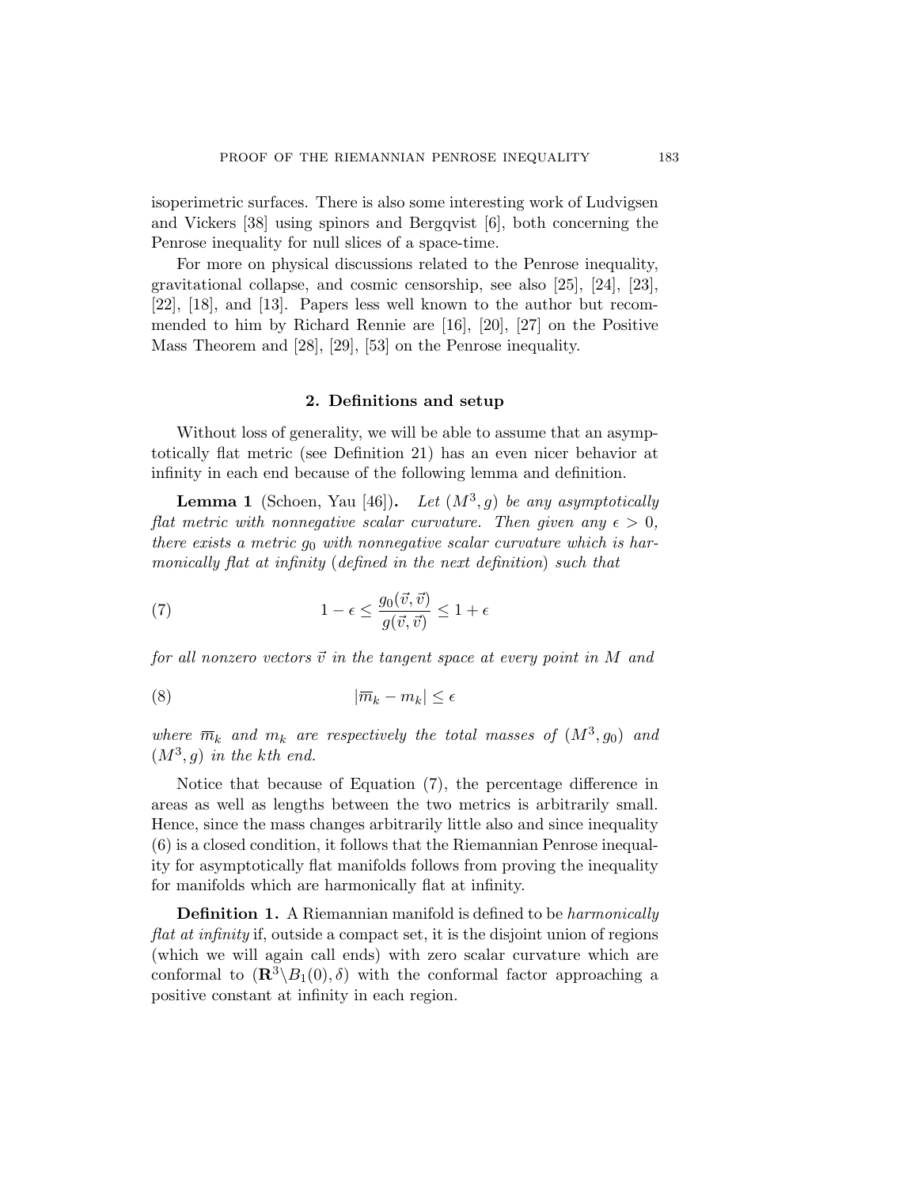isoperimetric surfaces. There is also some interesting work of Ludvigsen and Vickers [38] using spinors and Bergqvist [6], both concerning the Penrose inequality for null slices of a space-time.

For more on physical discussions related to the Penrose inequality, gravitational collapse, and cosmic censorship, see also [25], [24], [23], [22], [18], and [13]. Papers less well known to the author but recommended to him by Richard Rennie are [16], [20], [27] on the Positive Mass Theorem and [28], [29], [53] on the Penrose inequality.

## 2. Definitions and setup

Without loss of generality, we will be able to assume that an asymptotically flat metric (see Definition 21) has an even nicer behavior at infinity in each end because of the following lemma and definition.

**Lemma 1** (Schoen, Yau [46])**.** *Let $(M^3, g)$ be any asymptotically flat metric with nonnegative scalar curvature. Then given any $\epsilon > 0$, there exists a metric $g_0$ with nonnegative scalar curvature which is harmonically flat at infinity* (*defined in the next definition*) *such that*

$$1 - \epsilon \le \frac{g_0(\vec{v}, \vec{v})}{g(\vec{v}, \vec{v})} \le 1 + \epsilon \tag{7}$$

*for all nonzero vectors $\vec{v}$ in the tangent space at every point in $M$ and*

$$|\overline{m}_k - m_k| \le \epsilon \tag{8}$$

*where $\overline{m}_k$ and $m_k$ are respectively the total masses of $(M^3, g_0)$ and $(M^3, g)$ in the kth end.*

Notice that because of Equation (7), the percentage difference in areas as well as lengths between the two metrics is arbitrarily small. Hence, since the mass changes arbitrarily little also and since inequality (6) is a closed condition, it follows that the Riemannian Penrose inequality for asymptotically flat manifolds follows from proving the inequality for manifolds which are harmonically flat at infinity.

**Definition 1.** A Riemannian manifold is defined to be *harmonically flat at infinity* if, outside a compact set, it is the disjoint union of regions (which we will again call ends) with zero scalar curvature which are conformal to $(\mathbf{R}^3 \backslash B_1(0), \delta)$ with the conformal factor approaching a positive constant at infinity in each region.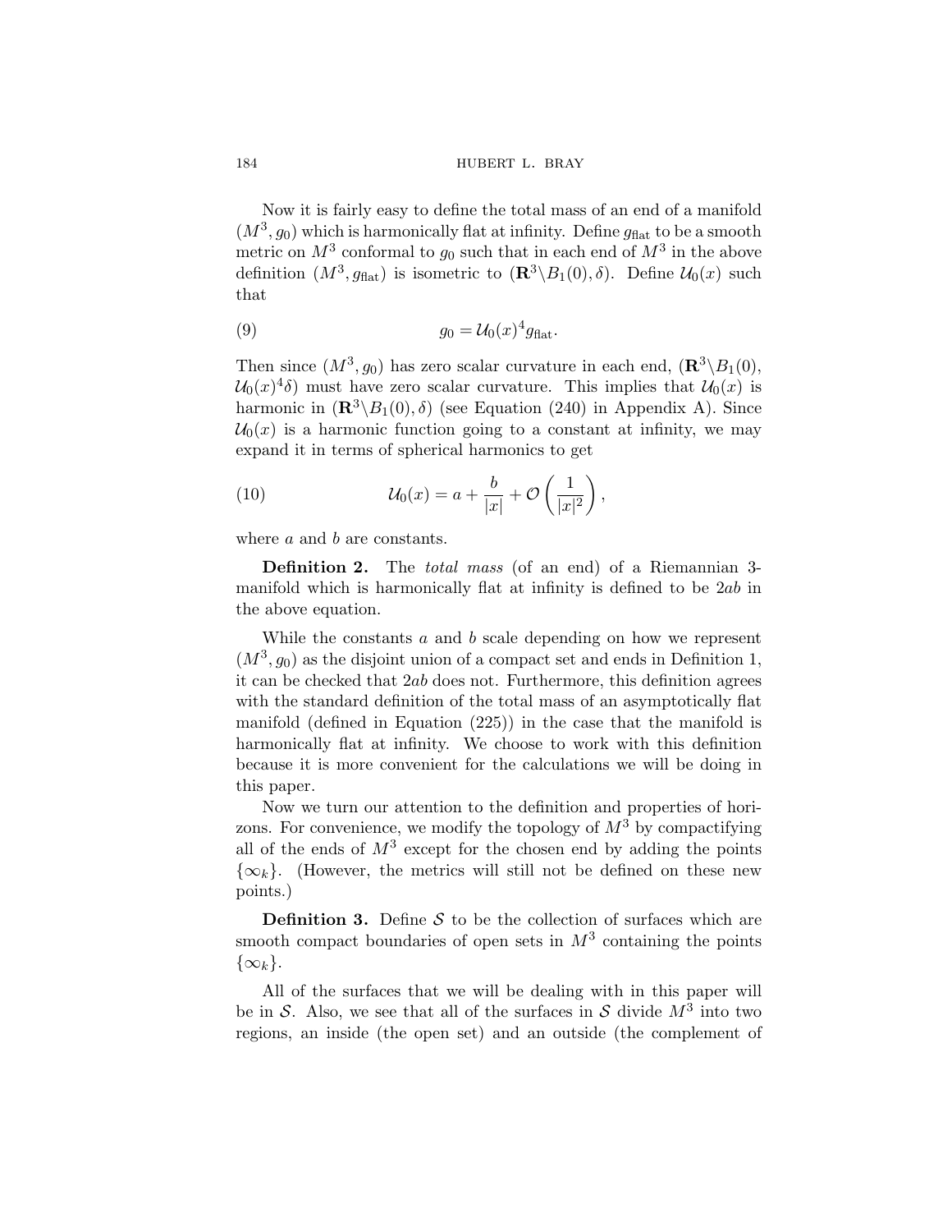Now it is fairly easy to define the total mass of an end of a manifold $(M^3, g_0)$ which is harmonically flat at infinity. Define $g_{\text{flat}}$ to be a smooth metric on $M^3$ conformal to $g_0$ such that in each end of $M^3$ in the above definition $(M^3, g_{\text{flat}})$ is isometric to $(\mathbf{R}^3 \backslash B_1(0), \delta)$. Define $\mathcal{U}_0(x)$ such that

$$g_0 = \mathcal{U}_0(x)^4 g_{\text{flat}}. \tag{9}$$

Then since $(M^3, g_0)$ has zero scalar curvature in each end, $(\mathbf{R}^3 \backslash B_1(0), \mathcal{U}_0(x)^4 \delta)$ must have zero scalar curvature. This implies that $\mathcal{U}_0(x)$ is harmonic in $(\mathbf{R}^3 \backslash B_1(0), \delta)$ (see Equation (240) in Appendix A). Since $\mathcal{U}_0(x)$ is a harmonic function going to a constant at infinity, we may expand it in terms of spherical harmonics to get

$$\mathcal{U}_0(x) = a + \frac{b}{|x|} + \mathcal{O}\left(\frac{1}{|x|^2}\right), \tag{10}$$

where $a$ and $b$ are constants.

**Definition 2.** The *total mass* (of an end) of a Riemannian 3-manifold which is harmonically flat at infinity is defined to be $2ab$ in the above equation.

While the constants $a$ and $b$ scale depending on how we represent $(M^3, g_0)$ as the disjoint union of a compact set and ends in Definition 1, it can be checked that $2ab$ does not. Furthermore, this definition agrees with the standard definition of the total mass of an asymptotically flat manifold (defined in Equation (225)) in the case that the manifold is harmonically flat at infinity. We choose to work with this definition because it is more convenient for the calculations we will be doing in this paper.

Now we turn our attention to the definition and properties of horizons. For convenience, we modify the topology of $M^3$ by compactifying all of the ends of $M^3$ except for the chosen end by adding the points $\{\infty_k\}$. (However, the metrics will still not be defined on these new points.)

**Definition 3.** Define $\mathcal{S}$ to be the collection of surfaces which are smooth compact boundaries of open sets in $M^3$ containing the points $\{\infty_k\}$.

All of the surfaces that we will be dealing with in this paper will be in $\mathcal{S}$. Also, we see that all of the surfaces in $\mathcal{S}$ divide $M^3$ into two regions, an inside (the open set) and an outside (the complement of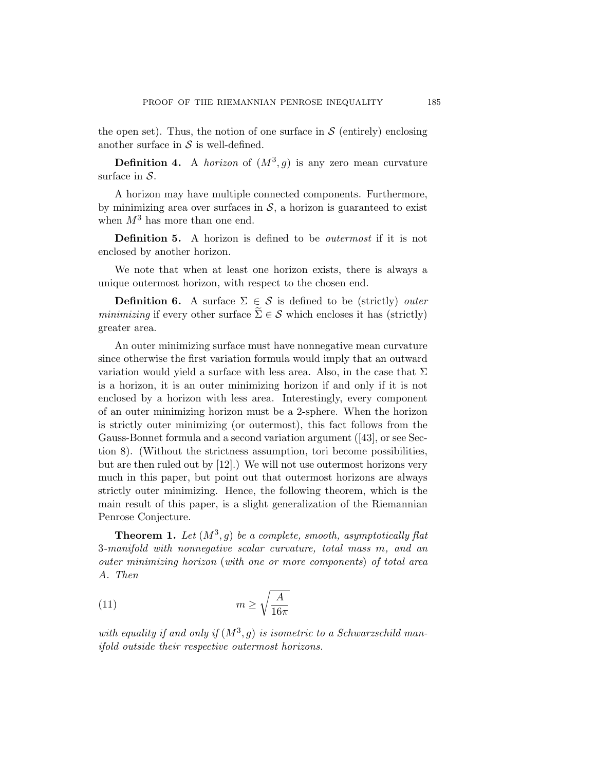the open set). Thus, the notion of one surface in $\mathcal{S}$ (entirely) enclosing another surface in $\mathcal{S}$ is well-defined.

**Definition 4.** A *horizon* of $(M^3, g)$ is any zero mean curvature surface in $\mathcal{S}$.

A horizon may have multiple connected components. Furthermore, by minimizing area over surfaces in $\mathcal{S}$, a horizon is guaranteed to exist when $M^3$ has more than one end.

**Definition 5.** A horizon is defined to be *outermost* if it is not enclosed by another horizon.

We note that when at least one horizon exists, there is always a unique outermost horizon, with respect to the chosen end.

**Definition 6.** A surface $\Sigma \in \mathcal{S}$ is defined to be (strictly) *outer minimizing* if every other surface $\widetilde{\Sigma} \in \mathcal{S}$ which encloses it has (strictly) greater area.

An outer minimizing surface must have nonnegative mean curvature since otherwise the first variation formula would imply that an outward variation would yield a surface with less area. Also, in the case that $\Sigma$ is a horizon, it is an outer minimizing horizon if and only if it is not enclosed by a horizon with less area. Interestingly, every component of an outer minimizing horizon must be a 2-sphere. When the horizon is strictly outer minimizing (or outermost), this fact follows from the Gauss-Bonnet formula and a second variation argument ([43], or see Section 8). (Without the strictness assumption, tori become possibilities, but are then ruled out by [12].) We will not use outermost horizons very much in this paper, but point out that outermost horizons are always strictly outer minimizing. Hence, the following theorem, which is the main result of this paper, is a slight generalization of the Riemannian Penrose Conjecture.

**Theorem 1.** *Let $(M^3, g)$ be a complete, smooth, asymptotically flat 3-manifold with nonnegative scalar curvature, total mass $m$, and an outer minimizing horizon (with one or more components) of total area $A$. Then*

$$m \geq \sqrt{\frac{A}{16\pi}} \tag{11}$$

*with equality if and only if $(M^3, g)$ is isometric to a Schwarzschild manifold outside their respective outermost horizons.*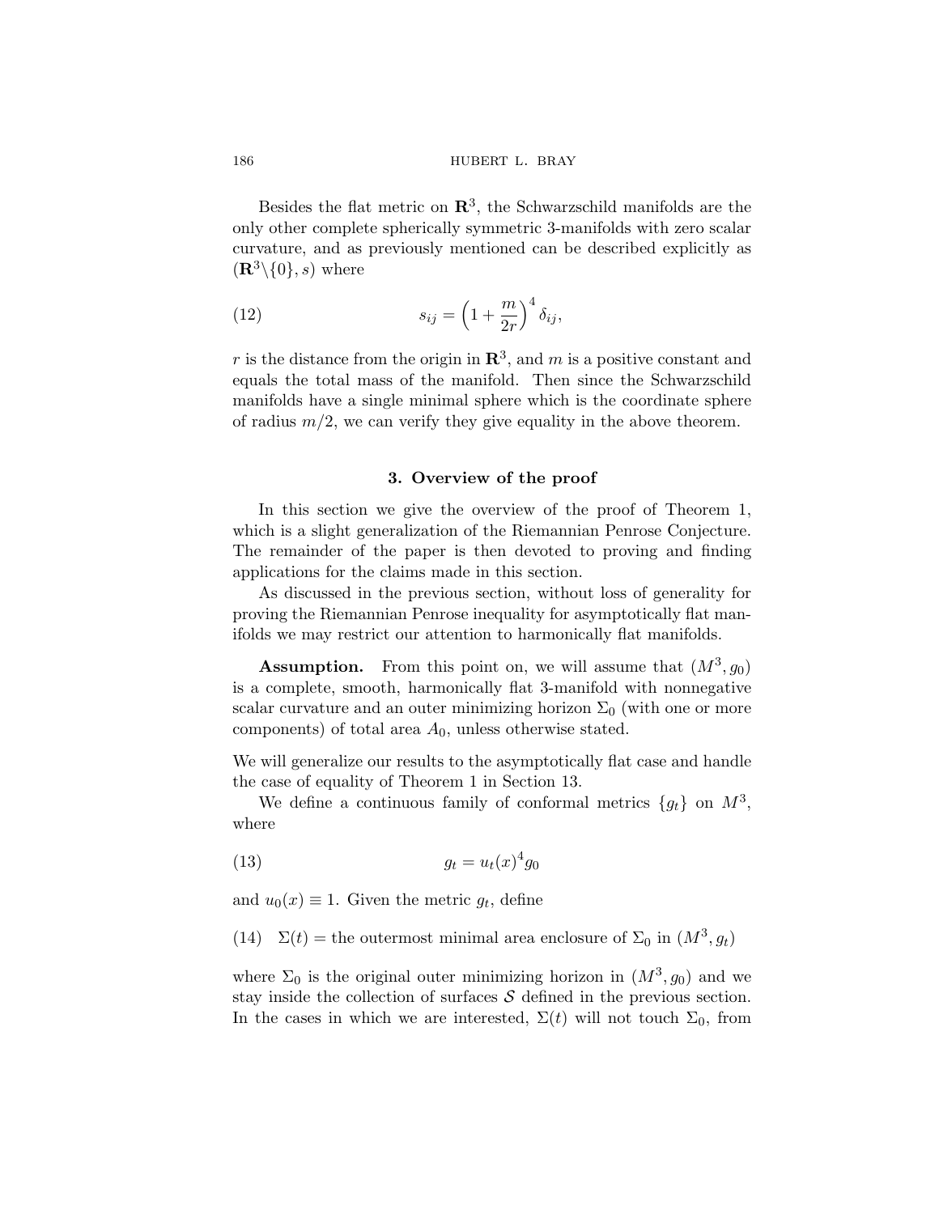Besides the flat metric on $\mathbf{R}^3$, the Schwarzschild manifolds are the only other complete spherically symmetric 3-manifolds with zero scalar curvature, and as previously mentioned can be described explicitly as $(\mathbf{R}^3\backslash\{0\}, s)$ where

$$s_{ij} = \left(1 + \frac{m}{2r}\right)^4 \delta_{ij}, \tag{12}$$

$r$ is the distance from the origin in $\mathbf{R}^3$, and $m$ is a positive constant and equals the total mass of the manifold. Then since the Schwarzschild manifolds have a single minimal sphere which is the coordinate sphere of radius $m/2$, we can verify they give equality in the above theorem.

## 3. Overview of the proof

In this section we give the overview of the proof of Theorem 1, which is a slight generalization of the Riemannian Penrose Conjecture. The remainder of the paper is then devoted to proving and finding applications for the claims made in this section.

As discussed in the previous section, without loss of generality for proving the Riemannian Penrose inequality for asymptotically flat manifolds we may restrict our attention to harmonically flat manifolds.

**Assumption.** From this point on, we will assume that $(M^3, g_0)$ is a complete, smooth, harmonically flat 3-manifold with nonnegative scalar curvature and an outer minimizing horizon $\Sigma_0$ (with one or more components) of total area $A_0$, unless otherwise stated.

We will generalize our results to the asymptotically flat case and handle the case of equality of Theorem 1 in Section 13.

We define a continuous family of conformal metrics $\{g_t\}$ on $M^3$, where

$$g_t = u_t(x)^4 g_0 \tag{13}$$

and $u_0(x) \equiv 1$. Given the metric $g_t$, define

$$\Sigma(t) = \text{the outermost minimal area enclosure of } \Sigma_0 \text{ in } (M^3, g_t) \tag{14}$$

where $\Sigma_0$ is the original outer minimizing horizon in $(M^3, g_0)$ and we stay inside the collection of surfaces $\mathcal{S}$ defined in the previous section. In the cases in which we are interested, $\Sigma(t)$ will not touch $\Sigma_0$, from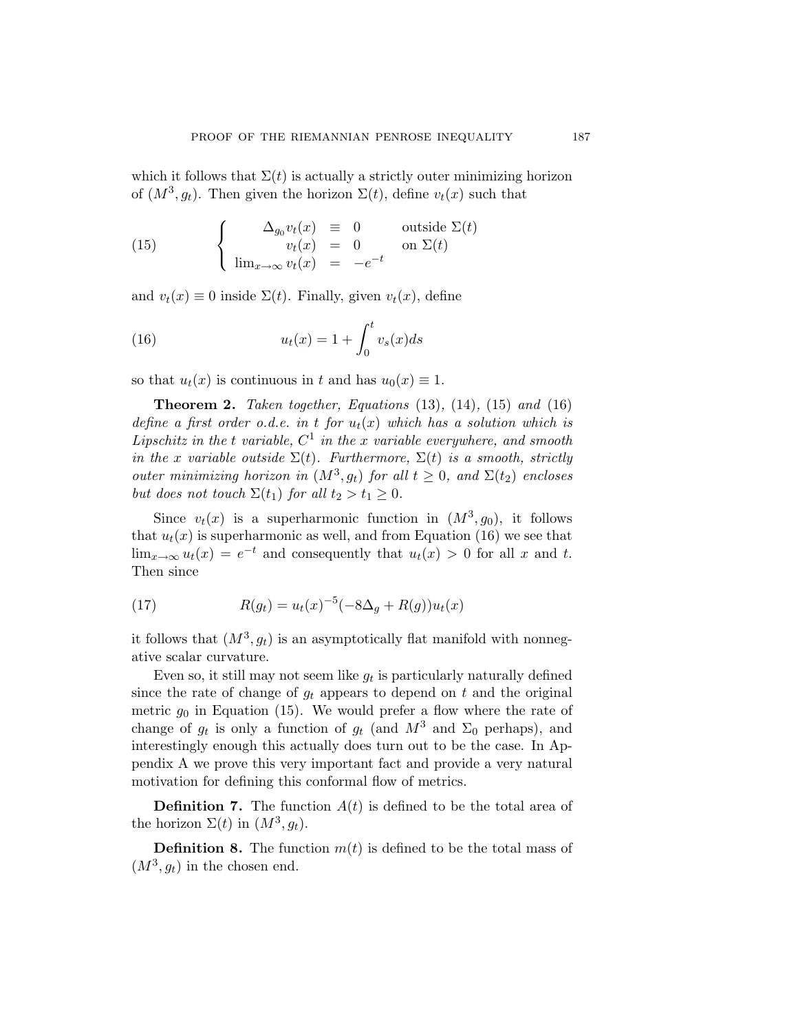which it follows that $\Sigma(t)$ is actually a strictly outer minimizing horizon of $(M^3, g_t)$. Then given the horizon $\Sigma(t)$, define $v_t(x)$ such that

$$
\begin{cases} \Delta_{g_0} v_t(x) \equiv 0 & \text{outside } \Sigma(t) \\ v_t(x) = 0 & \text{on } \Sigma(t) \\ \lim_{x \to \infty} v_t(x) = -e^{-t} & \end{cases} \tag{15}
$$

and $v_t(x) \equiv 0$ inside $\Sigma(t)$. Finally, given $v_t(x)$, define

$$
u_t(x) = 1 + \int_0^t v_s(x) ds \tag{16}
$$

so that $u_t(x)$ is continuous in $t$ and has $u_0(x) \equiv 1$.

**Theorem 2.** *Taken together, Equations* (13)*,* (14)*,* (15) *and* (16) *define a first order o.d.e. in $t$ for $u_t(x)$ which has a solution which is Lipschitz in the $t$ variable, $C^1$ in the $x$ variable everywhere, and smooth in the $x$ variable outside $\Sigma(t)$. Furthermore, $\Sigma(t)$ is a smooth, strictly outer minimizing horizon in $(M^3, g_t)$ for all $t \geq 0$, and $\Sigma(t_2)$ encloses but does not touch $\Sigma(t_1)$ for all $t_2 > t_1 \geq 0$.*

Since $v_t(x)$ is a superharmonic function in $(M^3, g_0)$, it follows that $u_t(x)$ is superharmonic as well, and from Equation (16) we see that $\lim_{x \to \infty} u_t(x) = e^{-t}$ and consequently that $u_t(x) > 0$ for all $x$ and $t$. Then since

$$
R(g_t) = u_t(x)^{-5}(-8\Delta_g + R(g))u_t(x) \tag{17}
$$

it follows that $(M^3, g_t)$ is an asymptotically flat manifold with nonnegative scalar curvature.

Even so, it still may not seem like $g_t$ is particularly naturally defined since the rate of change of $g_t$ appears to depend on $t$ and the original metric $g_0$ in Equation (15). We would prefer a flow where the rate of change of $g_t$ is only a function of $g_t$ (and $M^3$ and $\Sigma_0$ perhaps), and interestingly enough this actually does turn out to be the case. In Appendix A we prove this very important fact and provide a very natural motivation for defining this conformal flow of metrics.

**Definition 7.** The function $A(t)$ is defined to be the total area of the horizon $\Sigma(t)$ in $(M^3, g_t)$.

**Definition 8.** The function $m(t)$ is defined to be the total mass of $(M^3, g_t)$ in the chosen end.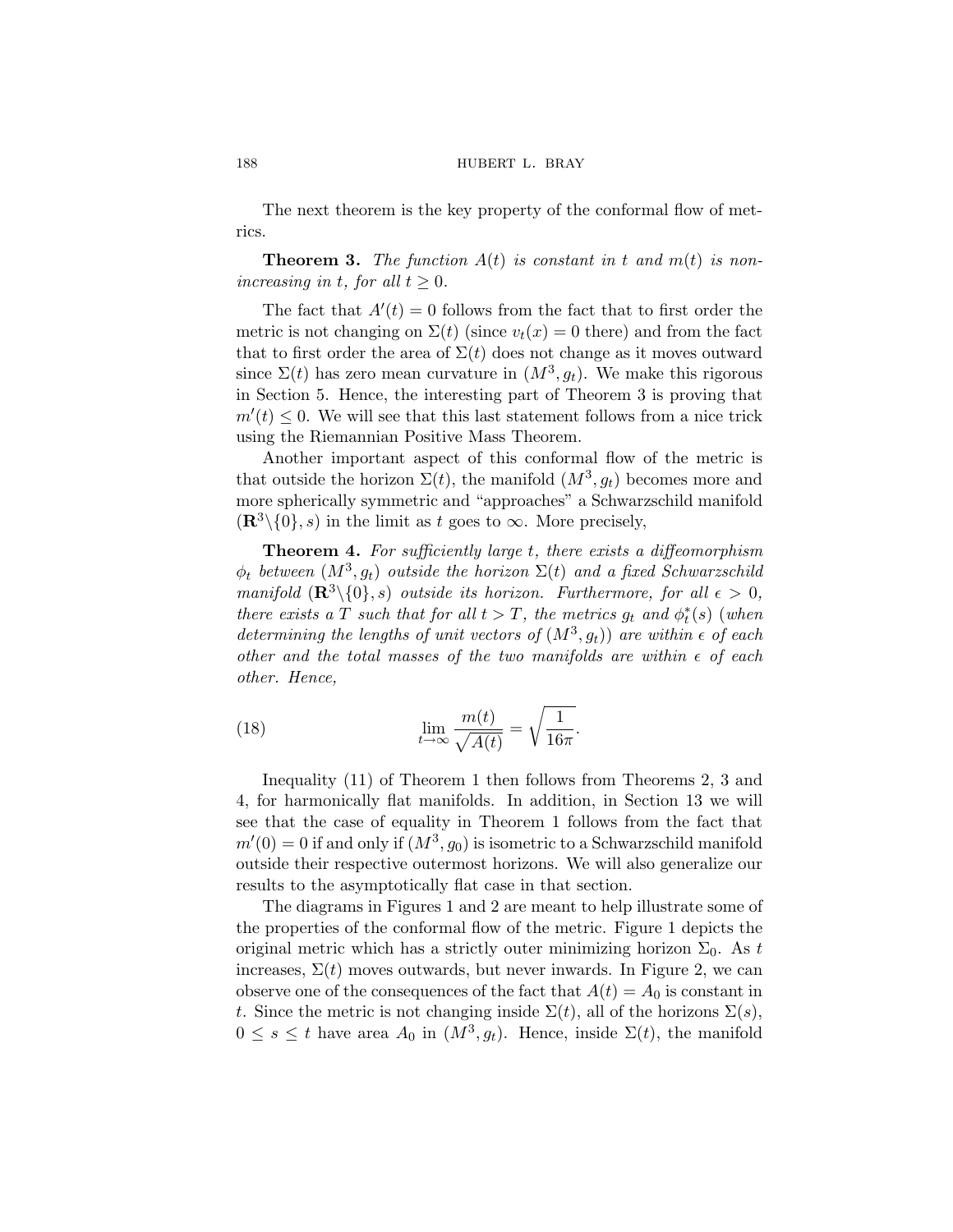The next theorem is the key property of the conformal flow of metrics.

**Theorem 3.** *The function $A(t)$ is constant in $t$ and $m(t)$ is non-increasing in $t$, for all $t \geq 0$.*

The fact that $A'(t) = 0$ follows from the fact that to first order the metric is not changing on $\Sigma(t)$ (since $v_t(x) = 0$ there) and from the fact that to first order the area of $\Sigma(t)$ does not change as it moves outward since $\Sigma(t)$ has zero mean curvature in $(M^3, g_t)$. We make this rigorous in Section 5. Hence, the interesting part of Theorem 3 is proving that $m'(t) \leq 0$. We will see that this last statement follows from a nice trick using the Riemannian Positive Mass Theorem.

Another important aspect of this conformal flow of the metric is that outside the horizon $\Sigma(t)$, the manifold $(M^3, g_t)$ becomes more and more spherically symmetric and "approaches" a Schwarzschild manifold $(\mathbf{R}^3 \backslash \{0\}, s)$ in the limit as $t$ goes to $\infty$. More precisely,

**Theorem 4.** *For sufficiently large $t$, there exists a diffeomorphism $\phi_t$ between $(M^3, g_t)$ outside the horizon $\Sigma(t)$ and a fixed Schwarzschild manifold $(\mathbf{R}^3 \backslash \{0\}, s)$ outside its horizon. Furthermore, for all $\epsilon > 0$, there exists a $T$ such that for all $t > T$, the metrics $g_t$ and $\phi_t^*(s)$ (when determining the lengths of unit vectors of $(M^3, g_t)$) are within $\epsilon$ of each other and the total masses of the two manifolds are within $\epsilon$ of each other. Hence,*

$$\lim_{t \to \infty} \frac{m(t)}{\sqrt{A(t)}} = \sqrt{\frac{1}{16\pi}}. \tag{18}$$

Inequality (11) of Theorem 1 then follows from Theorems 2, 3 and 4, for harmonically flat manifolds. In addition, in Section 13 we will see that the case of equality in Theorem 1 follows from the fact that $m'(0) = 0$ if and only if $(M^3, g_0)$ is isometric to a Schwarzschild manifold outside their respective outermost horizons. We will also generalize our results to the asymptotically flat case in that section.

The diagrams in Figures 1 and 2 are meant to help illustrate some of the properties of the conformal flow of the metric. Figure 1 depicts the original metric which has a strictly outer minimizing horizon $\Sigma_0$. As $t$ increases, $\Sigma(t)$ moves outwards, but never inwards. In Figure 2, we can observe one of the consequences of the fact that $A(t) = A_0$ is constant in $t$. Since the metric is not changing inside $\Sigma(t)$, all of the horizons $\Sigma(s)$, $0 \leq s \leq t$ have area $A_0$ in $(M^3, g_t)$. Hence, inside $\Sigma(t)$, the manifold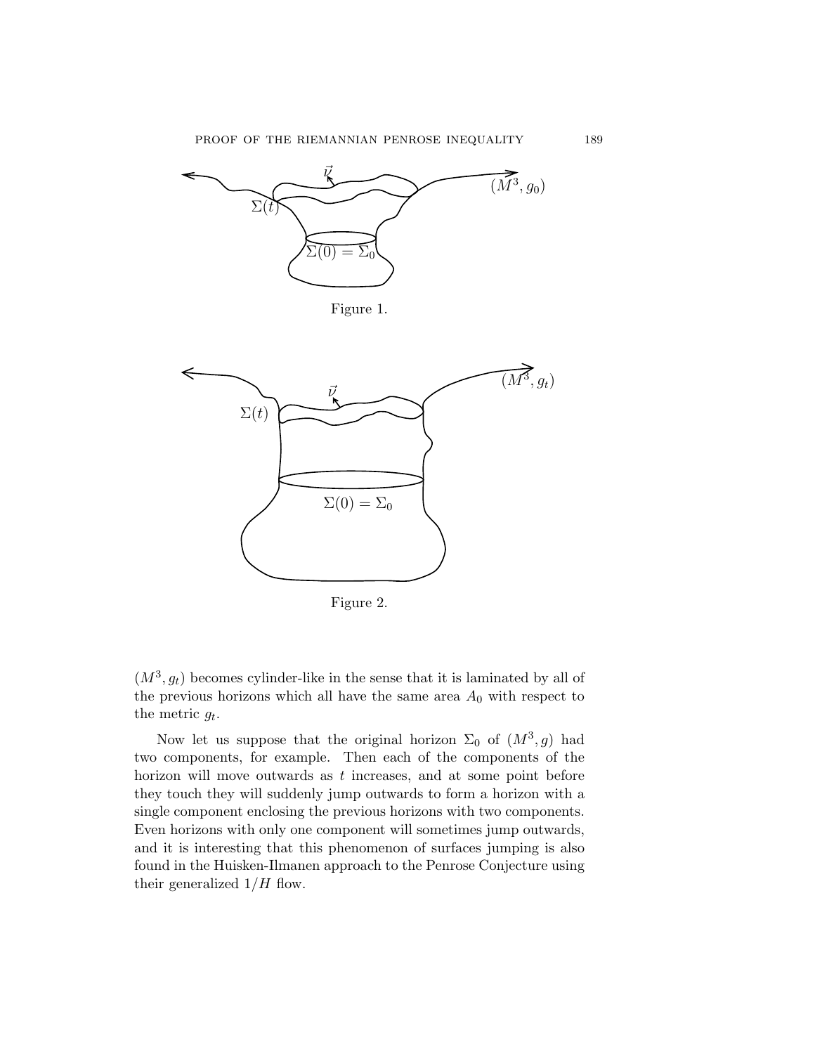Figure 1.

Figure 2.

$(M^3, g_t)$ becomes cylinder-like in the sense that it is laminated by all of the previous horizons which all have the same area $A_0$ with respect to the metric $g_t$.

Now let us suppose that the original horizon $\Sigma_0$ of $(M^3, g)$ had two components, for example. Then each of the components of the horizon will move outwards as $t$ increases, and at some point before they touch they will suddenly jump outwards to form a horizon with a single component enclosing the previous horizons with two components. Even horizons with only one component will sometimes jump outwards, and it is interesting that this phenomenon of surfaces jumping is also found in the Huisken-Ilmanen approach to the Penrose Conjecture using their generalized $1/H$ flow.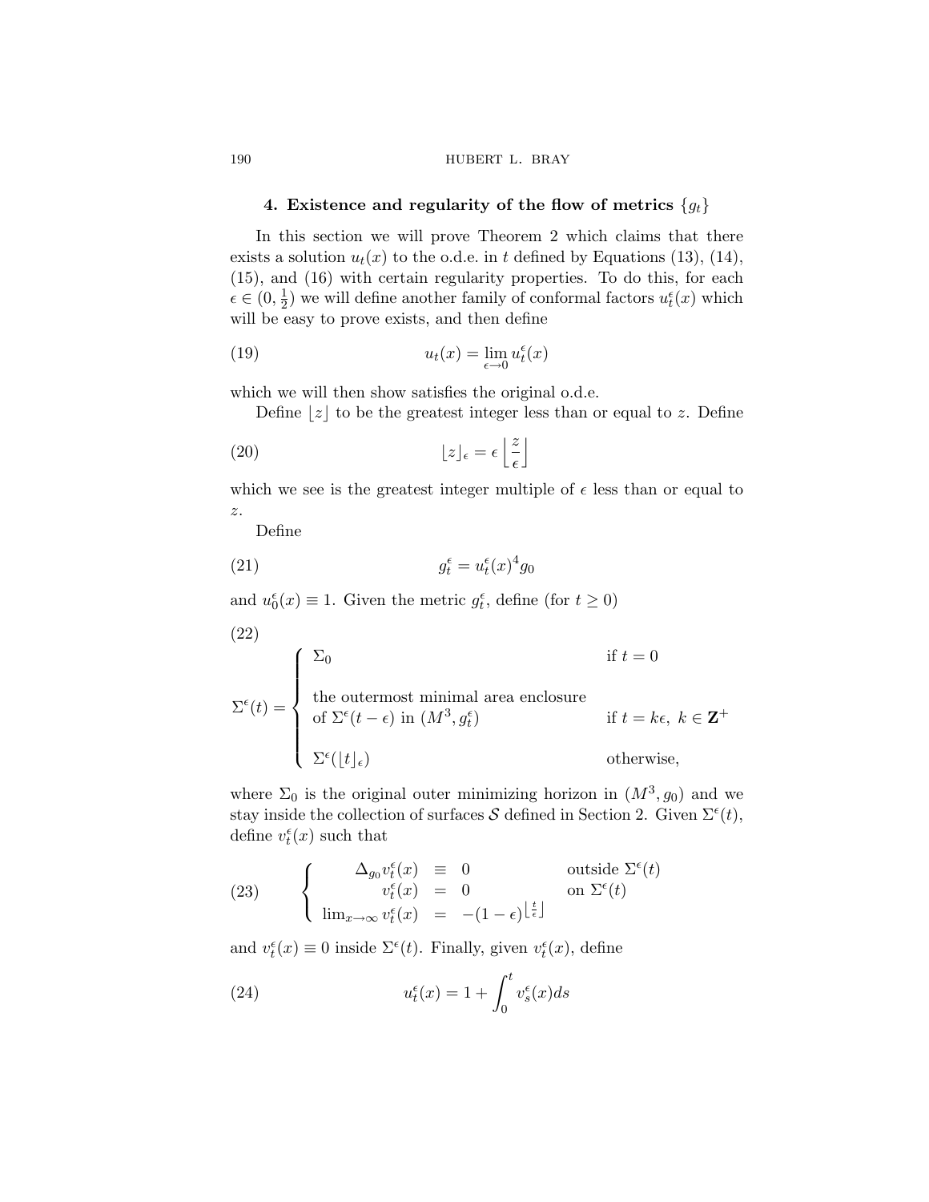## 4. Existence and regularity of the flow of metrics $\{g_t\}$

In this section we will prove Theorem 2 which claims that there exists a solution $u_t(x)$ to the o.d.e. in $t$ defined by Equations (13), (14), (15), and (16) with certain regularity properties. To do this, for each $\epsilon \in (0, \frac{1}{2})$ we will define another family of conformal factors $u_t^\epsilon(x)$ which will be easy to prove exists, and then define

$$u_t(x) = \lim_{\epsilon \to 0} u_t^\epsilon(x) \tag{19}$$

which we will then show satisfies the original o.d.e.

Define $\lfloor z \rfloor$ to be the greatest integer less than or equal to $z$. Define

$$\lfloor z \rfloor_\epsilon = \epsilon \left\lfloor \frac{z}{\epsilon} \right\rfloor \tag{20}$$

which we see is the greatest integer multiple of $\epsilon$ less than or equal to $z$.

Define

$$g_t^\epsilon = u_t^\epsilon(x)^4 g_0 \tag{21}$$

and $u_0^\epsilon(x) \equiv 1$. Given the metric $g_t^\epsilon$, define (for $t \geq 0$)

$$\Sigma^\epsilon(t) = \begin{cases} \Sigma_0 & \text{if } t = 0 \\ \text{the outermost minimal area enclosure} & \\ \text{of } \Sigma^\epsilon(t-\epsilon) \text{ in } (M^3, g_t^\epsilon) & \text{if } t = k\epsilon,\ k \in \mathbf{Z}^+ \\ \Sigma^\epsilon(\lfloor t \rfloor_\epsilon) & \text{otherwise,} \end{cases} \tag{22}$$

where $\Sigma_0$ is the original outer minimizing horizon in $(M^3, g_0)$ and we stay inside the collection of surfaces $\mathcal{S}$ defined in Section 2. Given $\Sigma^\epsilon(t)$, define $v_t^\epsilon(x)$ such that

$$\begin{cases} \Delta_{g_0} v_t^\epsilon(x) \equiv 0 & \text{outside } \Sigma^\epsilon(t) \\ v_t^\epsilon(x) = 0 & \text{on } \Sigma^\epsilon(t) \\ \lim_{x \to \infty} v_t^\epsilon(x) = -(1-\epsilon)^{\lfloor \frac{t}{\epsilon} \rfloor} & \end{cases} \tag{23}$$

and $v_t^\epsilon(x) \equiv 0$ inside $\Sigma^\epsilon(t)$. Finally, given $v_t^\epsilon(x)$, define

$$u_t^\epsilon(x) = 1 + \int_0^t v_s^\epsilon(x)\, ds \tag{24}$$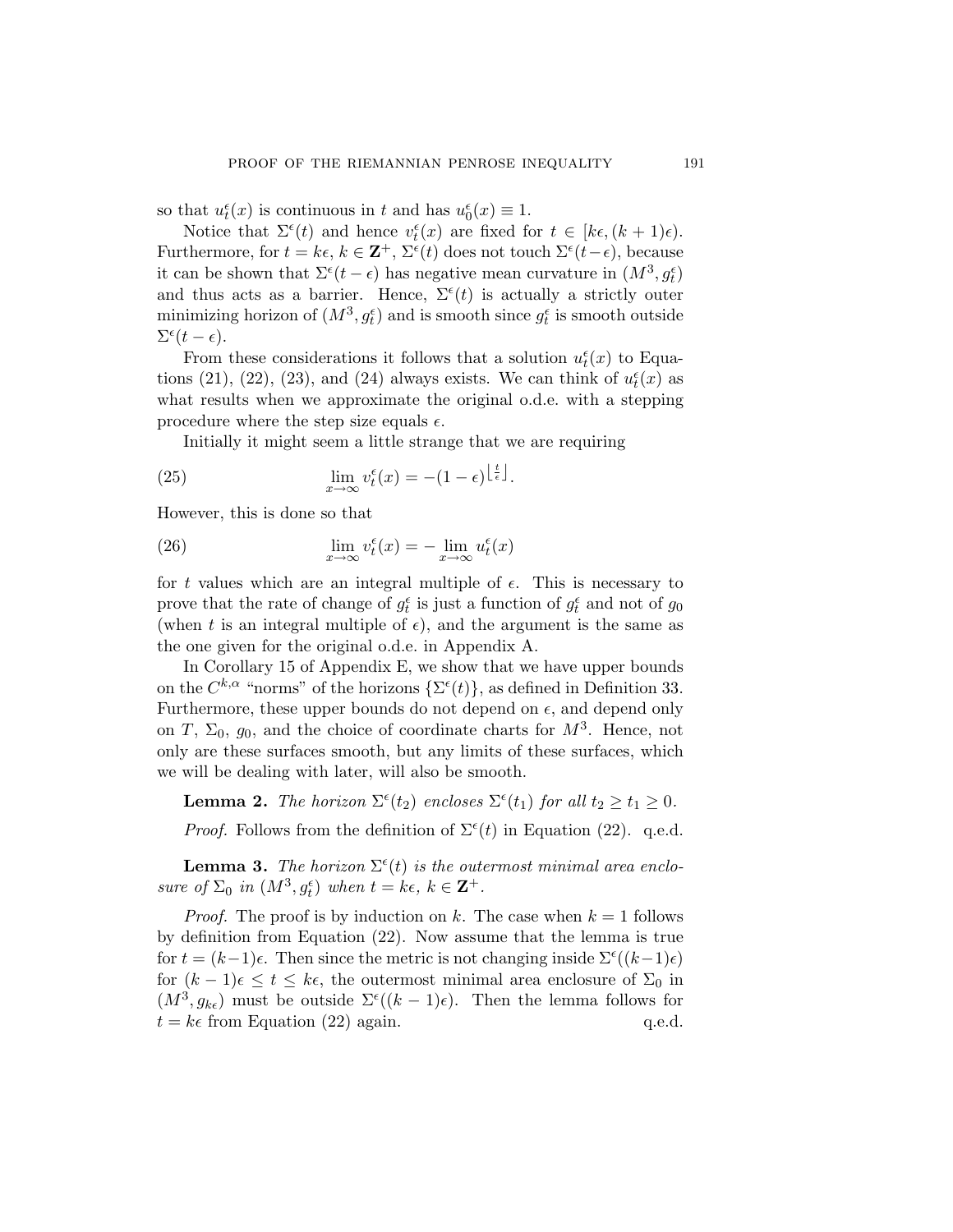so that $u_t^\epsilon(x)$ is continuous in $t$ and has $u_0^\epsilon(x) \equiv 1$.

Notice that $\Sigma^\epsilon(t)$ and hence $v_t^\epsilon(x)$ are fixed for $t \in [k\epsilon, (k+1)\epsilon)$. Furthermore, for $t = k\epsilon$, $k \in \mathbf{Z}^+$, $\Sigma^\epsilon(t)$ does not touch $\Sigma^\epsilon(t-\epsilon)$, because it can be shown that $\Sigma^\epsilon(t-\epsilon)$ has negative mean curvature in $(M^3, g_t^\epsilon)$ and thus acts as a barrier. Hence, $\Sigma^\epsilon(t)$ is actually a strictly outer minimizing horizon of $(M^3, g_t^\epsilon)$ and is smooth since $g_t^\epsilon$ is smooth outside $\Sigma^\epsilon(t-\epsilon)$.

From these considerations it follows that a solution $u_t^\epsilon(x)$ to Equations (21), (22), (23), and (24) always exists. We can think of $u_t^\epsilon(x)$ as what results when we approximate the original o.d.e. with a stepping procedure where the step size equals $\epsilon$.

Initially it might seem a little strange that we are requiring

$$\lim_{x\to\infty} v_t^\epsilon(x) = -(1-\epsilon)^{\lfloor \frac{t}{\epsilon} \rfloor}. \tag{25}$$

However, this is done so that

$$\lim_{x\to\infty} v_t^\epsilon(x) = -\lim_{x\to\infty} u_t^\epsilon(x) \tag{26}$$

for $t$ values which are an integral multiple of $\epsilon$. This is necessary to prove that the rate of change of $g_t^\epsilon$ is just a function of $g_t^\epsilon$ and not of $g_0$ (when $t$ is an integral multiple of $\epsilon$), and the argument is the same as the one given for the original o.d.e. in Appendix A.

In Corollary 15 of Appendix E, we show that we have upper bounds on the $C^{k,\alpha}$ "norms" of the horizons $\{\Sigma^\epsilon(t)\}$, as defined in Definition 33. Furthermore, these upper bounds do not depend on $\epsilon$, and depend only on $T$, $\Sigma_0$, $g_0$, and the choice of coordinate charts for $M^3$. Hence, not only are these surfaces smooth, but any limits of these surfaces, which we will be dealing with later, will also be smooth.

**Lemma 2.** *The horizon $\Sigma^\epsilon(t_2)$ encloses $\Sigma^\epsilon(t_1)$ for all $t_2 \geq t_1 \geq 0$.*

*Proof.* Follows from the definition of $\Sigma^\epsilon(t)$ in Equation (22). q.e.d.

**Lemma 3.** *The horizon $\Sigma^\epsilon(t)$ is the outermost minimal area enclosure of $\Sigma_0$ in $(M^3, g_t^\epsilon)$ when $t = k\epsilon$, $k \in \mathbf{Z}^+$.*

*Proof.* The proof is by induction on $k$. The case when $k = 1$ follows by definition from Equation (22). Now assume that the lemma is true for $t = (k-1)\epsilon$. Then since the metric is not changing inside $\Sigma^\epsilon((k-1)\epsilon)$ for $(k-1)\epsilon \leq t \leq k\epsilon$, the outermost minimal area enclosure of $\Sigma_0$ in $(M^3, g_{k\epsilon})$ must be outside $\Sigma^\epsilon((k-1)\epsilon)$. Then the lemma follows for $t = k\epsilon$ from Equation (22) again. q.e.d.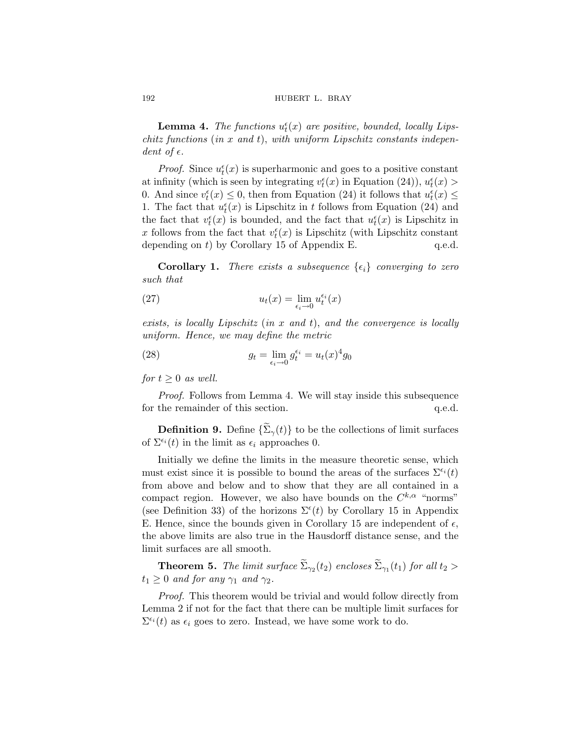**Lemma 4.** *The functions $u_t^\epsilon(x)$ are positive, bounded, locally Lipschitz functions (in $x$ and $t$), with uniform Lipschitz constants independent of $\epsilon$.*

*Proof.* Since $u_t^\epsilon(x)$ is superharmonic and goes to a positive constant at infinity (which is seen by integrating $v_t^\epsilon(x)$ in Equation (24)), $u_t^\epsilon(x) > 0$. And since $v_t^\epsilon(x) \leq 0$, then from Equation (24) it follows that $u_t^\epsilon(x) \leq 1$. The fact that $u_t^\epsilon(x)$ is Lipschitz in $t$ follows from Equation (24) and the fact that $v_t^\epsilon(x)$ is bounded, and the fact that $u_t^\epsilon(x)$ is Lipschitz in $x$ follows from the fact that $v_t^\epsilon(x)$ is Lipschitz (with Lipschitz constant depending on $t$) by Corollary 15 of Appendix E. q.e.d.

**Corollary 1.** *There exists a subsequence $\{\epsilon_i\}$ converging to zero such that*

$$u_t(x) = \lim_{\epsilon_i \to 0} u_t^{\epsilon_i}(x) \tag{27}$$

*exists, is locally Lipschitz (in $x$ and $t$), and the convergence is locally uniform. Hence, we may define the metric*

$$g_t = \lim_{\epsilon_i \to 0} g_t^{\epsilon_i} = u_t(x)^4 g_0 \tag{28}$$

*for $t \geq 0$ as well.*

*Proof.* Follows from Lemma 4. We will stay inside this subsequence for the remainder of this section. q.e.d.

**Definition 9.** Define $\{\widetilde{\Sigma}_\gamma(t)\}$ to be the collections of limit surfaces of $\Sigma^{\epsilon_i}(t)$ in the limit as $\epsilon_i$ approaches 0.

Initially we define the limits in the measure theoretic sense, which must exist since it is possible to bound the areas of the surfaces $\Sigma^{\epsilon_i}(t)$ from above and below and to show that they are all contained in a compact region. However, we also have bounds on the $C^{k,\alpha}$ "norms" (see Definition 33) of the horizons $\Sigma^\epsilon(t)$ by Corollary 15 in Appendix E. Hence, since the bounds given in Corollary 15 are independent of $\epsilon$, the above limits are also true in the Hausdorff distance sense, and the limit surfaces are all smooth.

**Theorem 5.** *The limit surface $\widetilde{\Sigma}_{\gamma_2}(t_2)$ encloses $\widetilde{\Sigma}_{\gamma_1}(t_1)$ for all $t_2 > t_1 \geq 0$ and for any $\gamma_1$ and $\gamma_2$.*

*Proof.* This theorem would be trivial and would follow directly from Lemma 2 if not for the fact that there can be multiple limit surfaces for $\Sigma^{\epsilon_i}(t)$ as $\epsilon_i$ goes to zero. Instead, we have some work to do.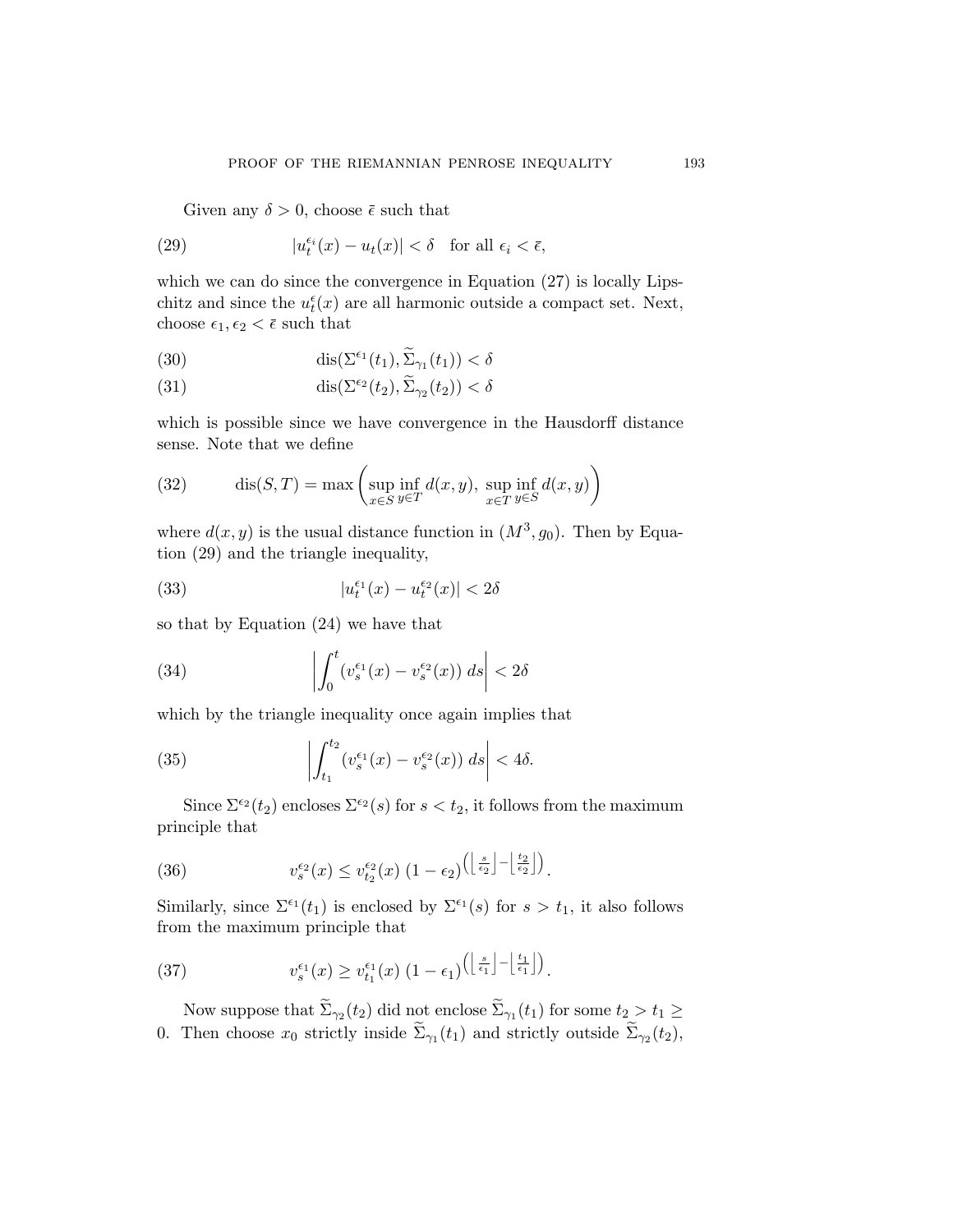Given any $\delta > 0$, choose $\bar{\epsilon}$ such that

$$|u_t^{\epsilon_i}(x) - u_t(x)| < \delta \quad \text{for all } \epsilon_i < \bar{\epsilon}, \tag{29}$$

which we can do since the convergence in Equation (27) is locally Lipschitz and since the $u_t^{\epsilon}(x)$ are all harmonic outside a compact set. Next, choose $\epsilon_1, \epsilon_2 < \bar{\epsilon}$ such that

$$\text{dis}(\Sigma^{\epsilon_1}(t_1), \widetilde{\Sigma}_{\gamma_1}(t_1)) < \delta \tag{30}$$

$$\text{dis}(\Sigma^{\epsilon_2}(t_2), \widetilde{\Sigma}_{\gamma_2}(t_2)) < \delta \tag{31}$$

which is possible since we have convergence in the Hausdorff distance sense. Note that we define

$$\text{dis}(S, T) = \max\left(\sup_{x \in S} \inf_{y \in T} d(x, y),\ \sup_{x \in T} \inf_{y \in S} d(x, y)\right) \tag{32}$$

where $d(x, y)$ is the usual distance function in $(M^3, g_0)$. Then by Equation (29) and the triangle inequality,

$$|u_t^{\epsilon_1}(x) - u_t^{\epsilon_2}(x)| < 2\delta \tag{33}$$

so that by Equation (24) we have that

$$\left| \int_0^t (v_s^{\epsilon_1}(x) - v_s^{\epsilon_2}(x))\, ds \right| < 2\delta \tag{34}$$

which by the triangle inequality once again implies that

$$\left| \int_{t_1}^{t_2} (v_s^{\epsilon_1}(x) - v_s^{\epsilon_2}(x))\, ds \right| < 4\delta. \tag{35}$$

Since $\Sigma^{\epsilon_2}(t_2)$ encloses $\Sigma^{\epsilon_2}(s)$ for $s < t_2$, it follows from the maximum principle that

$$v_s^{\epsilon_2}(x) \leq v_{t_2}^{\epsilon_2}(x)\, (1 - \epsilon_2)^{\left(\left\lfloor \frac{s}{\epsilon_2} \right\rfloor - \left\lfloor \frac{t_2}{\epsilon_2} \right\rfloor\right)}. \tag{36}$$

Similarly, since $\Sigma^{\epsilon_1}(t_1)$ is enclosed by $\Sigma^{\epsilon_1}(s)$ for $s > t_1$, it also follows from the maximum principle that

$$v_s^{\epsilon_1}(x) \geq v_{t_1}^{\epsilon_1}(x)\, (1 - \epsilon_1)^{\left(\left\lfloor \frac{s}{\epsilon_1} \right\rfloor - \left\lfloor \frac{t_1}{\epsilon_1} \right\rfloor\right)}. \tag{37}$$

Now suppose that $\widetilde{\Sigma}_{\gamma_2}(t_2)$ did not enclose $\widetilde{\Sigma}_{\gamma_1}(t_1)$ for some $t_2 > t_1 \geq 0$. Then choose $x_0$ strictly inside $\widetilde{\Sigma}_{\gamma_1}(t_1)$ and strictly outside $\widetilde{\Sigma}_{\gamma_2}(t_2)$,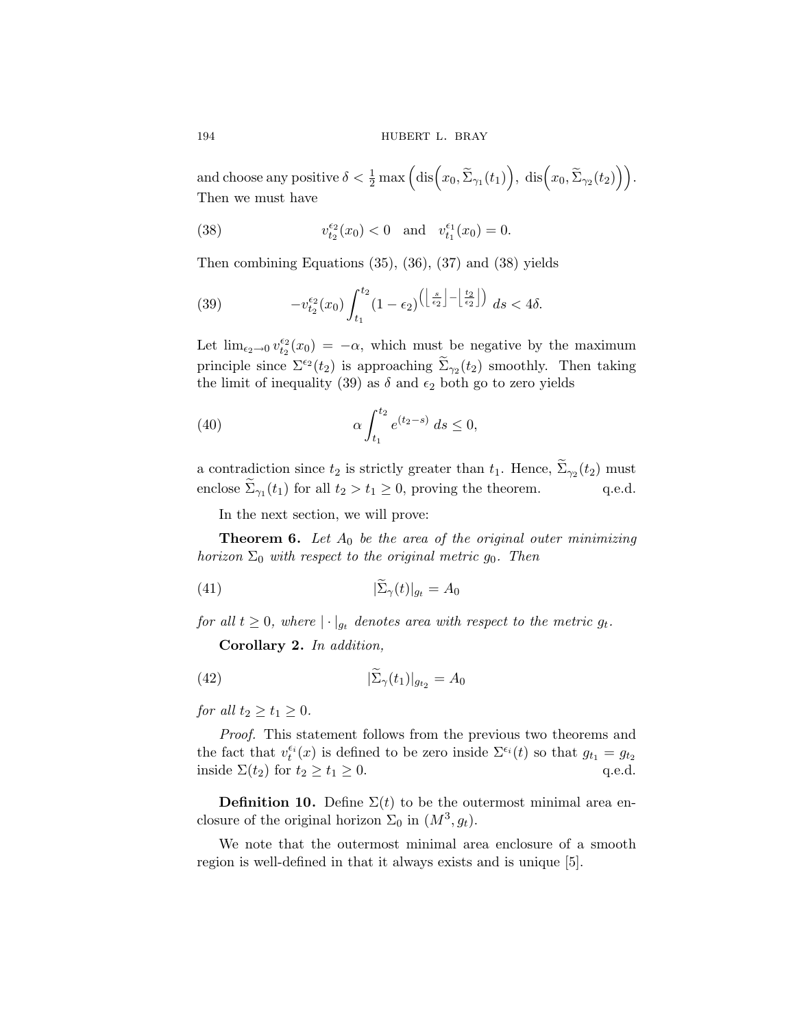and choose any positive $\delta < \frac{1}{2} \max\Big(\text{dis}\Big(x_0, \widetilde{\Sigma}_{\gamma_1}(t_1)\Big),\ \text{dis}\Big(x_0, \widetilde{\Sigma}_{\gamma_2}(t_2)\Big)\Big)$. Then we must have

$$v_{t_2}^{\epsilon_2}(x_0) < 0 \quad \text{and} \quad v_{t_1}^{\epsilon_1}(x_0) = 0. \tag{38}$$

Then combining Equations (35), (36), (37) and (38) yields

$$-v_{t_2}^{\epsilon_2}(x_0) \int_{t_1}^{t_2} (1 - \epsilon_2)^{\left(\left\lfloor \frac{s}{\epsilon_2} \right\rfloor - \left\lfloor \frac{t_2}{\epsilon_2} \right\rfloor\right)} \, ds < 4\delta. \tag{39}$$

Let $\lim_{\epsilon_2 \to 0} v_{t_2}^{\epsilon_2}(x_0) = -\alpha$, which must be negative by the maximum principle since $\Sigma^{\epsilon_2}(t_2)$ is approaching $\widetilde{\Sigma}_{\gamma_2}(t_2)$ smoothly. Then taking the limit of inequality (39) as $\delta$ and $\epsilon_2$ both go to zero yields

$$\alpha \int_{t_1}^{t_2} e^{(t_2 - s)} \, ds \leq 0, \tag{40}$$

a contradiction since $t_2$ is strictly greater than $t_1$. Hence, $\widetilde{\Sigma}_{\gamma_2}(t_2)$ must enclose $\widetilde{\Sigma}_{\gamma_1}(t_1)$ for all $t_2 > t_1 \geq 0$, proving the theorem. q.e.d.

In the next section, we will prove:

**Theorem 6.** *Let $A_0$ be the area of the original outer minimizing horizon $\Sigma_0$ with respect to the original metric $g_0$. Then*

$$|\widetilde{\Sigma}_\gamma(t)|_{g_t} = A_0 \tag{41}$$

*for all $t \geq 0$, where $|\cdot|_{g_t}$ denotes area with respect to the metric $g_t$.*

**Corollary 2.** *In addition,*

$$|\widetilde{\Sigma}_\gamma(t_1)|_{g_{t_2}} = A_0 \tag{42}$$

*for all $t_2 \geq t_1 \geq 0$.*

*Proof.* This statement follows from the previous two theorems and the fact that $v_t^{\epsilon_i}(x)$ is defined to be zero inside $\Sigma^{\epsilon_i}(t)$ so that $g_{t_1} = g_{t_2}$ inside $\Sigma(t_2)$ for $t_2 \geq t_1 \geq 0$. q.e.d.

**Definition 10.** Define $\Sigma(t)$ to be the outermost minimal area enclosure of the original horizon $\Sigma_0$ in $(M^3, g_t)$.

We note that the outermost minimal area enclosure of a smooth region is well-defined in that it always exists and is unique [5].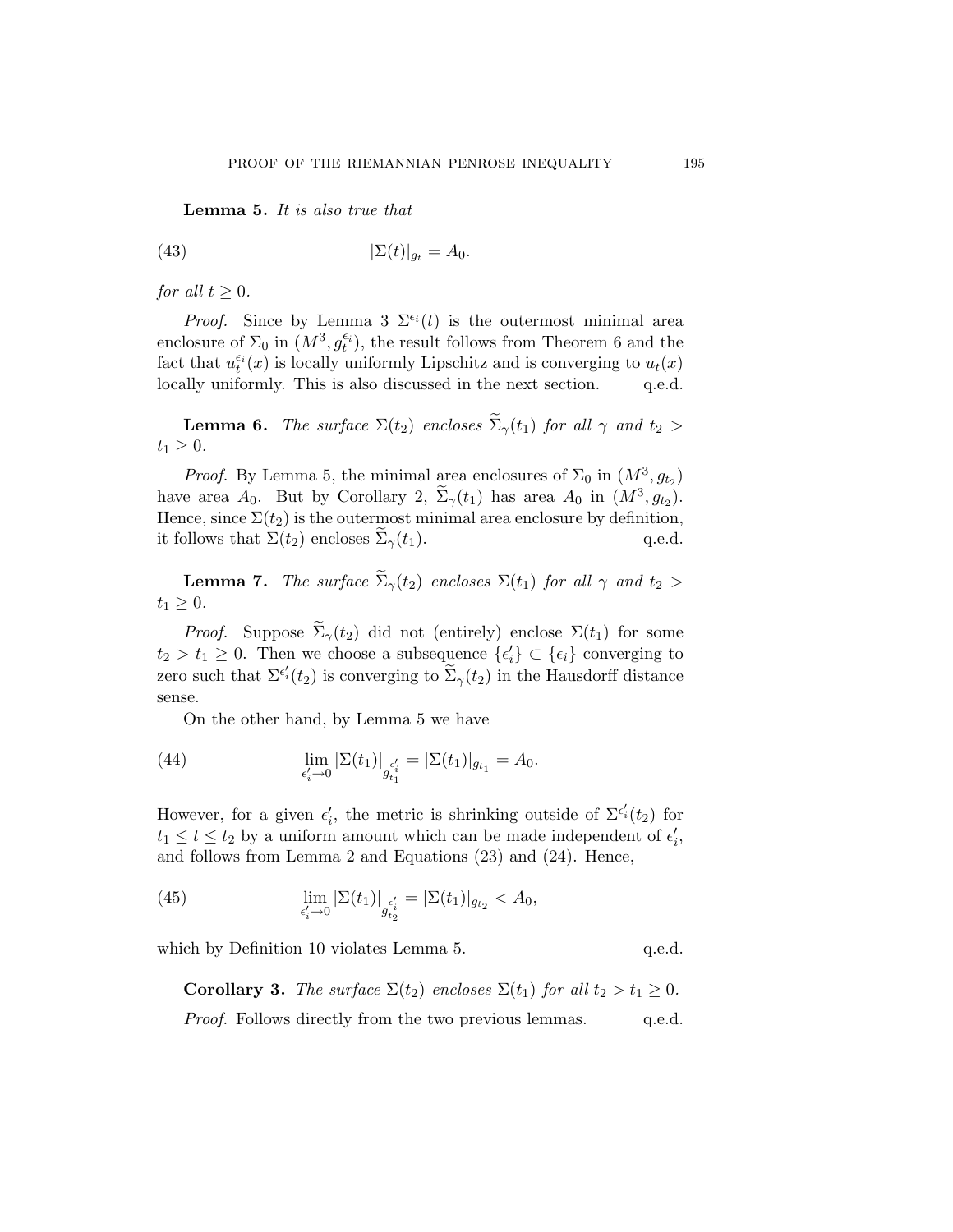**Lemma 5.** *It is also true that*

$$|\Sigma(t)|_{g_t} = A_0. \tag{43}$$

*for all* $t \geq 0$.

*Proof.* Since by Lemma 3 $\Sigma^{\epsilon_i}(t)$ is the outermost minimal area enclosure of $\Sigma_0$ in $(M^3, g_t^{\epsilon_i})$, the result follows from Theorem 6 and the fact that $u_t^{\epsilon_i}(x)$ is locally uniformly Lipschitz and is converging to $u_t(x)$ locally uniformly. This is also discussed in the next section. q.e.d.

**Lemma 6.** *The surface* $\Sigma(t_2)$ *encloses* $\widetilde{\Sigma}_\gamma(t_1)$ *for all* $\gamma$ *and* $t_2 > t_1 \geq 0$.

*Proof.* By Lemma 5, the minimal area enclosures of $\Sigma_0$ in $(M^3, g_{t_2})$ have area $A_0$. But by Corollary 2, $\widetilde{\Sigma}_\gamma(t_1)$ has area $A_0$ in $(M^3, g_{t_2})$. Hence, since $\Sigma(t_2)$ is the outermost minimal area enclosure by definition, it follows that $\Sigma(t_2)$ encloses $\widetilde{\Sigma}_\gamma(t_1)$. q.e.d.

**Lemma 7.** *The surface* $\widetilde{\Sigma}_\gamma(t_2)$ *encloses* $\Sigma(t_1)$ *for all* $\gamma$ *and* $t_2 > t_1 \geq 0$.

*Proof.* Suppose $\widetilde{\Sigma}_\gamma(t_2)$ did not (entirely) enclose $\Sigma(t_1)$ for some $t_2 > t_1 \geq 0$. Then we choose a subsequence $\{\epsilon_i'\} \subset \{\epsilon_i\}$ converging to zero such that $\Sigma^{\epsilon_i'}(t_2)$ is converging to $\widetilde{\Sigma}_\gamma(t_2)$ in the Hausdorff distance sense.

On the other hand, by Lemma 5 we have

$$\lim_{\epsilon_i' \to 0} |\Sigma(t_1)|_{g_{t_1}^{\epsilon_i'}} = |\Sigma(t_1)|_{g_{t_1}} = A_0. \tag{44}$$

However, for a given $\epsilon_i'$, the metric is shrinking outside of $\Sigma^{\epsilon_i'}(t_2)$ for $t_1 \leq t \leq t_2$ by a uniform amount which can be made independent of $\epsilon_i'$, and follows from Lemma 2 and Equations (23) and (24). Hence,

$$\lim_{\epsilon_i' \to 0} |\Sigma(t_1)|_{g_{t_2}^{\epsilon_i'}} = |\Sigma(t_1)|_{g_{t_2}} < A_0, \tag{45}$$

which by Definition 10 violates Lemma 5. q.e.d.

**Corollary 3.** *The surface* $\Sigma(t_2)$ *encloses* $\Sigma(t_1)$ *for all* $t_2 > t_1 \geq 0$.

*Proof.* Follows directly from the two previous lemmas. q.e.d.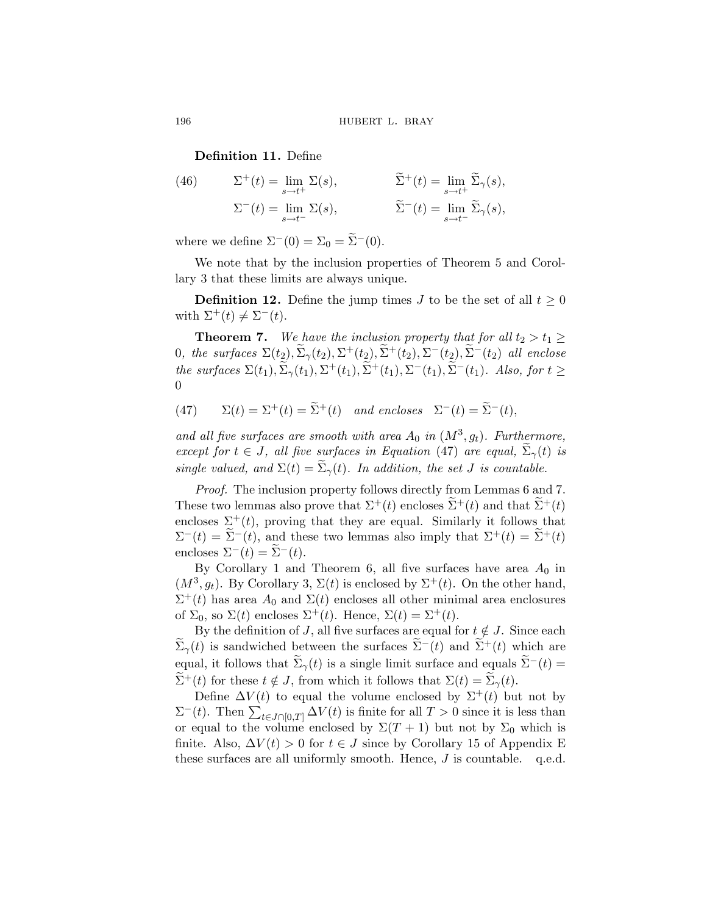**Definition 11.** Define

$$\Sigma^+(t) = \lim_{s \to t^+} \Sigma(s), \qquad \widetilde{\Sigma}^+(t) = \lim_{s \to t^+} \widetilde{\Sigma}_\gamma(s), \tag{46}$$

$$\Sigma^-(t) = \lim_{s \to t^-} \Sigma(s), \qquad \widetilde{\Sigma}^-(t) = \lim_{s \to t^-} \widetilde{\Sigma}_\gamma(s),$$

where we define $\Sigma^-(0) = \Sigma_0 = \widetilde{\Sigma}^-(0)$.

We note that by the inclusion properties of Theorem 5 and Corollary 3 that these limits are always unique.

**Definition 12.** Define the jump times $J$ to be the set of all $t \geq 0$ with $\Sigma^+(t) \neq \Sigma^-(t)$.

**Theorem 7.** *We have the inclusion property that for all $t_2 > t_1 \geq 0$, the surfaces $\Sigma(t_2), \widetilde{\Sigma}_\gamma(t_2), \Sigma^+(t_2), \widetilde{\Sigma}^+(t_2), \Sigma^-(t_2), \widetilde{\Sigma}^-(t_2)$ all enclose the surfaces $\Sigma(t_1), \widetilde{\Sigma}_\gamma(t_1), \Sigma^+(t_1), \widetilde{\Sigma}^+(t_1), \Sigma^-(t_1), \widetilde{\Sigma}^-(t_1)$. Also, for $t \geq 0$*

$$\Sigma(t) = \Sigma^+(t) = \widetilde{\Sigma}^+(t) \quad \textit{and encloses} \quad \Sigma^-(t) = \widetilde{\Sigma}^-(t), \tag{47}$$

*and all five surfaces are smooth with area $A_0$ in $(M^3, g_t)$. Furthermore, except for $t \in J$, all five surfaces in Equation (47) are equal, $\widetilde{\Sigma}_\gamma(t)$ is single valued, and $\Sigma(t) = \widetilde{\Sigma}_\gamma(t)$. In addition, the set $J$ is countable.*

*Proof.* The inclusion property follows directly from Lemmas 6 and 7. These two lemmas also prove that $\Sigma^+(t)$ encloses $\widetilde{\Sigma}^+(t)$ and that $\widetilde{\Sigma}^+(t)$ encloses $\Sigma^+(t)$, proving that they are equal. Similarly it follows that $\Sigma^-(t) = \widetilde{\Sigma}^-(t)$, and these two lemmas also imply that $\Sigma^+(t) = \widetilde{\Sigma}^+(t)$ encloses $\Sigma^-(t) = \widetilde{\Sigma}^-(t)$.

By Corollary 1 and Theorem 6, all five surfaces have area $A_0$ in $(M^3, g_t)$. By Corollary 3, $\Sigma(t)$ is enclosed by $\Sigma^+(t)$. On the other hand, $\Sigma^+(t)$ has area $A_0$ and $\Sigma(t)$ encloses all other minimal area enclosures of $\Sigma_0$, so $\Sigma(t)$ encloses $\Sigma^+(t)$. Hence, $\Sigma(t) = \Sigma^+(t)$.

By the definition of $J$, all five surfaces are equal for $t \notin J$. Since each $\widetilde{\Sigma}_\gamma(t)$ is sandwiched between the surfaces $\widetilde{\Sigma}^-(t)$ and $\widetilde{\Sigma}^+(t)$ which are equal, it follows that $\widetilde{\Sigma}_\gamma(t)$ is a single limit surface and equals $\widetilde{\Sigma}^-(t) = \widetilde{\Sigma}^+(t)$ for these $t \notin J$, from which it follows that $\Sigma(t) = \widetilde{\Sigma}_\gamma(t)$.

Define $\Delta V(t)$ to equal the volume enclosed by $\Sigma^+(t)$ but not by $\Sigma^-(t)$. Then $\sum_{t \in J \cap [0,T]} \Delta V(t)$ is finite for all $T > 0$ since it is less than or equal to the volume enclosed by $\Sigma(T+1)$ but not by $\Sigma_0$ which is finite. Also, $\Delta V(t) > 0$ for $t \in J$ since by Corollary 15 of Appendix E these surfaces are all uniformly smooth. Hence, $J$ is countable. q.e.d.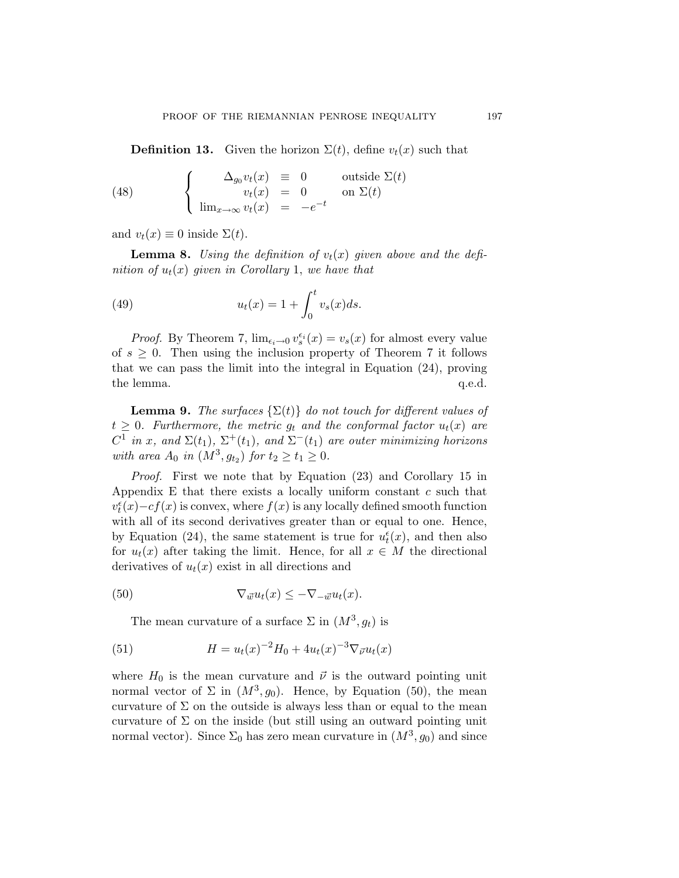**Definition 13.** Given the horizon $\Sigma(t)$, define $v_t(x)$ such that

$$
(48) \qquad \begin{cases} \Delta_{g_0} v_t(x) & \equiv & 0 & \text{outside } \Sigma(t) \\ v_t(x) & = & 0 & \text{on } \Sigma(t) \\ \lim_{x\to\infty} v_t(x) & = & -e^{-t} & \end{cases}
$$

and $v_t(x) \equiv 0$ inside $\Sigma(t)$.

**Lemma 8.** *Using the definition of $v_t(x)$ given above and the definition of $u_t(x)$ given in Corollary 1, we have that*

$$
(49) \qquad u_t(x) = 1 + \int_0^t v_s(x) ds.
$$

*Proof.* By Theorem 7, $\lim_{\epsilon_i \to 0} v_s^{\epsilon_i}(x) = v_s(x)$ for almost every value of $s \geq 0$. Then using the inclusion property of Theorem 7 it follows that we can pass the limit into the integral in Equation (24), proving the lemma. q.e.d.

**Lemma 9.** *The surfaces $\{\Sigma(t)\}$ do not touch for different values of $t \geq 0$. Furthermore, the metric $g_t$ and the conformal factor $u_t(x)$ are $C^1$ in $x$, and $\Sigma(t_1)$, $\Sigma^+(t_1)$, and $\Sigma^-(t_1)$ are outer minimizing horizons with area $A_0$ in $(M^3, g_{t_2})$ for $t_2 \geq t_1 \geq 0$.*

*Proof.* First we note that by Equation (23) and Corollary 15 in Appendix E that there exists a locally uniform constant $c$ such that $v_t^\epsilon(x) - cf(x)$ is convex, where $f(x)$ is any locally defined smooth function with all of its second derivatives greater than or equal to one. Hence, by Equation (24), the same statement is true for $u_t^\epsilon(x)$, and then also for $u_t(x)$ after taking the limit. Hence, for all $x \in M$ the directional derivatives of $u_t(x)$ exist in all directions and

$$
(50) \qquad \nabla_{\vec{w}} u_t(x) \leq -\nabla_{-\vec{w}} u_t(x).
$$

The mean curvature of a surface $\Sigma$ in $(M^3, g_t)$ is

$$
(51) \qquad H = u_t(x)^{-2} H_0 + 4 u_t(x)^{-3} \nabla_{\vec{\nu}} u_t(x)
$$

where $H_0$ is the mean curvature and $\vec{\nu}$ is the outward pointing unit normal vector of $\Sigma$ in $(M^3, g_0)$. Hence, by Equation (50), the mean curvature of $\Sigma$ on the outside is always less than or equal to the mean curvature of $\Sigma$ on the inside (but still using an outward pointing unit normal vector). Since $\Sigma_0$ has zero mean curvature in $(M^3, g_0)$ and since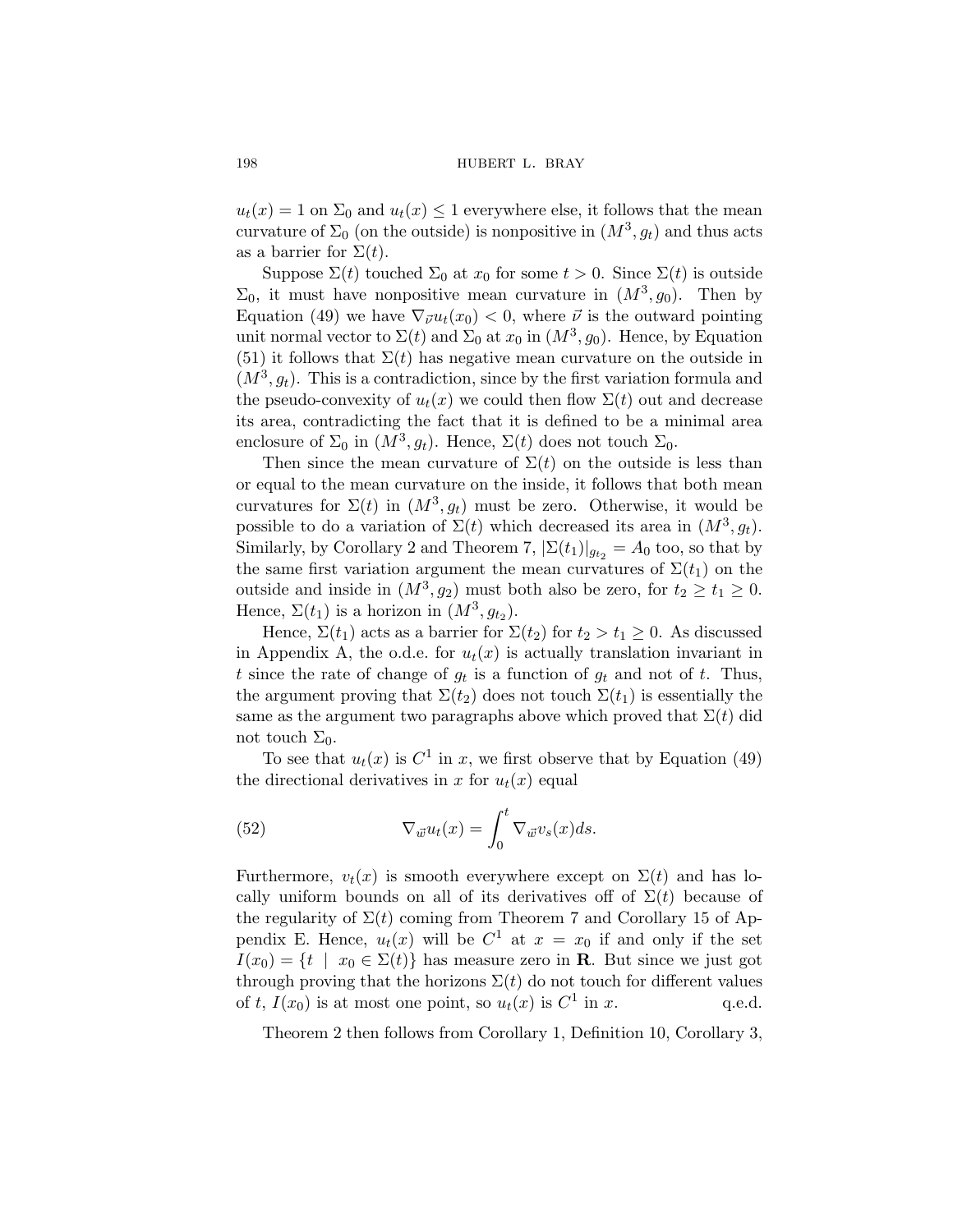$u_t(x) = 1$ on $\Sigma_0$ and $u_t(x) \leq 1$ everywhere else, it follows that the mean curvature of $\Sigma_0$ (on the outside) is nonpositive in $(M^3, g_t)$ and thus acts as a barrier for $\Sigma(t)$.

Suppose $\Sigma(t)$ touched $\Sigma_0$ at $x_0$ for some $t > 0$. Since $\Sigma(t)$ is outside $\Sigma_0$, it must have nonpositive mean curvature in $(M^3, g_0)$. Then by Equation (49) we have $\nabla_{\vec{\nu}} u_t(x_0) < 0$, where $\vec{\nu}$ is the outward pointing unit normal vector to $\Sigma(t)$ and $\Sigma_0$ at $x_0$ in $(M^3, g_0)$. Hence, by Equation (51) it follows that $\Sigma(t)$ has negative mean curvature on the outside in $(M^3, g_t)$. This is a contradiction, since by the first variation formula and the pseudo-convexity of $u_t(x)$ we could then flow $\Sigma(t)$ out and decrease its area, contradicting the fact that it is defined to be a minimal area enclosure of $\Sigma_0$ in $(M^3, g_t)$. Hence, $\Sigma(t)$ does not touch $\Sigma_0$.

Then since the mean curvature of $\Sigma(t)$ on the outside is less than or equal to the mean curvature on the inside, it follows that both mean curvatures for $\Sigma(t)$ in $(M^3, g_t)$ must be zero. Otherwise, it would be possible to do a variation of $\Sigma(t)$ which decreased its area in $(M^3, g_t)$. Similarly, by Corollary 2 and Theorem 7, $|\Sigma(t_1)|_{g_{t_2}} = A_0$ too, so that by the same first variation argument the mean curvatures of $\Sigma(t_1)$ on the outside and inside in $(M^3, g_2)$ must both also be zero, for $t_2 \geq t_1 \geq 0$. Hence, $\Sigma(t_1)$ is a horizon in $(M^3, g_{t_2})$.

Hence, $\Sigma(t_1)$ acts as a barrier for $\Sigma(t_2)$ for $t_2 > t_1 \geq 0$. As discussed in Appendix A, the o.d.e. for $u_t(x)$ is actually translation invariant in $t$ since the rate of change of $g_t$ is a function of $g_t$ and not of $t$. Thus, the argument proving that $\Sigma(t_2)$ does not touch $\Sigma(t_1)$ is essentially the same as the argument two paragraphs above which proved that $\Sigma(t)$ did not touch $\Sigma_0$.

To see that $u_t(x)$ is $C^1$ in $x$, we first observe that by Equation (49) the directional derivatives in $x$ for $u_t(x)$ equal

$$\nabla_{\vec{w}} u_t(x) = \int_0^t \nabla_{\vec{w}} v_s(x) ds. \tag{52}$$

Furthermore, $v_t(x)$ is smooth everywhere except on $\Sigma(t)$ and has locally uniform bounds on all of its derivatives off of $\Sigma(t)$ because of the regularity of $\Sigma(t)$ coming from Theorem 7 and Corollary 15 of Appendix E. Hence, $u_t(x)$ will be $C^1$ at $x = x_0$ if and only if the set $I(x_0) = \{t \mid x_0 \in \Sigma(t)\}$ has measure zero in $\mathbf{R}$. But since we just got through proving that the horizons $\Sigma(t)$ do not touch for different values of $t$, $I(x_0)$ is at most one point, so $u_t(x)$ is $C^1$ in $x$. q.e.d.

Theorem 2 then follows from Corollary 1, Definition 10, Corollary 3,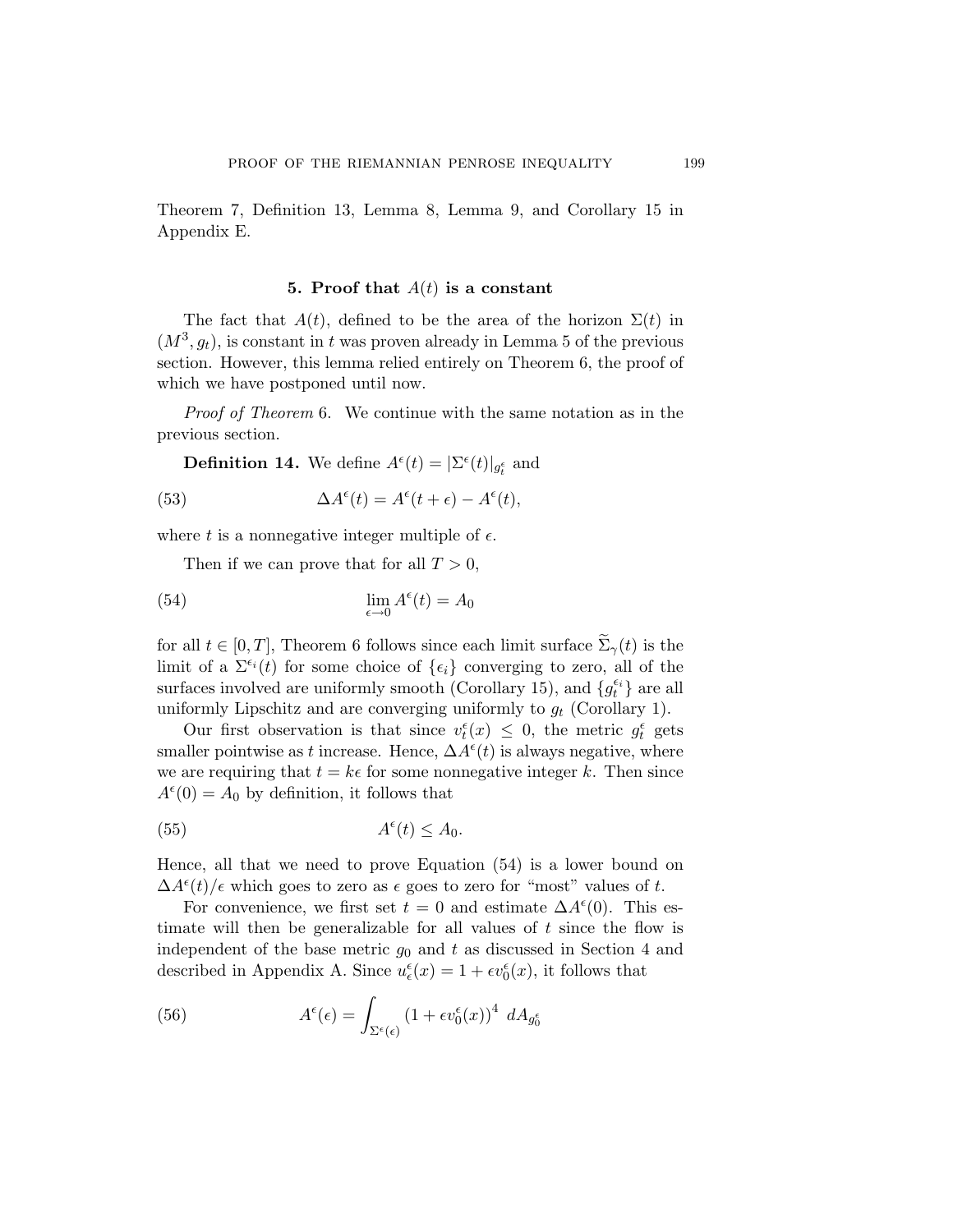Theorem 7, Definition 13, Lemma 8, Lemma 9, and Corollary 15 in Appendix E.

## 5. Proof that $A(t)$ is a constant

The fact that $A(t)$, defined to be the area of the horizon $\Sigma(t)$ in $(M^3, g_t)$, is constant in $t$ was proven already in Lemma 5 of the previous section. However, this lemma relied entirely on Theorem 6, the proof of which we have postponed until now.

*Proof of Theorem* 6. We continue with the same notation as in the previous section.

**Definition 14.** We define $A^\epsilon(t) = |\Sigma^\epsilon(t)|_{g_t^\epsilon}$ and

$$\Delta A^\epsilon(t) = A^\epsilon(t+\epsilon) - A^\epsilon(t), \tag{53}$$

where $t$ is a nonnegative integer multiple of $\epsilon$.

Then if we can prove that for all $T > 0$,

$$\lim_{\epsilon \to 0} A^\epsilon(t) = A_0 \tag{54}$$

for all $t \in [0, T]$, Theorem 6 follows since each limit surface $\widetilde{\Sigma}_\gamma(t)$ is the limit of a $\Sigma^{\epsilon_i}(t)$ for some choice of $\{\epsilon_i\}$ converging to zero, all of the surfaces involved are uniformly smooth (Corollary 15), and $\{g_t^{\epsilon_i}\}$ are all uniformly Lipschitz and are converging uniformly to $g_t$ (Corollary 1).

Our first observation is that since $v_t^\epsilon(x) \leq 0$, the metric $g_t^\epsilon$ gets smaller pointwise as $t$ increase. Hence, $\Delta A^\epsilon(t)$ is always negative, where we are requiring that $t = k\epsilon$ for some nonnegative integer $k$. Then since $A^\epsilon(0) = A_0$ by definition, it follows that

$$A^\epsilon(t) \leq A_0. \tag{55}$$

Hence, all that we need to prove Equation (54) is a lower bound on $\Delta A^\epsilon(t)/\epsilon$ which goes to zero as $\epsilon$ goes to zero for "most" values of $t$.

For convenience, we first set $t = 0$ and estimate $\Delta A^\epsilon(0)$. This estimate will then be generalizable for all values of $t$ since the flow is independent of the base metric $g_0$ and $t$ as discussed in Section 4 and described in Appendix A. Since $u_\epsilon^\epsilon(x) = 1 + \epsilon v_0^\epsilon(x)$, it follows that

$$A^\epsilon(\epsilon) = \int_{\Sigma^\epsilon(\epsilon)} (1 + \epsilon v_0^\epsilon(x))^4 \; dA_{g_0^\epsilon} \tag{56}$$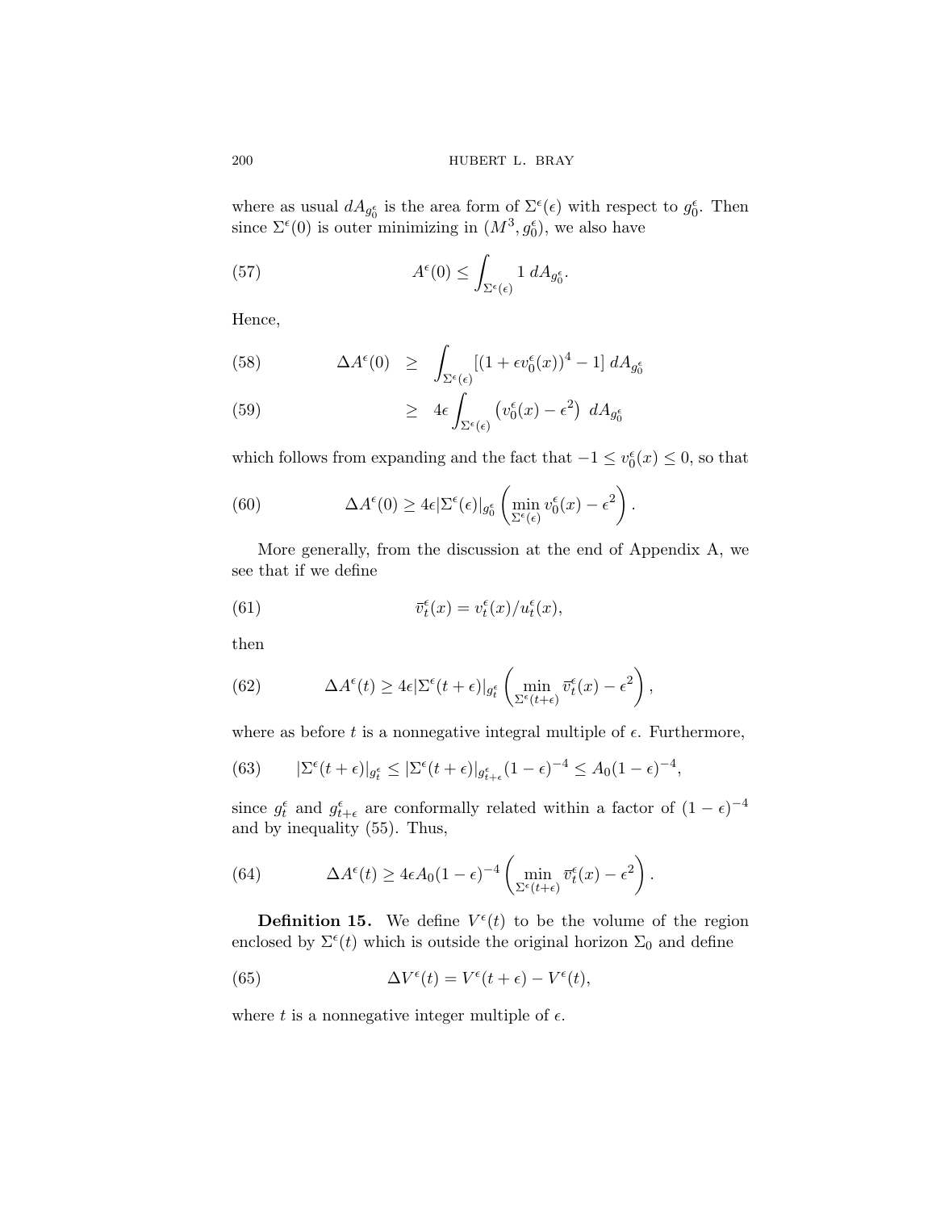where as usual $dA_{g_0^\epsilon}$ is the area form of $\Sigma^\epsilon(\epsilon)$ with respect to $g_0^\epsilon$. Then since $\Sigma^\epsilon(0)$ is outer minimizing in $(M^3, g_0^\epsilon)$, we also have

$$A^\epsilon(0) \leq \int_{\Sigma^\epsilon(\epsilon)} 1 \; dA_{g_0^\epsilon}. \tag{57}$$

Hence,

$$\Delta A^\epsilon(0) \;\; \geq \;\; \int_{\Sigma^\epsilon(\epsilon)} [(1 + \epsilon v_0^\epsilon(x))^4 - 1] \; dA_{g_0^\epsilon} \tag{58}$$

$$\geq \;\; 4\epsilon \int_{\Sigma^\epsilon(\epsilon)} \left( v_0^\epsilon(x) - \epsilon^2 \right) \; dA_{g_0^\epsilon} \tag{59}$$

which follows from expanding and the fact that $-1 \leq v_0^\epsilon(x) \leq 0$, so that

$$\Delta A^\epsilon(0) \geq 4\epsilon |\Sigma^\epsilon(\epsilon)|_{g_0^\epsilon} \left( \min_{\Sigma^\epsilon(\epsilon)} v_0^\epsilon(x) - \epsilon^2 \right). \tag{60}$$

More generally, from the discussion at the end of Appendix A, we see that if we define

$$\overline{v}_t^\epsilon(x) = v_t^\epsilon(x) / u_t^\epsilon(x), \tag{61}$$

then

$$\Delta A^\epsilon(t) \geq 4\epsilon |\Sigma^\epsilon(t+\epsilon)|_{g_t^\epsilon} \left( \min_{\Sigma^\epsilon(t+\epsilon)} \overline{v}_t^\epsilon(x) - \epsilon^2 \right), \tag{62}$$

where as before $t$ is a nonnegative integral multiple of $\epsilon$. Furthermore,

$$|\Sigma^\epsilon(t+\epsilon)|_{g_t^\epsilon} \leq |\Sigma^\epsilon(t+\epsilon)|_{g_{t+\epsilon}^\epsilon} (1-\epsilon)^{-4} \leq A_0 (1-\epsilon)^{-4}, \tag{63}$$

since $g_t^\epsilon$ and $g_{t+\epsilon}^\epsilon$ are conformally related within a factor of $(1-\epsilon)^{-4}$ and by inequality (55). Thus,

$$\Delta A^\epsilon(t) \geq 4\epsilon A_0 (1-\epsilon)^{-4} \left( \min_{\Sigma^\epsilon(t+\epsilon)} \overline{v}_t^\epsilon(x) - \epsilon^2 \right). \tag{64}$$

**Definition 15.** We define $V^\epsilon(t)$ to be the volume of the region enclosed by $\Sigma^\epsilon(t)$ which is outside the original horizon $\Sigma_0$ and define

$$\Delta V^\epsilon(t) = V^\epsilon(t+\epsilon) - V^\epsilon(t), \tag{65}$$

where $t$ is a nonnegative integer multiple of $\epsilon$.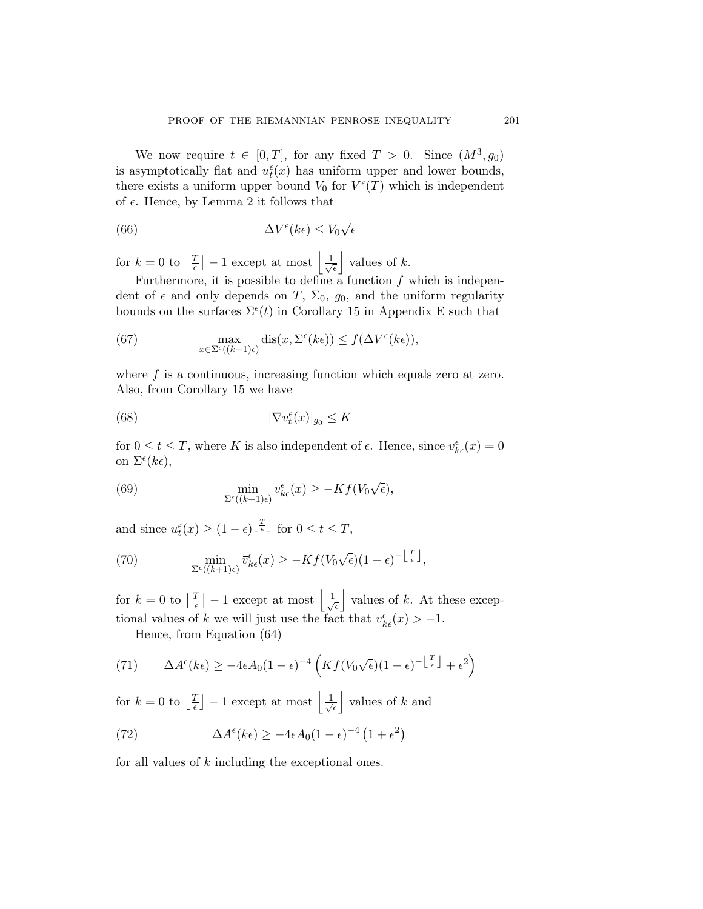We now require $t \in [0, T]$, for any fixed $T > 0$. Since $(M^3, g_0)$ is asymptotically flat and $u_t^\epsilon(x)$ has uniform upper and lower bounds, there exists a uniform upper bound $V_0$ for $V^\epsilon(T)$ which is independent of $\epsilon$. Hence, by Lemma 2 it follows that

$$\Delta V^\epsilon(k\epsilon) \leq V_0\sqrt{\epsilon} \tag{66}$$

for $k = 0$ to $\left\lfloor \frac{T}{\epsilon} \right\rfloor - 1$ except at most $\left\lfloor \frac{1}{\sqrt{\epsilon}} \right\rfloor$ values of $k$.

Furthermore, it is possible to define a function $f$ which is independent of $\epsilon$ and only depends on $T$, $\Sigma_0$, $g_0$, and the uniform regularity bounds on the surfaces $\Sigma^\epsilon(t)$ in Corollary 15 in Appendix E such that

$$\max_{x \in \Sigma^\epsilon((k+1)\epsilon)} \operatorname{dis}(x, \Sigma^\epsilon(k\epsilon)) \leq f(\Delta V^\epsilon(k\epsilon)), \tag{67}$$

where $f$ is a continuous, increasing function which equals zero at zero. Also, from Corollary 15 we have

$$|\nabla v_t^\epsilon(x)|_{g_0} \leq K \tag{68}$$

for $0 \leq t \leq T$, where $K$ is also independent of $\epsilon$. Hence, since $v_{k\epsilon}^\epsilon(x) = 0$ on $\Sigma^\epsilon(k\epsilon)$,

$$\min_{\Sigma^\epsilon((k+1)\epsilon)} v_{k\epsilon}^\epsilon(x) \geq -Kf(V_0\sqrt{\epsilon}), \tag{69}$$

and since $u_t^\epsilon(x) \geq (1-\epsilon)^{\left\lfloor \frac{T}{\epsilon} \right\rfloor}$ for $0 \leq t \leq T$,

$$\min_{\Sigma^\epsilon((k+1)\epsilon)} \overline{v}_{k\epsilon}^\epsilon(x) \geq -Kf(V_0\sqrt{\epsilon})(1-\epsilon)^{-\left\lfloor \frac{T}{\epsilon} \right\rfloor}, \tag{70}$$

for $k = 0$ to $\left\lfloor \frac{T}{\epsilon} \right\rfloor - 1$ except at most $\left\lfloor \frac{1}{\sqrt{\epsilon}} \right\rfloor$ values of $k$. At these exceptional values of $k$ we will just use the fact that $\overline{v}_{k\epsilon}^\epsilon(x) > -1$.

Hence, from Equation (64)

$$\Delta A^\epsilon(k\epsilon) \geq -4\epsilon A_0(1-\epsilon)^{-4}\left(Kf(V_0\sqrt{\epsilon})(1-\epsilon)^{-\left\lfloor \frac{T}{\epsilon} \right\rfloor} + \epsilon^2\right) \tag{71}$$

for $k = 0$ to $\left\lfloor \frac{T}{\epsilon} \right\rfloor - 1$ except at most $\left\lfloor \frac{1}{\sqrt{\epsilon}} \right\rfloor$ values of $k$ and

$$\Delta A^\epsilon(k\epsilon) \geq -4\epsilon A_0(1-\epsilon)^{-4}\left(1 + \epsilon^2\right) \tag{72}$$

for all values of $k$ including the exceptional ones.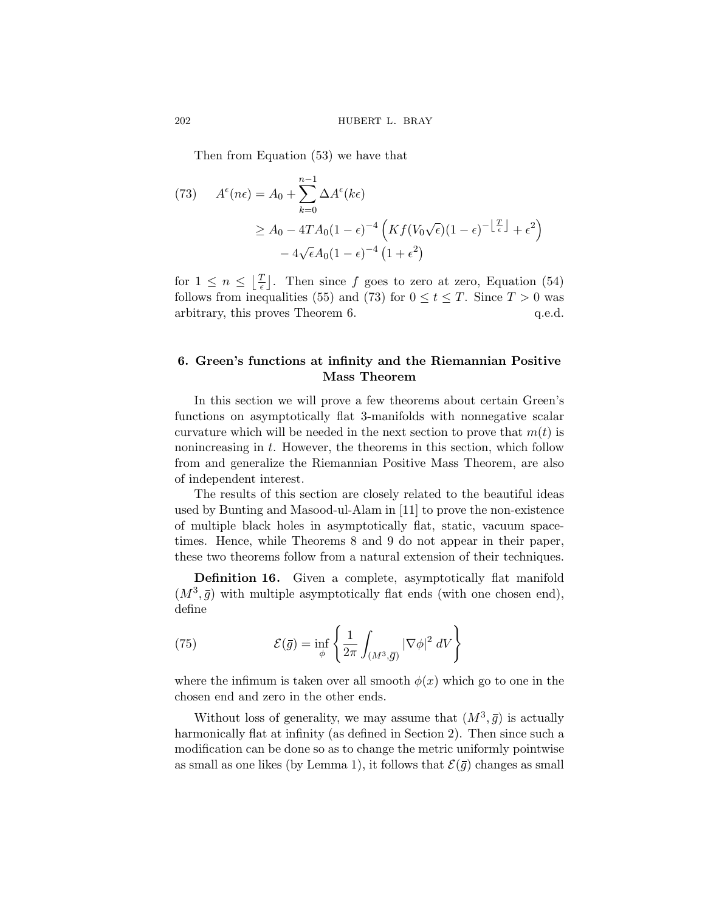Then from Equation (53) we have that

$$
\begin{aligned}
(73) \qquad A^\epsilon(n\epsilon) &= A_0 + \sum_{k=0}^{n-1} \Delta A^\epsilon(k\epsilon) \\
&\geq A_0 - 4TA_0(1-\epsilon)^{-4}\left(Kf(V_0\sqrt{\epsilon})(1-\epsilon)^{-\left\lfloor \frac{T}{\epsilon}\right\rfloor} + \epsilon^2\right) \\
&\quad - 4\sqrt{\epsilon}A_0(1-\epsilon)^{-4}\left(1+\epsilon^2\right)
\end{aligned}
$$

for $1 \leq n \leq \left\lfloor \frac{T}{\epsilon}\right\rfloor$. Then since $f$ goes to zero at zero, Equation (54) follows from inequalities (55) and (73) for $0 \leq t \leq T$. Since $T > 0$ was arbitrary, this proves Theorem 6. q.e.d.

## 6. Green's functions at infinity and the Riemannian Positive Mass Theorem

In this section we will prove a few theorems about certain Green's functions on asymptotically flat 3-manifolds with nonnegative scalar curvature which will be needed in the next section to prove that $m(t)$ is nonincreasing in $t$. However, the theorems in this section, which follow from and generalize the Riemannian Positive Mass Theorem, are also of independent interest.

The results of this section are closely related to the beautiful ideas used by Bunting and Masood-ul-Alam in [11] to prove the non-existence of multiple black holes in asymptotically flat, static, vacuum spacetimes. Hence, while Theorems 8 and 9 do not appear in their paper, these two theorems follow from a natural extension of their techniques.

**Definition 16.** Given a complete, asymptotically flat manifold $(M^3, \bar{g})$ with multiple asymptotically flat ends (with one chosen end), define

$$
(75) \qquad \mathcal{E}(\bar{g}) = \inf_{\phi}\left\{\frac{1}{2\pi}\int_{(M^3,\bar{g})} |\nabla\phi|^2 \, dV\right\}
$$

where the infimum is taken over all smooth $\phi(x)$ which go to one in the chosen end and zero in the other ends.

Without loss of generality, we may assume that $(M^3, \bar{g})$ is actually harmonically flat at infinity (as defined in Section 2). Then since such a modification can be done so as to change the metric uniformly pointwise as small as one likes (by Lemma 1), it follows that $\mathcal{E}(\bar{g})$ changes as small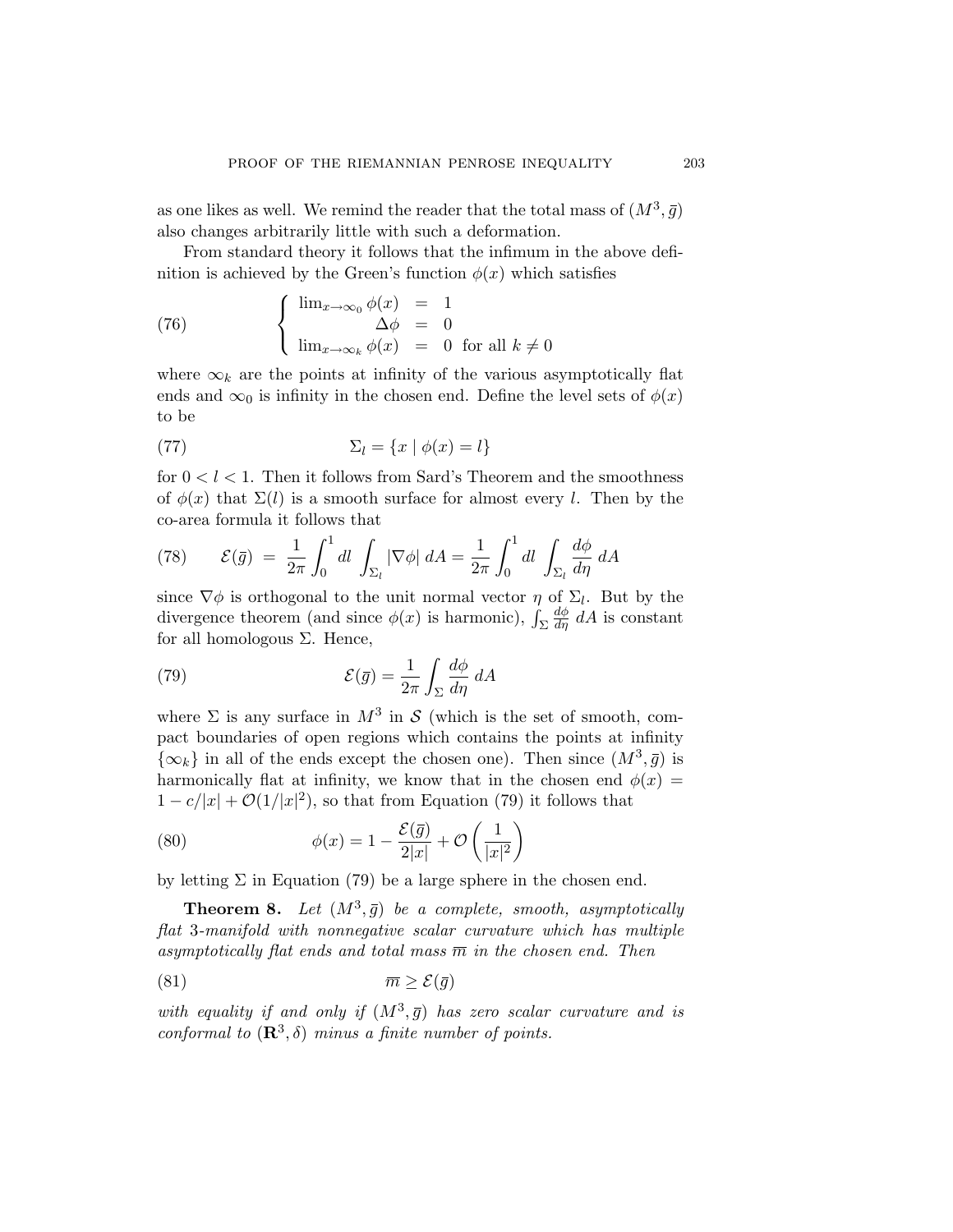as one likes as well. We remind the reader that the total mass of $(M^3, \bar{g})$ also changes arbitrarily little with such a deformation.

From standard theory it follows that the infimum in the above definition is achieved by the Green's function $\phi(x)$ which satisfies

$$
\left\{
\begin{array}{rcl}
\lim_{x \to \infty_0} \phi(x) & = & 1 \\
\Delta \phi & = & 0 \\
\lim_{x \to \infty_k} \phi(x) & = & 0 \;\text{ for all } k \neq 0
\end{array}
\right. \tag{76}
$$

where $\infty_k$ are the points at infinity of the various asymptotically flat ends and $\infty_0$ is infinity in the chosen end. Define the level sets of $\phi(x)$ to be

$$
\Sigma_l = \{x \mid \phi(x) = l\} \tag{77}
$$

for $0 < l < 1$. Then it follows from Sard's Theorem and the smoothness of $\phi(x)$ that $\Sigma(l)$ is a smooth surface for almost every $l$. Then by the co-area formula it follows that

$$
\mathcal{E}(\bar{g}) \;=\; \frac{1}{2\pi} \int_0^1 dl \int_{\Sigma_l} |\nabla \phi| \, dA = \frac{1}{2\pi} \int_0^1 dl \int_{\Sigma_l} \frac{d\phi}{d\eta} \, dA \tag{78}
$$

since $\nabla \phi$ is orthogonal to the unit normal vector $\eta$ of $\Sigma_l$. But by the divergence theorem (and since $\phi(x)$ is harmonic), $\int_\Sigma \frac{d\phi}{d\eta} \, dA$ is constant for all homologous $\Sigma$. Hence,

$$
\mathcal{E}(\bar{g}) = \frac{1}{2\pi} \int_\Sigma \frac{d\phi}{d\eta} \, dA \tag{79}
$$

where $\Sigma$ is any surface in $M^3$ in $\mathcal{S}$ (which is the set of smooth, compact boundaries of open regions which contains the points at infinity $\{\infty_k\}$ in all of the ends except the chosen one). Then since $(M^3, \bar{g})$ is harmonically flat at infinity, we know that in the chosen end $\phi(x) = 1 - c/|x| + \mathcal{O}(1/|x|^2)$, so that from Equation (79) it follows that

$$
\phi(x) = 1 - \frac{\mathcal{E}(\bar{g})}{2|x|} + \mathcal{O}\left(\frac{1}{|x|^2}\right) \tag{80}
$$

by letting $\Sigma$ in Equation (79) be a large sphere in the chosen end.

**Theorem 8.** *Let $(M^3, \bar{g})$ be a complete, smooth, asymptotically flat 3-manifold with nonnegative scalar curvature which has multiple asymptotically flat ends and total mass $\overline{m}$ in the chosen end. Then*

$$
\overline{m} \geq \mathcal{E}(\bar{g}) \tag{81}
$$

*with equality if and only if $(M^3, \bar{g})$ has zero scalar curvature and is conformal to $(\mathbf{R}^3, \delta)$ minus a finite number of points.*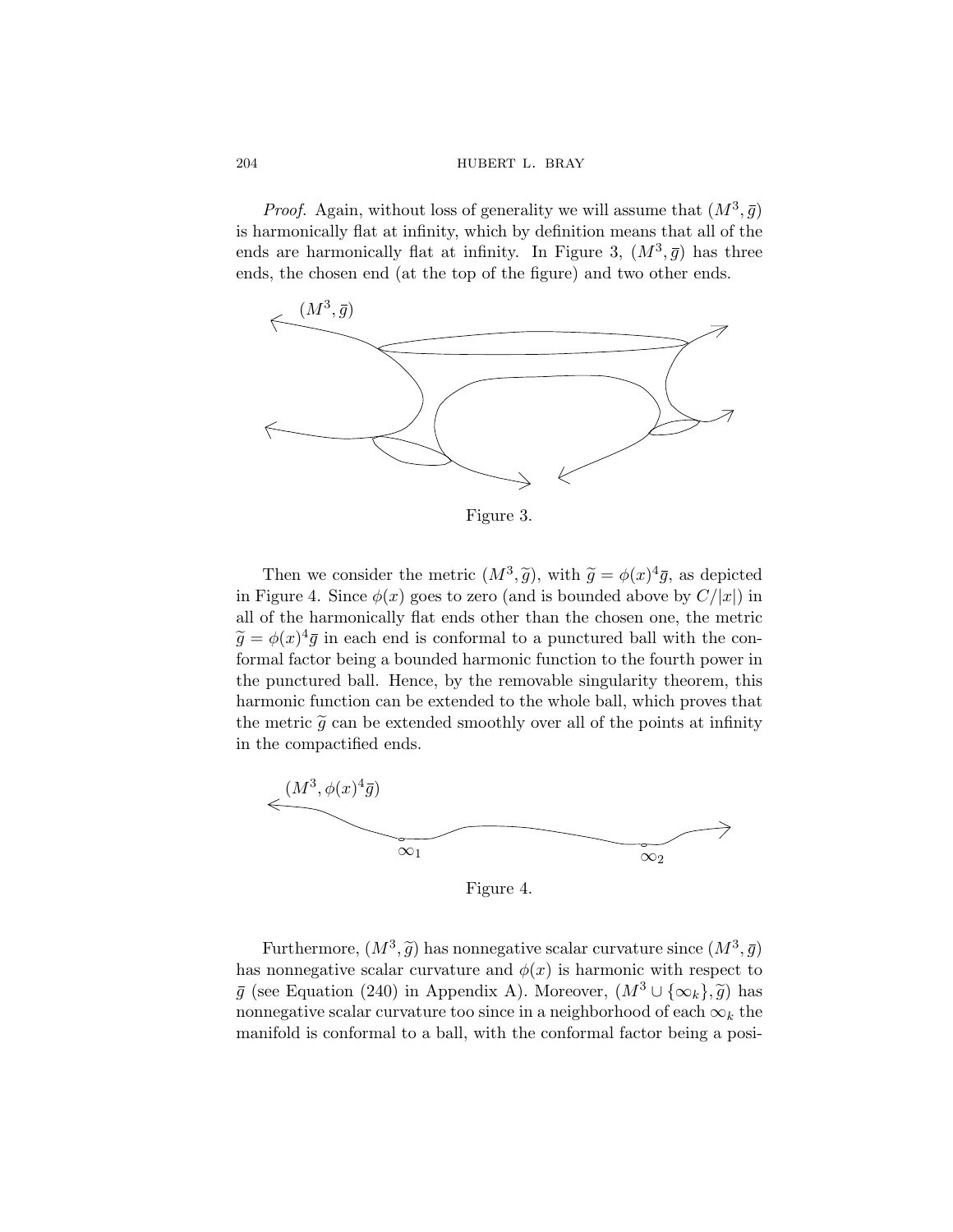*Proof.* Again, without loss of generality we will assume that $(M^3, \bar{g})$ is harmonically flat at infinity, which by definition means that all of the ends are harmonically flat at infinity. In Figure 3, $(M^3, \bar{g})$ has three ends, the chosen end (at the top of the figure) and two other ends.

Figure 3.

Then we consider the metric $(M^3, \widetilde{g})$, with $\widetilde{g} = \phi(x)^4 \bar{g}$, as depicted in Figure 4. Since $\phi(x)$ goes to zero (and is bounded above by $C/|x|$) in all of the harmonically flat ends other than the chosen one, the metric $\widetilde{g} = \phi(x)^4 \bar{g}$ in each end is conformal to a punctured ball with the conformal factor being a bounded harmonic function to the fourth power in the punctured ball. Hence, by the removable singularity theorem, this harmonic function can be extended to the whole ball, which proves that the metric $\widetilde{g}$ can be extended smoothly over all of the points at infinity in the compactified ends.

Figure 4.

Furthermore, $(M^3, \widetilde{g})$ has nonnegative scalar curvature since $(M^3, \bar{g})$ has nonnegative scalar curvature and $\phi(x)$ is harmonic with respect to $\bar{g}$ (see Equation (240) in Appendix A). Moreover, $(M^3 \cup \{\infty_k\}, \widetilde{g})$ has nonnegative scalar curvature too since in a neighborhood of each $\infty_k$ the manifold is conformal to a ball, with the conformal factor being a posi-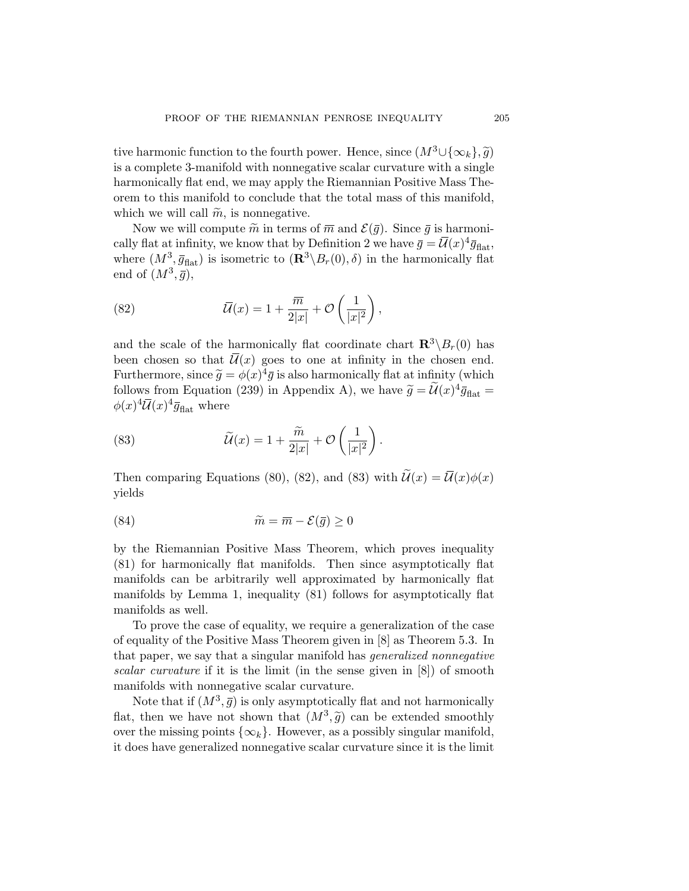tive harmonic function to the fourth power. Hence, since $(M^3 \cup \{\infty_k\}, \widetilde{g})$ is a complete 3-manifold with nonnegative scalar curvature with a single harmonically flat end, we may apply the Riemannian Positive Mass Theorem to this manifold to conclude that the total mass of this manifold, which we will call $\widetilde{m}$, is nonnegative.

Now we will compute $\widetilde{m}$ in terms of $\overline{m}$ and $\mathcal{E}(\overline{g})$. Since $\overline{g}$ is harmonically flat at infinity, we know that by Definition 2 we have $\overline{g} = \overline{\mathcal{U}}(x)^4 \overline{g}_{\text{flat}}$, where $(M^3, \overline{g}_{\text{flat}})$ is isometric to $(\mathbf{R}^3 \backslash B_r(0), \delta)$ in the harmonically flat end of $(M^3, \overline{g})$,

$$\overline{\mathcal{U}}(x) = 1 + \frac{\overline{m}}{2|x|} + \mathcal{O}\left(\frac{1}{|x|^2}\right), \tag{82}$$

and the scale of the harmonically flat coordinate chart $\mathbf{R}^3 \backslash B_r(0)$ has been chosen so that $\overline{\mathcal{U}}(x)$ goes to one at infinity in the chosen end. Furthermore, since $\widetilde{g} = \phi(x)^4 \overline{g}$ is also harmonically flat at infinity (which follows from Equation (239) in Appendix A), we have $\widetilde{g} = \widetilde{\mathcal{U}}(x)^4 \overline{g}_{\text{flat}} = \phi(x)^4 \overline{\mathcal{U}}(x)^4 \overline{g}_{\text{flat}}$ where

$$\widetilde{\mathcal{U}}(x) = 1 + \frac{\widetilde{m}}{2|x|} + \mathcal{O}\left(\frac{1}{|x|^2}\right). \tag{83}$$

Then comparing Equations (80), (82), and (83) with $\widetilde{\mathcal{U}}(x) = \overline{\mathcal{U}}(x)\phi(x)$ yields

$$\widetilde{m} = \overline{m} - \mathcal{E}(\overline{g}) \geq 0 \tag{84}$$

by the Riemannian Positive Mass Theorem, which proves inequality (81) for harmonically flat manifolds. Then since asymptotically flat manifolds can be arbitrarily well approximated by harmonically flat manifolds by Lemma 1, inequality (81) follows for asymptotically flat manifolds as well.

To prove the case of equality, we require a generalization of the case of equality of the Positive Mass Theorem given in [8] as Theorem 5.3. In that paper, we say that a singular manifold has *generalized nonnegative scalar curvature* if it is the limit (in the sense given in [8]) of smooth manifolds with nonnegative scalar curvature.

Note that if $(M^3, \overline{g})$ is only asymptotically flat and not harmonically flat, then we have not shown that $(M^3, \widetilde{g})$ can be extended smoothly over the missing points $\{\infty_k\}$. However, as a possibly singular manifold, it does have generalized nonnegative scalar curvature since it is the limit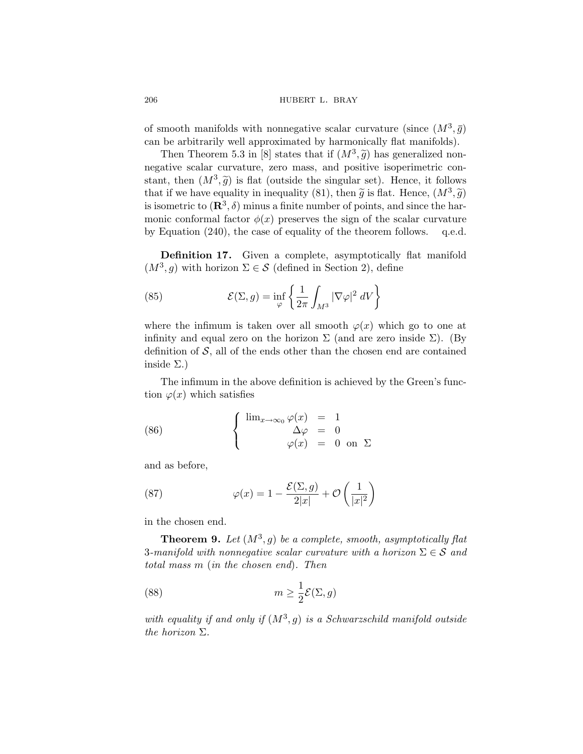of smooth manifolds with nonnegative scalar curvature (since $(M^3, \bar{g})$ can be arbitrarily well approximated by harmonically flat manifolds).

Then Theorem 5.3 in [8] states that if $(M^3, \widetilde{g})$ has generalized nonnegative scalar curvature, zero mass, and positive isoperimetric constant, then $(M^3, \widetilde{g})$ is flat (outside the singular set). Hence, it follows that if we have equality in inequality (81), then $\widetilde{g}$ is flat. Hence, $(M^3, \widetilde{g})$ is isometric to $(\mathbf{R}^3, \delta)$ minus a finite number of points, and since the harmonic conformal factor $\phi(x)$ preserves the sign of the scalar curvature by Equation (240), the case of equality of the theorem follows. q.e.d.

**Definition 17.** Given a complete, asymptotically flat manifold $(M^3, g)$ with horizon $\Sigma \in \mathcal{S}$ (defined in Section 2), define

$$\mathcal{E}(\Sigma, g) = \inf_{\varphi} \left\{ \frac{1}{2\pi} \int_{M^3} |\nabla \varphi|^2 \, dV \right\} \tag{85}$$

where the infimum is taken over all smooth $\varphi(x)$ which go to one at infinity and equal zero on the horizon $\Sigma$ (and are zero inside $\Sigma$). (By definition of $\mathcal{S}$, all of the ends other than the chosen end are contained inside $\Sigma$.)

The infimum in the above definition is achieved by the Green's function $\varphi(x)$ which satisfies

$$\begin{cases} \lim_{x \to \infty_0} \varphi(x) &= 1 \\ \Delta \varphi &= 0 \\ \varphi(x) &= 0 \text{ on } \Sigma \end{cases} \tag{86}$$

and as before,

$$\varphi(x) = 1 - \frac{\mathcal{E}(\Sigma, g)}{2|x|} + \mathcal{O}\left(\frac{1}{|x|^2}\right) \tag{87}$$

in the chosen end.

**Theorem 9.** *Let $(M^3, g)$ be a complete, smooth, asymptotically flat 3-manifold with nonnegative scalar curvature with a horizon $\Sigma \in \mathcal{S}$ and total mass $m$ (in the chosen end). Then*

$$m \geq \frac{1}{2} \mathcal{E}(\Sigma, g) \tag{88}$$

*with equality if and only if $(M^3, g)$ is a Schwarzschild manifold outside the horizon $\Sigma$.*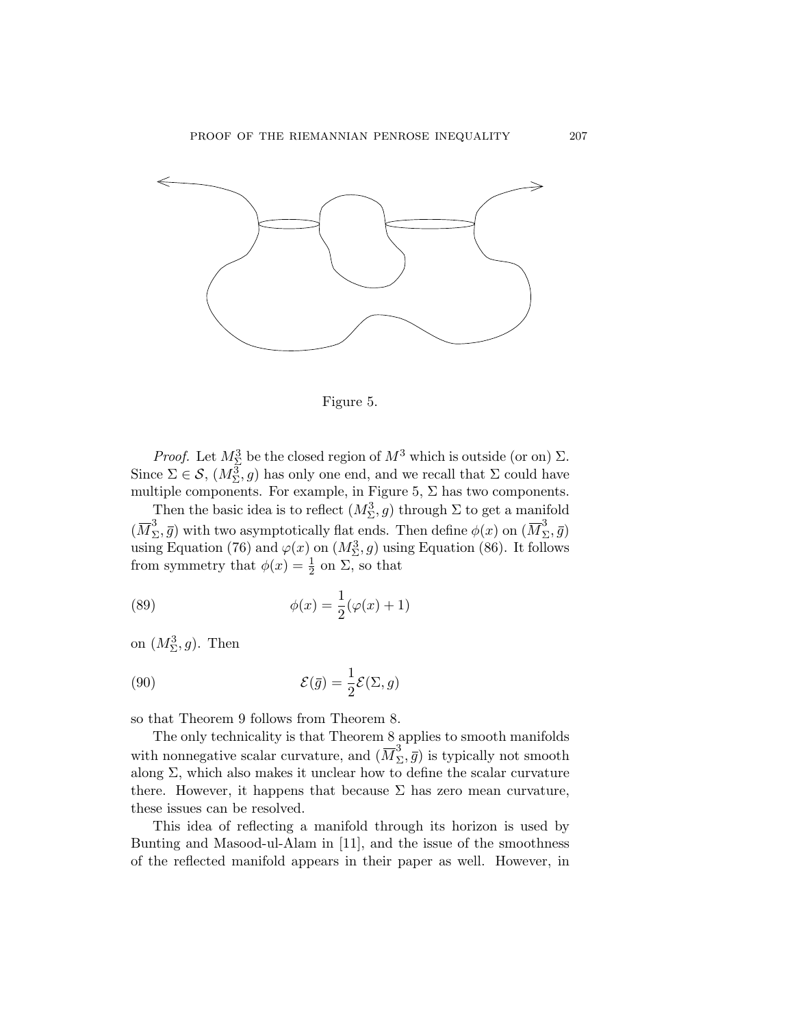Figure 5.

*Proof.* Let $M^3_\Sigma$ be the closed region of $M^3$ which is outside (or on) $\Sigma$. Since $\Sigma \in \mathcal{S}$, $(M^3_\Sigma, g)$ has only one end, and we recall that $\Sigma$ could have multiple components. For example, in Figure 5, $\Sigma$ has two components.

Then the basic idea is to reflect $(M^3_\Sigma, g)$ through $\Sigma$ to get a manifold $(\overline{M}^3_\Sigma, \bar{g})$ with two asymptotically flat ends. Then define $\phi(x)$ on $(\overline{M}^3_\Sigma, \bar{g})$ using Equation (76) and $\varphi(x)$ on $(M^3_\Sigma, g)$ using Equation (86). It follows from symmetry that $\phi(x) = \frac{1}{2}$ on $\Sigma$, so that

$$\phi(x) = \frac{1}{2}(\varphi(x) + 1) \tag{89}$$

on $(M^3_\Sigma, g)$. Then

$$\mathcal{E}(\bar{g}) = \frac{1}{2}\mathcal{E}(\Sigma, g) \tag{90}$$

so that Theorem 9 follows from Theorem 8.

The only technicality is that Theorem 8 applies to smooth manifolds with nonnegative scalar curvature, and $(\overline{M}^3_\Sigma, \bar{g})$ is typically not smooth along $\Sigma$, which also makes it unclear how to define the scalar curvature there. However, it happens that because $\Sigma$ has zero mean curvature, these issues can be resolved.

This idea of reflecting a manifold through its horizon is used by Bunting and Masood-ul-Alam in [11], and the issue of the smoothness of the reflected manifold appears in their paper as well. However, in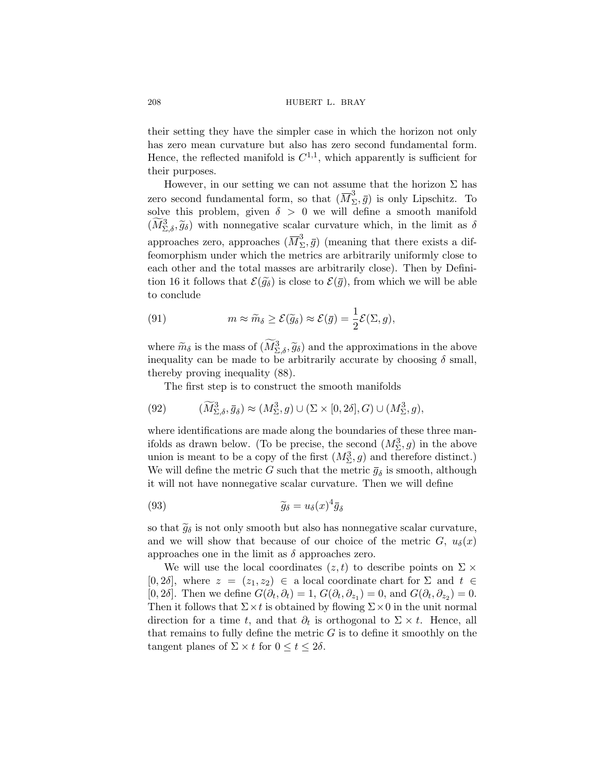their setting they have the simpler case in which the horizon not only has zero mean curvature but also has zero second fundamental form. Hence, the reflected manifold is $C^{1,1}$, which apparently is sufficient for their purposes.

However, in our setting we can not assume that the horizon $\Sigma$ has zero second fundamental form, so that $(\overline{M}^3_\Sigma, \overline{g})$ is only Lipschitz. To solve this problem, given $\delta > 0$ we will define a smooth manifold $(\widetilde{M}^3_{\Sigma,\delta}, \widetilde{g}_\delta)$ with nonnegative scalar curvature which, in the limit as $\delta$ approaches zero, approaches $(\overline{M}^3_\Sigma, \overline{g})$ (meaning that there exists a diffeomorphism under which the metrics are arbitrarily uniformly close to each other and the total masses are arbitrarily close). Then by Definition 16 it follows that $\mathcal{E}(\widetilde{g}_\delta)$ is close to $\mathcal{E}(\overline{g})$, from which we will be able to conclude

$$m \approx \widetilde{m}_\delta \geq \mathcal{E}(\widetilde{g}_\delta) \approx \mathcal{E}(\overline{g}) = \frac{1}{2}\mathcal{E}(\Sigma, g), \tag{91}$$

where $\widetilde{m}_\delta$ is the mass of $(\widetilde{M}^3_{\Sigma,\delta}, \widetilde{g}_\delta)$ and the approximations in the above inequality can be made to be arbitrarily accurate by choosing $\delta$ small, thereby proving inequality (88).

The first step is to construct the smooth manifolds

$$(\widetilde{M}^3_{\Sigma,\delta}, \overline{g}_\delta) \approx (M^3_\Sigma, g) \cup (\Sigma \times [0, 2\delta], G) \cup (M^3_\Sigma, g), \tag{92}$$

where identifications are made along the boundaries of these three manifolds as drawn below. (To be precise, the second $(M^3_\Sigma, g)$ in the above union is meant to be a copy of the first $(M^3_\Sigma, g)$ and therefore distinct.) We will define the metric $G$ such that the metric $\overline{g}_\delta$ is smooth, although it will not have nonnegative scalar curvature. Then we will define

$$\widetilde{g}_\delta = u_\delta(x)^4 \overline{g}_\delta \tag{93}$$

so that $\widetilde{g}_\delta$ is not only smooth but also has nonnegative scalar curvature, and we will show that because of our choice of the metric $G$, $u_\delta(x)$ approaches one in the limit as $\delta$ approaches zero.

We will use the local coordinates $(z, t)$ to describe points on $\Sigma \times [0, 2\delta]$, where $z = (z_1, z_2) \in$ a local coordinate chart for $\Sigma$ and $t \in [0, 2\delta]$. Then we define $G(\partial_t, \partial_t) = 1$, $G(\partial_t, \partial_{z_1}) = 0$, and $G(\partial_t, \partial_{z_2}) = 0$. Then it follows that $\Sigma \times t$ is obtained by flowing $\Sigma \times 0$ in the unit normal direction for a time $t$, and that $\partial_t$ is orthogonal to $\Sigma \times t$. Hence, all that remains to fully define the metric $G$ is to define it smoothly on the tangent planes of $\Sigma \times t$ for $0 \leq t \leq 2\delta$.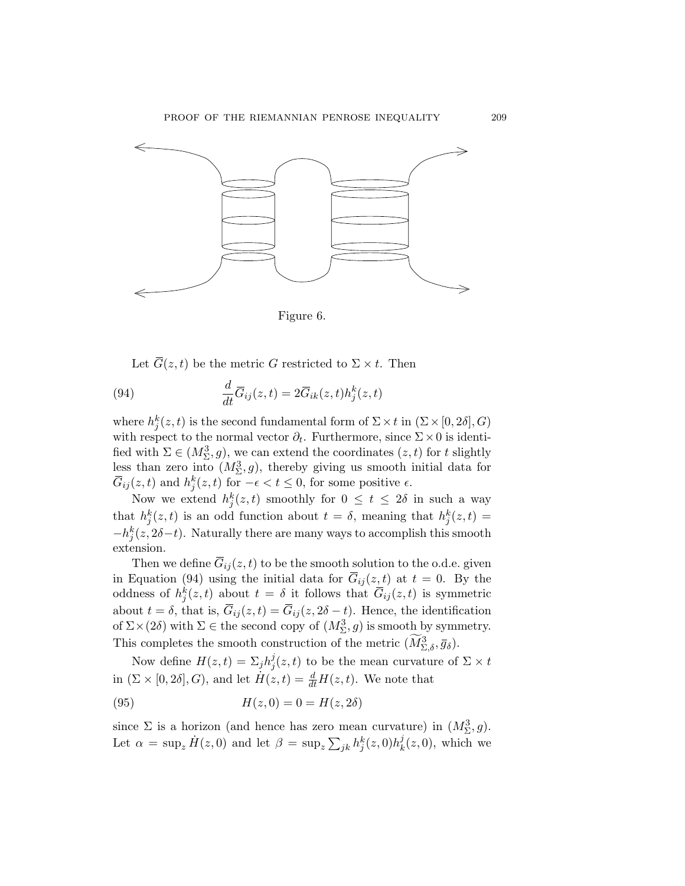Figure 6.

Let $\overline{G}(z,t)$ be the metric $G$ restricted to $\Sigma \times t$. Then

$$\frac{d}{dt}\overline{G}_{ij}(z,t) = 2\overline{G}_{ik}(z,t)h^k_j(z,t) \tag{94}$$

where $h^k_j(z,t)$ is the second fundamental form of $\Sigma \times t$ in $(\Sigma \times [0, 2\delta], G)$ with respect to the normal vector $\partial_t$. Furthermore, since $\Sigma \times 0$ is identified with $\Sigma \in (M^3_\Sigma, g)$, we can extend the coordinates $(z,t)$ for $t$ slightly less than zero into $(M^3_\Sigma, g)$, thereby giving us smooth initial data for $\overline{G}_{ij}(z,t)$ and $h^k_j(z,t)$ for $-\epsilon < t \le 0$, for some positive $\epsilon$.

Now we extend $h^k_j(z,t)$ smoothly for $0 \le t \le 2\delta$ in such a way that $h^k_j(z,t)$ is an odd function about $t = \delta$, meaning that $h^k_j(z,t) = -h^k_j(z, 2\delta - t)$. Naturally there are many ways to accomplish this smooth extension.

Then we define $\overline{G}_{ij}(z,t)$ to be the smooth solution to the o.d.e. given in Equation (94) using the initial data for $\overline{G}_{ij}(z,t)$ at $t = 0$. By the oddness of $h^k_j(z,t)$ about $t = \delta$ it follows that $\overline{G}_{ij}(z,t)$ is symmetric about $t = \delta$, that is, $\overline{G}_{ij}(z,t) = \overline{G}_{ij}(z, 2\delta - t)$. Hence, the identification of $\Sigma \times (2\delta)$ with $\Sigma \in$ the second copy of $(M^3_\Sigma, g)$ is smooth by symmetry. This completes the smooth construction of the metric $(\widetilde{M}^3_{\Sigma,\delta}, \overline{g}_\delta)$.

Now define $H(z,t) = \Sigma_j h^j_j(z,t)$ to be the mean curvature of $\Sigma \times t$ in $(\Sigma \times [0, 2\delta], G)$, and let $\dot{H}(z,t) = \frac{d}{dt}H(z,t)$. We note that

$$H(z,0) = 0 = H(z, 2\delta) \tag{95}$$

since $\Sigma$ is a horizon (and hence has zero mean curvature) in $(M^3_\Sigma, g)$. Let $\alpha = \sup_z \dot{H}(z,0)$ and let $\beta = \sup_z \sum_{jk} h^k_j(z,0)h^j_k(z,0)$, which we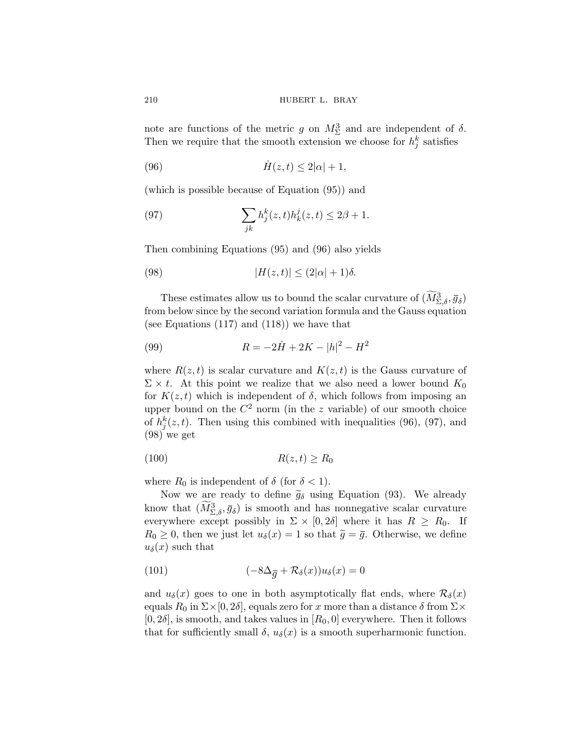note are functions of the metric $g$ on $M^3_\Sigma$ and are independent of $\delta$. Then we require that the smooth extension we choose for $h^k_j$ satisfies

$$\dot{H}(z,t) \leq 2|\alpha| + 1, \tag{96}$$

(which is possible because of Equation (95)) and

$$\sum_{jk} h^k_j(z,t) h^j_k(z,t) \leq 2\beta + 1. \tag{97}$$

Then combining Equations (95) and (96) also yields

$$|H(z,t)| \leq (2|\alpha| + 1)\delta. \tag{98}$$

These estimates allow us to bound the scalar curvature of $(\widetilde{M}^3_{\Sigma,\delta}, \overline{g}_\delta)$ from below since by the second variation formula and the Gauss equation (see Equations (117) and (118)) we have that

$$R = -2\dot{H} + 2K - |h|^2 - H^2 \tag{99}$$

where $R(z,t)$ is scalar curvature and $K(z,t)$ is the Gauss curvature of $\Sigma \times t$. At this point we realize that we also need a lower bound $K_0$ for $K(z,t)$ which is independent of $\delta$, which follows from imposing an upper bound on the $C^2$ norm (in the $z$ variable) of our smooth choice of $h^k_j(z,t)$. Then using this combined with inequalities (96), (97), and (98) we get

$$R(z,t) \geq R_0 \tag{100}$$

where $R_0$ is independent of $\delta$ (for $\delta < 1$).

Now we are ready to define $\widetilde{g}_\delta$ using Equation (93). We already know that $(\widetilde{M}^3_{\Sigma,\delta}, \overline{g}_\delta)$ is smooth and has nonnegative scalar curvature everywhere except possibly in $\Sigma \times [0, 2\delta]$ where it has $R \geq R_0$. If $R_0 \geq 0$, then we just let $u_\delta(x) = 1$ so that $\widetilde{g} = \overline{g}$. Otherwise, we define $u_\delta(x)$ such that

$$(-8\Delta_{\overline{g}} + \mathcal{R}_\delta(x))u_\delta(x) = 0 \tag{101}$$

and $u_\delta(x)$ goes to one in both asymptotically flat ends, where $\mathcal{R}_\delta(x)$ equals $R_0$ in $\Sigma \times [0, 2\delta]$, equals zero for $x$ more than a distance $\delta$ from $\Sigma \times [0, 2\delta]$, is smooth, and takes values in $[R_0, 0]$ everywhere. Then it follows that for sufficiently small $\delta$, $u_\delta(x)$ is a smooth superharmonic function.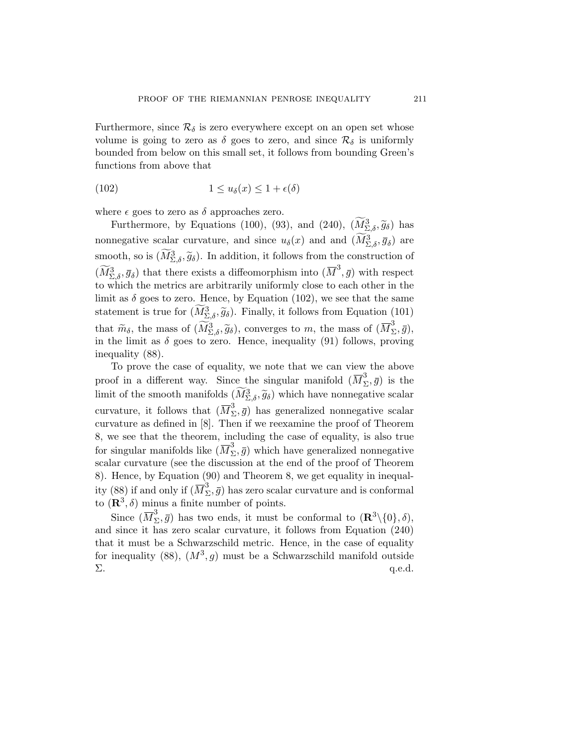Furthermore, since $\mathcal{R}_\delta$ is zero everywhere except on an open set whose volume is going to zero as $\delta$ goes to zero, and since $\mathcal{R}_\delta$ is uniformly bounded from below on this small set, it follows from bounding Green's functions from above that

$$1 \le u_\delta(x) \le 1 + \epsilon(\delta) \tag{102}$$

where $\epsilon$ goes to zero as $\delta$ approaches zero.

Furthermore, by Equations (100), (93), and (240), $(\widetilde{M}^3_{\Sigma,\delta}, \widetilde{g}_\delta)$ has nonnegative scalar curvature, and since $u_\delta(x)$ and and $(\widetilde{M}^3_{\Sigma,\delta}, \overline{g}_\delta)$ are smooth, so is $(\widetilde{M}^3_{\Sigma,\delta}, \widetilde{g}_\delta)$. In addition, it follows from the construction of $(\widetilde{M}^3_{\Sigma,\delta}, \overline{g}_\delta)$ that there exists a diffeomorphism into $(\overline{M}^3, \overline{g})$ with respect to which the metrics are arbitrarily uniformly close to each other in the limit as $\delta$ goes to zero. Hence, by Equation (102), we see that the same statement is true for $(\widetilde{M}^3_{\Sigma,\delta}, \widetilde{g}_\delta)$. Finally, it follows from Equation (101) that $\widetilde{m}_\delta$, the mass of $(\widetilde{M}^3_{\Sigma,\delta}, \widetilde{g}_\delta)$, converges to $m$, the mass of $(\overline{M}^3_\Sigma, \overline{g})$, in the limit as $\delta$ goes to zero. Hence, inequality (91) follows, proving inequality (88).

To prove the case of equality, we note that we can view the above proof in a different way. Since the singular manifold $(\overline{M}^3_\Sigma, \overline{g})$ is the limit of the smooth manifolds $(\widetilde{M}^3_{\Sigma,\delta}, \widetilde{g}_\delta)$ which have nonnegative scalar curvature, it follows that $(\overline{M}^3_\Sigma, \overline{g})$ has generalized nonnegative scalar curvature as defined in [8]. Then if we reexamine the proof of Theorem 8, we see that the theorem, including the case of equality, is also true for singular manifolds like $(\overline{M}^3_\Sigma, \overline{g})$ which have generalized nonnegative scalar curvature (see the discussion at the end of the proof of Theorem 8). Hence, by Equation (90) and Theorem 8, we get equality in inequality (88) if and only if $(\overline{M}^3_\Sigma, \overline{g})$ has zero scalar curvature and is conformal to $(\mathbf{R}^3, \delta)$ minus a finite number of points.

Since $(\overline{M}^3_\Sigma, \overline{g})$ has two ends, it must be conformal to $(\mathbf{R}^3 \backslash \{0\}, \delta)$, and since it has zero scalar curvature, it follows from Equation (240) that it must be a Schwarzschild metric. Hence, in the case of equality for inequality (88), $(M^3, g)$ must be a Schwarzschild manifold outside $\Sigma$. q.e.d.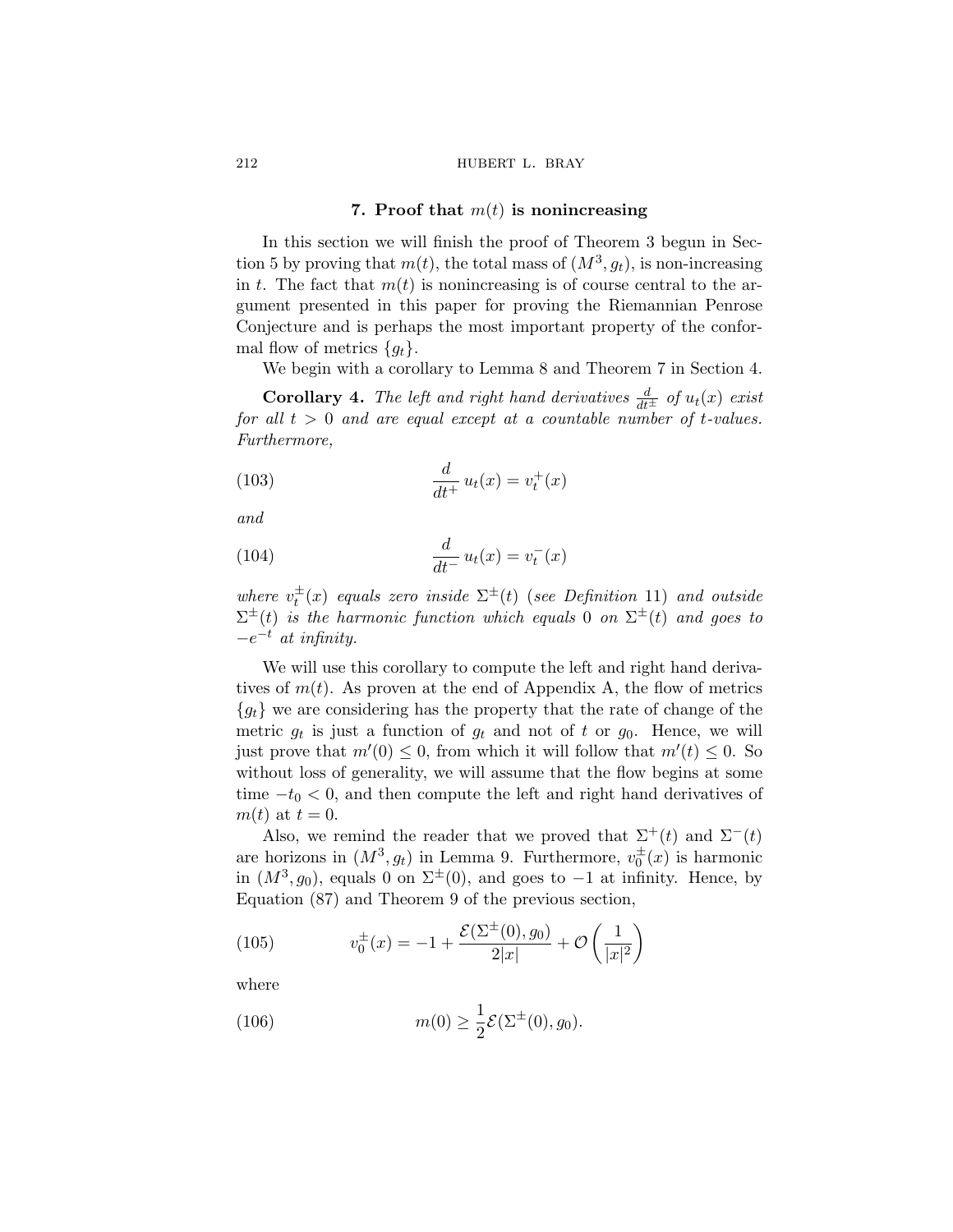## 7. Proof that $m(t)$ is nonincreasing

In this section we will finish the proof of Theorem 3 begun in Section 5 by proving that $m(t)$, the total mass of $(M^3, g_t)$, is non-increasing in $t$. The fact that $m(t)$ is nonincreasing is of course central to the argument presented in this paper for proving the Riemannian Penrose Conjecture and is perhaps the most important property of the conformal flow of metrics $\{g_t\}$.

We begin with a corollary to Lemma 8 and Theorem 7 in Section 4.

**Corollary 4.** *The left and right hand derivatives $\frac{d}{dt^\pm}$ of $u_t(x)$ exist for all $t > 0$ and are equal except at a countable number of $t$-values. Furthermore,*

$$\frac{d}{dt^+}\, u_t(x) = v_t^+(x) \tag{103}$$

*and*

$$\frac{d}{dt^-}\, u_t(x) = v_t^-(x) \tag{104}$$

*where $v_t^\pm(x)$ equals zero inside $\Sigma^\pm(t)$ (see Definition 11) and outside $\Sigma^\pm(t)$ is the harmonic function which equals $0$ on $\Sigma^\pm(t)$ and goes to $-e^{-t}$ at infinity.*

We will use this corollary to compute the left and right hand derivatives of $m(t)$. As proven at the end of Appendix A, the flow of metrics $\{g_t\}$ we are considering has the property that the rate of change of the metric $g_t$ is just a function of $g_t$ and not of $t$ or $g_0$. Hence, we will just prove that $m'(0) \leq 0$, from which it will follow that $m'(t) \leq 0$. So without loss of generality, we will assume that the flow begins at some time $-t_0 < 0$, and then compute the left and right hand derivatives of $m(t)$ at $t = 0$.

Also, we remind the reader that we proved that $\Sigma^+(t)$ and $\Sigma^-(t)$ are horizons in $(M^3, g_t)$ in Lemma 9. Furthermore, $v_0^\pm(x)$ is harmonic in $(M^3, g_0)$, equals 0 on $\Sigma^\pm(0)$, and goes to $-1$ at infinity. Hence, by Equation (87) and Theorem 9 of the previous section,

$$v_0^\pm(x) = -1 + \frac{\mathcal{E}(\Sigma^\pm(0), g_0)}{2|x|} + \mathcal{O}\left(\frac{1}{|x|^2}\right) \tag{105}$$

where

$$m(0) \geq \frac{1}{2}\mathcal{E}(\Sigma^\pm(0), g_0). \tag{106}$$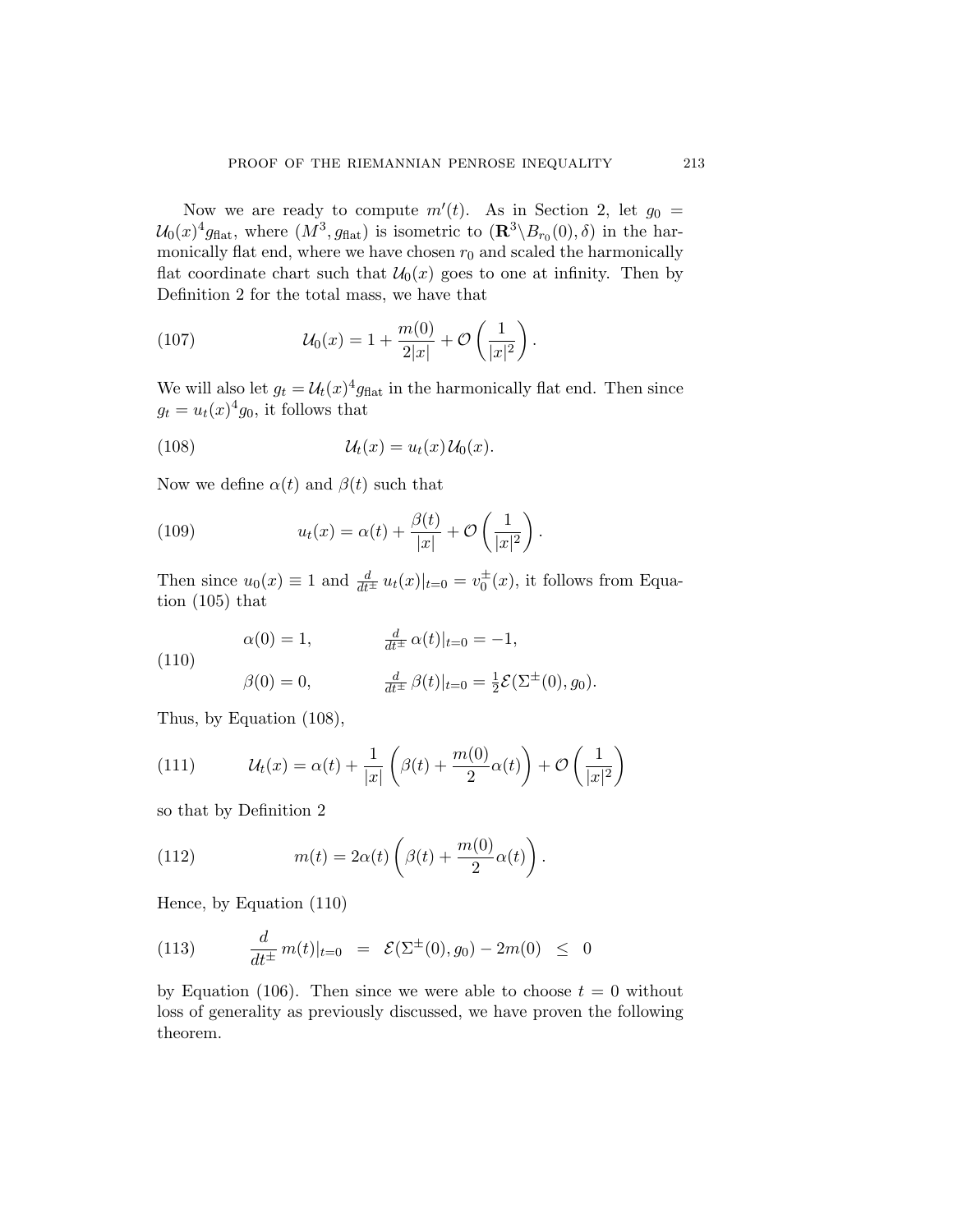Now we are ready to compute $m'(t)$. As in Section 2, let $g_0 = \mathcal{U}_0(x)^4 g_{\text{flat}}$, where $(M^3, g_{\text{flat}})$ is isometric to $(\mathbf{R}^3 \backslash B_{r_0}(0), \delta)$ in the harmonically flat end, where we have chosen $r_0$ and scaled the harmonically flat coordinate chart such that $\mathcal{U}_0(x)$ goes to one at infinity. Then by Definition 2 for the total mass, we have that

$$\mathcal{U}_0(x) = 1 + \frac{m(0)}{2|x|} + \mathcal{O}\left(\frac{1}{|x|^2}\right). \tag{107}$$

We will also let $g_t = \mathcal{U}_t(x)^4 g_{\text{flat}}$ in the harmonically flat end. Then since $g_t = u_t(x)^4 g_0$, it follows that

$$\mathcal{U}_t(x) = u_t(x)\,\mathcal{U}_0(x). \tag{108}$$

Now we define $\alpha(t)$ and $\beta(t)$ such that

$$u_t(x) = \alpha(t) + \frac{\beta(t)}{|x|} + \mathcal{O}\left(\frac{1}{|x|^2}\right). \tag{109}$$

Then since $u_0(x) \equiv 1$ and $\frac{d}{dt^{\pm}}\, u_t(x)|_{t=0} = v_0^{\pm}(x)$, it follows from Equation (105) that

$$\begin{aligned} &\alpha(0) = 1, && \tfrac{d}{dt^{\pm}}\,\alpha(t)|_{t=0} = -1, \\ &\beta(0) = 0, && \tfrac{d}{dt^{\pm}}\,\beta(t)|_{t=0} = \tfrac{1}{2}\mathcal{E}(\Sigma^{\pm}(0), g_0). \end{aligned} \tag{110}$$

Thus, by Equation (108),

$$\mathcal{U}_t(x) = \alpha(t) + \frac{1}{|x|}\left(\beta(t) + \frac{m(0)}{2}\alpha(t)\right) + \mathcal{O}\left(\frac{1}{|x|^2}\right) \tag{111}$$

so that by Definition 2

$$m(t) = 2\alpha(t)\left(\beta(t) + \frac{m(0)}{2}\alpha(t)\right). \tag{112}$$

Hence, by Equation (110)

$$\frac{d}{dt^{\pm}}\, m(t)|_{t=0} \;=\; \mathcal{E}(\Sigma^{\pm}(0), g_0) - 2m(0) \;\leq\; 0 \tag{113}$$

by Equation (106). Then since we were able to choose $t = 0$ without loss of generality as previously discussed, we have proven the following theorem.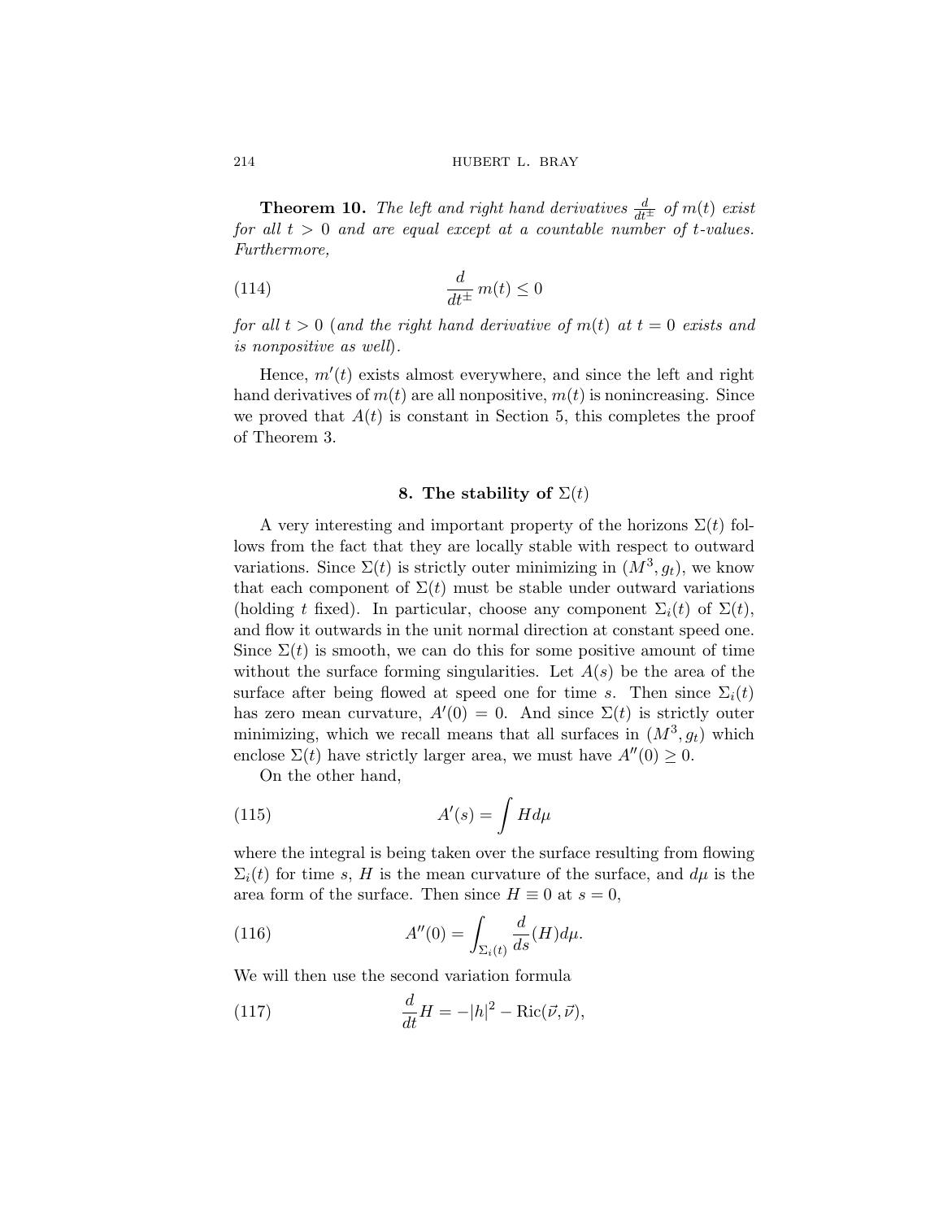**Theorem 10.** *The left and right hand derivatives $\frac{d}{dt^{\pm}}$ of $m(t)$ exist for all $t > 0$ and are equal except at a countable number of $t$-values. Furthermore,*

$$\frac{d}{dt^{\pm}}\, m(t) \leq 0 \tag{114}$$

*for all $t > 0$ (and the right hand derivative of $m(t)$ at $t = 0$ exists and is nonpositive as well).*

Hence, $m'(t)$ exists almost everywhere, and since the left and right hand derivatives of $m(t)$ are all nonpositive, $m(t)$ is nonincreasing. Since we proved that $A(t)$ is constant in Section 5, this completes the proof of Theorem 3.

## 8. The stability of $\Sigma(t)$

A very interesting and important property of the horizons $\Sigma(t)$ follows from the fact that they are locally stable with respect to outward variations. Since $\Sigma(t)$ is strictly outer minimizing in $(M^3, g_t)$, we know that each component of $\Sigma(t)$ must be stable under outward variations (holding $t$ fixed). In particular, choose any component $\Sigma_i(t)$ of $\Sigma(t)$, and flow it outwards in the unit normal direction at constant speed one. Since $\Sigma(t)$ is smooth, we can do this for some positive amount of time without the surface forming singularities. Let $A(s)$ be the area of the surface after being flowed at speed one for time $s$. Then since $\Sigma_i(t)$ has zero mean curvature, $A'(0) = 0$. And since $\Sigma(t)$ is strictly outer minimizing, which we recall means that all surfaces in $(M^3, g_t)$ which enclose $\Sigma(t)$ have strictly larger area, we must have $A''(0) \geq 0$.

On the other hand,

$$A'(s) = \int H d\mu \tag{115}$$

where the integral is being taken over the surface resulting from flowing $\Sigma_i(t)$ for time $s$, $H$ is the mean curvature of the surface, and $d\mu$ is the area form of the surface. Then since $H \equiv 0$ at $s = 0$,

$$A''(0) = \int_{\Sigma_i(t)} \frac{d}{ds}(H) d\mu. \tag{116}$$

We will then use the second variation formula

$$\frac{d}{dt}H = -|h|^2 - \mathrm{Ric}(\vec{\nu}, \vec{\nu}), \tag{117}$$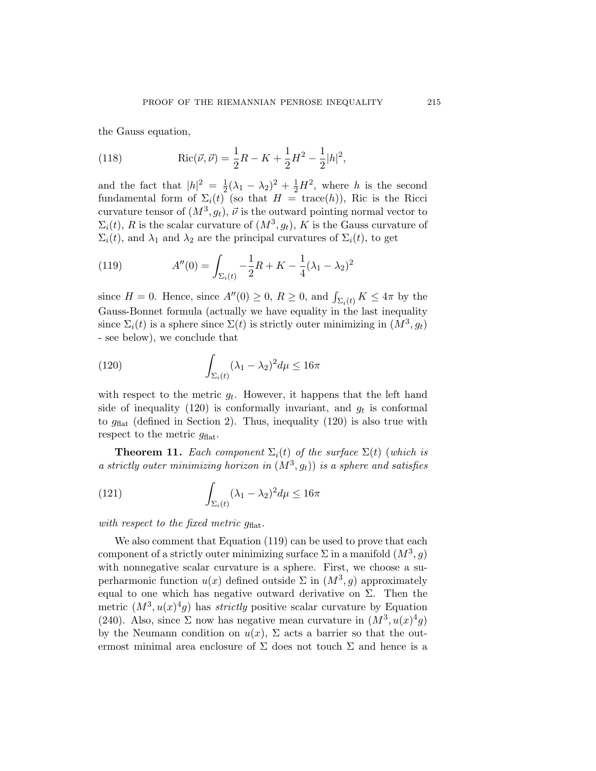the Gauss equation,

$$\operatorname{Ric}(\vec{\nu}, \vec{\nu}) = \frac{1}{2}R - K + \frac{1}{2}H^2 - \frac{1}{2}|h|^2, \tag{118}$$

and the fact that $|h|^2 = \frac{1}{2}(\lambda_1 - \lambda_2)^2 + \frac{1}{2}H^2$, where $h$ is the second fundamental form of $\Sigma_i(t)$ (so that $H = \operatorname{trace}(h)$), Ric is the Ricci curvature tensor of $(M^3, g_t)$, $\vec{\nu}$ is the outward pointing normal vector to $\Sigma_i(t)$, $R$ is the scalar curvature of $(M^3, g_t)$, $K$ is the Gauss curvature of $\Sigma_i(t)$, and $\lambda_1$ and $\lambda_2$ are the principal curvatures of $\Sigma_i(t)$, to get

$$A''(0) = \int_{\Sigma_i(t)} -\frac{1}{2}R + K - \frac{1}{4}(\lambda_1 - \lambda_2)^2 \tag{119}$$

since $H = 0$. Hence, since $A''(0) \geq 0$, $R \geq 0$, and $\int_{\Sigma_i(t)} K \leq 4\pi$ by the Gauss-Bonnet formula (actually we have equality in the last inequality since $\Sigma_i(t)$ is a sphere since $\Sigma(t)$ is strictly outer minimizing in $(M^3, g_t)$ - see below), we conclude that

$$\int_{\Sigma_i(t)} (\lambda_1 - \lambda_2)^2 d\mu \leq 16\pi \tag{120}$$

with respect to the metric $g_t$. However, it happens that the left hand side of inequality (120) is conformally invariant, and $g_t$ is conformal to $g_{\text{flat}}$ (defined in Section 2). Thus, inequality (120) is also true with respect to the metric $g_{\text{flat}}$.

**Theorem 11.** *Each component $\Sigma_i(t)$ of the surface $\Sigma(t)$ (which is a strictly outer minimizing horizon in $(M^3, g_t)$) is a sphere and satisfies*

$$\int_{\Sigma_i(t)} (\lambda_1 - \lambda_2)^2 d\mu \leq 16\pi \tag{121}$$

*with respect to the fixed metric $g_{\text{flat}}$.*

We also comment that Equation (119) can be used to prove that each component of a strictly outer minimizing surface $\Sigma$ in a manifold $(M^3, g)$ with nonnegative scalar curvature is a sphere. First, we choose a superharmonic function $u(x)$ defined outside $\Sigma$ in $(M^3, g)$ approximately equal to one which has negative outward derivative on $\Sigma$. Then the metric $(M^3, u(x)^4 g)$ has *strictly* positive scalar curvature by Equation (240). Also, since $\Sigma$ now has negative mean curvature in $(M^3, u(x)^4 g)$ by the Neumann condition on $u(x)$, $\Sigma$ acts a barrier so that the outermost minimal area enclosure of $\Sigma$ does not touch $\Sigma$ and hence is a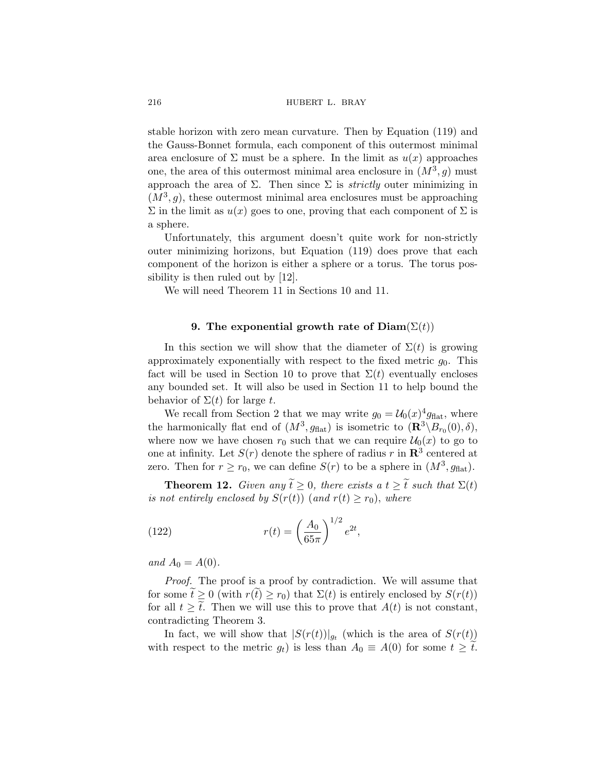stable horizon with zero mean curvature. Then by Equation (119) and the Gauss-Bonnet formula, each component of this outermost minimal area enclosure of $\Sigma$ must be a sphere. In the limit as $u(x)$ approaches one, the area of this outermost minimal area enclosure in $(M^3, g)$ must approach the area of $\Sigma$. Then since $\Sigma$ is *strictly* outer minimizing in $(M^3, g)$, these outermost minimal area enclosures must be approaching $\Sigma$ in the limit as $u(x)$ goes to one, proving that each component of $\Sigma$ is a sphere.

Unfortunately, this argument doesn't quite work for non-strictly outer minimizing horizons, but Equation (119) does prove that each component of the horizon is either a sphere or a torus. The torus possibility is then ruled out by [12].

We will need Theorem 11 in Sections 10 and 11.

## 9. The exponential growth rate of $\mathbf{Diam}(\Sigma(t))$

In this section we will show that the diameter of $\Sigma(t)$ is growing approximately exponentially with respect to the fixed metric $g_0$. This fact will be used in Section 10 to prove that $\Sigma(t)$ eventually encloses any bounded set. It will also be used in Section 11 to help bound the behavior of $\Sigma(t)$ for large $t$.

We recall from Section 2 that we may write $g_0 = \mathcal{U}_0(x)^4 g_{\text{flat}}$, where the harmonically flat end of $(M^3, g_{\text{flat}})$ is isometric to $(\mathbf{R}^3 \backslash B_{r_0}(0), \delta)$, where now we have chosen $r_0$ such that we can require $\mathcal{U}_0(x)$ to go to one at infinity. Let $S(r)$ denote the sphere of radius $r$ in $\mathbf{R}^3$ centered at zero. Then for $r \geq r_0$, we can define $S(r)$ to be a sphere in $(M^3, g_{\text{flat}})$.

**Theorem 12.** *Given any $\widetilde{t} \geq 0$, there exists a $t \geq \widetilde{t}$ such that $\Sigma(t)$ is not entirely enclosed by $S(r(t))$ (and $r(t) \geq r_0$), where*

$$r(t) = \left( \frac{A_0}{65\pi} \right)^{1/2} e^{2t}, \tag{122}$$

*and $A_0 = A(0)$.*

*Proof.* The proof is a proof by contradiction. We will assume that for some $\widetilde{t} \geq 0$ (with $r(\widetilde{t}) \geq r_0$) that $\Sigma(t)$ is entirely enclosed by $S(r(t))$ for all $t \geq \widetilde{t}$. Then we will use this to prove that $A(t)$ is not constant, contradicting Theorem 3.

In fact, we will show that $|S(r(t))|_{g_t}$ (which is the area of $S(r(t))$ with respect to the metric $g_t$) is less than $A_0 \equiv A(0)$ for some $t \geq \widetilde{t}$.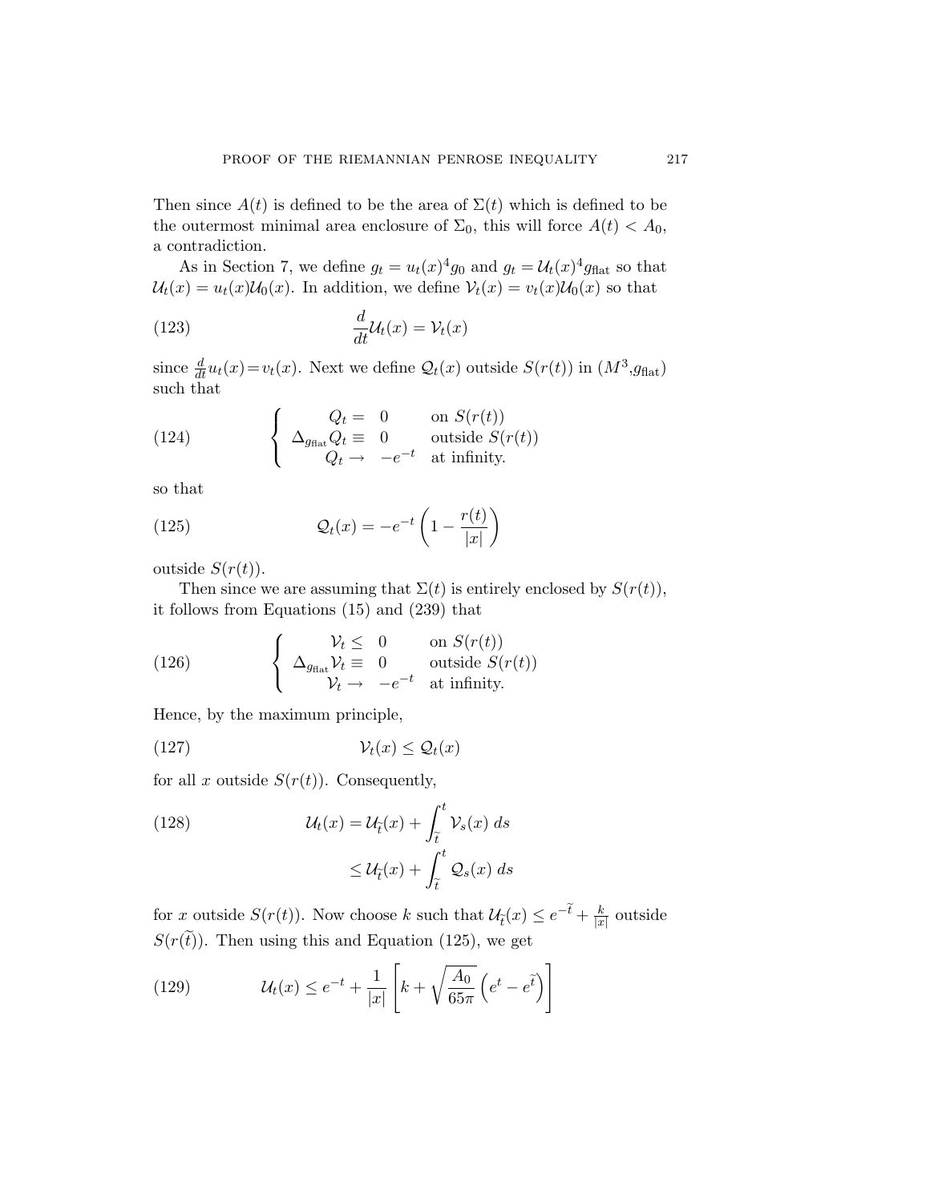Then since $A(t)$ is defined to be the area of $\Sigma(t)$ which is defined to be the outermost minimal area enclosure of $\Sigma_0$, this will force $A(t) < A_0$, a contradiction.

As in Section 7, we define $g_t = u_t(x)^4 g_0$ and $g_t = \mathcal{U}_t(x)^4 g_{\text{flat}}$ so that $\mathcal{U}_t(x) = u_t(x)\mathcal{U}_0(x)$. In addition, we define $\mathcal{V}_t(x) = v_t(x)\mathcal{U}_0(x)$ so that

$$\frac{d}{dt}\mathcal{U}_t(x) = \mathcal{V}_t(x) \tag{123}$$

since $\frac{d}{dt}u_t(x) = v_t(x)$. Next we define $\mathcal{Q}_t(x)$ outside $S(r(t))$ in $(M^3, g_{\text{flat}})$ such that

$$\begin{cases} Q_t = \;\; 0 & \text{on } S(r(t)) \\ \Delta_{g_{\text{flat}}} Q_t \equiv \;\; 0 & \text{outside } S(r(t)) \\ Q_t \to \;\; -e^{-t} & \text{at infinity.} \end{cases} \tag{124}$$

so that

$$\mathcal{Q}_t(x) = -e^{-t}\left(1 - \frac{r(t)}{|x|}\right) \tag{125}$$

outside $S(r(t))$.

Then since we are assuming that $\Sigma(t)$ is entirely enclosed by $S(r(t))$, it follows from Equations (15) and (239) that

$$\begin{cases} \mathcal{V}_t \leq \;\; 0 & \text{on } S(r(t)) \\ \Delta_{g_{\text{flat}}} \mathcal{V}_t \equiv \;\; 0 & \text{outside } S(r(t)) \\ \mathcal{V}_t \to \;\; -e^{-t} & \text{at infinity.} \end{cases} \tag{126}$$

Hence, by the maximum principle,

$$\mathcal{V}_t(x) \leq \mathcal{Q}_t(x) \tag{127}$$

for all $x$ outside $S(r(t))$. Consequently,

$$\begin{aligned} \mathcal{U}_t(x) &= \mathcal{U}_{\tilde{t}}(x) + \int_{\tilde{t}}^{t} \mathcal{V}_s(x)\, ds \\ &\leq \mathcal{U}_{\tilde{t}}(x) + \int_{\tilde{t}}^{t} \mathcal{Q}_s(x)\, ds \end{aligned} \tag{128}$$

for $x$ outside $S(r(t))$. Now choose $k$ such that $\mathcal{U}_{\tilde{t}}(x) \leq e^{-\tilde{t}} + \frac{k}{|x|}$ outside $S(r(\tilde{t}))$. Then using this and Equation (125), we get

$$\mathcal{U}_t(x) \leq e^{-t} + \frac{1}{|x|}\left[k + \sqrt{\frac{A_0}{65\pi}}\left(e^{t} - e^{\tilde{t}}\right)\right] \tag{129}$$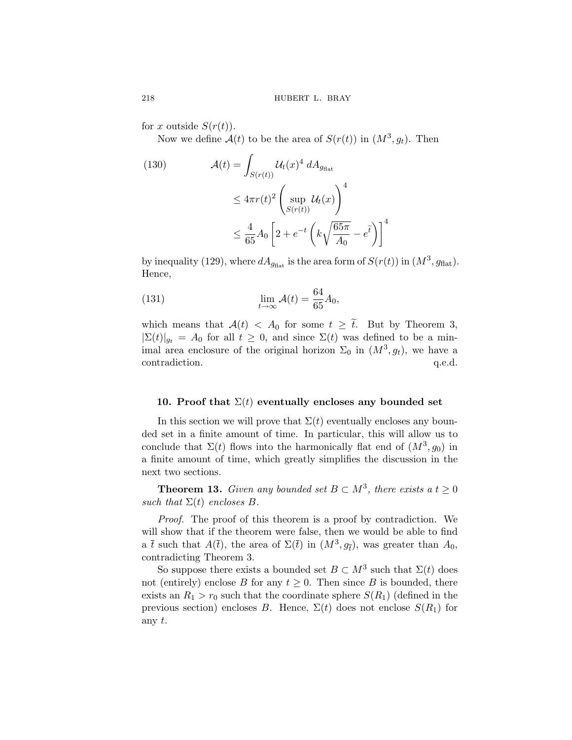for $x$ outside $S(r(t))$.

Now we define $\mathcal{A}(t)$ to be the area of $S(r(t))$ in $(M^3, g_t)$. Then

$$
\begin{aligned}
\mathcal{A}(t) &= \int_{S(r(t))} \mathcal{U}_t(x)^4 \, dA_{g_{\text{flat}}} \\
&\leq 4\pi r(t)^2 \left( \sup_{S(r(t))} \mathcal{U}_t(x) \right)^4 \\
&\leq \frac{4}{65} A_0 \left[ 2 + e^{-t} \left( k \sqrt{\frac{65\pi}{A_0}} - e^{\tilde{t}} \right) \right]^4
\end{aligned}
\tag{130}
$$

by inequality (129), where $dA_{g_{\text{flat}}}$ is the area form of $S(r(t))$ in $(M^3, g_{\text{flat}})$. Hence,

$$
\lim_{t \to \infty} \mathcal{A}(t) = \frac{64}{65} A_0,
\tag{131}
$$

which means that $\mathcal{A}(t) < A_0$ for some $t \geq \tilde{t}$. But by Theorem 3, $|\Sigma(t)|_{g_t} = A_0$ for all $t \geq 0$, and since $\Sigma(t)$ was defined to be a minimal area enclosure of the original horizon $\Sigma_0$ in $(M^3, g_t)$, we have a contradiction. q.e.d.

### 10. Proof that $\Sigma(t)$ eventually encloses any bounded set

In this section we will prove that $\Sigma(t)$ eventually encloses any bounded set in a finite amount of time. In particular, this will allow us to conclude that $\Sigma(t)$ flows into the harmonically flat end of $(M^3, g_0)$ in a finite amount of time, which greatly simplifies the discussion in the next two sections.

**Theorem 13.** *Given any bounded set $B \subset M^3$, there exists a $t \geq 0$ such that $\Sigma(t)$ encloses $B$.*

*Proof.* The proof of this theorem is a proof by contradiction. We will show that if the theorem were false, then we would be able to find a $\bar{t}$ such that $A(\bar{t})$, the area of $\Sigma(\bar{t})$ in $(M^3, g_{\bar{t}})$, was greater than $A_0$, contradicting Theorem 3.

So suppose there exists a bounded set $B \subset M^3$ such that $\Sigma(t)$ does not (entirely) enclose $B$ for any $t \geq 0$. Then since $B$ is bounded, there exists an $R_1 > r_0$ such that the coordinate sphere $S(R_1)$ (defined in the previous section) encloses $B$. Hence, $\Sigma(t)$ does not enclose $S(R_1)$ for any $t$.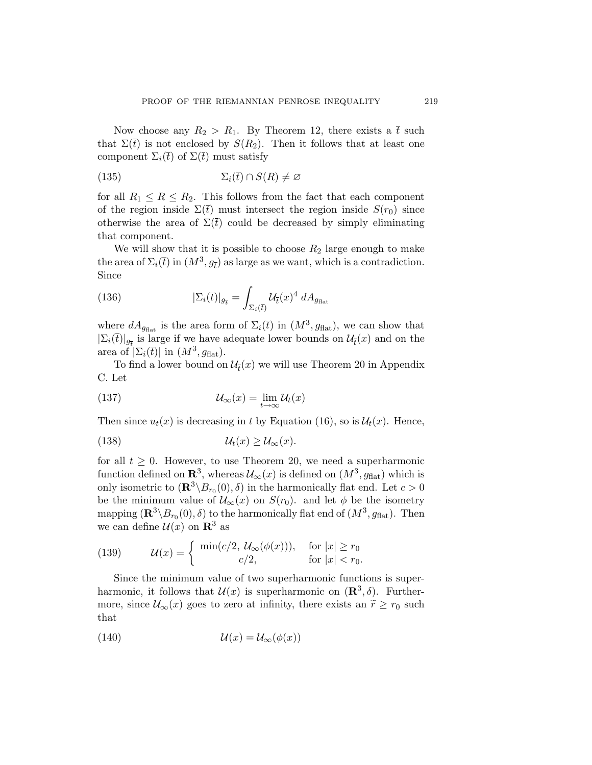Now choose any $R_2 > R_1$. By Theorem 12, there exists a $\overline{t}$ such that $\Sigma(\overline{t})$ is not enclosed by $S(R_2)$. Then it follows that at least one component $\Sigma_i(\overline{t})$ of $\Sigma(\overline{t})$ must satisfy

$$\Sigma_i(\overline{t}) \cap S(R) \neq \varnothing \tag{135}$$

for all $R_1 \leq R \leq R_2$. This follows from the fact that each component of the region inside $\Sigma(\overline{t})$ must intersect the region inside $S(r_0)$ since otherwise the area of $\Sigma(\overline{t})$ could be decreased by simply eliminating that component.

We will show that it is possible to choose $R_2$ large enough to make the area of $\Sigma_i(\overline{t})$ in $(M^3, g_{\overline{t}})$ as large as we want, which is a contradiction. Since

$$|\Sigma_i(\overline{t})|_{g_{\overline{t}}} = \int_{\Sigma_i(\overline{t})} \mathcal{U}_{\overline{t}}(x)^4 \, dA_{g_{\text{flat}}} \tag{136}$$

where $dA_{g_{\text{flat}}}$ is the area form of $\Sigma_i(\overline{t})$ in $(M^3, g_{\text{flat}})$, we can show that $|\Sigma_i(\overline{t})|_{g_{\overline{t}}}$ is large if we have adequate lower bounds on $\mathcal{U}_{\overline{t}}(x)$ and on the area of $|\Sigma_i(\overline{t})|$ in $(M^3, g_{\text{flat}})$.

To find a lower bound on $\mathcal{U}_{\overline{t}}(x)$ we will use Theorem 20 in Appendix C. Let

$$\mathcal{U}_\infty(x) = \lim_{t \to \infty} \mathcal{U}_t(x) \tag{137}$$

Then since $u_t(x)$ is decreasing in $t$ by Equation (16), so is $\mathcal{U}_t(x)$. Hence,

$$\mathcal{U}_t(x) \geq \mathcal{U}_\infty(x). \tag{138}$$

for all $t \geq 0$. However, to use Theorem 20, we need a superharmonic function defined on $\mathbf{R}^3$, whereas $\mathcal{U}_\infty(x)$ is defined on $(M^3, g_{\text{flat}})$ which is only isometric to $(\mathbf{R}^3 \backslash B_{r_0}(0), \delta)$ in the harmonically flat end. Let $c > 0$ be the minimum value of $\mathcal{U}_\infty(x)$ on $S(r_0)$. and let $\phi$ be the isometry mapping $(\mathbf{R}^3 \backslash B_{r_0}(0), \delta)$ to the harmonically flat end of $(M^3, g_{\text{flat}})$. Then we can define $\mathcal{U}(x)$ on $\mathbf{R}^3$ as

$$\mathcal{U}(x) = \begin{cases} \min(c/2, \, \mathcal{U}_\infty(\phi(x))), & \text{for } |x| \geq r_0 \\ c/2, & \text{for } |x| < r_0. \end{cases} \tag{139}$$

Since the minimum value of two superharmonic functions is superharmonic, it follows that $\mathcal{U}(x)$ is superharmonic on $(\mathbf{R}^3, \delta)$. Furthermore, since $\mathcal{U}_\infty(x)$ goes to zero at infinity, there exists an $\widetilde{r} \geq r_0$ such that

$$\mathcal{U}(x) = \mathcal{U}_\infty(\phi(x)) \tag{140}$$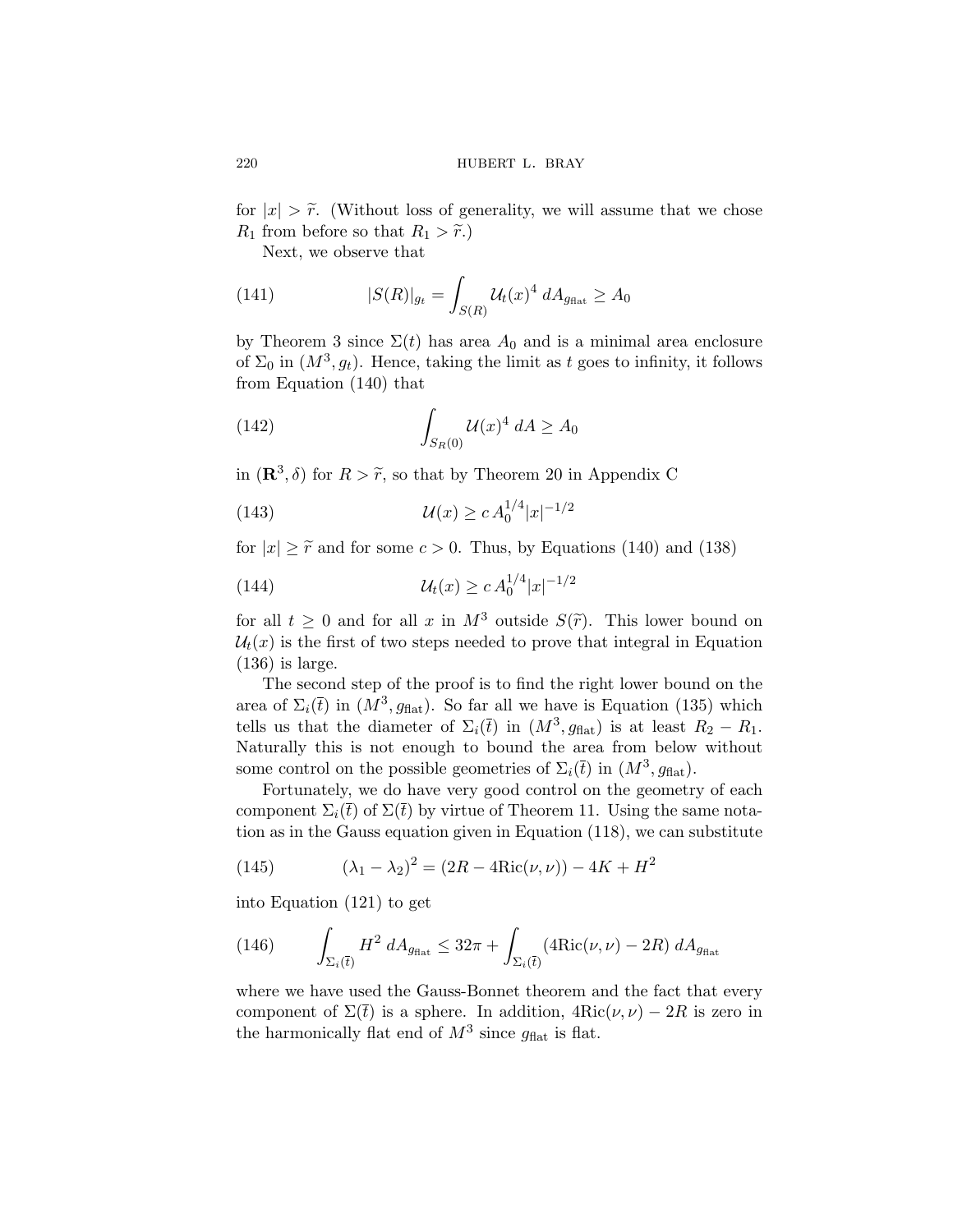for $|x| > \widetilde{r}$. (Without loss of generality, we will assume that we chose $R_1$ from before so that $R_1 > \widetilde{r}$.)

Next, we observe that

$$|S(R)|_{g_t} = \int_{S(R)} \mathcal{U}_t(x)^4 \, dA_{g_{\text{flat}}} \geq A_0 \tag{141}$$

by Theorem 3 since $\Sigma(t)$ has area $A_0$ and is a minimal area enclosure of $\Sigma_0$ in $(M^3, g_t)$. Hence, taking the limit as $t$ goes to infinity, it follows from Equation (140) that

$$\int_{S_R(0)} \mathcal{U}(x)^4 \, dA \geq A_0 \tag{142}$$

in $(\mathbf{R}^3, \delta)$ for $R > \widetilde{r}$, so that by Theorem 20 in Appendix C

$$\mathcal{U}(x) \geq c \, A_0^{1/4} |x|^{-1/2} \tag{143}$$

for $|x| \geq \widetilde{r}$ and for some $c > 0$. Thus, by Equations (140) and (138)

$$\mathcal{U}_t(x) \geq c \, A_0^{1/4} |x|^{-1/2} \tag{144}$$

for all $t \geq 0$ and for all $x$ in $M^3$ outside $S(\widetilde{r})$. This lower bound on $\mathcal{U}_t(x)$ is the first of two steps needed to prove that integral in Equation (136) is large.

The second step of the proof is to find the right lower bound on the area of $\Sigma_i(\bar{t})$ in $(M^3, g_{\text{flat}})$. So far all we have is Equation (135) which tells us that the diameter of $\Sigma_i(\bar{t})$ in $(M^3, g_{\text{flat}})$ is at least $R_2 - R_1$. Naturally this is not enough to bound the area from below without some control on the possible geometries of $\Sigma_i(\bar{t})$ in $(M^3, g_{\text{flat}})$.

Fortunately, we do have very good control on the geometry of each component $\Sigma_i(\bar{t})$ of $\Sigma(\bar{t})$ by virtue of Theorem 11. Using the same notation as in the Gauss equation given in Equation (118), we can substitute

$$(\lambda_1 - \lambda_2)^2 = (2R - 4\text{Ric}(\nu, \nu)) - 4K + H^2 \tag{145}$$

into Equation (121) to get

$$\int_{\Sigma_i(\bar{t})} H^2 \, dA_{g_{\text{flat}}} \leq 32\pi + \int_{\Sigma_i(\bar{t})} (4\text{Ric}(\nu, \nu) - 2R) \, dA_{g_{\text{flat}}} \tag{146}$$

where we have used the Gauss-Bonnet theorem and the fact that every component of $\Sigma(\bar{t})$ is a sphere. In addition, $4\text{Ric}(\nu, \nu) - 2R$ is zero in the harmonically flat end of $M^3$ since $g_{\text{flat}}$ is flat.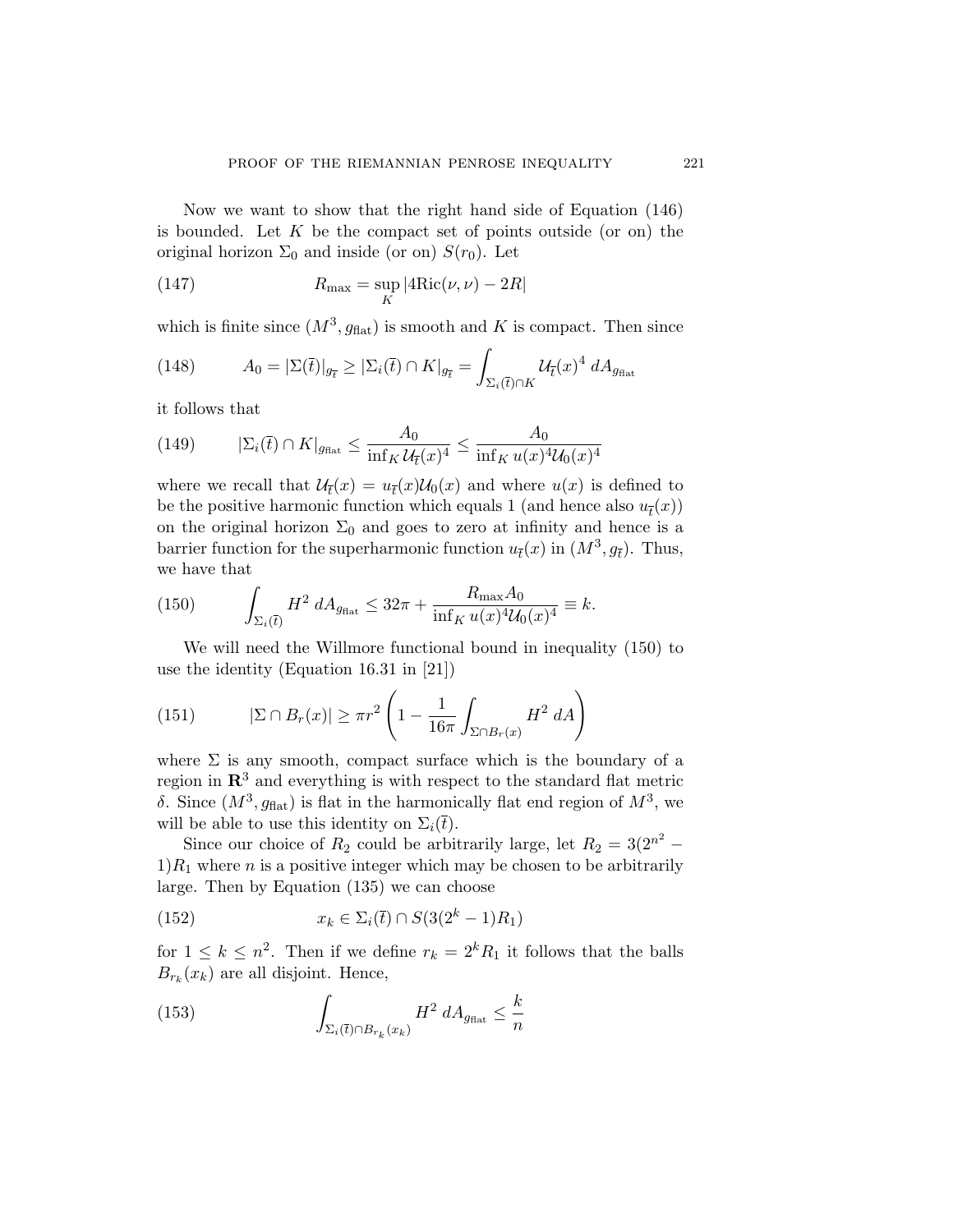Now we want to show that the right hand side of Equation (146) is bounded. Let $K$ be the compact set of points outside (or on) the original horizon $\Sigma_0$ and inside (or on) $S(r_0)$. Let

$$R_{\max} = \sup_K |4\mathrm{Ric}(\nu, \nu) - 2R| \tag{147}$$

which is finite since $(M^3, g_{\mathrm{flat}})$ is smooth and $K$ is compact. Then since

$$A_0 = |\Sigma(\bar{t})|_{g_{\bar{t}}} \geq |\Sigma_i(\bar{t}) \cap K|_{g_{\bar{t}}} = \int_{\Sigma_i(\bar{t}) \cap K} \mathcal{U}_{\bar{t}}(x)^4 \, dA_{g_{\mathrm{flat}}} \tag{148}$$

it follows that

$$|\Sigma_i(\bar{t}) \cap K|_{g_{\mathrm{flat}}} \leq \frac{A_0}{\inf_K \mathcal{U}_{\bar{t}}(x)^4} \leq \frac{A_0}{\inf_K u(x)^4 \mathcal{U}_0(x)^4} \tag{149}$$

where we recall that $\mathcal{U}_{\bar{t}}(x) = u_{\bar{t}}(x)\mathcal{U}_0(x)$ and where $u(x)$ is defined to be the positive harmonic function which equals 1 (and hence also $u_{\bar{t}}(x)$) on the original horizon $\Sigma_0$ and goes to zero at infinity and hence is a barrier function for the superharmonic function $u_{\bar{t}}(x)$ in $(M^3, g_{\bar{t}})$. Thus, we have that

$$\int_{\Sigma_i(\bar{t})} H^2 \, dA_{g_{\mathrm{flat}}} \leq 32\pi + \frac{R_{\max} A_0}{\inf_K u(x)^4 \mathcal{U}_0(x)^4} \equiv k. \tag{150}$$

We will need the Willmore functional bound in inequality (150) to use the identity (Equation 16.31 in [21])

$$|\Sigma \cap B_r(x)| \geq \pi r^2 \left(1 - \frac{1}{16\pi} \int_{\Sigma \cap B_r(x)} H^2 \, dA \right) \tag{151}$$

where $\Sigma$ is any smooth, compact surface which is the boundary of a region in $\mathbf{R}^3$ and everything is with respect to the standard flat metric $\delta$. Since $(M^3, g_{\mathrm{flat}})$ is flat in the harmonically flat end region of $M^3$, we will be able to use this identity on $\Sigma_i(\bar{t})$.

Since our choice of $R_2$ could be arbitrarily large, let $R_2 = 3(2^{n^2} - 1)R_1$ where $n$ is a positive integer which may be chosen to be arbitrarily large. Then by Equation (135) we can choose

$$x_k \in \Sigma_i(\bar{t}) \cap S(3(2^k - 1)R_1) \tag{152}$$

for $1 \leq k \leq n^2$. Then if we define $r_k = 2^k R_1$ it follows that the balls $B_{r_k}(x_k)$ are all disjoint. Hence,

$$\int_{\Sigma_i(\bar{t}) \cap B_{r_k}(x_k)} H^2 \, dA_{g_{\mathrm{flat}}} \leq \frac{k}{n} \tag{153}$$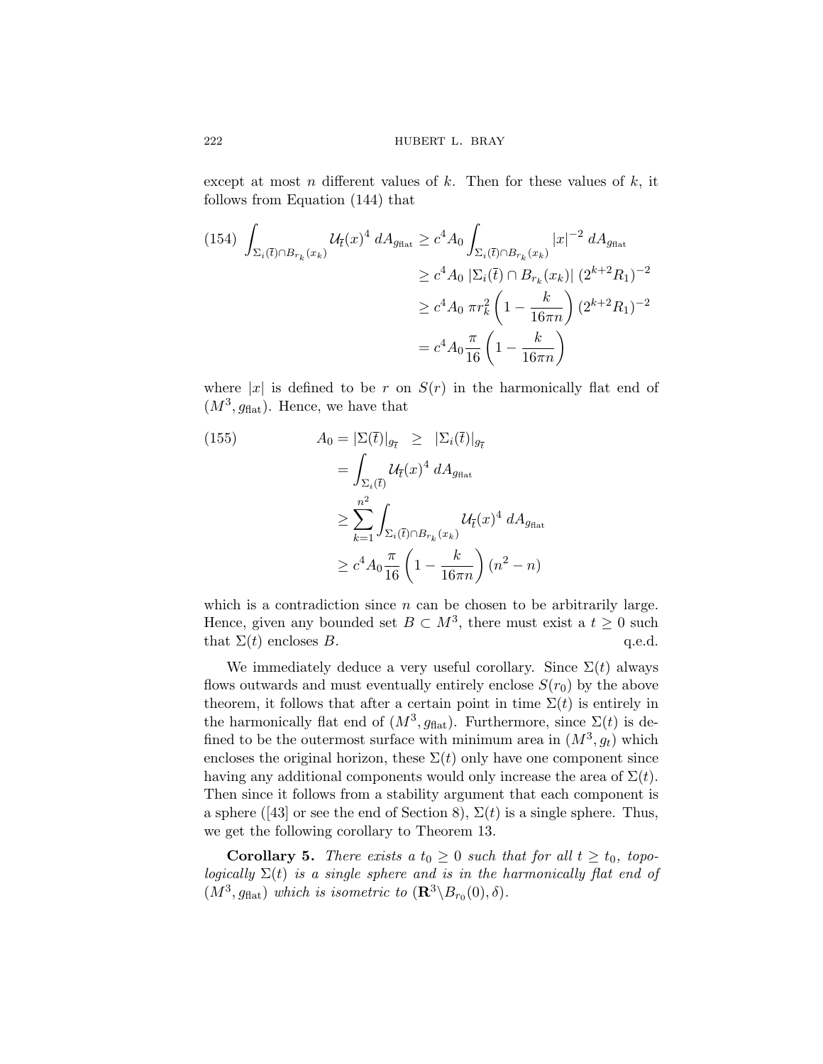except at most $n$ different values of $k$. Then for these values of $k$, it follows from Equation (144) that

$$
\begin{aligned}
\int_{\Sigma_i(\bar{t}) \cap B_{r_k}(x_k)} \mathcal{U}_{\bar{t}}(x)^4 \, dA_{g_{\text{flat}}} &\geq c^4 A_0 \int_{\Sigma_i(\bar{t}) \cap B_{r_k}(x_k)} |x|^{-2} \, dA_{g_{\text{flat}}} \\
&\geq c^4 A_0 \, |\Sigma_i(\bar{t}) \cap B_{r_k}(x_k)| \, (2^{k+2} R_1)^{-2} \\
&\geq c^4 A_0 \, \pi r_k^2 \left(1 - \frac{k}{16\pi n}\right) (2^{k+2} R_1)^{-2} \\
&= c^4 A_0 \frac{\pi}{16} \left(1 - \frac{k}{16\pi n}\right)
\end{aligned} \tag{154}
$$

where $|x|$ is defined to be $r$ on $S(r)$ in the harmonically flat end of $(M^3, g_{\text{flat}})$. Hence, we have that

$$
\begin{aligned}
A_0 = |\Sigma(\bar{t})|_{g_{\bar{t}}} &\geq |\Sigma_i(\bar{t})|_{g_{\bar{t}}} \\
&= \int_{\Sigma_i(\bar{t})} \mathcal{U}_{\bar{t}}(x)^4 \, dA_{g_{\text{flat}}} \\
&\geq \sum_{k=1}^{n^2} \int_{\Sigma_i(\bar{t}) \cap B_{r_k}(x_k)} \mathcal{U}_{\bar{t}}(x)^4 \, dA_{g_{\text{flat}}} \\
&\geq c^4 A_0 \frac{\pi}{16} \left(1 - \frac{k}{16\pi n}\right) (n^2 - n)
\end{aligned} \tag{155}
$$

which is a contradiction since $n$ can be chosen to be arbitrarily large. Hence, given any bounded set $B \subset M^3$, there must exist a $t \geq 0$ such that $\Sigma(t)$ encloses $B$. q.e.d.

We immediately deduce a very useful corollary. Since $\Sigma(t)$ always flows outwards and must eventually entirely enclose $S(r_0)$ by the above theorem, it follows that after a certain point in time $\Sigma(t)$ is entirely in the harmonically flat end of $(M^3, g_{\text{flat}})$. Furthermore, since $\Sigma(t)$ is defined to be the outermost surface with minimum area in $(M^3, g_t)$ which encloses the original horizon, these $\Sigma(t)$ only have one component since having any additional components would only increase the area of $\Sigma(t)$. Then since it follows from a stability argument that each component is a sphere ([43] or see the end of Section 8), $\Sigma(t)$ is a single sphere. Thus, we get the following corollary to Theorem 13.

**Corollary 5.** *There exists a $t_0 \geq 0$ such that for all $t \geq t_0$, topologically $\Sigma(t)$ is a single sphere and is in the harmonically flat end of $(M^3, g_{\text{flat}})$ which is isometric to $(\mathbf{R}^3 \backslash B_{r_0}(0), \delta)$.*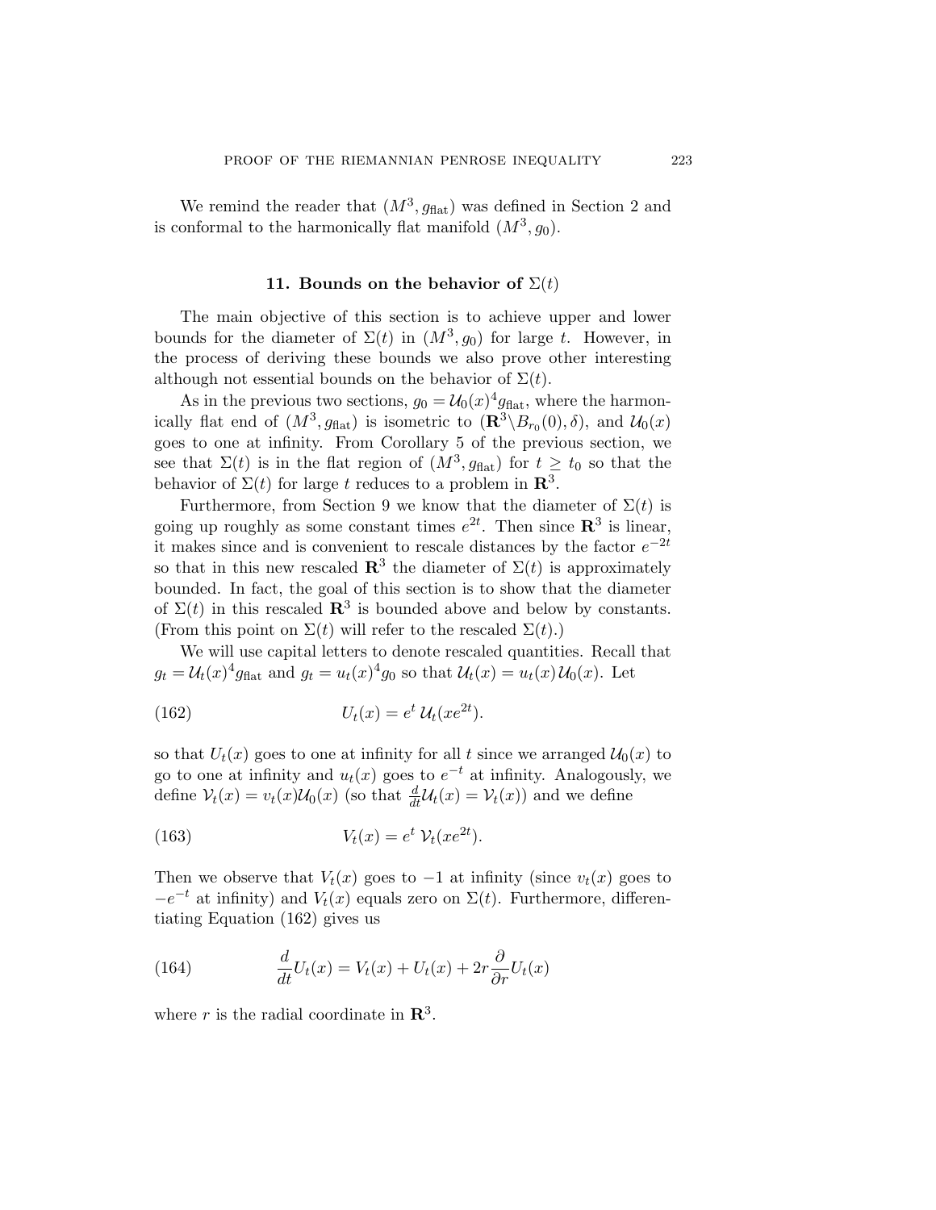We remind the reader that $(M^3, g_{\text{flat}})$ was defined in Section 2 and is conformal to the harmonically flat manifold $(M^3, g_0)$.

## 11. Bounds on the behavior of $\Sigma(t)$

The main objective of this section is to achieve upper and lower bounds for the diameter of $\Sigma(t)$ in $(M^3, g_0)$ for large $t$. However, in the process of deriving these bounds we also prove other interesting although not essential bounds on the behavior of $\Sigma(t)$.

As in the previous two sections, $g_0 = \mathcal{U}_0(x)^4 g_{\text{flat}}$, where the harmonically flat end of $(M^3, g_{\text{flat}})$ is isometric to $(\mathbf{R}^3 \backslash B_{r_0}(0), \delta)$, and $\mathcal{U}_0(x)$ goes to one at infinity. From Corollary 5 of the previous section, we see that $\Sigma(t)$ is in the flat region of $(M^3, g_{\text{flat}})$ for $t \geq t_0$ so that the behavior of $\Sigma(t)$ for large $t$ reduces to a problem in $\mathbf{R}^3$.

Furthermore, from Section 9 we know that the diameter of $\Sigma(t)$ is going up roughly as some constant times $e^{2t}$. Then since $\mathbf{R}^3$ is linear, it makes since and is convenient to rescale distances by the factor $e^{-2t}$ so that in this new rescaled $\mathbf{R}^3$ the diameter of $\Sigma(t)$ is approximately bounded. In fact, the goal of this section is to show that the diameter of $\Sigma(t)$ in this rescaled $\mathbf{R}^3$ is bounded above and below by constants. (From this point on $\Sigma(t)$ will refer to the rescaled $\Sigma(t)$.)

We will use capital letters to denote rescaled quantities. Recall that $g_t = \mathcal{U}_t(x)^4 g_{\text{flat}}$ and $g_t = u_t(x)^4 g_0$ so that $\mathcal{U}_t(x) = u_t(x)\mathcal{U}_0(x)$. Let

$$U_t(x) = e^t\, \mathcal{U}_t(xe^{2t}). \tag{162}$$

so that $U_t(x)$ goes to one at infinity for all $t$ since we arranged $\mathcal{U}_0(x)$ to go to one at infinity and $u_t(x)$ goes to $e^{-t}$ at infinity. Analogously, we define $\mathcal{V}_t(x) = v_t(x)\mathcal{U}_0(x)$ (so that $\frac{d}{dt}\mathcal{U}_t(x) = \mathcal{V}_t(x)$) and we define

$$V_t(x) = e^t\, \mathcal{V}_t(xe^{2t}). \tag{163}$$

Then we observe that $V_t(x)$ goes to $-1$ at infinity (since $v_t(x)$ goes to $-e^{-t}$ at infinity) and $V_t(x)$ equals zero on $\Sigma(t)$. Furthermore, differentiating Equation (162) gives us

$$\frac{d}{dt} U_t(x) = V_t(x) + U_t(x) + 2r \frac{\partial}{\partial r} U_t(x) \tag{164}$$

where $r$ is the radial coordinate in $\mathbf{R}^3$.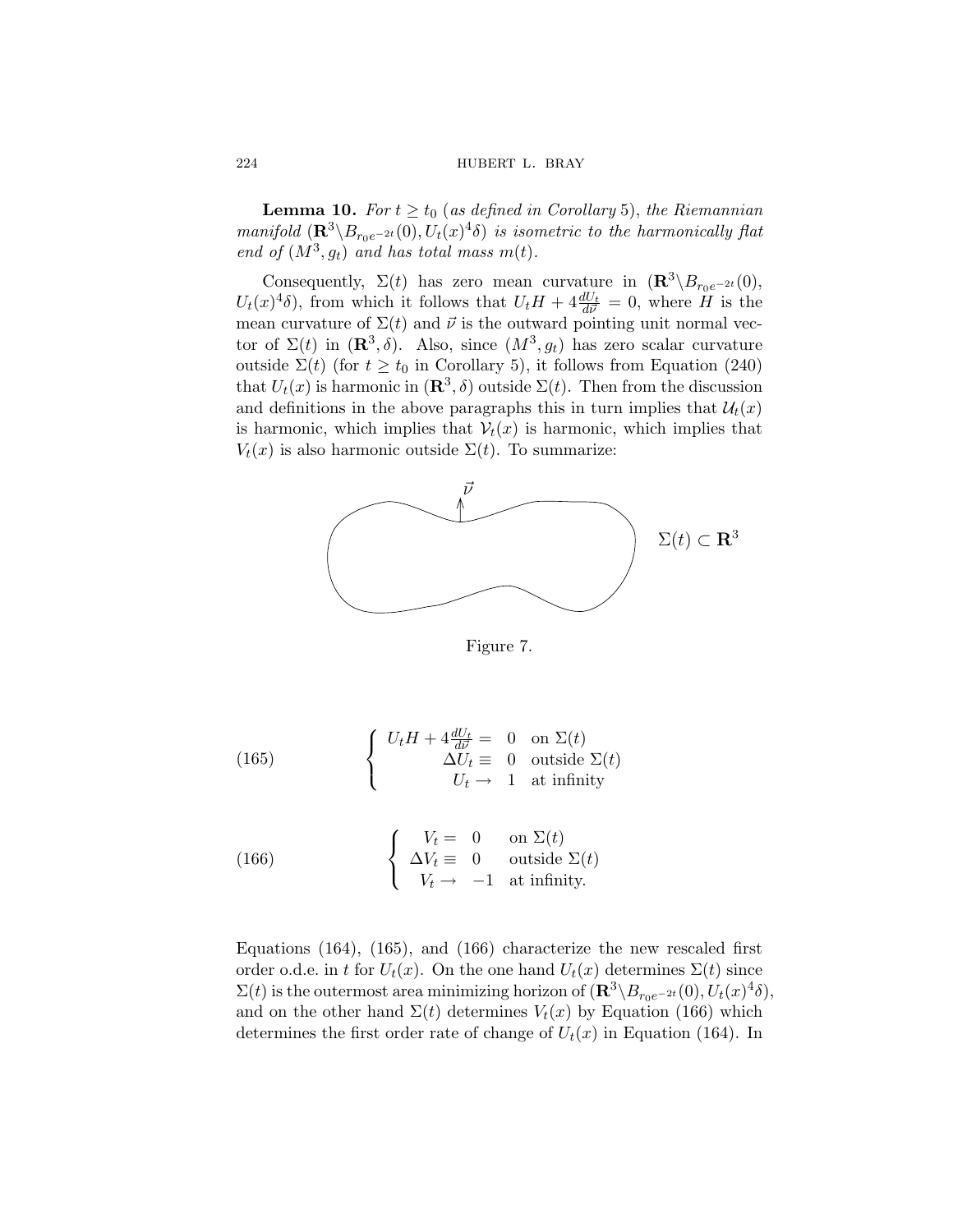**Lemma 10.** *For $t \geq t_0$ (as defined in Corollary 5), the Riemannian manifold $(\mathbf{R}^3 \backslash B_{r_0 e^{-2t}}(0), U_t(x)^4 \delta)$ is isometric to the harmonically flat end of $(M^3, g_t)$ and has total mass $m(t)$.*

Consequently, $\Sigma(t)$ has zero mean curvature in $(\mathbf{R}^3 \backslash B_{r_0 e^{-2t}}(0), U_t(x)^4 \delta)$, from which it follows that $U_t H + 4 \frac{dU_t}{d\vec{\nu}} = 0$, where $H$ is the mean curvature of $\Sigma(t)$ and $\vec{\nu}$ is the outward pointing unit normal vector of $\Sigma(t)$ in $(\mathbf{R}^3, \delta)$. Also, since $(M^3, g_t)$ has zero scalar curvature outside $\Sigma(t)$ (for $t \geq t_0$ in Corollary 5), it follows from Equation (240) that $U_t(x)$ is harmonic in $(\mathbf{R}^3, \delta)$ outside $\Sigma(t)$. Then from the discussion and definitions in the above paragraphs this in turn implies that $\mathcal{U}_t(x)$ is harmonic, which implies that $\mathcal{V}_t(x)$ is harmonic, which implies that $V_t(x)$ is also harmonic outside $\Sigma(t)$. To summarize:

Figure 7.

$$
\left\{
\begin{array}{rcl}
U_t H + 4 \frac{dU_t}{d\vec{\nu}} = & 0 & \text{on } \Sigma(t) \\
\Delta U_t \equiv & 0 & \text{outside } \Sigma(t) \\
U_t \to & 1 & \text{at infinity}
\end{array}
\right. \tag{165}
$$

$$
\left\{
\begin{array}{rcl}
V_t = & 0 & \text{on } \Sigma(t) \\
\Delta V_t \equiv & 0 & \text{outside } \Sigma(t) \\
V_t \to & -1 & \text{at infinity.}
\end{array}
\right. \tag{166}
$$

Equations (164), (165), and (166) characterize the new rescaled first order o.d.e. in $t$ for $U_t(x)$. On the one hand $U_t(x)$ determines $\Sigma(t)$ since $\Sigma(t)$ is the outermost area minimizing horizon of $(\mathbf{R}^3 \backslash B_{r_0 e^{-2t}}(0), U_t(x)^4 \delta)$, and on the other hand $\Sigma(t)$ determines $V_t(x)$ by Equation (166) which determines the first order rate of change of $U_t(x)$ in Equation (164). In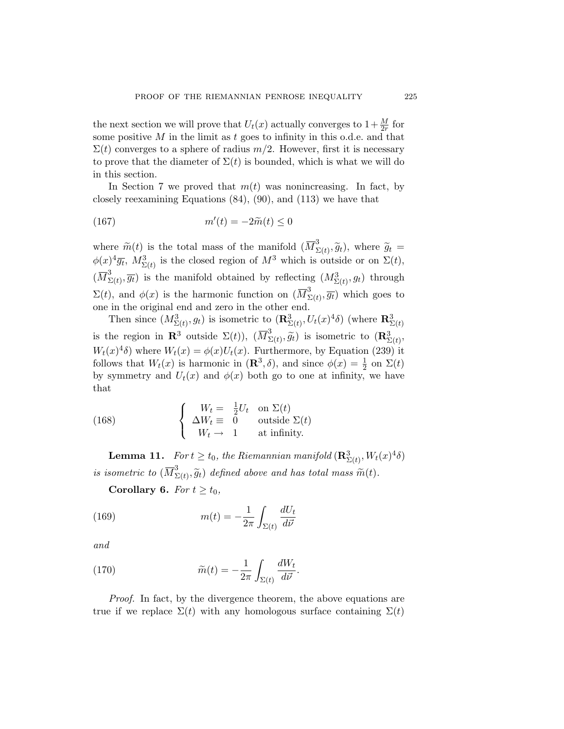the next section we will prove that $U_t(x)$ actually converges to $1+\frac{M}{2r}$ for some positive $M$ in the limit as $t$ goes to infinity in this o.d.e. and that $\Sigma(t)$ converges to a sphere of radius $m/2$. However, first it is necessary to prove that the diameter of $\Sigma(t)$ is bounded, which is what we will do in this section.

In Section 7 we proved that $m(t)$ was nonincreasing. In fact, by closely reexamining Equations (84), (90), and (113) we have that

$$m'(t) = -2\widetilde{m}(t) \le 0 \tag{167}$$

where $\widetilde{m}(t)$ is the total mass of the manifold $(\overline{M}^3_{\Sigma(t)}, \widetilde{g}_t)$, where $\widetilde{g}_t = \phi(x)^4\overline{g_t}$, $M^3_{\Sigma(t)}$ is the closed region of $M^3$ which is outside or on $\Sigma(t)$, $(\overline{M}^3_{\Sigma(t)}, \overline{g_t})$ is the manifold obtained by reflecting $(M^3_{\Sigma(t)}, g_t)$ through $\Sigma(t)$, and $\phi(x)$ is the harmonic function on $(\overline{M}^3_{\Sigma(t)}, \overline{g_t})$ which goes to one in the original end and zero in the other end.

Then since $(M^3_{\Sigma(t)}, g_t)$ is isometric to $(\mathbf{R}^3_{\Sigma(t)}, U_t(x)^4\delta)$ (where $\mathbf{R}^3_{\Sigma(t)}$ is the region in $\mathbf{R}^3$ outside $\Sigma(t)$), $(\overline{M}^3_{\Sigma(t)}, \widetilde{g}_t)$ is isometric to $(\mathbf{R}^3_{\Sigma(t)}, W_t(x)^4\delta)$ where $W_t(x) = \phi(x)U_t(x)$. Furthermore, by Equation (239) it follows that $W_t(x)$ is harmonic in $(\mathbf{R}^3, \delta)$, and since $\phi(x) = \frac{1}{2}$ on $\Sigma(t)$ by symmetry and $U_t(x)$ and $\phi(x)$ both go to one at infinity, we have that

$$\begin{cases} W_t = \frac{1}{2}U_t & \text{on } \Sigma(t) \\ \Delta W_t \equiv 0 & \text{outside } \Sigma(t) \\ W_t \to 1 & \text{at infinity.} \end{cases} \tag{168}$$

**Lemma 11.** *For $t \ge t_0$, the Riemannian manifold $(\mathbf{R}^3_{\Sigma(t)}, W_t(x)^4\delta)$ is isometric to $(\overline{M}^3_{\Sigma(t)}, \widetilde{g}_t)$ defined above and has total mass $\widetilde{m}(t)$.*

**Corollary 6.** *For $t \ge t_0$,*

$$m(t) = -\frac{1}{2\pi}\int_{\Sigma(t)} \frac{dU_t}{d\vec{\nu}} \tag{169}$$

*and*

$$\widetilde{m}(t) = -\frac{1}{2\pi}\int_{\Sigma(t)} \frac{dW_t}{d\vec{\nu}}. \tag{170}$$

*Proof.* In fact, by the divergence theorem, the above equations are true if we replace $\Sigma(t)$ with any homologous surface containing $\Sigma(t)$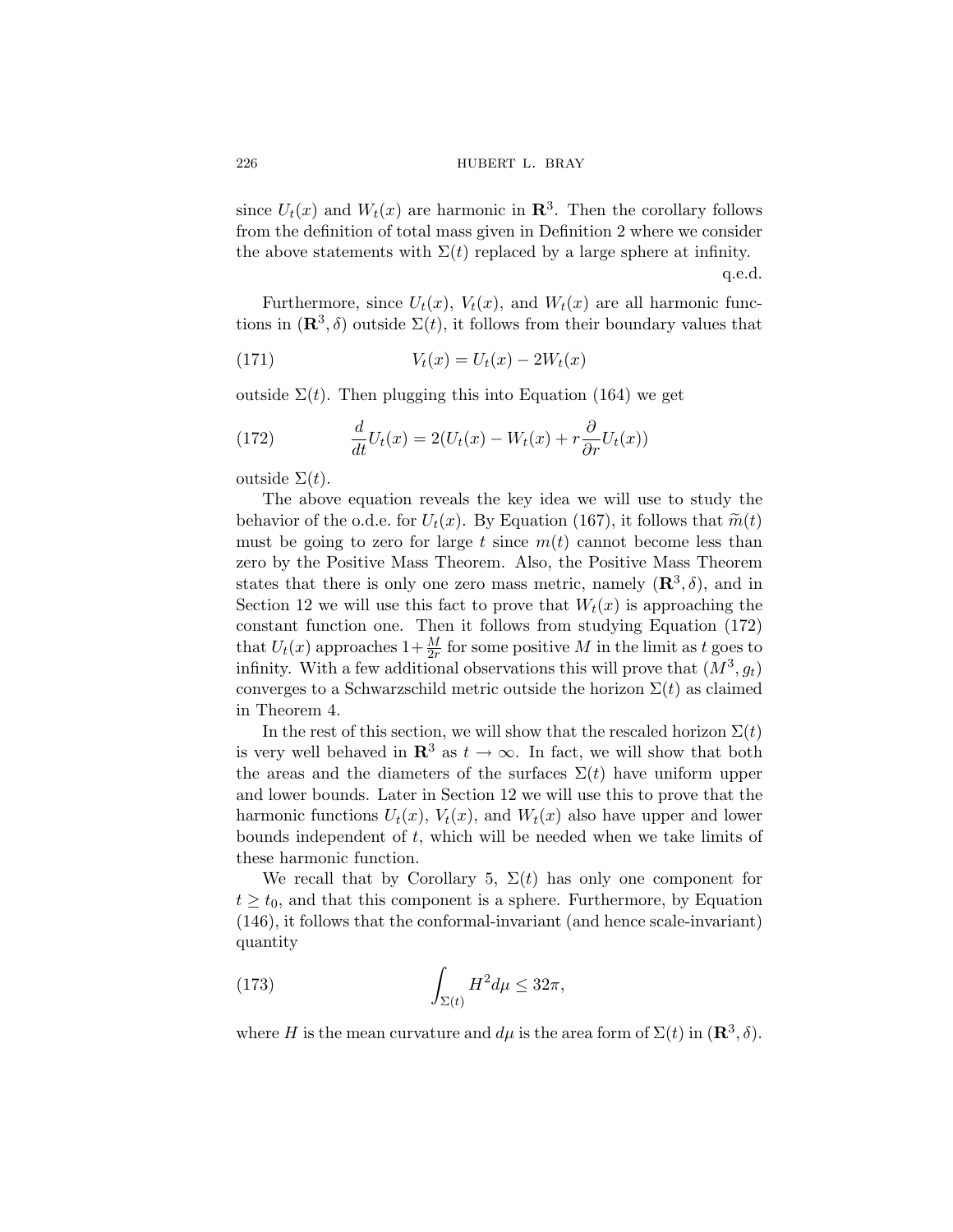since $U_t(x)$ and $W_t(x)$ are harmonic in $\mathbf{R}^3$. Then the corollary follows from the definition of total mass given in Definition 2 where we consider the above statements with $\Sigma(t)$ replaced by a large sphere at infinity.

q.e.d.

Furthermore, since $U_t(x)$, $V_t(x)$, and $W_t(x)$ are all harmonic functions in $(\mathbf{R}^3, \delta)$ outside $\Sigma(t)$, it follows from their boundary values that

$$V_t(x) = U_t(x) - 2W_t(x) \tag{171}$$

outside $\Sigma(t)$. Then plugging this into Equation (164) we get

$$\frac{d}{dt}U_t(x) = 2(U_t(x) - W_t(x) + r\frac{\partial}{\partial r}U_t(x)) \tag{172}$$

outside $\Sigma(t)$.

The above equation reveals the key idea we will use to study the behavior of the o.d.e. for $U_t(x)$. By Equation (167), it follows that $\widetilde{m}(t)$ must be going to zero for large $t$ since $m(t)$ cannot become less than zero by the Positive Mass Theorem. Also, the Positive Mass Theorem states that there is only one zero mass metric, namely $(\mathbf{R}^3, \delta)$, and in Section 12 we will use this fact to prove that $W_t(x)$ is approaching the constant function one. Then it follows from studying Equation (172) that $U_t(x)$ approaches $1 + \frac{M}{2r}$ for some positive $M$ in the limit as $t$ goes to infinity. With a few additional observations this will prove that $(M^3, g_t)$ converges to a Schwarzschild metric outside the horizon $\Sigma(t)$ as claimed in Theorem 4.

In the rest of this section, we will show that the rescaled horizon $\Sigma(t)$ is very well behaved in $\mathbf{R}^3$ as $t \to \infty$. In fact, we will show that both the areas and the diameters of the surfaces $\Sigma(t)$ have uniform upper and lower bounds. Later in Section 12 we will use this to prove that the harmonic functions $U_t(x)$, $V_t(x)$, and $W_t(x)$ also have upper and lower bounds independent of $t$, which will be needed when we take limits of these harmonic function.

We recall that by Corollary 5, $\Sigma(t)$ has only one component for $t \geq t_0$, and that this component is a sphere. Furthermore, by Equation (146), it follows that the conformal-invariant (and hence scale-invariant) quantity

$$\int_{\Sigma(t)} H^2 d\mu \leq 32\pi, \tag{173}$$

where $H$ is the mean curvature and $d\mu$ is the area form of $\Sigma(t)$ in $(\mathbf{R}^3, \delta)$.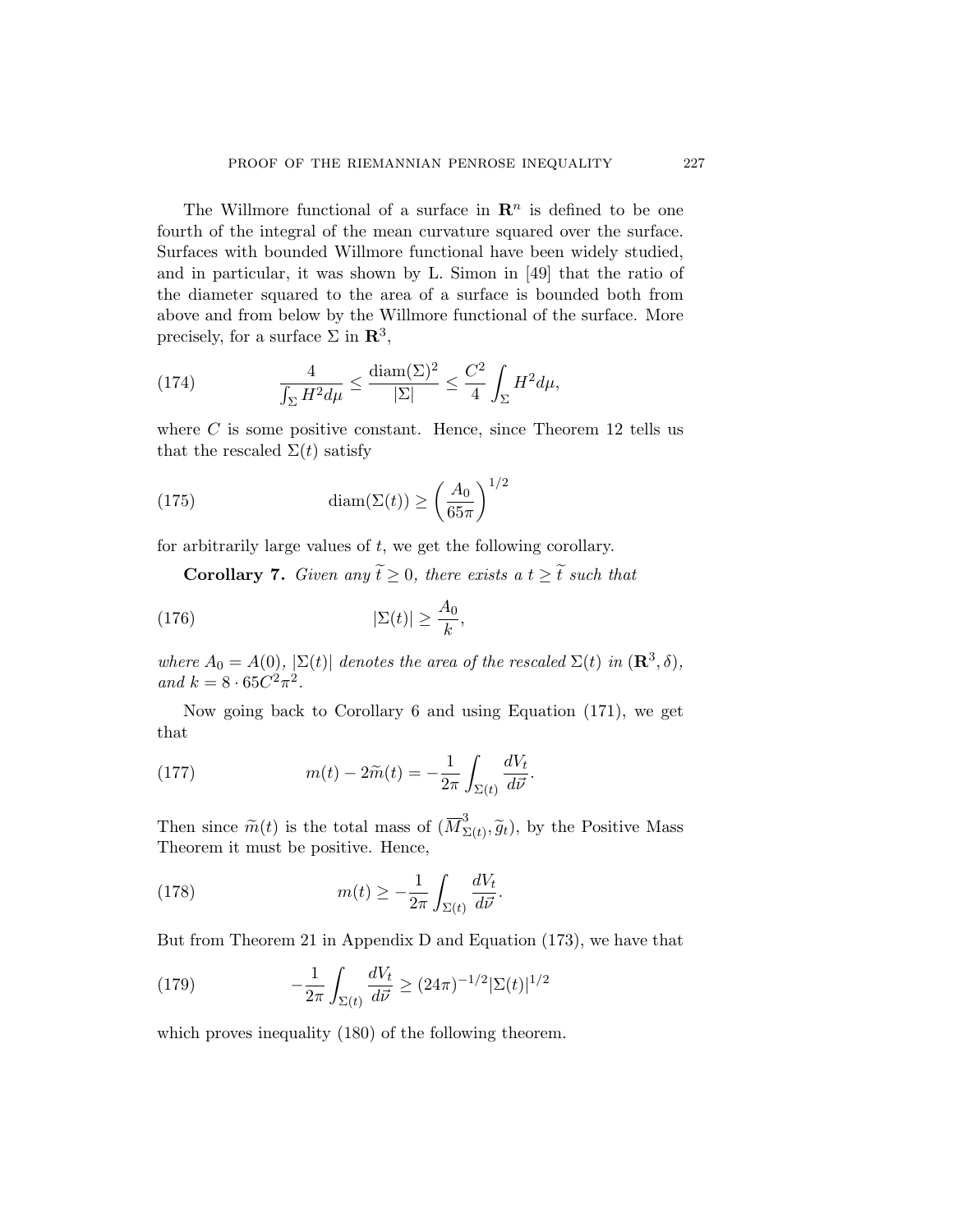The Willmore functional of a surface in $\mathbf{R}^n$ is defined to be one fourth of the integral of the mean curvature squared over the surface. Surfaces with bounded Willmore functional have been widely studied, and in particular, it was shown by L. Simon in [49] that the ratio of the diameter squared to the area of a surface is bounded both from above and from below by the Willmore functional of the surface. More precisely, for a surface $\Sigma$ in $\mathbf{R}^3$,

$$\frac{4}{\int_\Sigma H^2 d\mu} \leq \frac{\operatorname{diam}(\Sigma)^2}{|\Sigma|} \leq \frac{C^2}{4} \int_\Sigma H^2 d\mu, \tag{174}$$

where $C$ is some positive constant. Hence, since Theorem 12 tells us that the rescaled $\Sigma(t)$ satisfy

$$\operatorname{diam}(\Sigma(t)) \geq \left(\frac{A_0}{65\pi}\right)^{1/2} \tag{175}$$

for arbitrarily large values of $t$, we get the following corollary.

**Corollary 7.** *Given any $\widetilde{t} \geq 0$, there exists a $t \geq \widetilde{t}$ such that*

$$|\Sigma(t)| \geq \frac{A_0}{k}, \tag{176}$$

*where $A_0 = A(0)$, $|\Sigma(t)|$ denotes the area of the rescaled $\Sigma(t)$ in $(\mathbf{R}^3, \delta)$, and $k = 8 \cdot 65 C^2 \pi^2$.*

Now going back to Corollary 6 and using Equation (171), we get that

$$m(t) - 2\widetilde{m}(t) = -\frac{1}{2\pi} \int_{\Sigma(t)} \frac{dV_t}{d\vec{\nu}}. \tag{177}$$

Then since $\widetilde{m}(t)$ is the total mass of $(\overline{M}^3_{\Sigma(t)}, \widetilde{g}_t)$, by the Positive Mass Theorem it must be positive. Hence,

$$m(t) \geq -\frac{1}{2\pi} \int_{\Sigma(t)} \frac{dV_t}{d\vec{\nu}}. \tag{178}$$

But from Theorem 21 in Appendix D and Equation (173), we have that

$$-\frac{1}{2\pi} \int_{\Sigma(t)} \frac{dV_t}{d\vec{\nu}} \geq (24\pi)^{-1/2} |\Sigma(t)|^{1/2} \tag{179}$$

which proves inequality (180) of the following theorem.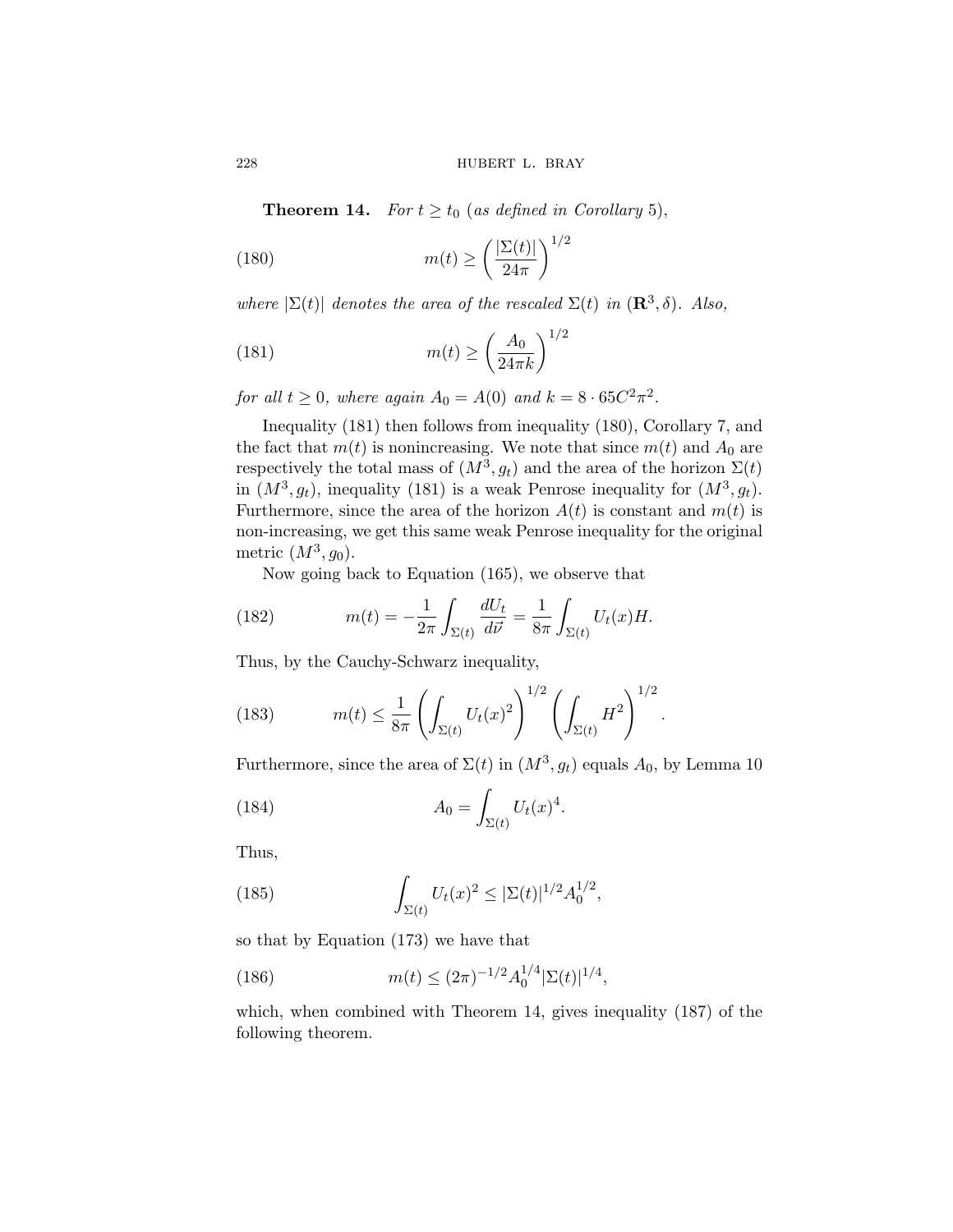**Theorem 14.** *For $t \geq t_0$ (as defined in Corollary 5),*

$$m(t) \geq \left( \frac{|\Sigma(t)|}{24\pi} \right)^{1/2} \tag{180}$$

*where $|\Sigma(t)|$ denotes the area of the rescaled $\Sigma(t)$ in $(\mathbf{R}^3, \delta)$. Also,*

$$m(t) \geq \left( \frac{A_0}{24\pi k} \right)^{1/2} \tag{181}$$

*for all $t \geq 0$, where again $A_0 = A(0)$ and $k = 8 \cdot 65 C^2 \pi^2$.*

Inequality (181) then follows from inequality (180), Corollary 7, and the fact that $m(t)$ is nonincreasing. We note that since $m(t)$ and $A_0$ are respectively the total mass of $(M^3, g_t)$ and the area of the horizon $\Sigma(t)$ in $(M^3, g_t)$, inequality (181) is a weak Penrose inequality for $(M^3, g_t)$. Furthermore, since the area of the horizon $A(t)$ is constant and $m(t)$ is non-increasing, we get this same weak Penrose inequality for the original metric $(M^3, g_0)$.

Now going back to Equation (165), we observe that

$$m(t) = -\frac{1}{2\pi} \int_{\Sigma(t)} \frac{dU_t}{d\vec{\nu}} = \frac{1}{8\pi} \int_{\Sigma(t)} U_t(x) H. \tag{182}$$

Thus, by the Cauchy-Schwarz inequality,

$$m(t) \leq \frac{1}{8\pi} \left( \int_{\Sigma(t)} U_t(x)^2 \right)^{1/2} \left( \int_{\Sigma(t)} H^2 \right)^{1/2}. \tag{183}$$

Furthermore, since the area of $\Sigma(t)$ in $(M^3, g_t)$ equals $A_0$, by Lemma 10

$$A_0 = \int_{\Sigma(t)} U_t(x)^4. \tag{184}$$

Thus,

$$\int_{\Sigma(t)} U_t(x)^2 \leq |\Sigma(t)|^{1/2} A_0^{1/2}, \tag{185}$$

so that by Equation (173) we have that

$$m(t) \leq (2\pi)^{-1/2} A_0^{1/4} |\Sigma(t)|^{1/4}, \tag{186}$$

which, when combined with Theorem 14, gives inequality (187) of the following theorem.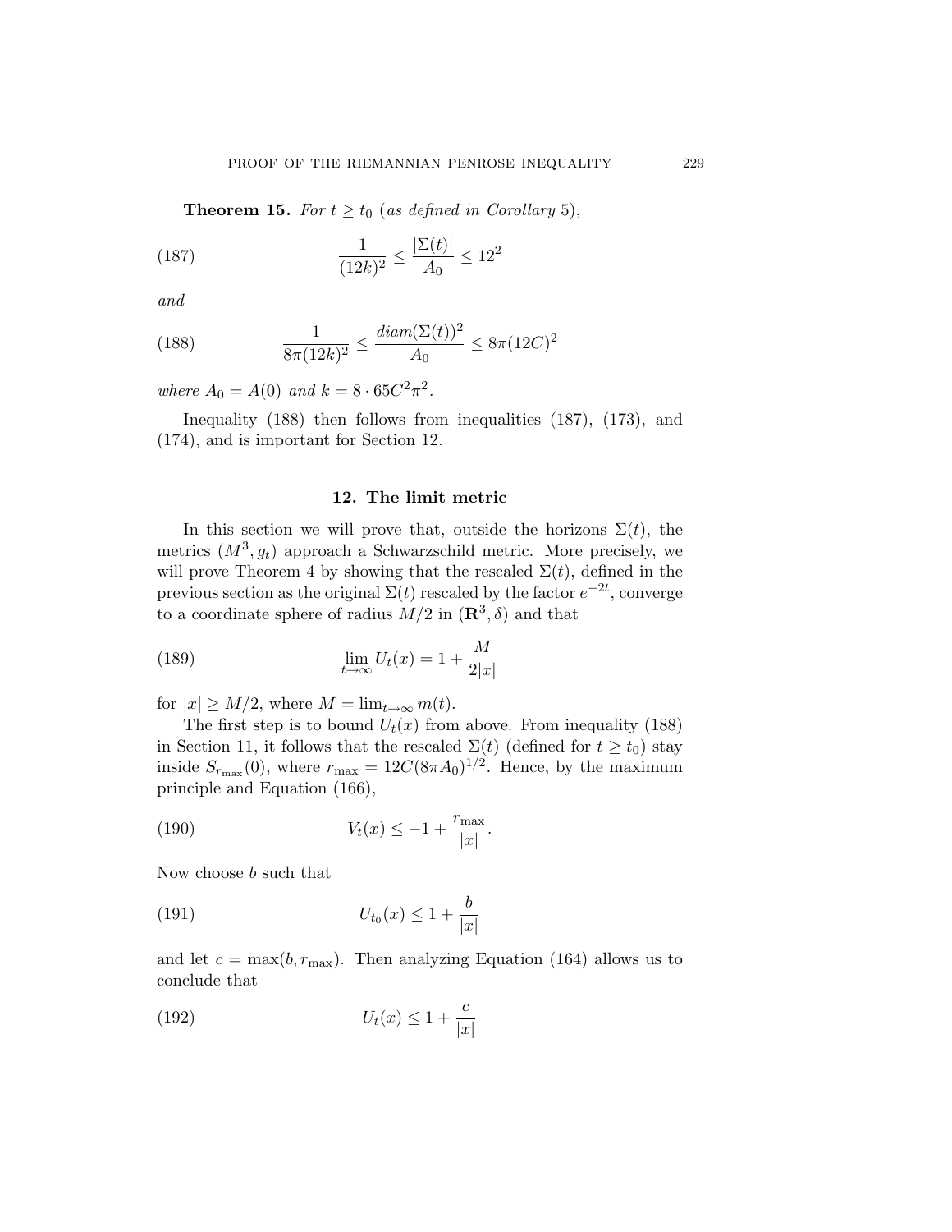**Theorem 15.** *For $t \geq t_0$ (as defined in Corollary 5),*

$$\frac{1}{(12k)^2} \leq \frac{|\Sigma(t)|}{A_0} \leq 12^2 \tag{187}$$

*and*

$$\frac{1}{8\pi(12k)^2} \leq \frac{diam(\Sigma(t))^2}{A_0} \leq 8\pi(12C)^2 \tag{188}$$

*where $A_0 = A(0)$ and $k = 8 \cdot 65C^2\pi^2$.*

Inequality (188) then follows from inequalities (187), (173), and (174), and is important for Section 12.

## 12. The limit metric

In this section we will prove that, outside the horizons $\Sigma(t)$, the metrics $(M^3, g_t)$ approach a Schwarzschild metric. More precisely, we will prove Theorem 4 by showing that the rescaled $\Sigma(t)$, defined in the previous section as the original $\Sigma(t)$ rescaled by the factor $e^{-2t}$, converge to a coordinate sphere of radius $M/2$ in $(\mathbf{R}^3, \delta)$ and that

$$\lim_{t\to\infty} U_t(x) = 1 + \frac{M}{2|x|} \tag{189}$$

for $|x| \geq M/2$, where $M = \lim_{t\to\infty} m(t)$.

The first step is to bound $U_t(x)$ from above. From inequality (188) in Section 11, it follows that the rescaled $\Sigma(t)$ (defined for $t \geq t_0$) stay inside $S_{r_{\max}}(0)$, where $r_{\max} = 12C(8\pi A_0)^{1/2}$. Hence, by the maximum principle and Equation (166),

$$V_t(x) \leq -1 + \frac{r_{\max}}{|x|}. \tag{190}$$

Now choose $b$ such that

$$U_{t_0}(x) \leq 1 + \frac{b}{|x|} \tag{191}$$

and let $c = \max(b, r_{\max})$. Then analyzing Equation (164) allows us to conclude that

$$U_t(x) \leq 1 + \frac{c}{|x|} \tag{192}$$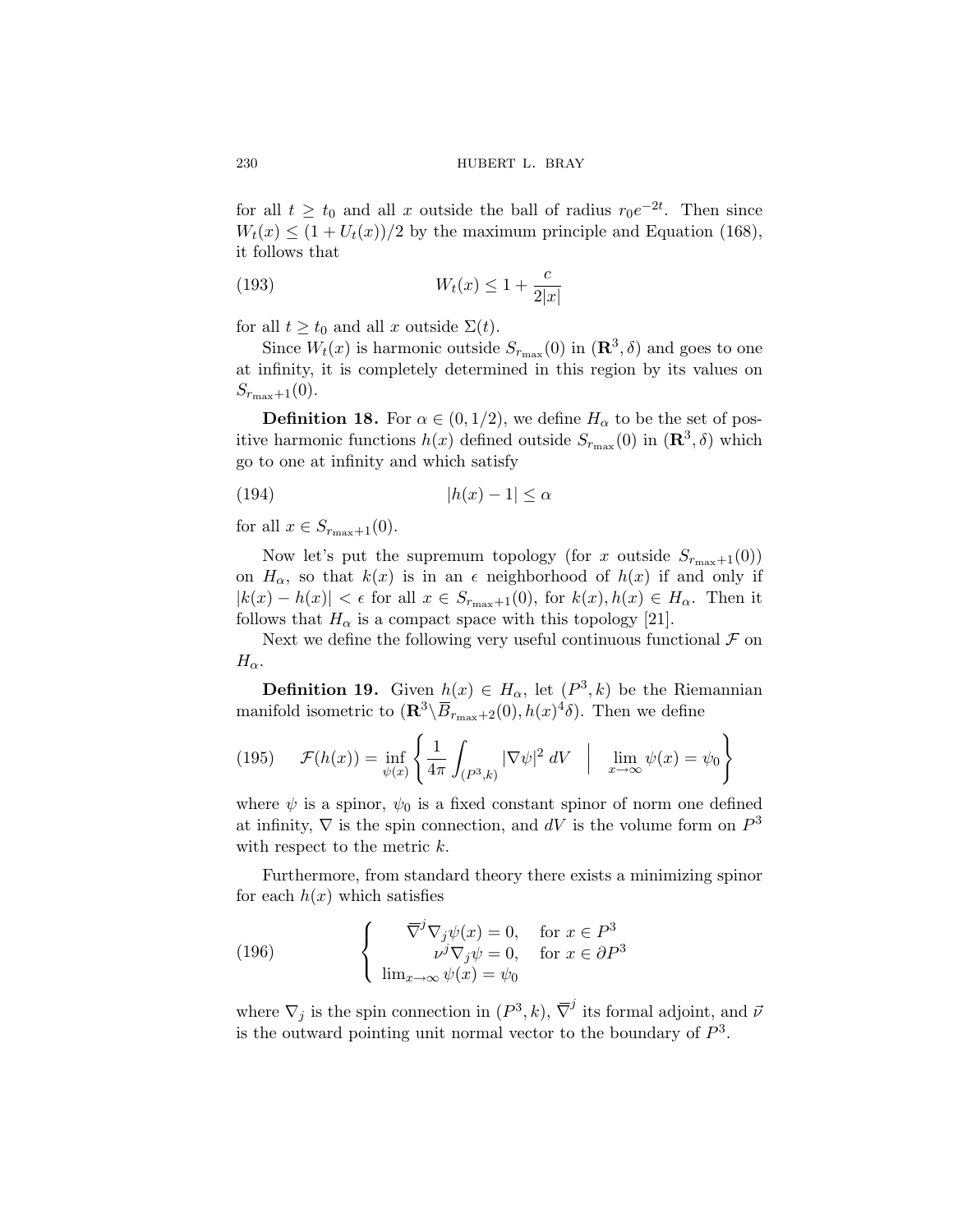for all $t \geq t_0$ and all $x$ outside the ball of radius $r_0 e^{-2t}$. Then since $W_t(x) \leq (1 + U_t(x))/2$ by the maximum principle and Equation (168), it follows that

$$W_t(x) \leq 1 + \frac{c}{2|x|} \tag{193}$$

for all $t \geq t_0$ and all $x$ outside $\Sigma(t)$.

Since $W_t(x)$ is harmonic outside $S_{r_{\max}}(0)$ in $(\mathbf{R}^3, \delta)$ and goes to one at infinity, it is completely determined in this region by its values on $S_{r_{\max}+1}(0)$.

**Definition 18.** For $\alpha \in (0, 1/2)$, we define $H_\alpha$ to be the set of positive harmonic functions $h(x)$ defined outside $S_{r_{\max}}(0)$ in $(\mathbf{R}^3, \delta)$ which go to one at infinity and which satisfy

$$|h(x) - 1| \leq \alpha \tag{194}$$

for all $x \in S_{r_{\max}+1}(0)$.

Now let's put the supremum topology (for $x$ outside $S_{r_{\max}+1}(0)$) on $H_\alpha$, so that $k(x)$ is in an $\epsilon$ neighborhood of $h(x)$ if and only if $|k(x) - h(x)| < \epsilon$ for all $x \in S_{r_{\max}+1}(0)$, for $k(x), h(x) \in H_\alpha$. Then it follows that $H_\alpha$ is a compact space with this topology [21].

Next we define the following very useful continuous functional $\mathcal{F}$ on $H_\alpha$.

**Definition 19.** Given $h(x) \in H_\alpha$, let $(P^3, k)$ be the Riemannian manifold isometric to $(\mathbf{R}^3 \backslash \overline{B}_{r_{\max}+2}(0), h(x)^4 \delta)$. Then we define

$$\mathcal{F}(h(x)) = \inf_{\psi(x)} \left\{ \frac{1}{4\pi} \int_{(P^3,k)} |\nabla \psi|^2 \, dV \;\;\middle|\;\; \lim_{x \to \infty} \psi(x) = \psi_0 \right\} \tag{195}$$

where $\psi$ is a spinor, $\psi_0$ is a fixed constant spinor of norm one defined at infinity, $\nabla$ is the spin connection, and $dV$ is the volume form on $P^3$ with respect to the metric $k$.

Furthermore, from standard theory there exists a minimizing spinor for each $h(x)$ which satisfies

$$\begin{cases} \overline{\nabla}^j \nabla_j \psi(x) = 0, & \text{for } x \in P^3 \\ \nu^j \nabla_j \psi = 0, & \text{for } x \in \partial P^3 \\ \lim_{x \to \infty} \psi(x) = \psi_0 \end{cases} \tag{196}$$

where $\nabla_j$ is the spin connection in $(P^3, k)$, $\overline{\nabla}^j$ its formal adjoint, and $\vec{\nu}$ is the outward pointing unit normal vector to the boundary of $P^3$.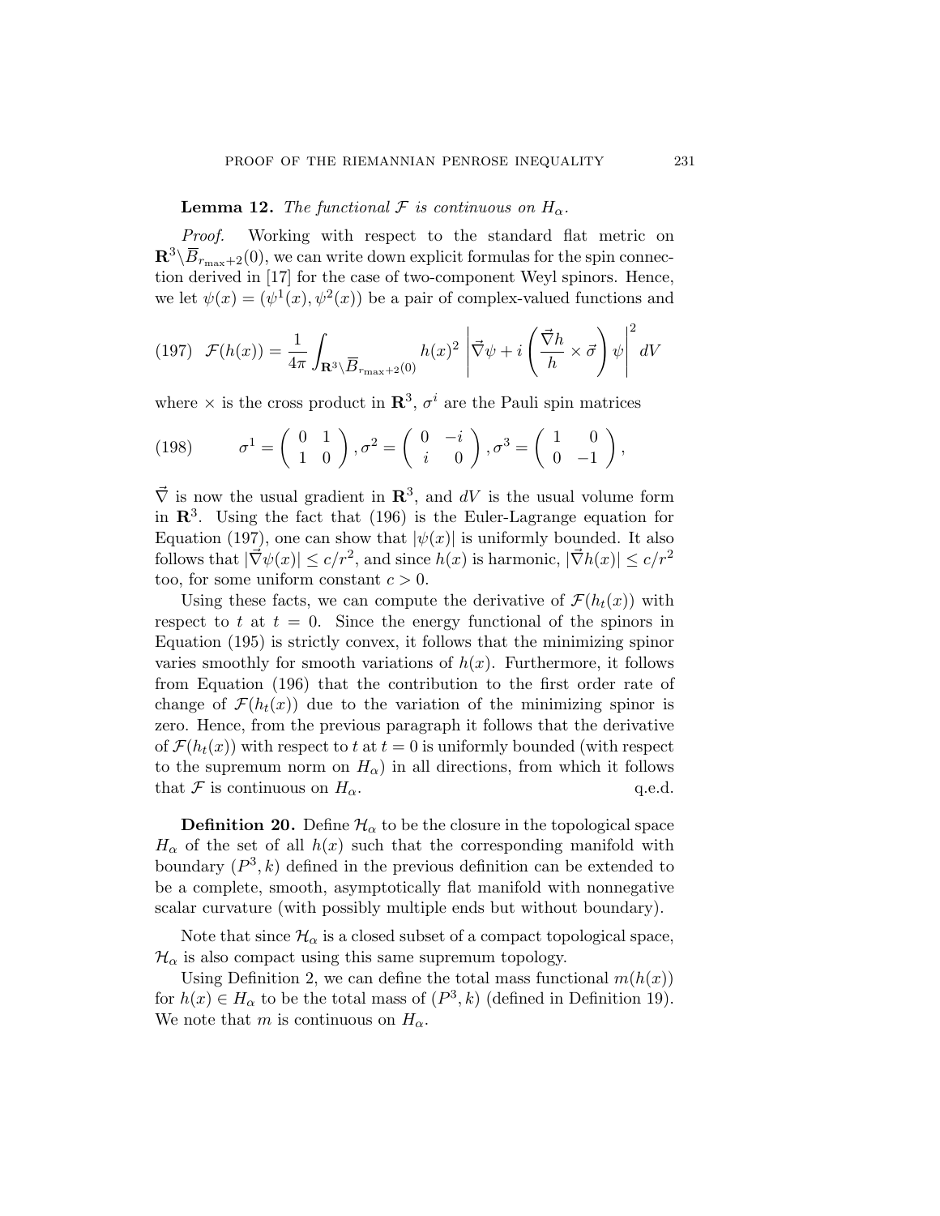**Lemma 12.** *The functional $\mathcal{F}$ is continuous on $H_\alpha$.*

*Proof.* Working with respect to the standard flat metric on $\mathbf{R}^3 \backslash \overline{B}_{r_{\max}+2}(0)$, we can write down explicit formulas for the spin connection derived in [17] for the case of two-component Weyl spinors. Hence, we let $\psi(x) = (\psi^1(x), \psi^2(x))$ be a pair of complex-valued functions and

$$\mathcal{F}(h(x)) = \frac{1}{4\pi} \int_{\mathbf{R}^3 \backslash \overline{B}_{r_{\max}+2}(0)} h(x)^2 \left| \vec{\nabla}\psi + i \left( \frac{\vec{\nabla} h}{h} \times \vec{\sigma} \right) \psi \right|^2 dV \tag{197}$$

where $\times$ is the cross product in $\mathbf{R}^3$, $\sigma^i$ are the Pauli spin matrices

$$\sigma^1 = \begin{pmatrix} 0 & 1 \\ 1 & 0 \end{pmatrix}, \sigma^2 = \begin{pmatrix} 0 & -i \\ i & 0 \end{pmatrix}, \sigma^3 = \begin{pmatrix} 1 & 0 \\ 0 & -1 \end{pmatrix}, \tag{198}$$

$\vec{\nabla}$ is now the usual gradient in $\mathbf{R}^3$, and $dV$ is the usual volume form in $\mathbf{R}^3$. Using the fact that (196) is the Euler-Lagrange equation for Equation (197), one can show that $|\psi(x)|$ is uniformly bounded. It also follows that $|\vec{\nabla}\psi(x)| \leq c/r^2$, and since $h(x)$ is harmonic, $|\vec{\nabla} h(x)| \leq c/r^2$ too, for some uniform constant $c > 0$.

Using these facts, we can compute the derivative of $\mathcal{F}(h_t(x))$ with respect to $t$ at $t = 0$. Since the energy functional of the spinors in Equation (195) is strictly convex, it follows that the minimizing spinor varies smoothly for smooth variations of $h(x)$. Furthermore, it follows from Equation (196) that the contribution to the first order rate of change of $\mathcal{F}(h_t(x))$ due to the variation of the minimizing spinor is zero. Hence, from the previous paragraph it follows that the derivative of $\mathcal{F}(h_t(x))$ with respect to $t$ at $t = 0$ is uniformly bounded (with respect to the supremum norm on $H_\alpha$) in all directions, from which it follows that $\mathcal{F}$ is continuous on $H_\alpha$. q.e.d.

**Definition 20.** Define $\mathcal{H}_\alpha$ to be the closure in the topological space $H_\alpha$ of the set of all $h(x)$ such that the corresponding manifold with boundary $(P^3, k)$ defined in the previous definition can be extended to be a complete, smooth, asymptotically flat manifold with nonnegative scalar curvature (with possibly multiple ends but without boundary).

Note that since $\mathcal{H}_\alpha$ is a closed subset of a compact topological space, $\mathcal{H}_\alpha$ is also compact using this same supremum topology.

Using Definition 2, we can define the total mass functional $m(h(x))$ for $h(x) \in H_\alpha$ to be the total mass of $(P^3, k)$ (defined in Definition 19). We note that $m$ is continuous on $H_\alpha$.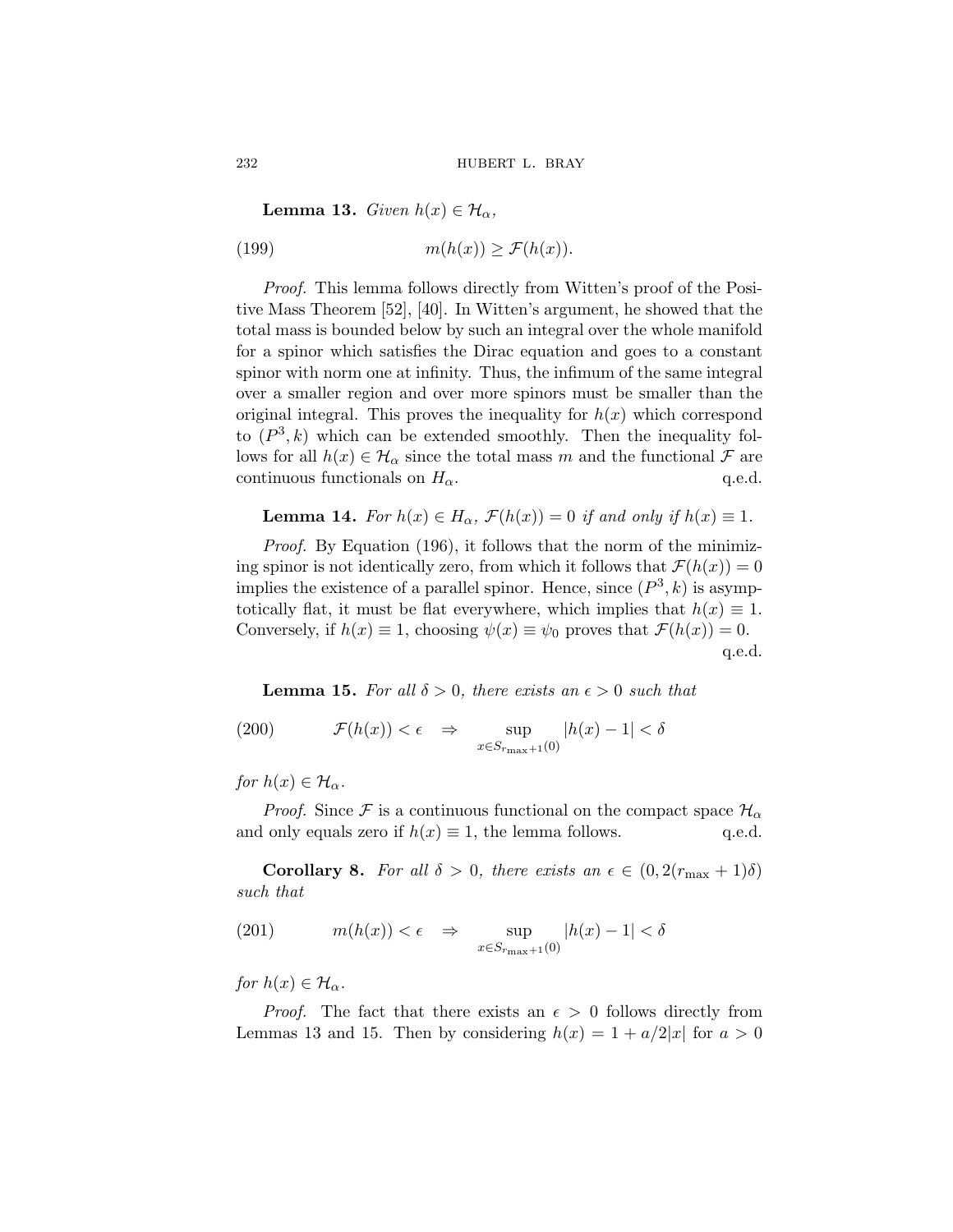**Lemma 13.** *Given $h(x) \in \mathcal{H}_\alpha$,*

$$m(h(x)) \geq \mathcal{F}(h(x)). \tag{199}$$

*Proof.* This lemma follows directly from Witten's proof of the Positive Mass Theorem [52], [40]. In Witten's argument, he showed that the total mass is bounded below by such an integral over the whole manifold for a spinor which satisfies the Dirac equation and goes to a constant spinor with norm one at infinity. Thus, the infimum of the same integral over a smaller region and over more spinors must be smaller than the original integral. This proves the inequality for $h(x)$ which correspond to $(P^3, k)$ which can be extended smoothly. Then the inequality follows for all $h(x) \in \mathcal{H}_\alpha$ since the total mass $m$ and the functional $\mathcal{F}$ are continuous functionals on $H_\alpha$. q.e.d.

**Lemma 14.** *For $h(x) \in H_\alpha$, $\mathcal{F}(h(x)) = 0$ if and only if $h(x) \equiv 1$.*

*Proof.* By Equation (196), it follows that the norm of the minimizing spinor is not identically zero, from which it follows that $\mathcal{F}(h(x)) = 0$ implies the existence of a parallel spinor. Hence, since $(P^3, k)$ is asymptotically flat, it must be flat everywhere, which implies that $h(x) \equiv 1$. Conversely, if $h(x) \equiv 1$, choosing $\psi(x) \equiv \psi_0$ proves that $\mathcal{F}(h(x)) = 0$. q.e.d.

**Lemma 15.** *For all $\delta > 0$, there exists an $\epsilon > 0$ such that*

$$\mathcal{F}(h(x)) < \epsilon \quad \Rightarrow \quad \sup_{x \in S_{r_{\max}+1}(0)} |h(x) - 1| < \delta \tag{200}$$

*for $h(x) \in \mathcal{H}_\alpha$.*

*Proof.* Since $\mathcal{F}$ is a continuous functional on the compact space $\mathcal{H}_\alpha$ and only equals zero if $h(x) \equiv 1$, the lemma follows. q.e.d.

**Corollary 8.** *For all $\delta > 0$, there exists an $\epsilon \in (0, 2(r_{\max} + 1)\delta)$ such that*

$$m(h(x)) < \epsilon \quad \Rightarrow \quad \sup_{x \in S_{r_{\max}+1}(0)} |h(x) - 1| < \delta \tag{201}$$

*for $h(x) \in \mathcal{H}_\alpha$.*

*Proof.* The fact that there exists an $\epsilon > 0$ follows directly from Lemmas 13 and 15. Then by considering $h(x) = 1 + a/2|x|$ for $a > 0$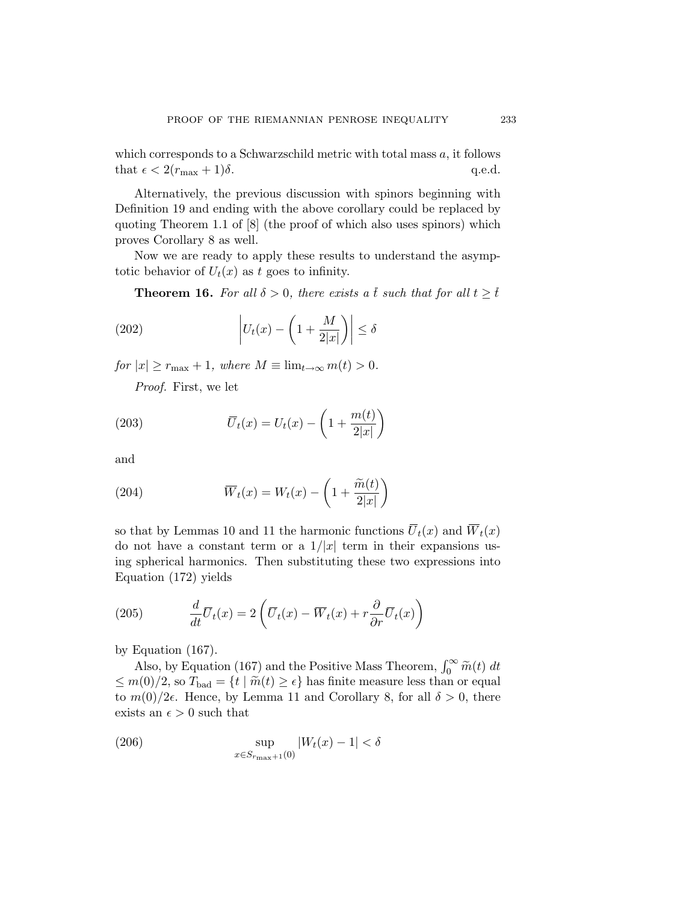which corresponds to a Schwarzschild metric with total mass $a$, it follows that $\epsilon < 2(r_{\max} + 1)\delta$. q.e.d.

Alternatively, the previous discussion with spinors beginning with Definition 19 and ending with the above corollary could be replaced by quoting Theorem 1.1 of [8] (the proof of which also uses spinors) which proves Corollary 8 as well.

Now we are ready to apply these results to understand the asymptotic behavior of $U_t(x)$ as $t$ goes to infinity.

**Theorem 16.** *For all $\delta > 0$, there exists a $\bar{t}$ such that for all $t \geq \bar{t}$*

$$\left| U_t(x) - \left(1 + \frac{M}{2|x|}\right) \right| \leq \delta \tag{202}$$

*for $|x| \geq r_{\max} + 1$, where $M \equiv \lim_{t\to\infty} m(t) > 0$.*

*Proof.* First, we let

$$\overline{U}_t(x) = U_t(x) - \left(1 + \frac{m(t)}{2|x|}\right) \tag{203}$$

and

$$\overline{W}_t(x) = W_t(x) - \left(1 + \frac{\widetilde{m}(t)}{2|x|}\right) \tag{204}$$

so that by Lemmas 10 and 11 the harmonic functions $\overline{U}_t(x)$ and $\overline{W}_t(x)$ do not have a constant term or a $1/|x|$ term in their expansions using spherical harmonics. Then substituting these two expressions into Equation (172) yields

$$\frac{d}{dt}\overline{U}_t(x) = 2\left(\overline{U}_t(x) - \overline{W}_t(x) + r\frac{\partial}{\partial r}\overline{U}_t(x)\right) \tag{205}$$

by Equation (167).

Also, by Equation (167) and the Positive Mass Theorem, $\int_0^\infty \widetilde{m}(t)\, dt \leq m(0)/2$, so $T_{\text{bad}} = \{t \mid \widetilde{m}(t) \geq \epsilon\}$ has finite measure less than or equal to $m(0)/2\epsilon$. Hence, by Lemma 11 and Corollary 8, for all $\delta > 0$, there exists an $\epsilon > 0$ such that

$$\sup_{x\in S_{r_{\max}+1}(0)} |W_t(x) - 1| < \delta \tag{206}$$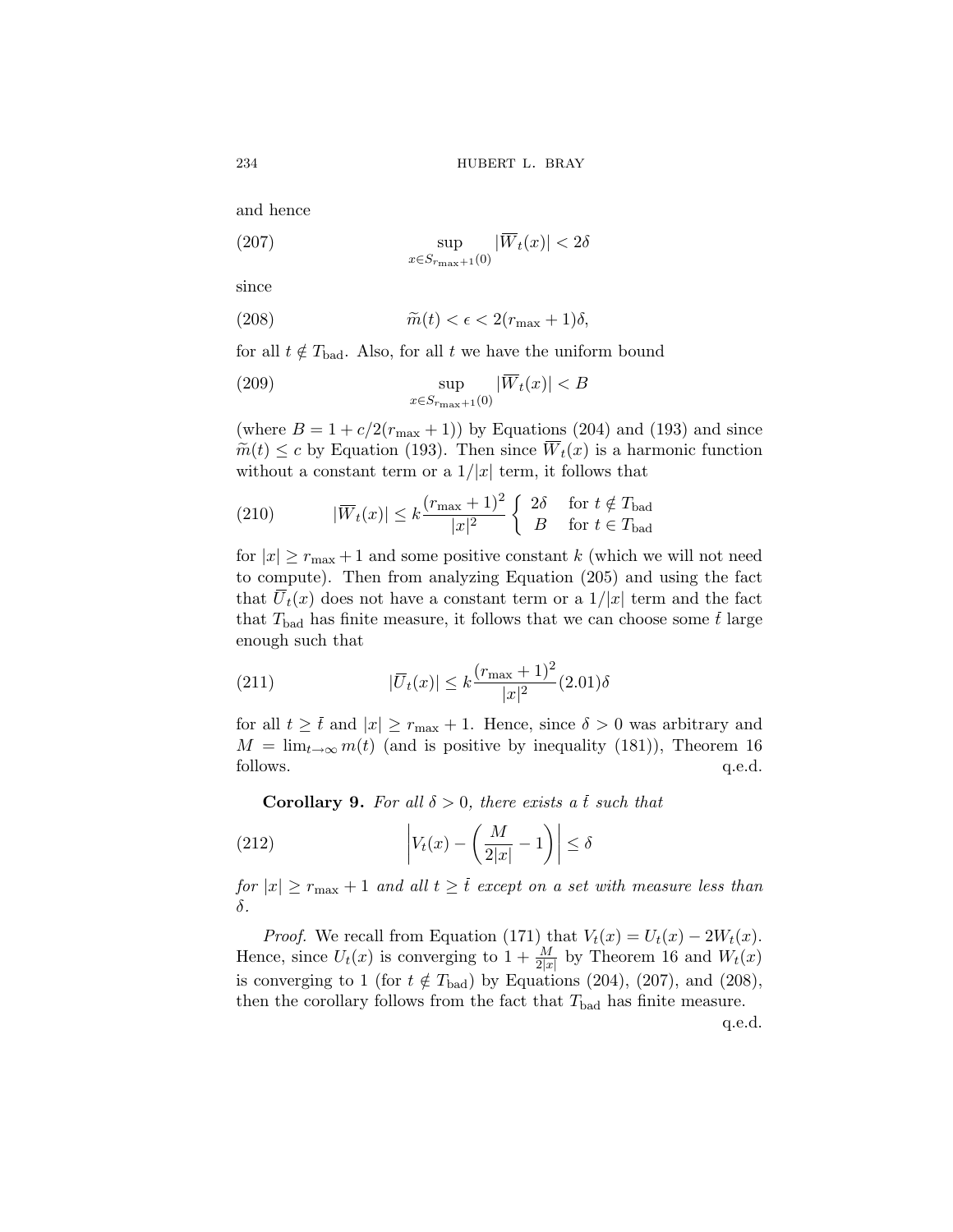and hence

$$\sup_{x \in S_{r_{\max}+1}(0)} |\overline{W}_t(x)| < 2\delta \tag{207}$$

since

$$\widetilde{m}(t) < \epsilon < 2(r_{\max} + 1)\delta, \tag{208}$$

for all $t \notin T_{\text{bad}}$. Also, for all $t$ we have the uniform bound

$$\sup_{x \in S_{r_{\max}+1}(0)} |\overline{W}_t(x)| < B \tag{209}$$

(where $B = 1 + c/2(r_{\max} + 1)$) by Equations (204) and (193) and since $\widetilde{m}(t) \leq c$ by Equation (193). Then since $\overline{W}_t(x)$ is a harmonic function without a constant term or a $1/|x|$ term, it follows that

$$|\overline{W}_t(x)| \leq k \frac{(r_{\max} + 1)^2}{|x|^2} \begin{cases} 2\delta & \text{for } t \notin T_{\text{bad}} \\ B & \text{for } t \in T_{\text{bad}} \end{cases} \tag{210}$$

for $|x| \geq r_{\max} + 1$ and some positive constant $k$ (which we will not need to compute). Then from analyzing Equation (205) and using the fact that $\overline{U}_t(x)$ does not have a constant term or a $1/|x|$ term and the fact that $T_{\text{bad}}$ has finite measure, it follows that we can choose some $\bar{t}$ large enough such that

$$|\overline{U}_t(x)| \leq k \frac{(r_{\max} + 1)^2}{|x|^2} (2.01)\delta \tag{211}$$

for all $t \geq \bar{t}$ and $|x| \geq r_{\max} + 1$. Hence, since $\delta > 0$ was arbitrary and $M = \lim_{t \to \infty} m(t)$ (and is positive by inequality (181)), Theorem 16 follows. q.e.d.

**Corollary 9.** *For all $\delta > 0$, there exists a $\bar{t}$ such that*

$$\left| V_t(x) - \left( \frac{M}{2|x|} - 1 \right) \right| \leq \delta \tag{212}$$

*for $|x| \geq r_{\max} + 1$ and all $t \geq \bar{t}$ except on a set with measure less than $\delta$.*

*Proof.* We recall from Equation (171) that $V_t(x) = U_t(x) - 2W_t(x)$. Hence, since $U_t(x)$ is converging to $1 + \frac{M}{2|x|}$ by Theorem 16 and $W_t(x)$ is converging to 1 (for $t \notin T_{\text{bad}}$) by Equations (204), (207), and (208), then the corollary follows from the fact that $T_{\text{bad}}$ has finite measure.

q.e.d.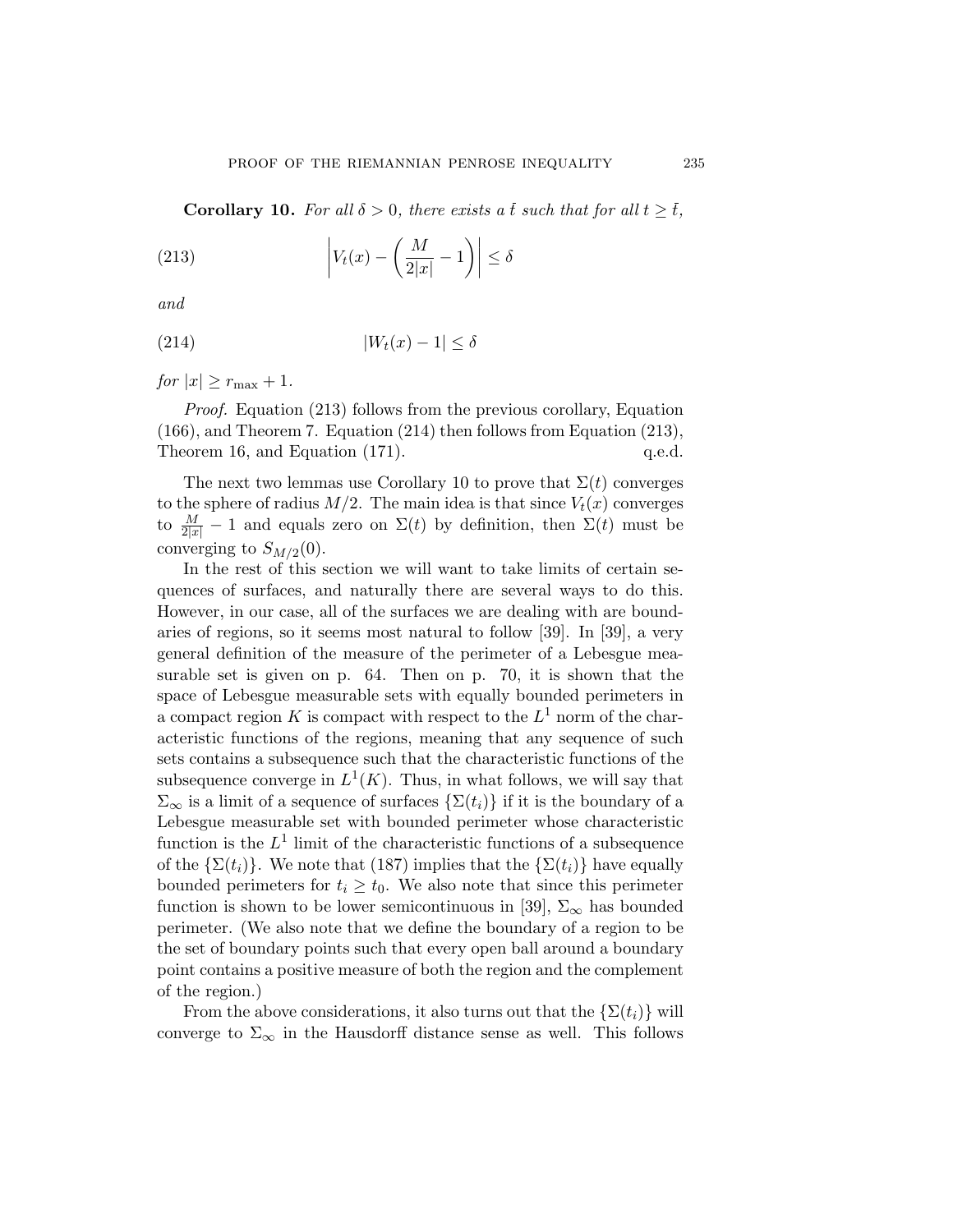**Corollary 10.** *For all $\delta > 0$, there exists a $\bar{t}$ such that for all $t \geq \bar{t}$,*

$$\left| V_t(x) - \left( \frac{M}{2|x|} - 1 \right) \right| \leq \delta \tag{213}$$

*and*

$$|W_t(x) - 1| \leq \delta \tag{214}$$

*for $|x| \geq r_{\max} + 1$.*

*Proof.* Equation (213) follows from the previous corollary, Equation (166), and Theorem 7. Equation (214) then follows from Equation (213), Theorem 16, and Equation (171). q.e.d.

The next two lemmas use Corollary 10 to prove that $\Sigma(t)$ converges to the sphere of radius $M/2$. The main idea is that since $V_t(x)$ converges to $\frac{M}{2|x|} - 1$ and equals zero on $\Sigma(t)$ by definition, then $\Sigma(t)$ must be converging to $S_{M/2}(0)$.

In the rest of this section we will want to take limits of certain sequences of surfaces, and naturally there are several ways to do this. However, in our case, all of the surfaces we are dealing with are boundaries of regions, so it seems most natural to follow [39]. In [39], a very general definition of the measure of the perimeter of a Lebesgue measurable set is given on p. 64. Then on p. 70, it is shown that the space of Lebesgue measurable sets with equally bounded perimeters in a compact region $K$ is compact with respect to the $L^1$ norm of the characteristic functions of the regions, meaning that any sequence of such sets contains a subsequence such that the characteristic functions of the subsequence converge in $L^1(K)$. Thus, in what follows, we will say that $\Sigma_\infty$ is a limit of a sequence of surfaces $\{\Sigma(t_i)\}$ if it is the boundary of a Lebesgue measurable set with bounded perimeter whose characteristic function is the $L^1$ limit of the characteristic functions of a subsequence of the $\{\Sigma(t_i)\}$. We note that (187) implies that the $\{\Sigma(t_i)\}$ have equally bounded perimeters for $t_i \geq t_0$. We also note that since this perimeter function is shown to be lower semicontinuous in [39], $\Sigma_\infty$ has bounded perimeter. (We also note that we define the boundary of a region to be the set of boundary points such that every open ball around a boundary point contains a positive measure of both the region and the complement of the region.)

From the above considerations, it also turns out that the $\{\Sigma(t_i)\}$ will converge to $\Sigma_\infty$ in the Hausdorff distance sense as well. This follows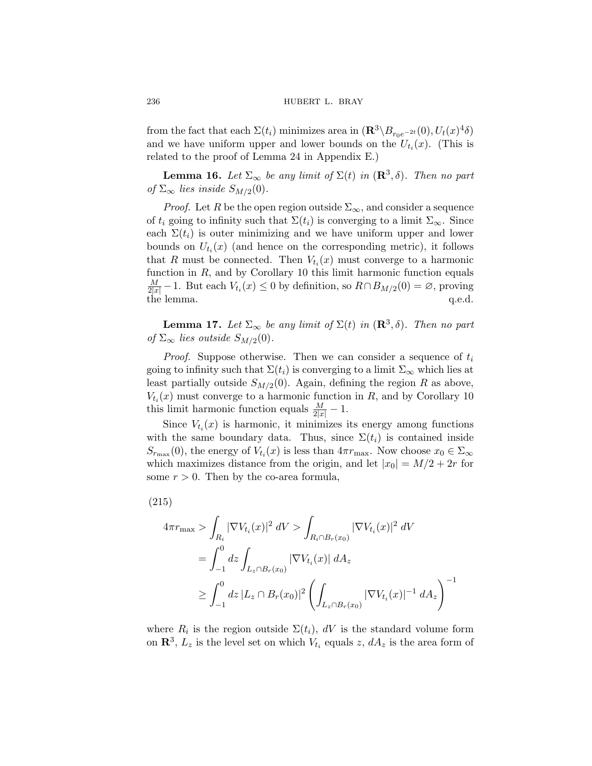from the fact that each $\Sigma(t_i)$ minimizes area in $(\mathbf{R}^3 \backslash B_{r_0 e^{-2t}}(0), U_t(x)^4\delta)$ and we have uniform upper and lower bounds on the $U_{t_i}(x)$. (This is related to the proof of Lemma 24 in Appendix E.)

**Lemma 16.** *Let $\Sigma_\infty$ be any limit of $\Sigma(t)$ in $(\mathbf{R}^3, \delta)$. Then no part of $\Sigma_\infty$ lies inside $S_{M/2}(0)$.*

*Proof.* Let $R$ be the open region outside $\Sigma_\infty$, and consider a sequence of $t_i$ going to infinity such that $\Sigma(t_i)$ is converging to a limit $\Sigma_\infty$. Since each $\Sigma(t_i)$ is outer minimizing and we have uniform upper and lower bounds on $U_{t_i}(x)$ (and hence on the corresponding metric), it follows that $R$ must be connected. Then $V_{t_i}(x)$ must converge to a harmonic function in $R$, and by Corollary 10 this limit harmonic function equals $\frac{M}{2|x|} - 1$. But each $V_{t_i}(x) \leq 0$ by definition, so $R \cap B_{M/2}(0) = \varnothing$, proving the lemma. q.e.d.

**Lemma 17.** *Let $\Sigma_\infty$ be any limit of $\Sigma(t)$ in $(\mathbf{R}^3, \delta)$. Then no part of $\Sigma_\infty$ lies outside $S_{M/2}(0)$.*

*Proof.* Suppose otherwise. Then we can consider a sequence of $t_i$ going to infinity such that $\Sigma(t_i)$ is converging to a limit $\Sigma_\infty$ which lies at least partially outside $S_{M/2}(0)$. Again, defining the region $R$ as above, $V_{t_i}(x)$ must converge to a harmonic function in $R$, and by Corollary 10 this limit harmonic function equals $\frac{M}{2|x|} - 1$.

Since $V_{t_i}(x)$ is harmonic, it minimizes its energy among functions with the same boundary data. Thus, since $\Sigma(t_i)$ is contained inside $S_{r_{\max}}(0)$, the energy of $V_{t_i}(x)$ is less than $4\pi r_{\max}$. Now choose $x_0 \in \Sigma_\infty$ which maximizes distance from the origin, and let $|x_0| = M/2 + 2r$ for some $r > 0$. Then by the co-area formula,

(215)

$$\begin{aligned}
4\pi r_{\max} &> \int_{R_i} |\nabla V_{t_i}(x)|^2 \, dV > \int_{R_i \cap B_r(x_0)} |\nabla V_{t_i}(x)|^2 \, dV \\
&= \int_{-1}^{0} dz \int_{L_z \cap B_r(x_0)} |\nabla V_{t_i}(x)| \, dA_z \\
&\geq \int_{-1}^{0} dz \, |L_z \cap B_r(x_0)|^2 \left( \int_{L_z \cap B_r(x_0)} |\nabla V_{t_i}(x)|^{-1} \, dA_z \right)^{-1}
\end{aligned}$$

where $R_i$ is the region outside $\Sigma(t_i)$, $dV$ is the standard volume form on $\mathbf{R}^3$, $L_z$ is the level set on which $V_{t_i}$ equals $z$, $dA_z$ is the area form of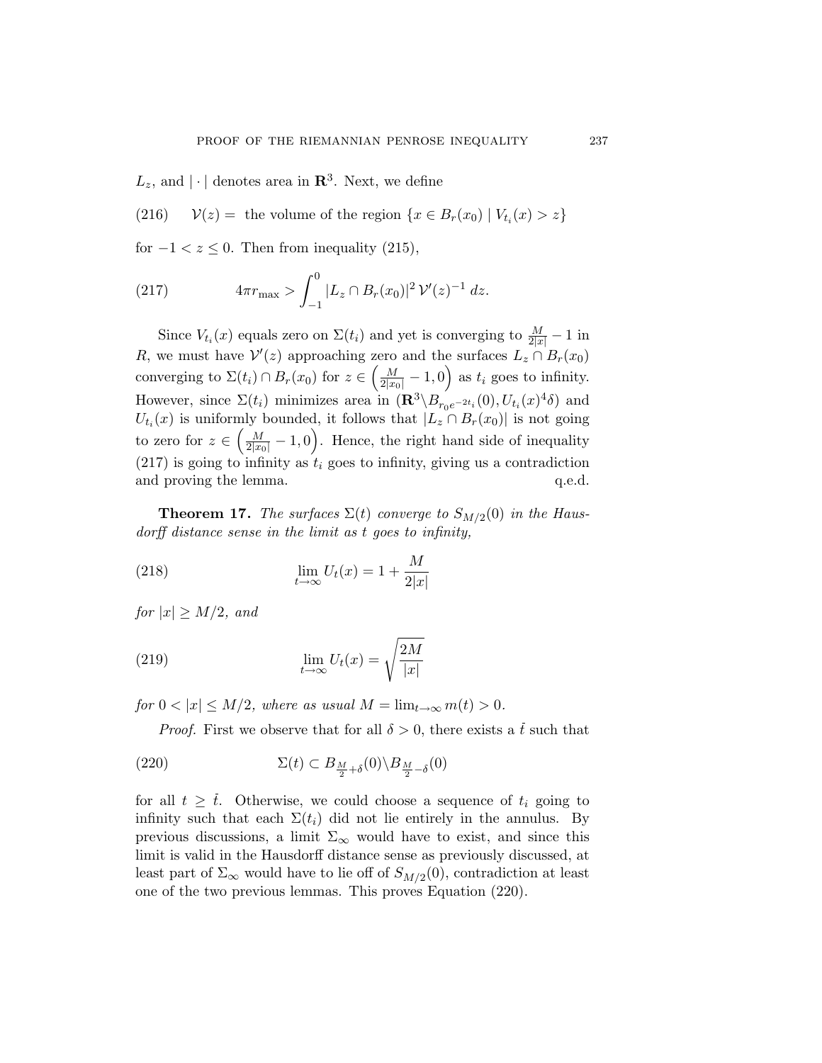$L_z$, and $|\cdot|$ denotes area in $\mathbf{R}^3$. Next, we define

$$\mathcal{V}(z) = \text{ the volume of the region } \{x \in B_r(x_0) \mid V_{t_i}(x) > z\} \tag{216}$$

for $-1 < z \leq 0$. Then from inequality (215),

$$4\pi r_{\max} > \int_{-1}^{0} |L_z \cap B_r(x_0)|^2 \, \mathcal{V}'(z)^{-1} \, dz. \tag{217}$$

Since $V_{t_i}(x)$ equals zero on $\Sigma(t_i)$ and yet is converging to $\frac{M}{2|x|} - 1$ in $R$, we must have $\mathcal{V}'(z)$ approaching zero and the surfaces $L_z \cap B_r(x_0)$ converging to $\Sigma(t_i) \cap B_r(x_0)$ for $z \in \left(\frac{M}{2|x_0|} - 1, 0\right)$ as $t_i$ goes to infinity. However, since $\Sigma(t_i)$ minimizes area in $(\mathbf{R}^3 \backslash B_{r_0 e^{-2t_i}}(0), U_{t_i}(x)^4 \delta)$ and $U_{t_i}(x)$ is uniformly bounded, it follows that $|L_z \cap B_r(x_0)|$ is not going to zero for $z \in \left(\frac{M}{2|x_0|} - 1, 0\right)$. Hence, the right hand side of inequality (217) is going to infinity as $t_i$ goes to infinity, giving us a contradiction and proving the lemma. q.e.d.

**Theorem 17.** *The surfaces $\Sigma(t)$ converge to $S_{M/2}(0)$ in the Hausdorff distance sense in the limit as $t$ goes to infinity,*

$$\lim_{t \to \infty} U_t(x) = 1 + \frac{M}{2|x|} \tag{218}$$

*for $|x| \geq M/2$, and*

$$\lim_{t \to \infty} U_t(x) = \sqrt{\frac{2M}{|x|}} \tag{219}$$

*for $0 < |x| \leq M/2$, where as usual $M = \lim_{t \to \infty} m(t) > 0$.*

*Proof.* First we observe that for all $\delta > 0$, there exists a $\bar{t}$ such that

$$\Sigma(t) \subset B_{\frac{M}{2} + \delta}(0) \backslash B_{\frac{M}{2} - \delta}(0) \tag{220}$$

for all $t \geq \bar{t}$. Otherwise, we could choose a sequence of $t_i$ going to infinity such that each $\Sigma(t_i)$ did not lie entirely in the annulus. By previous discussions, a limit $\Sigma_\infty$ would have to exist, and since this limit is valid in the Hausdorff distance sense as previously discussed, at least part of $\Sigma_\infty$ would have to lie off of $S_{M/2}(0)$, contradiction at least one of the two previous lemmas. This proves Equation (220).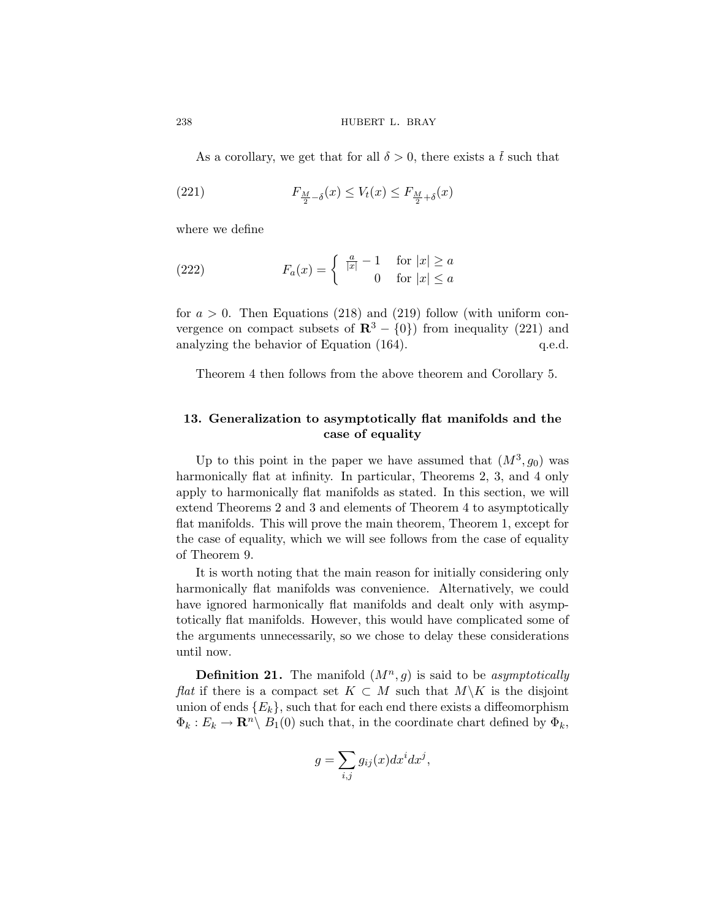As a corollary, we get that for all $\delta > 0$, there exists a $\bar{t}$ such that

$$F_{\frac{M}{2}-\delta}(x) \leq V_t(x) \leq F_{\frac{M}{2}+\delta}(x) \tag{221}$$

where we define

$$F_a(x) = \begin{cases} \frac{a}{|x|} - 1 & \text{for } |x| \geq a \\ 0 & \text{for } |x| \leq a \end{cases} \tag{222}$$

for $a > 0$. Then Equations (218) and (219) follow (with uniform convergence on compact subsets of $\mathbf{R}^3 - \{0\}$) from inequality (221) and analyzing the behavior of Equation (164). q.e.d.

Theorem 4 then follows from the above theorem and Corollary 5.

## 13. Generalization to asymptotically flat manifolds and the case of equality

Up to this point in the paper we have assumed that $(M^3, g_0)$ was harmonically flat at infinity. In particular, Theorems 2, 3, and 4 only apply to harmonically flat manifolds as stated. In this section, we will extend Theorems 2 and 3 and elements of Theorem 4 to asymptotically flat manifolds. This will prove the main theorem, Theorem 1, except for the case of equality, which we will see follows from the case of equality of Theorem 9.

It is worth noting that the main reason for initially considering only harmonically flat manifolds was convenience. Alternatively, we could have ignored harmonically flat manifolds and dealt only with asymptotically flat manifolds. However, this would have complicated some of the arguments unnecessarily, so we chose to delay these considerations until now.

**Definition 21.** The manifold $(M^n, g)$ is said to be *asymptotically flat* if there is a compact set $K \subset M$ such that $M \backslash K$ is the disjoint union of ends $\{E_k\}$, such that for each end there exists a diffeomorphism $\Phi_k : E_k \to \mathbf{R}^n \backslash B_1(0)$ such that, in the coordinate chart defined by $\Phi_k$,

$$g = \sum_{i,j} g_{ij}(x) dx^i dx^j,$$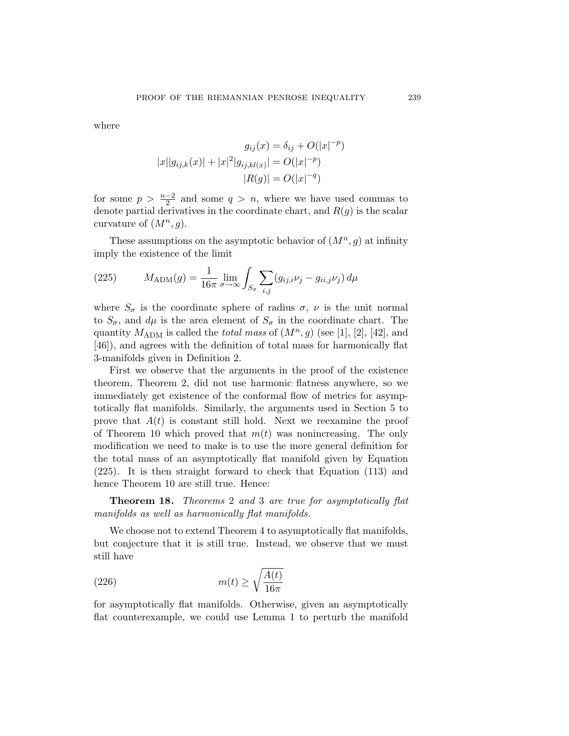where

$$
\begin{aligned}
g_{ij}(x) &= \delta_{ij} + O(|x|^{-p}) \\
|x||g_{ij,k}(x)| + |x|^2|g_{ij,kl(x)}| &= O(|x|^{-p}) \\
|R(g)| &= O(|x|^{-q})
\end{aligned}
$$

for some $p > \frac{n-2}{2}$ and some $q > n$, where we have used commas to denote partial derivatives in the coordinate chart, and $R(g)$ is the scalar curvature of $(M^n, g)$.

These assumptions on the asymptotic behavior of $(M^n, g)$ at infinity imply the existence of the limit

$$
M_{\text{ADM}}(g) = \frac{1}{16\pi} \lim_{\sigma \to \infty} \int_{S_\sigma} \sum_{i,j} (g_{ij,i}\nu_j - g_{ii,j}\nu_j)\, d\mu \tag{225}
$$

where $S_\sigma$ is the coordinate sphere of radius $\sigma$, $\nu$ is the unit normal to $S_\sigma$, and $d\mu$ is the area element of $S_\sigma$ in the coordinate chart. The quantity $M_{\text{ADM}}$ is called the *total mass* of $(M^n, g)$ (see [1], [2], [42], and [46]), and agrees with the definition of total mass for harmonically flat 3-manifolds given in Definition 2.

First we observe that the arguments in the proof of the existence theorem, Theorem 2, did not use harmonic flatness anywhere, so we immediately get existence of the conformal flow of metrics for asymptotically flat manifolds. Similarly, the arguments used in Section 5 to prove that $A(t)$ is constant still hold. Next we reexamine the proof of Theorem 10 which proved that $m(t)$ was nonincreasing. The only modification we need to make is to use the more general definition for the total mass of an asymptotically flat manifold given by Equation (225). It is then straight forward to check that Equation (113) and hence Theorem 10 are still true. Hence:

**Theorem 18.** *Theorems* 2 *and* 3 *are true for asymptotically flat manifolds as well as harmonically flat manifolds.*

We choose not to extend Theorem 4 to asymptotically flat manifolds, but conjecture that it is still true. Instead, we observe that we must still have

$$
m(t) \geq \sqrt{\frac{A(t)}{16\pi}} \tag{226}
$$

for asymptotically flat manifolds. Otherwise, given an asymptotically flat counterexample, we could use Lemma 1 to perturb the manifold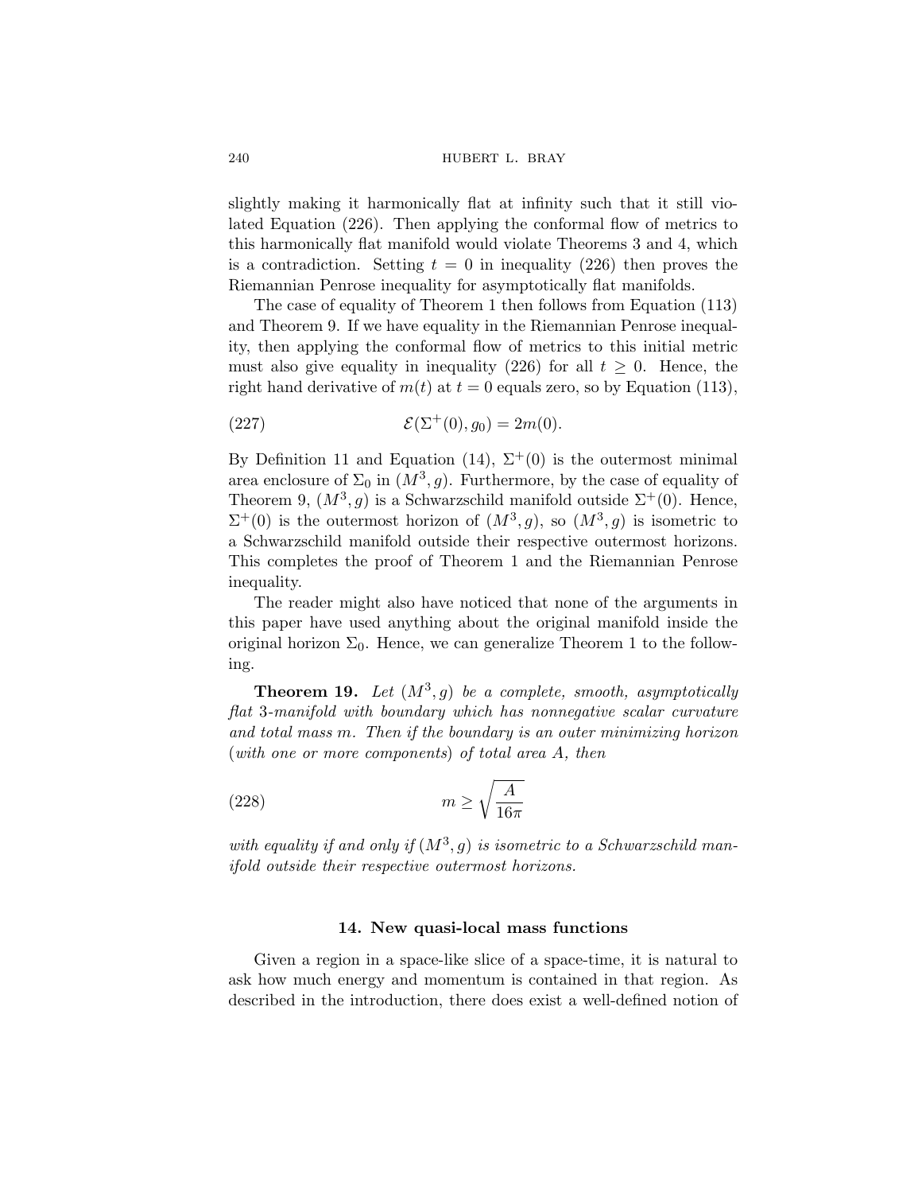slightly making it harmonically flat at infinity such that it still violated Equation (226). Then applying the conformal flow of metrics to this harmonically flat manifold would violate Theorems 3 and 4, which is a contradiction. Setting $t = 0$ in inequality (226) then proves the Riemannian Penrose inequality for asymptotically flat manifolds.

The case of equality of Theorem 1 then follows from Equation (113) and Theorem 9. If we have equality in the Riemannian Penrose inequality, then applying the conformal flow of metrics to this initial metric must also give equality in inequality (226) for all $t \geq 0$. Hence, the right hand derivative of $m(t)$ at $t = 0$ equals zero, so by Equation (113),

$$\mathcal{E}(\Sigma^+(0), g_0) = 2m(0). \tag{227}$$

By Definition 11 and Equation (14), $\Sigma^+(0)$ is the outermost minimal area enclosure of $\Sigma_0$ in $(M^3, g)$. Furthermore, by the case of equality of Theorem 9, $(M^3, g)$ is a Schwarzschild manifold outside $\Sigma^+(0)$. Hence, $\Sigma^+(0)$ is the outermost horizon of $(M^3, g)$, so $(M^3, g)$ is isometric to a Schwarzschild manifold outside their respective outermost horizons. This completes the proof of Theorem 1 and the Riemannian Penrose inequality.

The reader might also have noticed that none of the arguments in this paper have used anything about the original manifold inside the original horizon $\Sigma_0$. Hence, we can generalize Theorem 1 to the following.

**Theorem 19.** *Let $(M^3, g)$ be a complete, smooth, asymptotically flat 3-manifold with boundary which has nonnegative scalar curvature and total mass $m$. Then if the boundary is an outer minimizing horizon (with one or more components) of total area $A$, then*

$$m \geq \sqrt{\frac{A}{16\pi}} \tag{228}$$

*with equality if and only if $(M^3, g)$ is isometric to a Schwarzschild manifold outside their respective outermost horizons.*

## 14. New quasi-local mass functions

Given a region in a space-like slice of a space-time, it is natural to ask how much energy and momentum is contained in that region. As described in the introduction, there does exist a well-defined notion of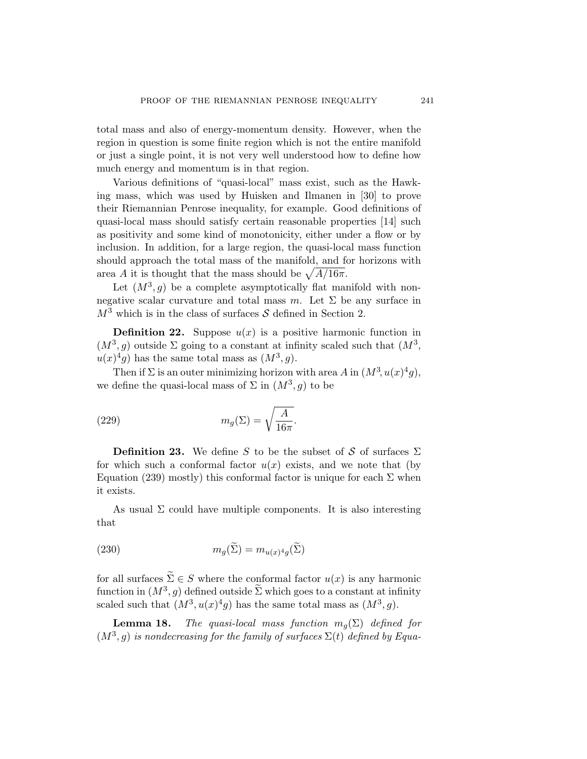total mass and also of energy-momentum density. However, when the region in question is some finite region which is not the entire manifold or just a single point, it is not very well understood how to define how much energy and momentum is in that region.

Various definitions of "quasi-local" mass exist, such as the Hawking mass, which was used by Huisken and Ilmanen in [30] to prove their Riemannian Penrose inequality, for example. Good definitions of quasi-local mass should satisfy certain reasonable properties [14] such as positivity and some kind of monotonicity, either under a flow or by inclusion. In addition, for a large region, the quasi-local mass function should approach the total mass of the manifold, and for horizons with area $A$ it is thought that the mass should be $\sqrt{A/16\pi}$.

Let $(M^3, g)$ be a complete asymptotically flat manifold with nonnegative scalar curvature and total mass $m$. Let $\Sigma$ be any surface in $M^3$ which is in the class of surfaces $\mathcal{S}$ defined in Section 2.

**Definition 22.** Suppose $u(x)$ is a positive harmonic function in $(M^3, g)$ outside $\Sigma$ going to a constant at infinity scaled such that $(M^3, u(x)^4 g)$ has the same total mass as $(M^3, g)$.

Then if $\Sigma$ is an outer minimizing horizon with area $A$ in $(M^3, u(x)^4 g)$, we define the quasi-local mass of $\Sigma$ in $(M^3, g)$ to be

$$m_g(\Sigma) = \sqrt{\frac{A}{16\pi}}. \tag{229}$$

**Definition 23.** We define $S$ to be the subset of $\mathcal{S}$ of surfaces $\Sigma$ for which such a conformal factor $u(x)$ exists, and we note that (by Equation (239) mostly) this conformal factor is unique for each $\Sigma$ when it exists.

As usual $\Sigma$ could have multiple components. It is also interesting that

$$m_g(\widetilde{\Sigma}) = m_{u(x)^4 g}(\widetilde{\Sigma}) \tag{230}$$

for all surfaces $\widetilde{\Sigma} \in S$ where the conformal factor $u(x)$ is any harmonic function in $(M^3, g)$ defined outside $\widetilde{\Sigma}$ which goes to a constant at infinity scaled such that $(M^3, u(x)^4 g)$ has the same total mass as $(M^3, g)$.

**Lemma 18.** *The quasi-local mass function $m_g(\Sigma)$ defined for $(M^3, g)$ is nondecreasing for the family of surfaces $\Sigma(t)$ defined by Equa-*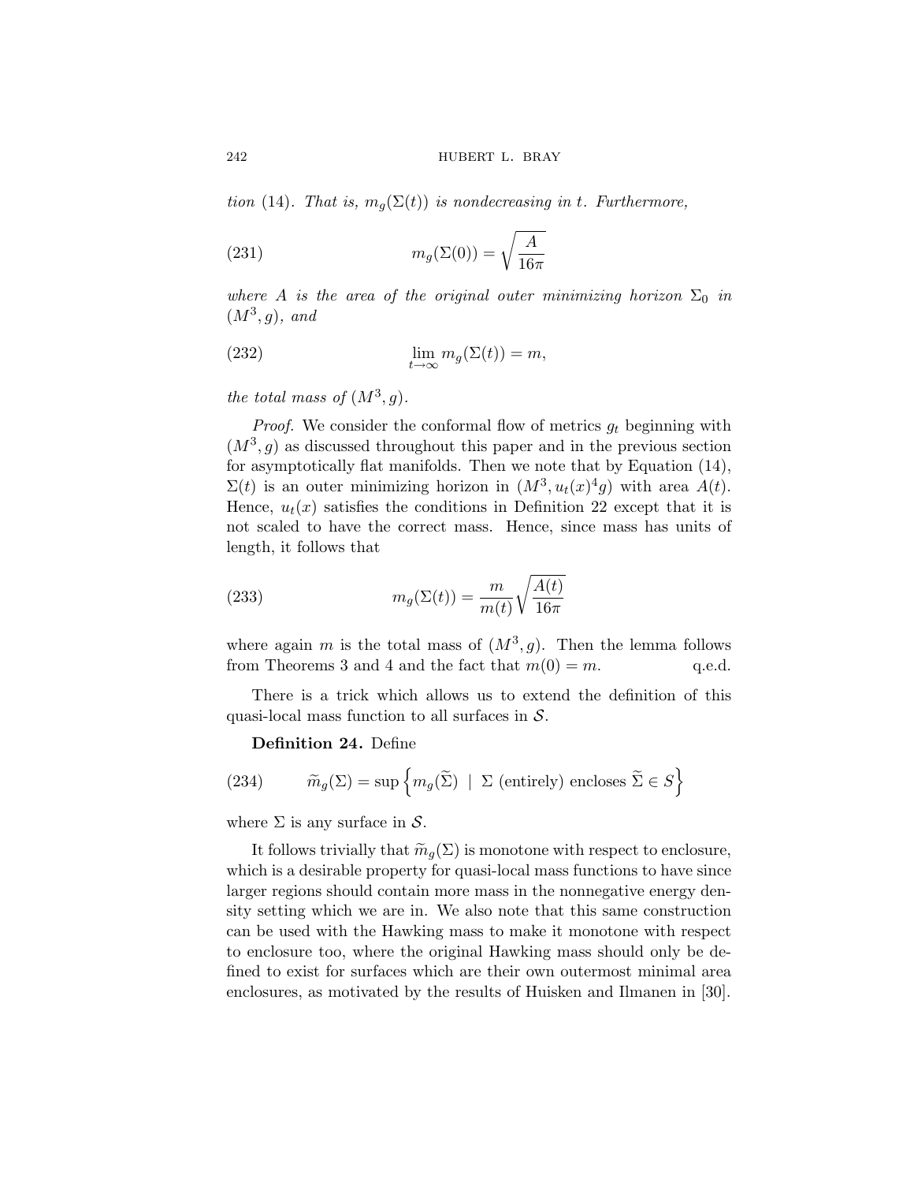*tion (14). That is, $m_g(\Sigma(t))$ is nondecreasing in $t$. Furthermore,*

$$m_g(\Sigma(0)) = \sqrt{\frac{A}{16\pi}} \tag{231}$$

*where $A$ is the area of the original outer minimizing horizon $\Sigma_0$ in $(M^3, g)$, and*

$$\lim_{t\to\infty} m_g(\Sigma(t)) = m, \tag{232}$$

*the total mass of $(M^3, g)$.*

*Proof.* We consider the conformal flow of metrics $g_t$ beginning with $(M^3, g)$ as discussed throughout this paper and in the previous section for asymptotically flat manifolds. Then we note that by Equation (14), $\Sigma(t)$ is an outer minimizing horizon in $(M^3, u_t(x)^4 g)$ with area $A(t)$. Hence, $u_t(x)$ satisfies the conditions in Definition 22 except that it is not scaled to have the correct mass. Hence, since mass has units of length, it follows that

$$m_g(\Sigma(t)) = \frac{m}{m(t)}\sqrt{\frac{A(t)}{16\pi}} \tag{233}$$

where again $m$ is the total mass of $(M^3, g)$. Then the lemma follows from Theorems 3 and 4 and the fact that $m(0) = m$. q.e.d.

There is a trick which allows us to extend the definition of this quasi-local mass function to all surfaces in $\mathcal{S}$.

**Definition 24.** Define

$$\widetilde{m}_g(\Sigma) = \sup\left\{m_g(\widetilde{\Sigma}) \;\mid\; \Sigma \text{ (entirely) encloses } \widetilde{\Sigma} \in S\right\} \tag{234}$$

where $\Sigma$ is any surface in $\mathcal{S}$.

It follows trivially that $\widetilde{m}_g(\Sigma)$ is monotone with respect to enclosure, which is a desirable property for quasi-local mass functions to have since larger regions should contain more mass in the nonnegative energy density setting which we are in. We also note that this same construction can be used with the Hawking mass to make it monotone with respect to enclosure too, where the original Hawking mass should only be defined to exist for surfaces which are their own outermost minimal area enclosures, as motivated by the results of Huisken and Ilmanen in [30].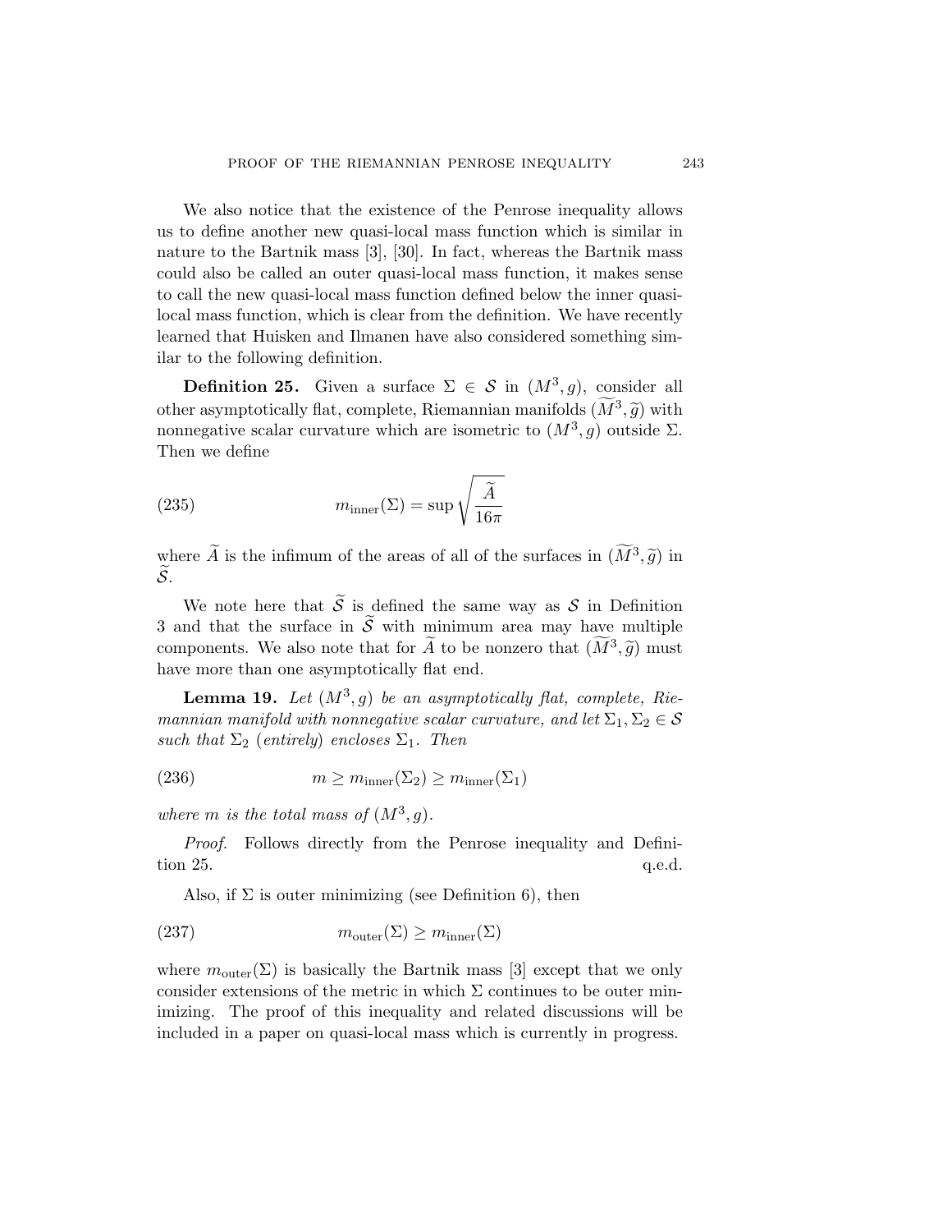We also notice that the existence of the Penrose inequality allows us to define another new quasi-local mass function which is similar in nature to the Bartnik mass [3], [30]. In fact, whereas the Bartnik mass could also be called an outer quasi-local mass function, it makes sense to call the new quasi-local mass function defined below the inner quasi-local mass function, which is clear from the definition. We have recently learned that Huisken and Ilmanen have also considered something similar to the following definition.

**Definition 25.** Given a surface $\Sigma \in \mathcal{S}$ in $(M^3, g)$, consider all other asymptotically flat, complete, Riemannian manifolds $(\widetilde{M}^3, \widetilde{g})$ with nonnegative scalar curvature which are isometric to $(M^3, g)$ outside $\Sigma$. Then we define

$$m_{\text{inner}}(\Sigma) = \sup \sqrt{\frac{\widetilde{A}}{16\pi}} \tag{235}$$

where $\widetilde{A}$ is the infimum of the areas of all of the surfaces in $(\widetilde{M}^3, \widetilde{g})$ in $\widetilde{\mathcal{S}}$.

We note here that $\widetilde{\mathcal{S}}$ is defined the same way as $\mathcal{S}$ in Definition 3 and that the surface in $\widetilde{\mathcal{S}}$ with minimum area may have multiple components. We also note that for $\widetilde{A}$ to be nonzero that $(\widetilde{M}^3, \widetilde{g})$ must have more than one asymptotically flat end.

**Lemma 19.** *Let $(M^3, g)$ be an asymptotically flat, complete, Riemannian manifold with nonnegative scalar curvature, and let $\Sigma_1, \Sigma_2 \in \mathcal{S}$ such that $\Sigma_2$ (entirely) encloses $\Sigma_1$. Then*

$$m \geq m_{\text{inner}}(\Sigma_2) \geq m_{\text{inner}}(\Sigma_1) \tag{236}$$

*where $m$ is the total mass of $(M^3, g)$.*

*Proof.* Follows directly from the Penrose inequality and Definition 25. q.e.d.

Also, if $\Sigma$ is outer minimizing (see Definition 6), then

$$m_{\text{outer}}(\Sigma) \geq m_{\text{inner}}(\Sigma) \tag{237}$$

where $m_{\text{outer}}(\Sigma)$ is basically the Bartnik mass [3] except that we only consider extensions of the metric in which $\Sigma$ continues to be outer minimizing. The proof of this inequality and related discussions will be included in a paper on quasi-local mass which is currently in progress.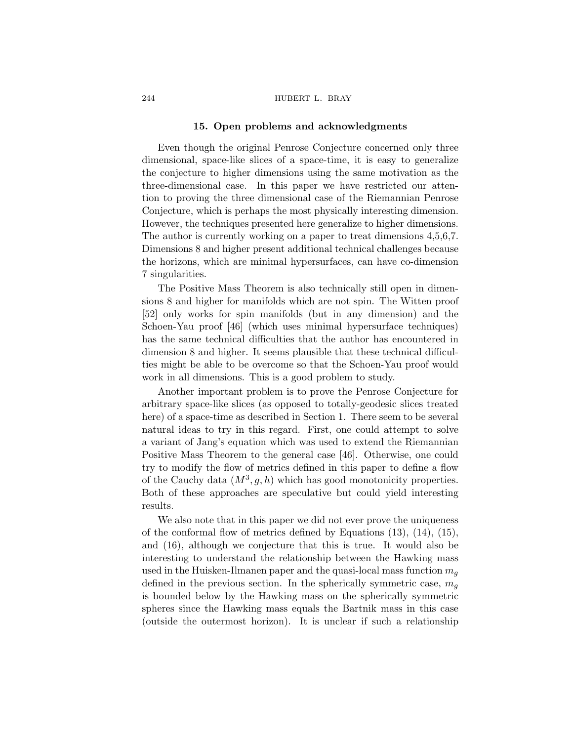## 15. Open problems and acknowledgments

Even though the original Penrose Conjecture concerned only three dimensional, space-like slices of a space-time, it is easy to generalize the conjecture to higher dimensions using the same motivation as the three-dimensional case. In this paper we have restricted our attention to proving the three dimensional case of the Riemannian Penrose Conjecture, which is perhaps the most physically interesting dimension. However, the techniques presented here generalize to higher dimensions. The author is currently working on a paper to treat dimensions 4,5,6,7. Dimensions 8 and higher present additional technical challenges because the horizons, which are minimal hypersurfaces, can have co-dimension 7 singularities.

The Positive Mass Theorem is also technically still open in dimensions 8 and higher for manifolds which are not spin. The Witten proof [52] only works for spin manifolds (but in any dimension) and the Schoen-Yau proof [46] (which uses minimal hypersurface techniques) has the same technical difficulties that the author has encountered in dimension 8 and higher. It seems plausible that these technical difficulties might be able to be overcome so that the Schoen-Yau proof would work in all dimensions. This is a good problem to study.

Another important problem is to prove the Penrose Conjecture for arbitrary space-like slices (as opposed to totally-geodesic slices treated here) of a space-time as described in Section 1. There seem to be several natural ideas to try in this regard. First, one could attempt to solve a variant of Jang's equation which was used to extend the Riemannian Positive Mass Theorem to the general case [46]. Otherwise, one could try to modify the flow of metrics defined in this paper to define a flow of the Cauchy data $(M^3, g, h)$ which has good monotonicity properties. Both of these approaches are speculative but could yield interesting results.

We also note that in this paper we did not ever prove the uniqueness of the conformal flow of metrics defined by Equations (13), (14), (15), and (16), although we conjecture that this is true. It would also be interesting to understand the relationship between the Hawking mass used in the Huisken-Ilmanen paper and the quasi-local mass function $m_g$ defined in the previous section. In the spherically symmetric case, $m_g$ is bounded below by the Hawking mass on the spherically symmetric spheres since the Hawking mass equals the Bartnik mass in this case (outside the outermost horizon). It is unclear if such a relationship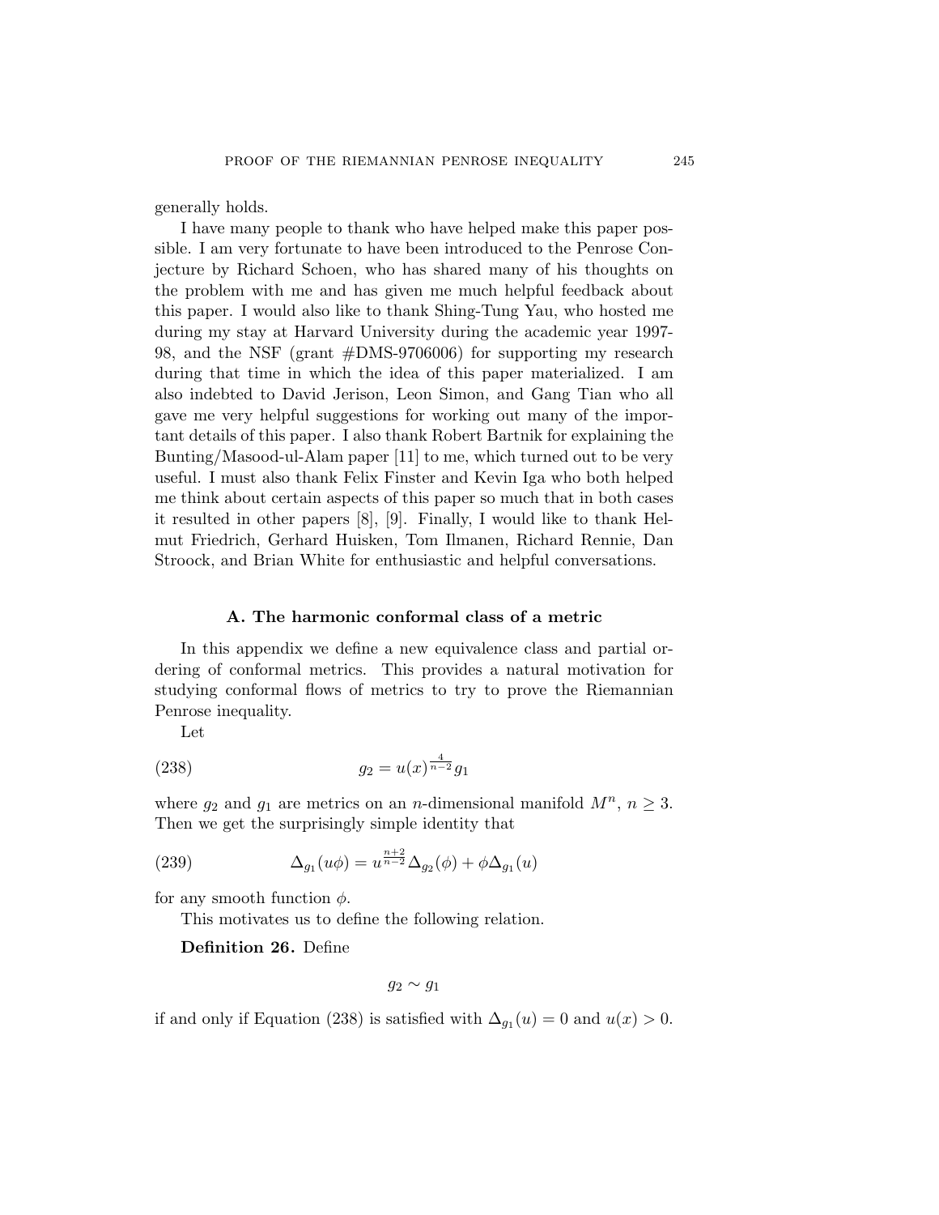generally holds.

I have many people to thank who have helped make this paper possible. I am very fortunate to have been introduced to the Penrose Conjecture by Richard Schoen, who has shared many of his thoughts on the problem with me and has given me much helpful feedback about this paper. I would also like to thank Shing-Tung Yau, who hosted me during my stay at Harvard University during the academic year 1997-98, and the NSF (grant #DMS-9706006) for supporting my research during that time in which the idea of this paper materialized. I am also indebted to David Jerison, Leon Simon, and Gang Tian who all gave me very helpful suggestions for working out many of the important details of this paper. I also thank Robert Bartnik for explaining the Bunting/Masood-ul-Alam paper [11] to me, which turned out to be very useful. I must also thank Felix Finster and Kevin Iga who both helped me think about certain aspects of this paper so much that in both cases it resulted in other papers [8], [9]. Finally, I would like to thank Helmut Friedrich, Gerhard Huisken, Tom Ilmanen, Richard Rennie, Dan Stroock, and Brian White for enthusiastic and helpful conversations.

## A. The harmonic conformal class of a metric

In this appendix we define a new equivalence class and partial ordering of conformal metrics. This provides a natural motivation for studying conformal flows of metrics to try to prove the Riemannian Penrose inequality.

Let

$$g_2 = u(x)^{\frac{4}{n-2}} g_1 \tag{238}$$

where $g_2$ and $g_1$ are metrics on an $n$-dimensional manifold $M^n$, $n \geq 3$. Then we get the surprisingly simple identity that

$$\Delta_{g_1}(u\phi) = u^{\frac{n+2}{n-2}} \Delta_{g_2}(\phi) + \phi \Delta_{g_1}(u) \tag{239}$$

for any smooth function $\phi$.

This motivates us to define the following relation.

**Definition 26.** Define

$$g_2 \sim g_1$$

if and only if Equation (238) is satisfied with $\Delta_{g_1}(u) = 0$ and $u(x) > 0$.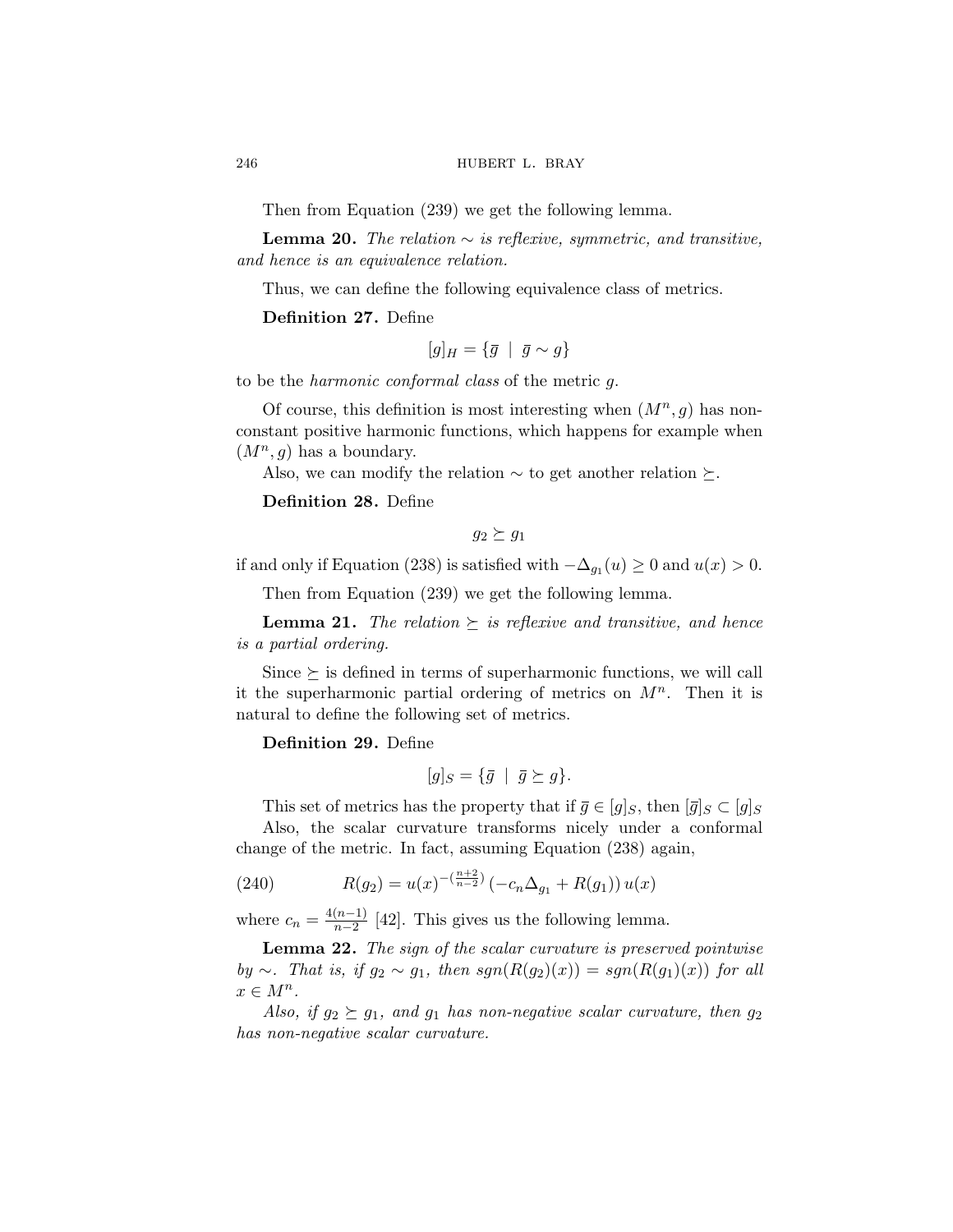Then from Equation (239) we get the following lemma.

**Lemma 20.** *The relation $\sim$ is reflexive, symmetric, and transitive, and hence is an equivalence relation.*

Thus, we can define the following equivalence class of metrics.

**Definition 27.** Define

$$[g]_H = \{\bar{g} \ | \ \bar{g} \sim g\}$$

to be the *harmonic conformal class* of the metric $g$.

Of course, this definition is most interesting when $(M^n, g)$ has non-constant positive harmonic functions, which happens for example when $(M^n, g)$ has a boundary.

Also, we can modify the relation $\sim$ to get another relation $\succeq$.

**Definition 28.** Define

$$g_2 \succeq g_1$$

if and only if Equation (238) is satisfied with $-\Delta_{g_1}(u) \geq 0$ and $u(x) > 0$.

Then from Equation (239) we get the following lemma.

**Lemma 21.** *The relation $\succeq$ is reflexive and transitive, and hence is a partial ordering.*

Since $\succeq$ is defined in terms of superharmonic functions, we will call it the superharmonic partial ordering of metrics on $M^n$. Then it is natural to define the following set of metrics.

**Definition 29.** Define

$$[g]_S = \{\bar{g} \ | \ \bar{g} \succeq g\}.$$

This set of metrics has the property that if $\bar{g} \in [g]_S$, then $[\bar{g}]_S \subset [g]_S$

Also, the scalar curvature transforms nicely under a conformal change of the metric. In fact, assuming Equation (238) again,

$$R(g_2) = u(x)^{-(\frac{n+2}{n-2})} \left(-c_n \Delta_{g_1} + R(g_1)\right) u(x) \tag{240}$$

where $c_n = \frac{4(n-1)}{n-2}$ [42]. This gives us the following lemma.

**Lemma 22.** *The sign of the scalar curvature is preserved pointwise by $\sim$. That is, if $g_2 \sim g_1$, then $sgn(R(g_2)(x)) = sgn(R(g_1)(x))$ for all $x \in M^n$.*

*Also, if $g_2 \succeq g_1$, and $g_1$ has non-negative scalar curvature, then $g_2$ has non-negative scalar curvature.*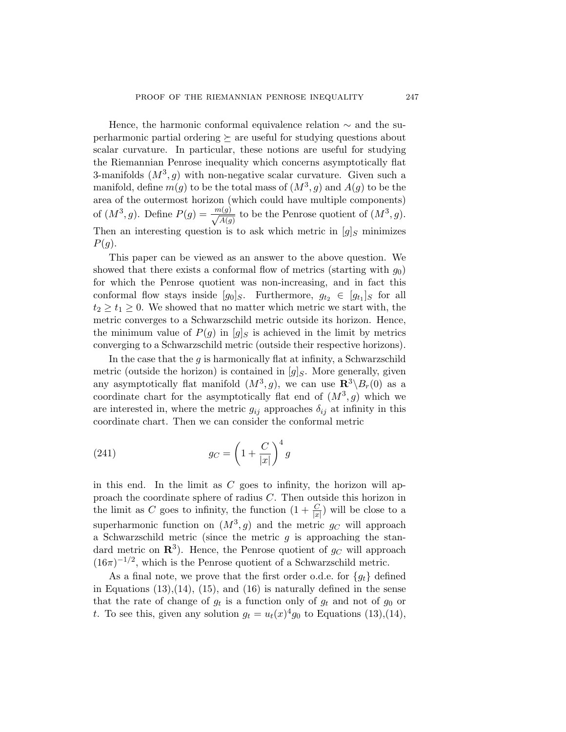Hence, the harmonic conformal equivalence relation $\sim$ and the superharmonic partial ordering $\succeq$ are useful for studying questions about scalar curvature. In particular, these notions are useful for studying the Riemannian Penrose inequality which concerns asymptotically flat 3-manifolds $(M^3, g)$ with non-negative scalar curvature. Given such a manifold, define $m(g)$ to be the total mass of $(M^3, g)$ and $A(g)$ to be the area of the outermost horizon (which could have multiple components) of $(M^3, g)$. Define $P(g) = \frac{m(g)}{\sqrt{A(g)}}$ to be the Penrose quotient of $(M^3, g)$. Then an interesting question is to ask which metric in $[g]_S$ minimizes $P(g)$.

This paper can be viewed as an answer to the above question. We showed that there exists a conformal flow of metrics (starting with $g_0$) for which the Penrose quotient was non-increasing, and in fact this conformal flow stays inside $[g_0]_S$. Furthermore, $g_{t_2} \in [g_{t_1}]_S$ for all $t_2 \geq t_1 \geq 0$. We showed that no matter which metric we start with, the metric converges to a Schwarzschild metric outside its horizon. Hence, the minimum value of $P(g)$ in $[g]_S$ is achieved in the limit by metrics converging to a Schwarzschild metric (outside their respective horizons).

In the case that the $g$ is harmonically flat at infinity, a Schwarzschild metric (outside the horizon) is contained in $[g]_S$. More generally, given any asymptotically flat manifold $(M^3, g)$, we can use $\mathbf{R}^3 \backslash B_r(0)$ as a coordinate chart for the asymptotically flat end of $(M^3, g)$ which we are interested in, where the metric $g_{ij}$ approaches $\delta_{ij}$ at infinity in this coordinate chart. Then we can consider the conformal metric

$$g_C = \left(1 + \frac{C}{|x|}\right)^4 g \tag{241}$$

in this end. In the limit as $C$ goes to infinity, the horizon will approach the coordinate sphere of radius $C$. Then outside this horizon in the limit as $C$ goes to infinity, the function $(1 + \frac{C}{|x|})$ will be close to a superharmonic function on $(M^3, g)$ and the metric $g_C$ will approach a Schwarzschild metric (since the metric $g$ is approaching the standard metric on $\mathbf{R}^3$). Hence, the Penrose quotient of $g_C$ will approach $(16\pi)^{-1/2}$, which is the Penrose quotient of a Schwarzschild metric.

As a final note, we prove that the first order o.d.e. for $\{g_t\}$ defined in Equations (13),(14), (15), and (16) is naturally defined in the sense that the rate of change of $g_t$ is a function only of $g_t$ and not of $g_0$ or $t$. To see this, given any solution $g_t = u_t(x)^4 g_0$ to Equations (13),(14),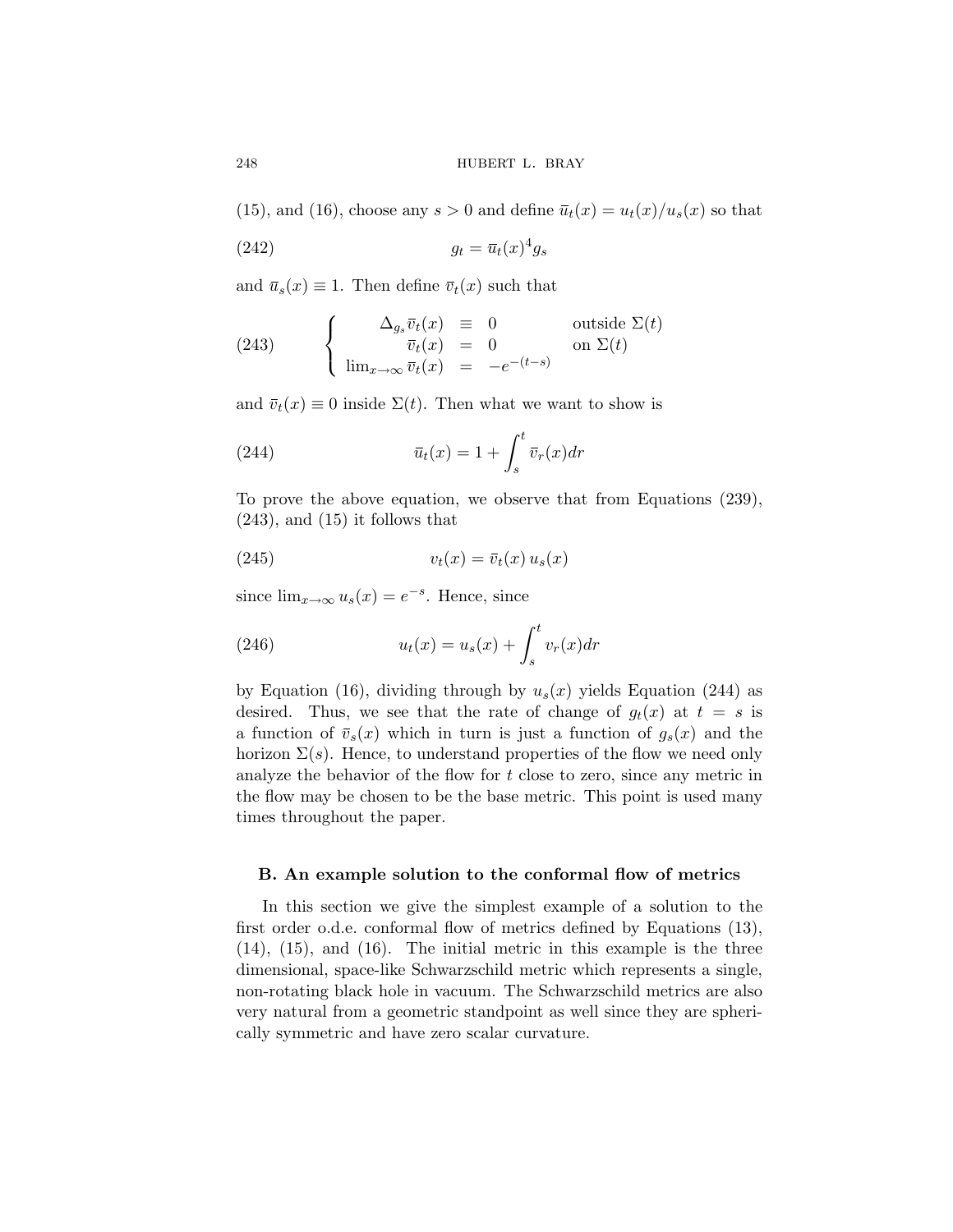(15), and (16), choose any $s > 0$ and define $\overline{u}_t(x) = u_t(x)/u_s(x)$ so that

$$g_t = \overline{u}_t(x)^4 g_s \tag{242}$$

and $\overline{u}_s(x) \equiv 1$. Then define $\overline{v}_t(x)$ such that

$$\begin{cases} \Delta_{g_s} \overline{v}_t(x) & \equiv & 0 & \text{outside } \Sigma(t) \\ \overline{v}_t(x) & = & 0 & \text{on } \Sigma(t) \\ \lim_{x\to\infty} \overline{v}_t(x) & = & -e^{-(t-s)} & \end{cases} \tag{243}$$

and $\overline{v}_t(x) \equiv 0$ inside $\Sigma(t)$. Then what we want to show is

$$\overline{u}_t(x) = 1 + \int_s^t \overline{v}_r(x) dr \tag{244}$$

To prove the above equation, we observe that from Equations (239), (243), and (15) it follows that

$$v_t(x) = \overline{v}_t(x)\, u_s(x) \tag{245}$$

since $\lim_{x\to\infty} u_s(x) = e^{-s}$. Hence, since

$$u_t(x) = u_s(x) + \int_s^t v_r(x) dr \tag{246}$$

by Equation (16), dividing through by $u_s(x)$ yields Equation (244) as desired. Thus, we see that the rate of change of $g_t(x)$ at $t = s$ is a function of $\overline{v}_s(x)$ which in turn is just a function of $g_s(x)$ and the horizon $\Sigma(s)$. Hence, to understand properties of the flow we need only analyze the behavior of the flow for $t$ close to zero, since any metric in the flow may be chosen to be the base metric. This point is used many times throughout the paper.

### B. An example solution to the conformal flow of metrics

In this section we give the simplest example of a solution to the first order o.d.e. conformal flow of metrics defined by Equations (13), (14), (15), and (16). The initial metric in this example is the three dimensional, space-like Schwarzschild metric which represents a single, non-rotating black hole in vacuum. The Schwarzschild metrics are also very natural from a geometric standpoint as well since they are spherically symmetric and have zero scalar curvature.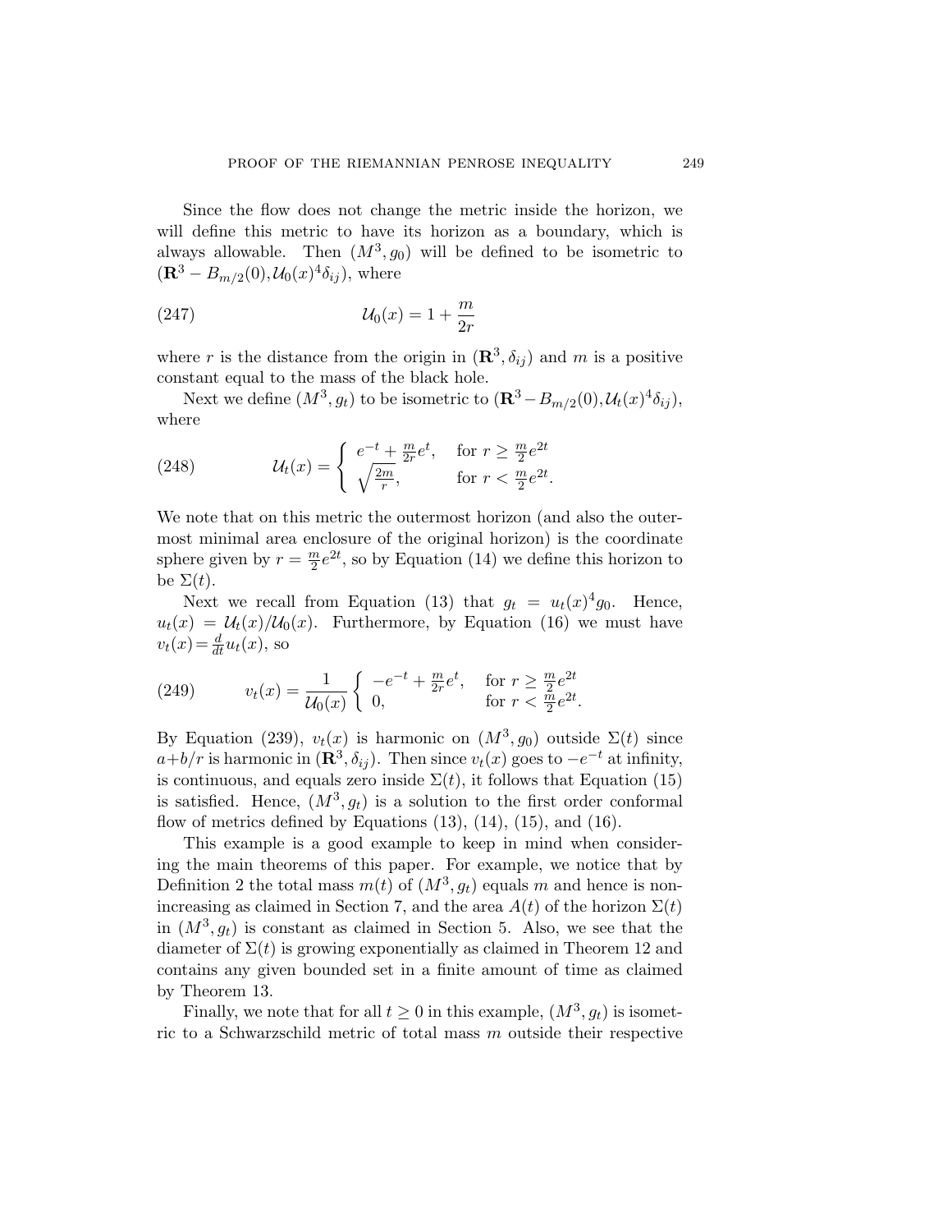Since the flow does not change the metric inside the horizon, we will define this metric to have its horizon as a boundary, which is always allowable. Then $(M^3, g_0)$ will be defined to be isometric to $(\mathbf{R}^3 - B_{m/2}(0), \mathcal{U}_0(x)^4 \delta_{ij})$, where

$$\mathcal{U}_0(x) = 1 + \frac{m}{2r} \tag{247}$$

where $r$ is the distance from the origin in $(\mathbf{R}^3, \delta_{ij})$ and $m$ is a positive constant equal to the mass of the black hole.

Next we define $(M^3, g_t)$ to be isometric to $(\mathbf{R}^3 - B_{m/2}(0), \mathcal{U}_t(x)^4 \delta_{ij})$, where

$$\mathcal{U}_t(x) = \begin{cases} e^{-t} + \frac{m}{2r} e^t, & \text{for } r \geq \frac{m}{2} e^{2t} \\ \sqrt{\frac{2m}{r}}, & \text{for } r < \frac{m}{2} e^{2t}. \end{cases} \tag{248}$$

We note that on this metric the outermost horizon (and also the outermost minimal area enclosure of the original horizon) is the coordinate sphere given by $r = \frac{m}{2} e^{2t}$, so by Equation (14) we define this horizon to be $\Sigma(t)$.

Next we recall from Equation (13) that $g_t = u_t(x)^4 g_0$. Hence, $u_t(x) = \mathcal{U}_t(x)/\mathcal{U}_0(x)$. Furthermore, by Equation (16) we must have $v_t(x) = \frac{d}{dt} u_t(x)$, so

$$v_t(x) = \frac{1}{\mathcal{U}_0(x)} \begin{cases} -e^{-t} + \frac{m}{2r} e^t, & \text{for } r \geq \frac{m}{2} e^{2t} \\ 0, & \text{for } r < \frac{m}{2} e^{2t}. \end{cases} \tag{249}$$

By Equation (239), $v_t(x)$ is harmonic on $(M^3, g_0)$ outside $\Sigma(t)$ since $a + b/r$ is harmonic in $(\mathbf{R}^3, \delta_{ij})$. Then since $v_t(x)$ goes to $-e^{-t}$ at infinity, is continuous, and equals zero inside $\Sigma(t)$, it follows that Equation (15) is satisfied. Hence, $(M^3, g_t)$ is a solution to the first order conformal flow of metrics defined by Equations (13), (14), (15), and (16).

This example is a good example to keep in mind when considering the main theorems of this paper. For example, we notice that by Definition 2 the total mass $m(t)$ of $(M^3, g_t)$ equals $m$ and hence is nonincreasing as claimed in Section 7, and the area $A(t)$ of the horizon $\Sigma(t)$ in $(M^3, g_t)$ is constant as claimed in Section 5. Also, we see that the diameter of $\Sigma(t)$ is growing exponentially as claimed in Theorem 12 and contains any given bounded set in a finite amount of time as claimed by Theorem 13.

Finally, we note that for all $t \geq 0$ in this example, $(M^3, g_t)$ is isometric to a Schwarzschild metric of total mass $m$ outside their respective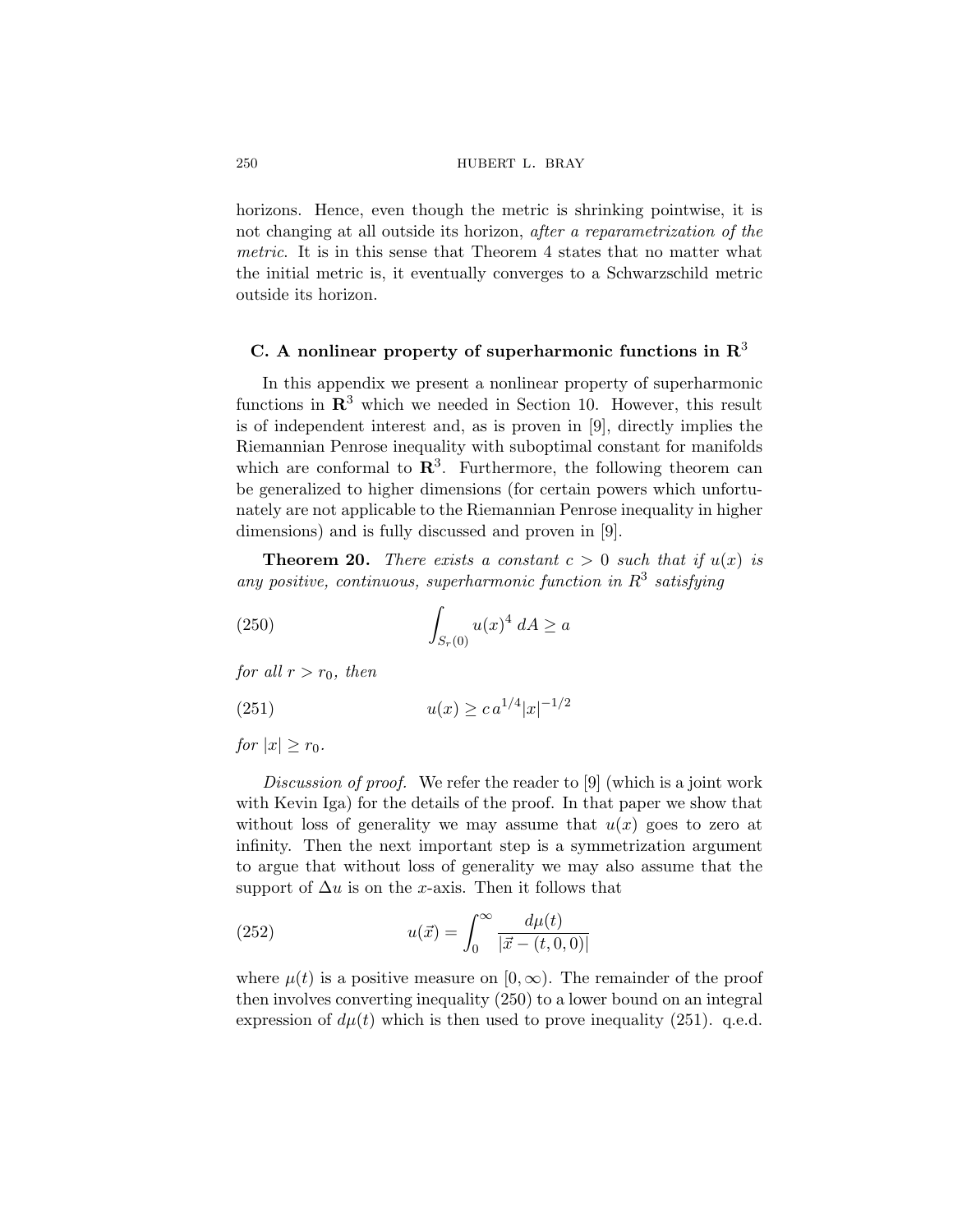horizons. Hence, even though the metric is shrinking pointwise, it is not changing at all outside its horizon, *after a reparametrization of the metric*. It is in this sense that Theorem 4 states that no matter what the initial metric is, it eventually converges to a Schwarzschild metric outside its horizon.

## C. A nonlinear property of superharmonic functions in $\mathbf{R}^3$

In this appendix we present a nonlinear property of superharmonic functions in $\mathbf{R}^3$ which we needed in Section 10. However, this result is of independent interest and, as is proven in [9], directly implies the Riemannian Penrose inequality with suboptimal constant for manifolds which are conformal to $\mathbf{R}^3$. Furthermore, the following theorem can be generalized to higher dimensions (for certain powers which unfortunately are not applicable to the Riemannian Penrose inequality in higher dimensions) and is fully discussed and proven in [9].

**Theorem 20.** *There exists a constant $c > 0$ such that if $u(x)$ is any positive, continuous, superharmonic function in $R^3$ satisfying*

$$\int_{S_r(0)} u(x)^4 \, dA \geq a \tag{250}$$

*for all $r > r_0$, then*

$$u(x) \geq c\, a^{1/4} |x|^{-1/2} \tag{251}$$

*for $|x| \geq r_0$.*

*Discussion of proof.* We refer the reader to [9] (which is a joint work with Kevin Iga) for the details of the proof. In that paper we show that without loss of generality we may assume that $u(x)$ goes to zero at infinity. Then the next important step is a symmetrization argument to argue that without loss of generality we may also assume that the support of $\Delta u$ is on the $x$-axis. Then it follows that

$$u(\vec{x}) = \int_0^\infty \frac{d\mu(t)}{|\vec{x} - (t, 0, 0)|} \tag{252}$$

where $\mu(t)$ is a positive measure on $[0, \infty)$. The remainder of the proof then involves converting inequality (250) to a lower bound on an integral expression of $d\mu(t)$ which is then used to prove inequality (251). q.e.d.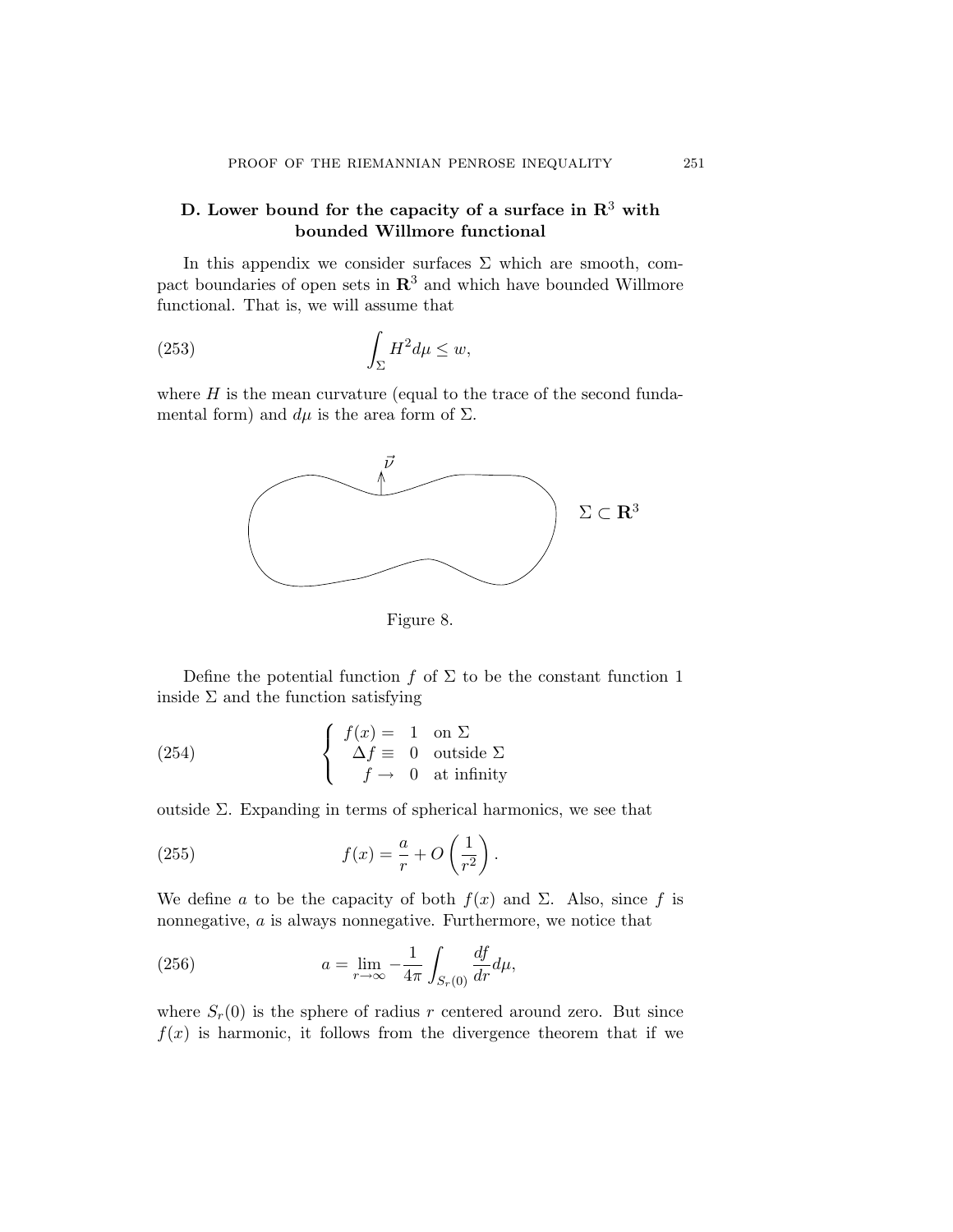## D. Lower bound for the capacity of a surface in $\mathbf{R}^3$ with bounded Willmore functional

In this appendix we consider surfaces $\Sigma$ which are smooth, compact boundaries of open sets in $\mathbf{R}^3$ and which have bounded Willmore functional. That is, we will assume that

$$\int_\Sigma H^2 d\mu \leq w, \tag{253}$$

where $H$ is the mean curvature (equal to the trace of the second fundamental form) and $d\mu$ is the area form of $\Sigma$.

Figure 8.

Define the potential function $f$ of $\Sigma$ to be the constant function 1 inside $\Sigma$ and the function satisfying

$$\begin{cases} f(x) = & 1 \quad \text{on } \Sigma \\ \Delta f \equiv & 0 \quad \text{outside } \Sigma \\ f \rightarrow & 0 \quad \text{at infinity} \end{cases} \tag{254}$$

outside $\Sigma$. Expanding in terms of spherical harmonics, we see that

$$f(x) = \frac{a}{r} + O\left(\frac{1}{r^2}\right). \tag{255}$$

We define $a$ to be the capacity of both $f(x)$ and $\Sigma$. Also, since $f$ is nonnegative, $a$ is always nonnegative. Furthermore, we notice that

$$a = \lim_{r\to\infty} -\frac{1}{4\pi}\int_{S_r(0)} \frac{df}{dr} d\mu, \tag{256}$$

where $S_r(0)$ is the sphere of radius $r$ centered around zero. But since $f(x)$ is harmonic, it follows from the divergence theorem that if we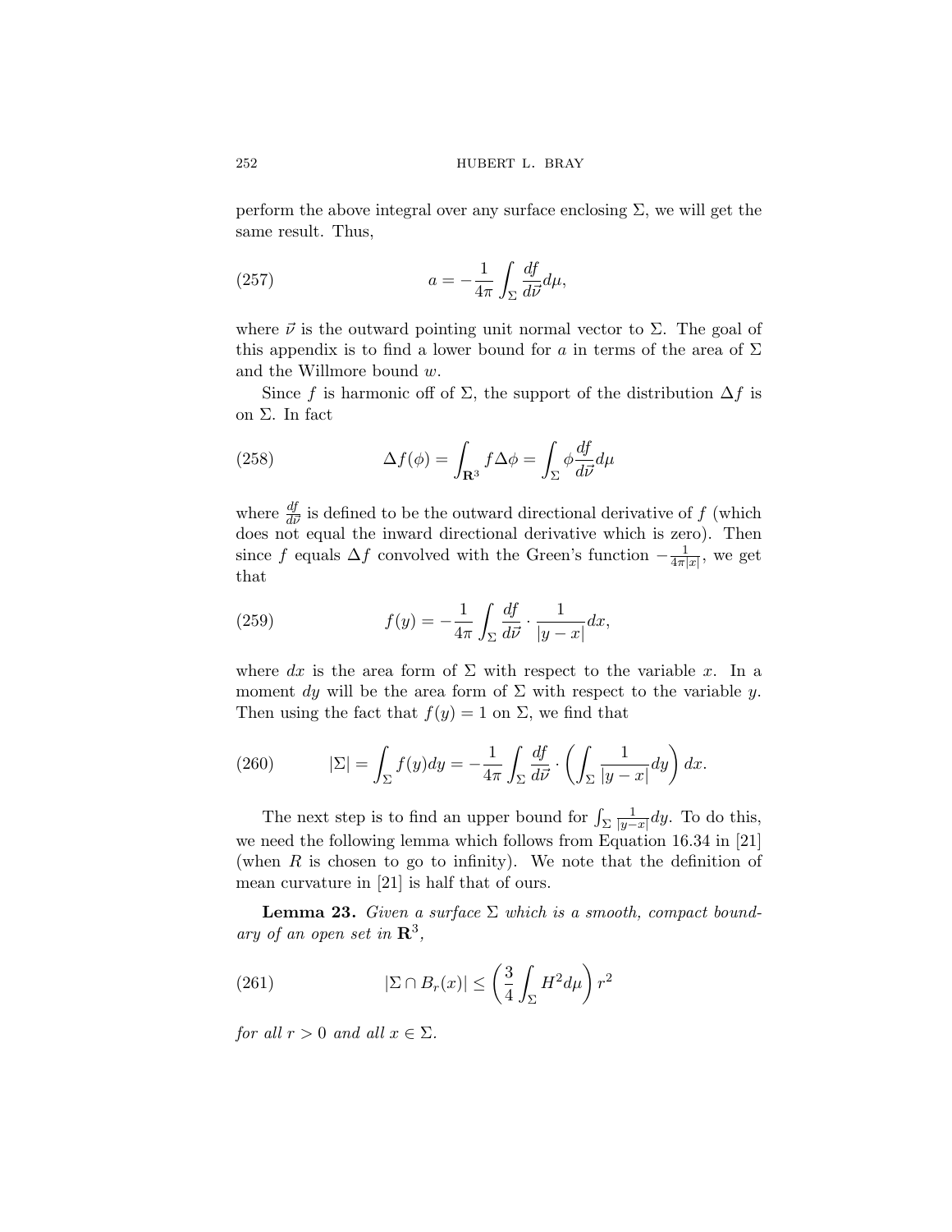perform the above integral over any surface enclosing $\Sigma$, we will get the same result. Thus,

$$a = -\frac{1}{4\pi} \int_{\Sigma} \frac{df}{d\vec{\nu}} d\mu, \tag{257}$$

where $\vec{\nu}$ is the outward pointing unit normal vector to $\Sigma$. The goal of this appendix is to find a lower bound for $a$ in terms of the area of $\Sigma$ and the Willmore bound $w$.

Since $f$ is harmonic off of $\Sigma$, the support of the distribution $\Delta f$ is on $\Sigma$. In fact

$$\Delta f(\phi) = \int_{\mathbf{R}^3} f \Delta \phi = \int_{\Sigma} \phi \frac{df}{d\vec{\nu}} d\mu \tag{258}$$

where $\frac{df}{d\vec{\nu}}$ is defined to be the outward directional derivative of $f$ (which does not equal the inward directional derivative which is zero). Then since $f$ equals $\Delta f$ convolved with the Green's function $-\frac{1}{4\pi|x|}$, we get that

$$f(y) = -\frac{1}{4\pi} \int_{\Sigma} \frac{df}{d\vec{\nu}} \cdot \frac{1}{|y-x|} dx, \tag{259}$$

where $dx$ is the area form of $\Sigma$ with respect to the variable $x$. In a moment $dy$ will be the area form of $\Sigma$ with respect to the variable $y$. Then using the fact that $f(y) = 1$ on $\Sigma$, we find that

$$|\Sigma| = \int_{\Sigma} f(y) dy = -\frac{1}{4\pi} \int_{\Sigma} \frac{df}{d\vec{\nu}} \cdot \left( \int_{\Sigma} \frac{1}{|y-x|} dy \right) dx. \tag{260}$$

The next step is to find an upper bound for $\int_{\Sigma} \frac{1}{|y-x|} dy$. To do this, we need the following lemma which follows from Equation 16.34 in [21] (when $R$ is chosen to go to infinity). We note that the definition of mean curvature in [21] is half that of ours.

**Lemma 23.** *Given a surface $\Sigma$ which is a smooth, compact boundary of an open set in $\mathbf{R}^3$,*

$$|\Sigma \cap B_r(x)| \leq \left( \frac{3}{4} \int_{\Sigma} H^2 d\mu \right) r^2 \tag{261}$$

*for all $r > 0$ and all $x \in \Sigma$.*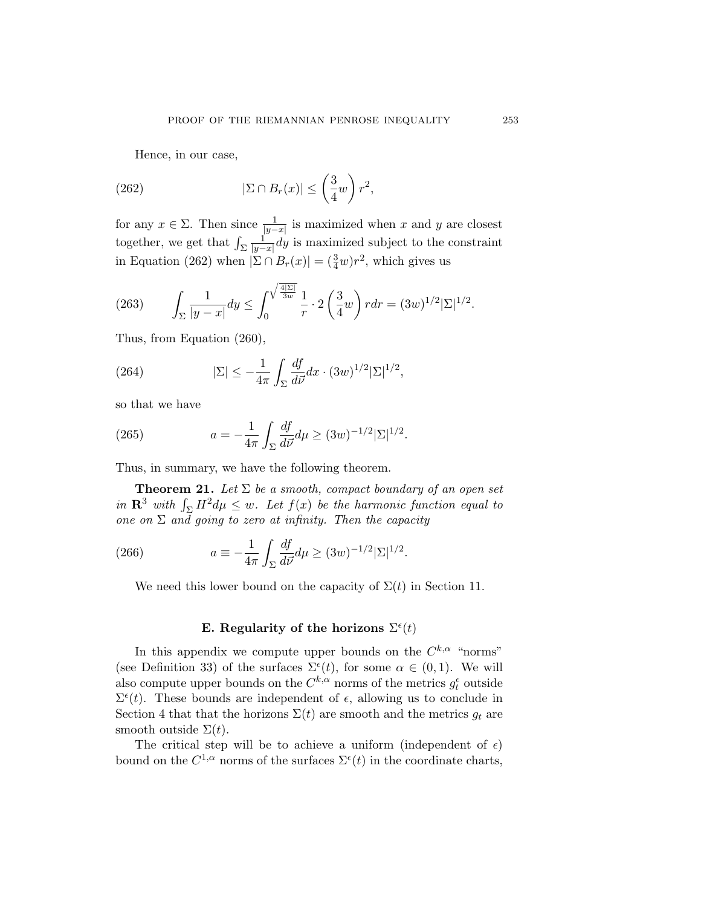Hence, in our case,

$$
|\Sigma \cap B_r(x)| \leq \left(\frac{3}{4}w\right) r^2, \tag{262}
$$

for any $x \in \Sigma$. Then since $\frac{1}{|y-x|}$ is maximized when $x$ and $y$ are closest together, we get that $\int_\Sigma \frac{1}{|y-x|} dy$ is maximized subject to the constraint in Equation (262) when $|\Sigma \cap B_r(x)| = (\frac{3}{4}w)r^2$, which gives us

$$
\int_\Sigma \frac{1}{|y-x|} dy \leq \int_0^{\sqrt{\frac{4|\Sigma|}{3w}}} \frac{1}{r} \cdot 2\left(\frac{3}{4}w\right) r dr = (3w)^{1/2}|\Sigma|^{1/2}. \tag{263}
$$

Thus, from Equation (260),

$$
|\Sigma| \leq -\frac{1}{4\pi} \int_\Sigma \frac{df}{d\vec{\nu}} dx \cdot (3w)^{1/2}|\Sigma|^{1/2}, \tag{264}
$$

so that we have

$$
a = -\frac{1}{4\pi} \int_\Sigma \frac{df}{d\vec{\nu}} d\mu \geq (3w)^{-1/2}|\Sigma|^{1/2}. \tag{265}
$$

Thus, in summary, we have the following theorem.

**Theorem 21.** *Let $\Sigma$ be a smooth, compact boundary of an open set in $\mathbf{R}^3$ with $\int_\Sigma H^2 d\mu \leq w$. Let $f(x)$ be the harmonic function equal to one on $\Sigma$ and going to zero at infinity. Then the capacity*

$$
a \equiv -\frac{1}{4\pi} \int_\Sigma \frac{df}{d\vec{\nu}} d\mu \geq (3w)^{-1/2}|\Sigma|^{1/2}. \tag{266}
$$

We need this lower bound on the capacity of $\Sigma(t)$ in Section 11.

## E. Regularity of the horizons $\Sigma^\epsilon(t)$

In this appendix we compute upper bounds on the $C^{k,\alpha}$ "norms" (see Definition 33) of the surfaces $\Sigma^\epsilon(t)$, for some $\alpha \in (0,1)$. We will also compute upper bounds on the $C^{k,\alpha}$ norms of the metrics $g_t^\epsilon$ outside $\Sigma^\epsilon(t)$. These bounds are independent of $\epsilon$, allowing us to conclude in Section 4 that that the horizons $\Sigma(t)$ are smooth and the metrics $g_t$ are smooth outside $\Sigma(t)$.

The critical step will be to achieve a uniform (independent of $\epsilon$) bound on the $C^{1,\alpha}$ norms of the surfaces $\Sigma^\epsilon(t)$ in the coordinate charts,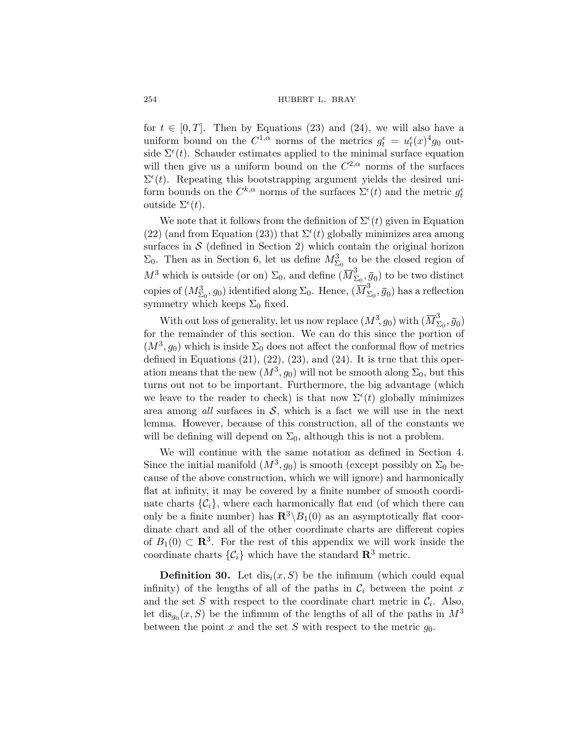for $t \in [0, T]$. Then by Equations (23) and (24), we will also have a uniform bound on the $C^{1,\alpha}$ norms of the metrics $g_t^\epsilon = u_t^\epsilon(x)^4 g_0$ outside $\Sigma^\epsilon(t)$. Schauder estimates applied to the minimal surface equation will then give us a uniform bound on the $C^{2,\alpha}$ norms of the surfaces $\Sigma^\epsilon(t)$. Repeating this bootstrapping argument yields the desired uniform bounds on the $C^{k,\alpha}$ norms of the surfaces $\Sigma^\epsilon(t)$ and the metric $g_t^\epsilon$ outside $\Sigma^\epsilon(t)$.

We note that it follows from the definition of $\Sigma^\epsilon(t)$ given in Equation (22) (and from Equation (23)) that $\Sigma^\epsilon(t)$ globally minimizes area among surfaces in $\mathcal{S}$ (defined in Section 2) which contain the original horizon $\Sigma_0$. Then as in Section 6, let us define $M^3_{\Sigma_0}$ to be the closed region of $M^3$ which is outside (or on) $\Sigma_0$, and define $(\overline{M}^3_{\Sigma_0}, \bar{g}_0)$ to be two distinct copies of $(M^3_{\Sigma_0}, g_0)$ identified along $\Sigma_0$. Hence, $(\overline{M}^3_{\Sigma_0}, \bar{g}_0)$ has a reflection symmetry which keeps $\Sigma_0$ fixed.

With out loss of generality, let us now replace $(M^3, g_0)$ with $(\overline{M}^3_{\Sigma_0}, \bar{g}_0)$ for the remainder of this section. We can do this since the portion of $(M^3, g_0)$ which is inside $\Sigma_0$ does not affect the conformal flow of metrics defined in Equations (21), (22), (23), and (24). It is true that this operation means that the new $(M^3, g_0)$ will not be smooth along $\Sigma_0$, but this turns out not to be important. Furthermore, the big advantage (which we leave to the reader to check) is that now $\Sigma^\epsilon(t)$ globally minimizes area among *all* surfaces in $\mathcal{S}$, which is a fact we will use in the next lemma. However, because of this construction, all of the constants we will be defining will depend on $\Sigma_0$, although this is not a problem.

We will continue with the same notation as defined in Section 4. Since the initial manifold $(M^3, g_0)$ is smooth (except possibly on $\Sigma_0$ because of the above construction, which we will ignore) and harmonically flat at infinity, it may be covered by a finite number of smooth coordinate charts $\{\mathcal{C}_i\}$, where each harmonically flat end (of which there can only be a finite number) has $\mathbf{R}^3 \backslash B_1(0)$ as an asymptotically flat coordinate chart and all of the other coordinate charts are different copies of $B_1(0) \subset \mathbf{R}^3$. For the rest of this appendix we will work inside the coordinate charts $\{\mathcal{C}_i\}$ which have the standard $\mathbf{R}^3$ metric.

**Definition 30.** Let $\mathrm{dis}_i(x, S)$ be the infimum (which could equal infinity) of the lengths of all of the paths in $\mathcal{C}_i$ between the point $x$ and the set $S$ with respect to the coordinate chart metric in $\mathcal{C}_i$. Also, let $\mathrm{dis}_{g_0}(x, S)$ be the infimum of the lengths of all of the paths in $M^3$ between the point $x$ and the set $S$ with respect to the metric $g_0$.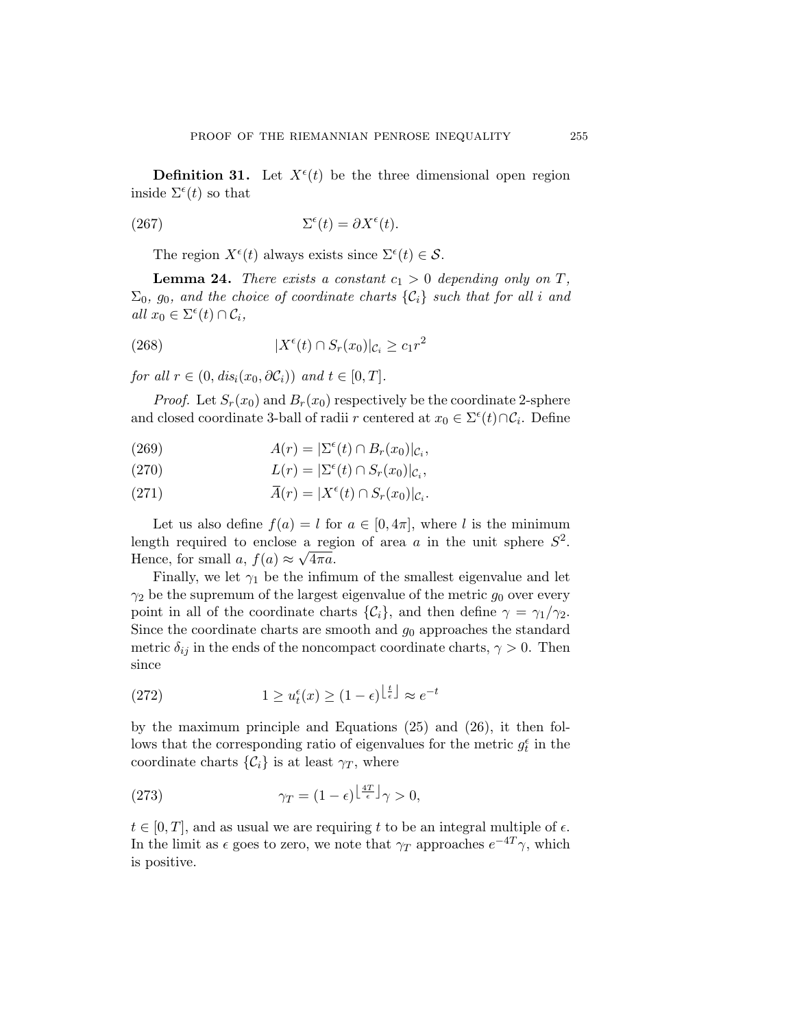**Definition 31.** Let $X^\epsilon(t)$ be the three dimensional open region inside $\Sigma^\epsilon(t)$ so that

$$\Sigma^\epsilon(t) = \partial X^\epsilon(t). \tag{267}$$

The region $X^\epsilon(t)$ always exists since $\Sigma^\epsilon(t) \in \mathcal{S}$.

**Lemma 24.** *There exists a constant $c_1 > 0$ depending only on $T$, $\Sigma_0$, $g_0$, and the choice of coordinate charts $\{\mathcal{C}_i\}$ such that for all $i$ and all $x_0 \in \Sigma^\epsilon(t) \cap \mathcal{C}_i$,*

$$|X^\epsilon(t) \cap S_r(x_0)|_{\mathcal{C}_i} \geq c_1 r^2 \tag{268}$$

*for all $r \in (0, dis_i(x_0, \partial\mathcal{C}_i))$ and $t \in [0,T]$.*

*Proof.* Let $S_r(x_0)$ and $B_r(x_0)$ respectively be the coordinate 2-sphere and closed coordinate 3-ball of radii $r$ centered at $x_0 \in \Sigma^\epsilon(t) \cap \mathcal{C}_i$. Define

$$A(r) = |\Sigma^\epsilon(t) \cap B_r(x_0)|_{\mathcal{C}_i}, \tag{269}$$

$$L(r) = |\Sigma^\epsilon(t) \cap S_r(x_0)|_{\mathcal{C}_i}, \tag{270}$$

$$\overline{A}(r) = |X^\epsilon(t) \cap S_r(x_0)|_{\mathcal{C}_i}. \tag{271}$$

Let us also define $f(a) = l$ for $a \in [0, 4\pi]$, where $l$ is the minimum length required to enclose a region of area $a$ in the unit sphere $S^2$. Hence, for small $a$, $f(a) \approx \sqrt{4\pi a}$.

Finally, we let $\gamma_1$ be the infimum of the smallest eigenvalue and let $\gamma_2$ be the supremum of the largest eigenvalue of the metric $g_0$ over every point in all of the coordinate charts $\{\mathcal{C}_i\}$, and then define $\gamma = \gamma_1/\gamma_2$. Since the coordinate charts are smooth and $g_0$ approaches the standard metric $\delta_{ij}$ in the ends of the noncompact coordinate charts, $\gamma > 0$. Then since

$$1 \geq u_t^\epsilon(x) \geq (1-\epsilon)^{\lfloor \frac{t}{\epsilon} \rfloor} \approx e^{-t} \tag{272}$$

by the maximum principle and Equations (25) and (26), it then follows that the corresponding ratio of eigenvalues for the metric $g_t^\epsilon$ in the coordinate charts $\{\mathcal{C}_i\}$ is at least $\gamma_T$, where

$$\gamma_T = (1-\epsilon)^{\lfloor \frac{4T}{\epsilon} \rfloor} \gamma > 0, \tag{273}$$

$t \in [0,T]$, and as usual we are requiring $t$ to be an integral multiple of $\epsilon$. In the limit as $\epsilon$ goes to zero, we note that $\gamma_T$ approaches $e^{-4T}\gamma$, which is positive.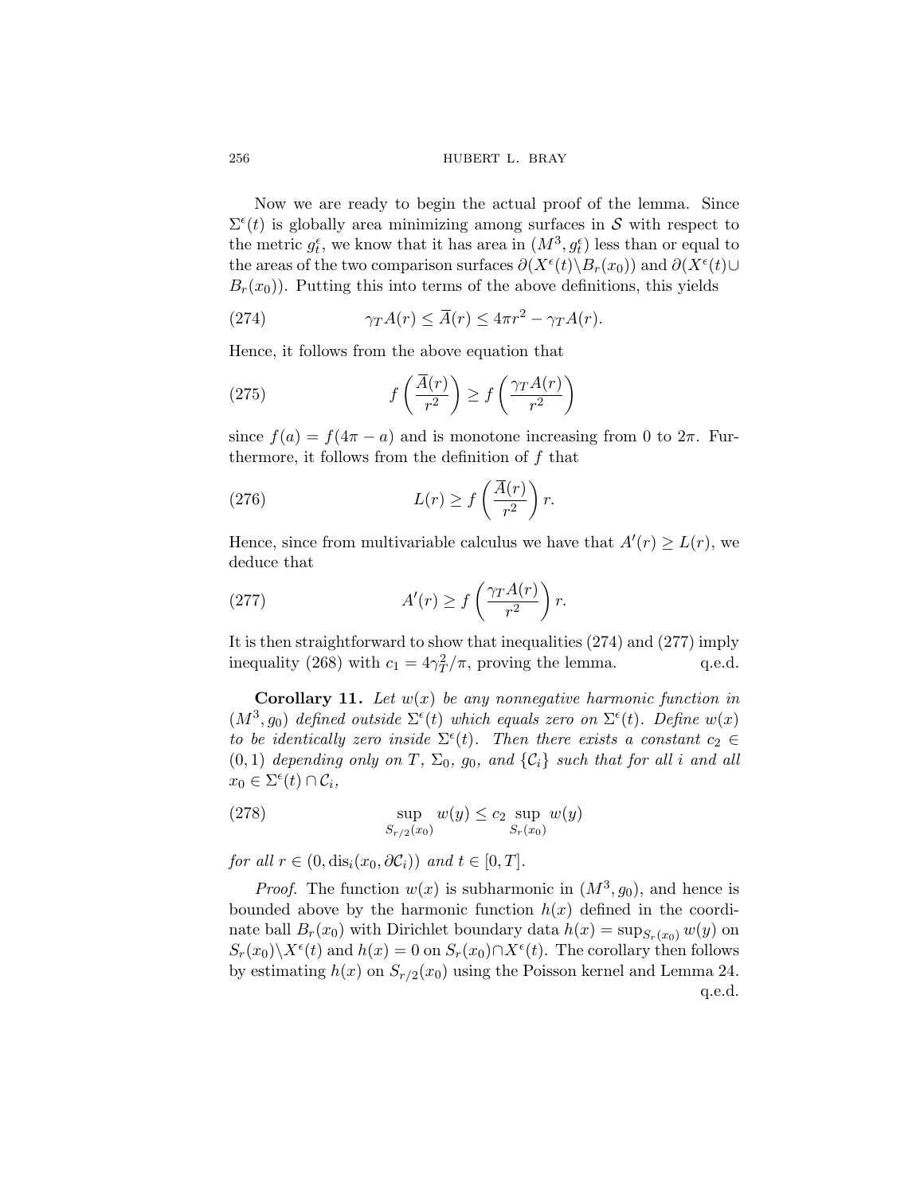Now we are ready to begin the actual proof of the lemma. Since $\Sigma^\epsilon(t)$ is globally area minimizing among surfaces in $\mathcal{S}$ with respect to the metric $g_t^\epsilon$, we know that it has area in $(M^3, g_t^\epsilon)$ less than or equal to the areas of the two comparison surfaces $\partial(X^\epsilon(t)\backslash B_r(x_0))$ and $\partial(X^\epsilon(t)\cup B_r(x_0))$. Putting this into terms of the above definitions, this yields

$$\gamma_T A(r) \leq \overline{A}(r) \leq 4\pi r^2 - \gamma_T A(r). \tag{274}$$

Hence, it follows from the above equation that

$$f\left(\frac{\overline{A}(r)}{r^2}\right) \geq f\left(\frac{\gamma_T A(r)}{r^2}\right) \tag{275}$$

since $f(a) = f(4\pi - a)$ and is monotone increasing from 0 to $2\pi$. Furthermore, it follows from the definition of $f$ that

$$L(r) \geq f\left(\frac{\overline{A}(r)}{r^2}\right) r. \tag{276}$$

Hence, since from multivariable calculus we have that $A'(r) \geq L(r)$, we deduce that

$$A'(r) \geq f\left(\frac{\gamma_T A(r)}{r^2}\right) r. \tag{277}$$

It is then straightforward to show that inequalities (274) and (277) imply inequality (268) with $c_1 = 4\gamma_T^2/\pi$, proving the lemma. q.e.d.

**Corollary 11.** *Let $w(x)$ be any nonnegative harmonic function in $(M^3, g_0)$ defined outside $\Sigma^\epsilon(t)$ which equals zero on $\Sigma^\epsilon(t)$. Define $w(x)$ to be identically zero inside $\Sigma^\epsilon(t)$. Then there exists a constant $c_2 \in (0,1)$ depending only on $T$, $\Sigma_0$, $g_0$, and $\{\mathcal{C}_i\}$ such that for all $i$ and all $x_0 \in \Sigma^\epsilon(t) \cap \mathcal{C}_i$,*

$$\sup_{S_{r/2}(x_0)} w(y) \leq c_2 \sup_{S_r(x_0)} w(y) \tag{278}$$

*for all $r \in (0, \mathrm{dis}_i(x_0, \partial\mathcal{C}_i))$ and $t \in [0, T]$.*

*Proof.* The function $w(x)$ is subharmonic in $(M^3, g_0)$, and hence is bounded above by the harmonic function $h(x)$ defined in the coordinate ball $B_r(x_0)$ with Dirichlet boundary data $h(x) = \sup_{S_r(x_0)} w(y)$ on $S_r(x_0)\backslash X^\epsilon(t)$ and $h(x) = 0$ on $S_r(x_0)\cap X^\epsilon(t)$. The corollary then follows by estimating $h(x)$ on $S_{r/2}(x_0)$ using the Poisson kernel and Lemma 24. q.e.d.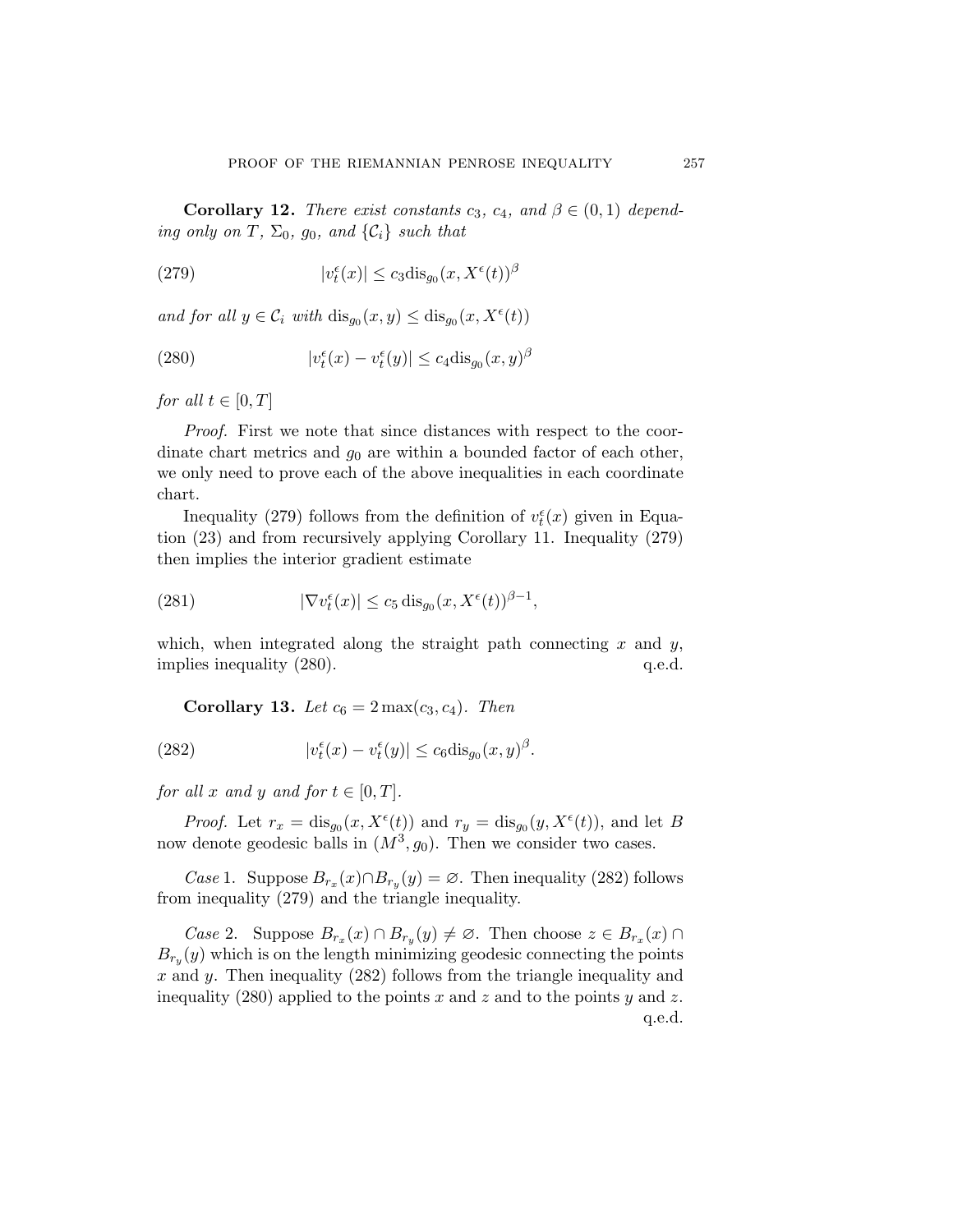**Corollary 12.** *There exist constants $c_3$, $c_4$, and $\beta \in (0,1)$ depending only on $T$, $\Sigma_0$, $g_0$, and $\{\mathcal{C}_i\}$ such that*

$$|v_t^\epsilon(x)| \leq c_3 \mathrm{dis}_{g_0}(x, X^\epsilon(t))^\beta \tag{279}$$

*and for all $y \in \mathcal{C}_i$ with $\mathrm{dis}_{g_0}(x,y) \leq \mathrm{dis}_{g_0}(x, X^\epsilon(t))$*

$$|v_t^\epsilon(x) - v_t^\epsilon(y)| \leq c_4 \mathrm{dis}_{g_0}(x,y)^\beta \tag{280}$$

*for all $t \in [0,T]$*

*Proof.* First we note that since distances with respect to the coordinate chart metrics and $g_0$ are within a bounded factor of each other, we only need to prove each of the above inequalities in each coordinate chart.

Inequality (279) follows from the definition of $v_t^\epsilon(x)$ given in Equation (23) and from recursively applying Corollary 11. Inequality (279) then implies the interior gradient estimate

$$|\nabla v_t^\epsilon(x)| \leq c_5 \, \mathrm{dis}_{g_0}(x, X^\epsilon(t))^{\beta-1}, \tag{281}$$

which, when integrated along the straight path connecting $x$ and $y$, implies inequality (280). q.e.d.

**Corollary 13.** *Let $c_6 = 2\max(c_3, c_4)$. Then*

$$|v_t^\epsilon(x) - v_t^\epsilon(y)| \leq c_6 \mathrm{dis}_{g_0}(x,y)^\beta. \tag{282}$$

*for all $x$ and $y$ and for $t \in [0,T]$.*

*Proof.* Let $r_x = \mathrm{dis}_{g_0}(x, X^\epsilon(t))$ and $r_y = \mathrm{dis}_{g_0}(y, X^\epsilon(t))$, and let $B$ now denote geodesic balls in $(M^3, g_0)$. Then we consider two cases.

*Case* 1. Suppose $B_{r_x}(x) \cap B_{r_y}(y) = \varnothing$. Then inequality (282) follows from inequality (279) and the triangle inequality.

*Case* 2. Suppose $B_{r_x}(x) \cap B_{r_y}(y) \neq \varnothing$. Then choose $z \in B_{r_x}(x) \cap B_{r_y}(y)$ which is on the length minimizing geodesic connecting the points $x$ and $y$. Then inequality (282) follows from the triangle inequality and inequality (280) applied to the points $x$ and $z$ and to the points $y$ and $z$. q.e.d.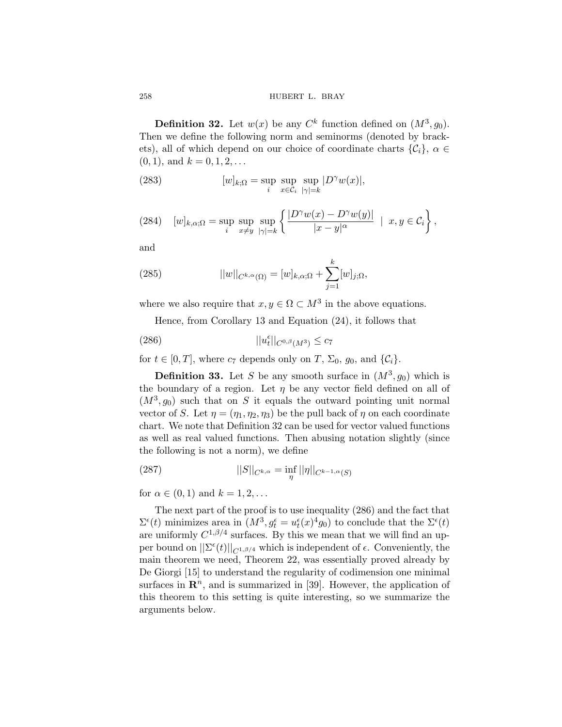**Definition 32.** Let $w(x)$ be any $C^k$ function defined on $(M^3, g_0)$. Then we define the following norm and seminorms (denoted by brackets), all of which depend on our choice of coordinate charts $\{\mathcal{C}_i\}$, $\alpha \in (0,1)$, and $k = 0, 1, 2, \ldots$

$$[w]_{k;\Omega} = \sup_i \sup_{x \in \mathcal{C}_i} \sup_{|\gamma|=k} |D^\gamma w(x)|, \tag{283}$$

$$[w]_{k,\alpha;\Omega} = \sup_i \sup_{x \neq y} \sup_{|\gamma|=k} \left\{ \frac{|D^\gamma w(x) - D^\gamma w(y)|}{|x-y|^\alpha} \;\middle|\; x, y \in \mathcal{C}_i \right\}, \tag{284}$$

and

$$||w||_{C^{k,\alpha}(\Omega)} = [w]_{k,\alpha;\Omega} + \sum_{j=1}^{k} [w]_{j;\Omega}, \tag{285}$$

where we also require that $x, y \in \Omega \subset M^3$ in the above equations.

Hence, from Corollary 13 and Equation (24), it follows that

$$||u_t^\epsilon||_{C^{0,\beta}(M^3)} \leq c_7 \tag{286}$$

for $t \in [0, T]$, where $c_7$ depends only on $T$, $\Sigma_0$, $g_0$, and $\{\mathcal{C}_i\}$.

**Definition 33.** Let $S$ be any smooth surface in $(M^3, g_0)$ which is the boundary of a region. Let $\eta$ be any vector field defined on all of $(M^3, g_0)$ such that on $S$ it equals the outward pointing unit normal vector of $S$. Let $\eta = (\eta_1, \eta_2, \eta_3)$ be the pull back of $\eta$ on each coordinate chart. We note that Definition 32 can be used for vector valued functions as well as real valued functions. Then abusing notation slightly (since the following is not a norm), we define

$$||S||_{C^{k,\alpha}} = \inf_\eta ||\eta||_{C^{k-1,\alpha}(S)} \tag{287}$$

for $\alpha \in (0,1)$ and $k = 1, 2, \ldots$

The next part of the proof is to use inequality (286) and the fact that $\Sigma^\epsilon(t)$ minimizes area in $(M^3, g_t^\epsilon = u_t^\epsilon(x)^4 g_0)$ to conclude that the $\Sigma^\epsilon(t)$ are uniformly $C^{1,\beta/4}$ surfaces. By this we mean that we will find an upper bound on $||\Sigma^\epsilon(t)||_{C^{1,\beta/4}}$ which is independent of $\epsilon$. Conveniently, the main theorem we need, Theorem 22, was essentially proved already by De Giorgi [15] to understand the regularity of codimension one minimal surfaces in $\mathbf{R}^n$, and is summarized in [39]. However, the application of this theorem to this setting is quite interesting, so we summarize the arguments below.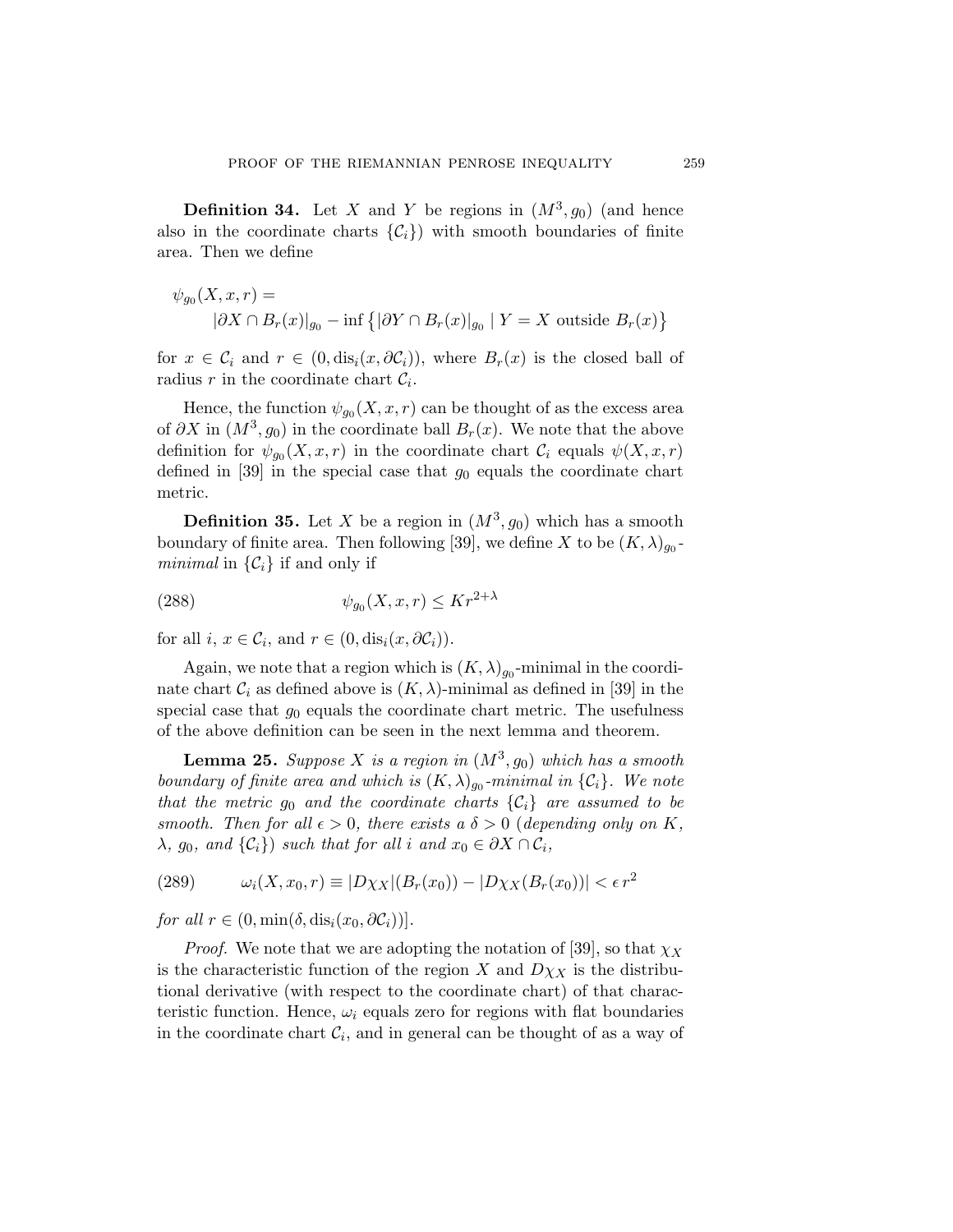**Definition 34.** Let $X$ and $Y$ be regions in $(M^3, g_0)$ (and hence also in the coordinate charts $\{\mathcal{C}_i\}$) with smooth boundaries of finite area. Then we define

$$\begin{aligned}\psi_{g_0}(X, x, r) &= \\ &|\partial X \cap B_r(x)|_{g_0} - \inf\left\{|\partial Y \cap B_r(x)|_{g_0} \mid Y = X \text{ outside } B_r(x)\right\}\end{aligned}$$

for $x \in \mathcal{C}_i$ and $r \in (0, \mathrm{dis}_i(x, \partial\mathcal{C}_i))$, where $B_r(x)$ is the closed ball of radius $r$ in the coordinate chart $\mathcal{C}_i$.

Hence, the function $\psi_{g_0}(X, x, r)$ can be thought of as the excess area of $\partial X$ in $(M^3, g_0)$ in the coordinate ball $B_r(x)$. We note that the above definition for $\psi_{g_0}(X, x, r)$ in the coordinate chart $\mathcal{C}_i$ equals $\psi(X, x, r)$ defined in [39] in the special case that $g_0$ equals the coordinate chart metric.

**Definition 35.** Let $X$ be a region in $(M^3, g_0)$ which has a smooth boundary of finite area. Then following [39], we define $X$ to be $(K, \lambda)_{g_0}$-*minimal* in $\{\mathcal{C}_i\}$ if and only if

$$\psi_{g_0}(X, x, r) \leq K r^{2+\lambda} \tag{288}$$

for all $i$, $x \in \mathcal{C}_i$, and $r \in (0, \mathrm{dis}_i(x, \partial\mathcal{C}_i))$.

Again, we note that a region which is $(K, \lambda)_{g_0}$-minimal in the coordinate chart $\mathcal{C}_i$ as defined above is $(K, \lambda)$-minimal as defined in [39] in the special case that $g_0$ equals the coordinate chart metric. The usefulness of the above definition can be seen in the next lemma and theorem.

**Lemma 25.** *Suppose $X$ is a region in $(M^3, g_0)$ which has a smooth boundary of finite area and which is $(K, \lambda)_{g_0}$-minimal in $\{\mathcal{C}_i\}$. We note that the metric $g_0$ and the coordinate charts $\{\mathcal{C}_i\}$ are assumed to be smooth. Then for all $\epsilon > 0$, there exists a $\delta > 0$ (depending only on $K$, $\lambda$, $g_0$, and $\{\mathcal{C}_i\}$) such that for all $i$ and $x_0 \in \partial X \cap \mathcal{C}_i$,*

$$\omega_i(X, x_0, r) \equiv |D\chi_X|(B_r(x_0)) - |D\chi_X(B_r(x_0))| < \epsilon\, r^2 \tag{289}$$

*for all $r \in (0, \min(\delta, \mathrm{dis}_i(x_0, \partial\mathcal{C}_i))]$.*

*Proof.* We note that we are adopting the notation of [39], so that $\chi_X$ is the characteristic function of the region $X$ and $D\chi_X$ is the distributional derivative (with respect to the coordinate chart) of that characteristic function. Hence, $\omega_i$ equals zero for regions with flat boundaries in the coordinate chart $\mathcal{C}_i$, and in general can be thought of as a way of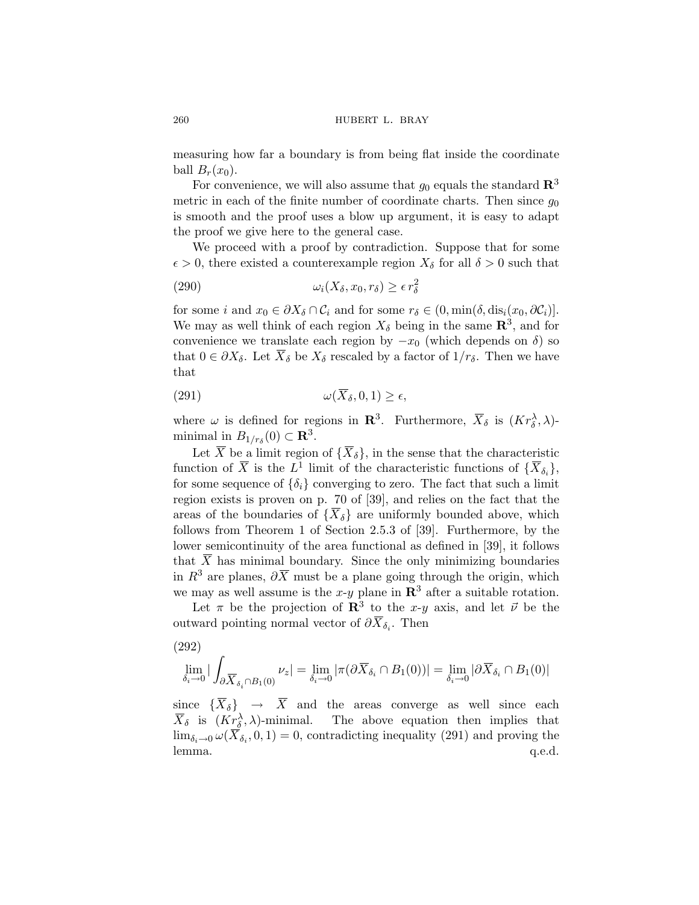measuring how far a boundary is from being flat inside the coordinate ball $B_r(x_0)$.

For convenience, we will also assume that $g_0$ equals the standard $\mathbf{R}^3$ metric in each of the finite number of coordinate charts. Then since $g_0$ is smooth and the proof uses a blow up argument, it is easy to adapt the proof we give here to the general case.

We proceed with a proof by contradiction. Suppose that for some $\epsilon > 0$, there existed a counterexample region $X_\delta$ for all $\delta > 0$ such that

$$\omega_i(X_\delta, x_0, r_\delta) \geq \epsilon\, r_\delta^2 \tag{290}$$

for some $i$ and $x_0 \in \partial X_\delta \cap \mathcal{C}_i$ and for some $r_\delta \in (0, \min(\delta, \mathrm{dis}_i(x_0, \partial \mathcal{C}_i)]$. We may as well think of each region $X_\delta$ being in the same $\mathbf{R}^3$, and for convenience we translate each region by $-x_0$ (which depends on $\delta$) so that $0 \in \partial X_\delta$. Let $\overline{X}_\delta$ be $X_\delta$ rescaled by a factor of $1/r_\delta$. Then we have that

$$\omega(\overline{X}_\delta, 0, 1) \geq \epsilon, \tag{291}$$

where $\omega$ is defined for regions in $\mathbf{R}^3$. Furthermore, $\overline{X}_\delta$ is $(K r_\delta^\lambda, \lambda)$-minimal in $B_{1/r_\delta}(0) \subset \mathbf{R}^3$.

Let $\overline{X}$ be a limit region of $\{\overline{X}_\delta\}$, in the sense that the characteristic function of $\overline{X}$ is the $L^1$ limit of the characteristic functions of $\{\overline{X}_{\delta_i}\}$, for some sequence of $\{\delta_i\}$ converging to zero. The fact that such a limit region exists is proven on p. 70 of [39], and relies on the fact that the areas of the boundaries of $\{\overline{X}_\delta\}$ are uniformly bounded above, which follows from Theorem 1 of Section 2.5.3 of [39]. Furthermore, by the lower semicontinuity of the area functional as defined in [39], it follows that $\overline{X}$ has minimal boundary. Since the only minimizing boundaries in $R^3$ are planes, $\partial \overline{X}$ must be a plane going through the origin, which we may as well assume is the $x$-$y$ plane in $\mathbf{R}^3$ after a suitable rotation.

Let $\pi$ be the projection of $\mathbf{R}^3$ to the $x$-$y$ axis, and let $\vec{\nu}$ be the outward pointing normal vector of $\partial \overline{X}_{\delta_i}$. Then

$$\lim_{\delta_i \to 0} \left| \int_{\partial \overline{X}_{\delta_i} \cap B_1(0)} \nu_z \right| = \lim_{\delta_i \to 0} |\pi(\partial \overline{X}_{\delta_i} \cap B_1(0))| = \lim_{\delta_i \to 0} |\partial \overline{X}_{\delta_i} \cap B_1(0)| \tag{292}$$

since $\{\overline{X}_\delta\} \to \overline{X}$ and the areas converge as well since each $\overline{X}_\delta$ is $(K r_\delta^\lambda, \lambda)$-minimal. The above equation then implies that $\lim_{\delta_i \to 0} \omega(\overline{X}_{\delta_i}, 0, 1) = 0$, contradicting inequality (291) and proving the lemma. q.e.d.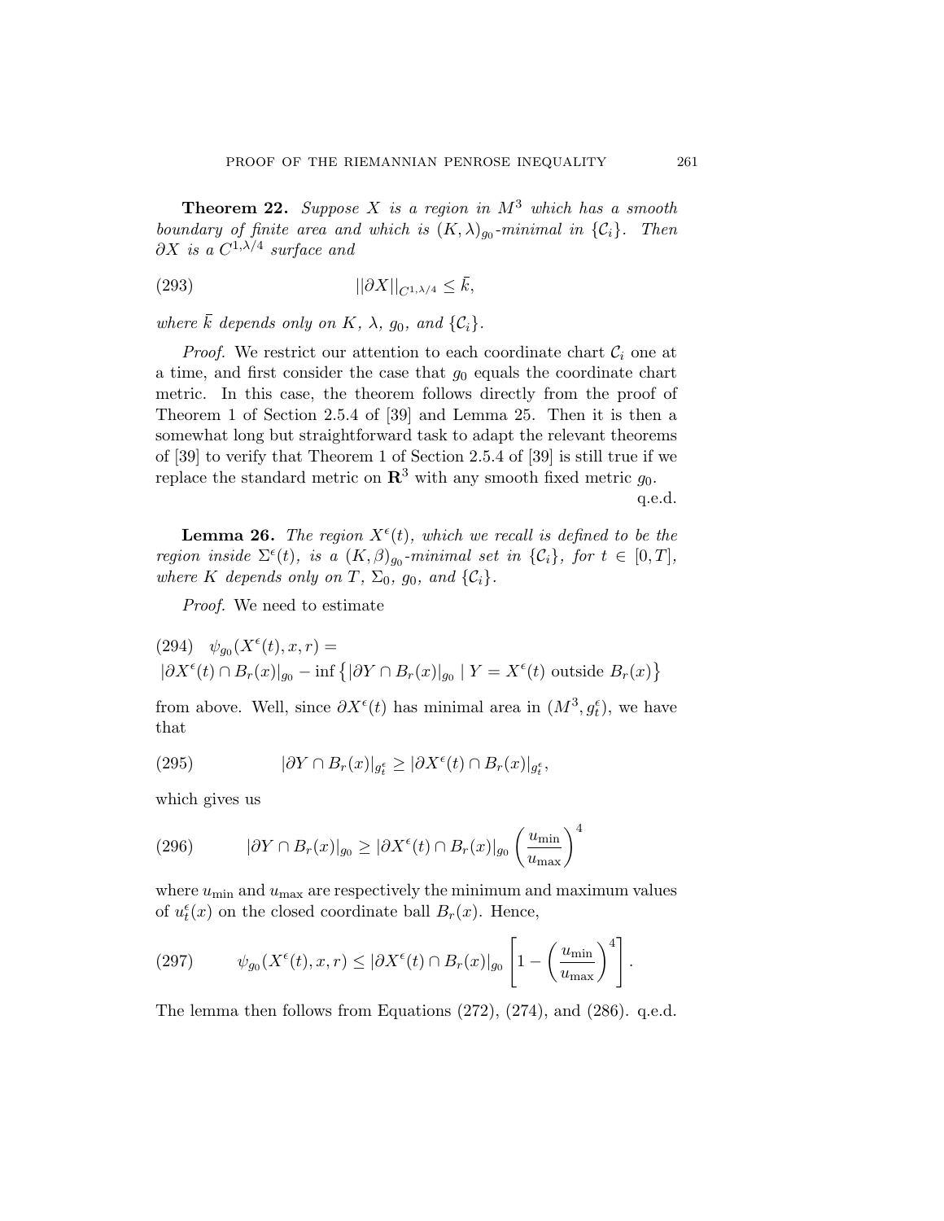**Theorem 22.** *Suppose $X$ is a region in $M^3$ which has a smooth boundary of finite area and which is $(K, \lambda)_{g_0}$-minimal in $\{\mathcal{C}_i\}$. Then $\partial X$ is a $C^{1,\lambda/4}$ surface and*

$$||\partial X||_{C^{1,\lambda/4}} \leq \bar{k}, \tag{293}$$

*where $\bar{k}$ depends only on $K$, $\lambda$, $g_0$, and $\{\mathcal{C}_i\}$.*

*Proof.* We restrict our attention to each coordinate chart $\mathcal{C}_i$ one at a time, and first consider the case that $g_0$ equals the coordinate chart metric. In this case, the theorem follows directly from the proof of Theorem 1 of Section 2.5.4 of [39] and Lemma 25. Then it is then a somewhat long but straightforward task to adapt the relevant theorems of [39] to verify that Theorem 1 of Section 2.5.4 of [39] is still true if we replace the standard metric on $\mathbf{R}^3$ with any smooth fixed metric $g_0$. q.e.d.

**Lemma 26.** *The region $X^\epsilon(t)$, which we recall is defined to be the region inside $\Sigma^\epsilon(t)$, is a $(K, \beta)_{g_0}$-minimal set in $\{\mathcal{C}_i\}$, for $t \in [0, T]$, where $K$ depends only on $T$, $\Sigma_0$, $g_0$, and $\{\mathcal{C}_i\}$.*

*Proof.* We need to estimate

$$\begin{aligned} &\psi_{g_0}(X^\epsilon(t), x, r) = \\ &|\partial X^\epsilon(t) \cap B_r(x)|_{g_0} - \inf \left\{ |\partial Y \cap B_r(x)|_{g_0} \mid Y = X^\epsilon(t) \text{ outside } B_r(x) \right\} \end{aligned} \tag{294}$$

from above. Well, since $\partial X^\epsilon(t)$ has minimal area in $(M^3, g_t^\epsilon)$, we have that

$$|\partial Y \cap B_r(x)|_{g_t^\epsilon} \geq |\partial X^\epsilon(t) \cap B_r(x)|_{g_t^\epsilon}, \tag{295}$$

which gives us

$$|\partial Y \cap B_r(x)|_{g_0} \geq |\partial X^\epsilon(t) \cap B_r(x)|_{g_0} \left( \frac{u_{\min}}{u_{\max}} \right)^4 \tag{296}$$

where $u_{\min}$ and $u_{\max}$ are respectively the minimum and maximum values of $u_t^\epsilon(x)$ on the closed coordinate ball $B_r(x)$. Hence,

$$\psi_{g_0}(X^\epsilon(t), x, r) \leq |\partial X^\epsilon(t) \cap B_r(x)|_{g_0} \left[ 1 - \left( \frac{u_{\min}}{u_{\max}} \right)^4 \right]. \tag{297}$$

The lemma then follows from Equations (272), (274), and (286). q.e.d.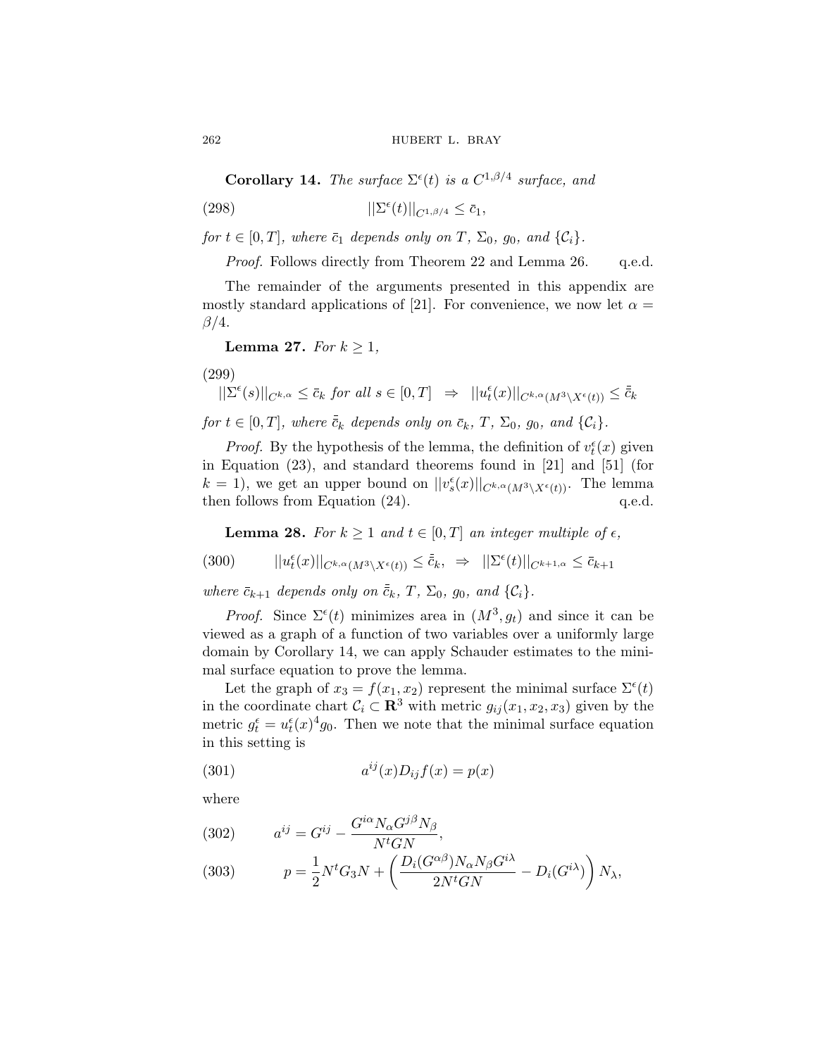**Corollary 14.** *The surface $\Sigma^\epsilon(t)$ is a $C^{1,\beta/4}$ surface, and*

$$||\Sigma^\epsilon(t)||_{C^{1,\beta/4}} \leq \bar{c}_1, \tag{298}$$

*for $t \in [0,T]$, where $\bar{c}_1$ depends only on $T$, $\Sigma_0$, $g_0$, and $\{\mathcal{C}_i\}$.*

*Proof.* Follows directly from Theorem 22 and Lemma 26. q.e.d.

The remainder of the arguments presented in this appendix are mostly standard applications of [21]. For convenience, we now let $\alpha = \beta/4$.

**Lemma 27.** *For $k \geq 1$,*

$$||\Sigma^\epsilon(s)||_{C^{k,\alpha}} \leq \bar{c}_k \text{ for all } s \in [0,T] \quad \Rightarrow \quad ||u_t^\epsilon(x)||_{C^{k,\alpha}(M^3 \setminus X^\epsilon(t))} \leq \bar{\bar{c}}_k \tag{299}$$

*for $t \in [0,T]$, where $\bar{\bar{c}}_k$ depends only on $\bar{c}_k$, $T$, $\Sigma_0$, $g_0$, and $\{\mathcal{C}_i\}$.*

*Proof.* By the hypothesis of the lemma, the definition of $v_t^\epsilon(x)$ given in Equation (23), and standard theorems found in [21] and [51] (for $k = 1$), we get an upper bound on $||v_s^\epsilon(x)||_{C^{k,\alpha}(M^3 \setminus X^\epsilon(t))}$. The lemma then follows from Equation (24). q.e.d.

**Lemma 28.** *For $k \geq 1$ and $t \in [0,T]$ an integer multiple of $\epsilon$,*

$$||u_t^\epsilon(x)||_{C^{k,\alpha}(M^3 \setminus X^\epsilon(t))} \leq \bar{\bar{c}}_k, \;\Rightarrow\; ||\Sigma^\epsilon(t)||_{C^{k+1,\alpha}} \leq \bar{c}_{k+1} \tag{300}$$

*where $\bar{c}_{k+1}$ depends only on $\bar{\bar{c}}_k$, $T$, $\Sigma_0$, $g_0$, and $\{\mathcal{C}_i\}$.*

*Proof.* Since $\Sigma^\epsilon(t)$ minimizes area in $(M^3, g_t)$ and since it can be viewed as a graph of a function of two variables over a uniformly large domain by Corollary 14, we can apply Schauder estimates to the minimal surface equation to prove the lemma.

Let the graph of $x_3 = f(x_1, x_2)$ represent the minimal surface $\Sigma^\epsilon(t)$ in the coordinate chart $\mathcal{C}_i \subset \mathbf{R}^3$ with metric $g_{ij}(x_1, x_2, x_3)$ given by the metric $g_t^\epsilon = u_t^\epsilon(x)^4 g_0$. Then we note that the minimal surface equation in this setting is

$$a^{ij}(x) D_{ij} f(x) = p(x) \tag{301}$$

where

$$a^{ij} = G^{ij} - \frac{G^{i\alpha} N_\alpha G^{j\beta} N_\beta}{N^t G N}, \tag{302}$$

$$p = \frac{1}{2} N^t G_3 N + \left( \frac{D_i(G^{\alpha\beta}) N_\alpha N_\beta G^{i\lambda}}{2 N^t G N} - D_i(G^{i\lambda}) \right) N_\lambda, \tag{303}$$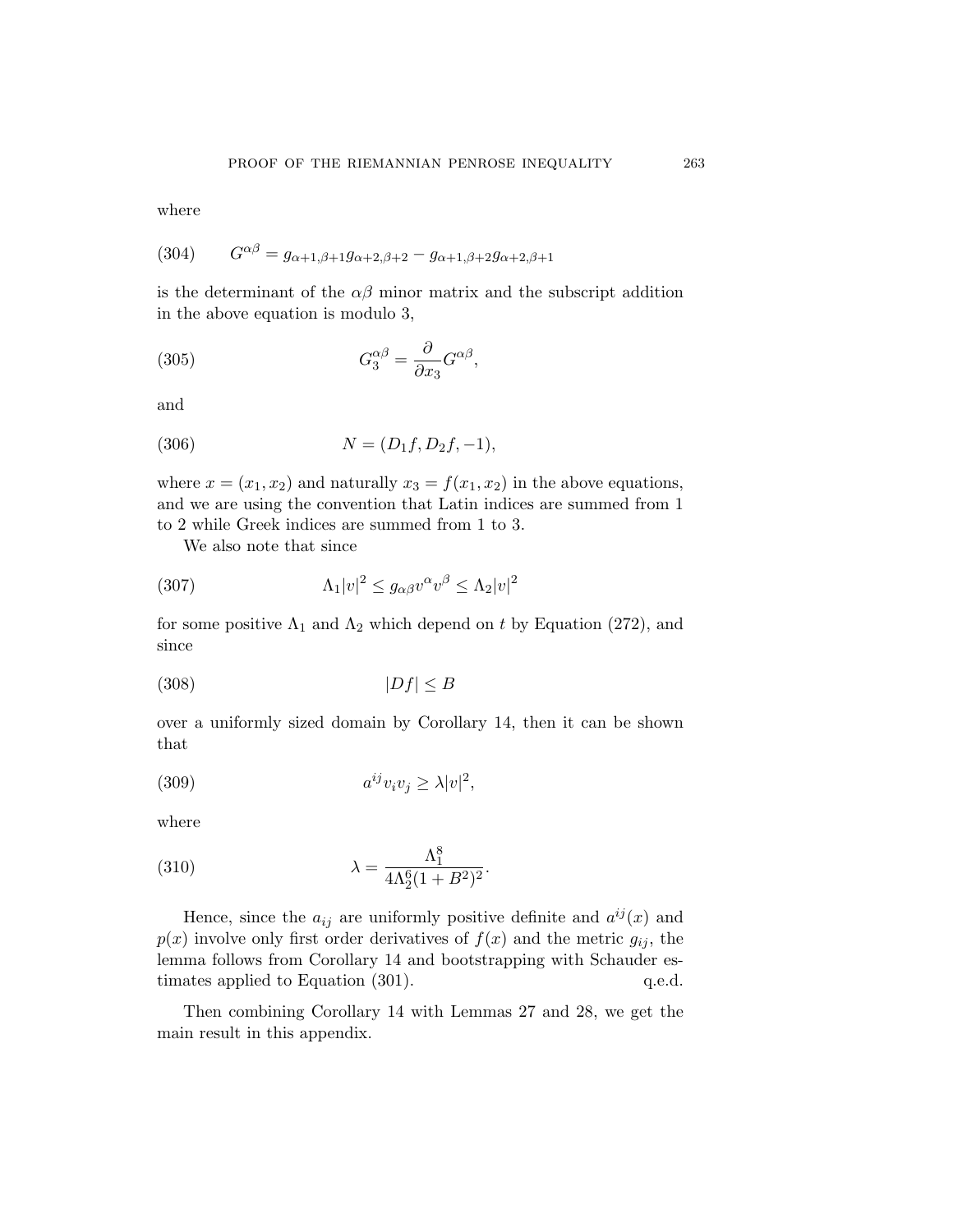where

$$G^{\alpha\beta} = g_{\alpha+1,\beta+1}g_{\alpha+2,\beta+2} - g_{\alpha+1,\beta+2}g_{\alpha+2,\beta+1} \tag{304}$$

is the determinant of the $\alpha\beta$ minor matrix and the subscript addition in the above equation is modulo 3,

$$G_3^{\alpha\beta} = \frac{\partial}{\partial x_3} G^{\alpha\beta}, \tag{305}$$

and

$$N = (D_1 f, D_2 f, -1), \tag{306}$$

where $x = (x_1, x_2)$ and naturally $x_3 = f(x_1, x_2)$ in the above equations, and we are using the convention that Latin indices are summed from 1 to 2 while Greek indices are summed from 1 to 3.

We also note that since

$$\Lambda_1 |v|^2 \leq g_{\alpha\beta} v^\alpha v^\beta \leq \Lambda_2 |v|^2 \tag{307}$$

for some positive $\Lambda_1$ and $\Lambda_2$ which depend on $t$ by Equation (272), and since

$$|Df| \leq B \tag{308}$$

over a uniformly sized domain by Corollary 14, then it can be shown that

$$a^{ij} v_i v_j \geq \lambda |v|^2, \tag{309}$$

where

$$\lambda = \frac{\Lambda_1^8}{4\Lambda_2^6 (1 + B^2)^2}. \tag{310}$$

Hence, since the $a_{ij}$ are uniformly positive definite and $a^{ij}(x)$ and $p(x)$ involve only first order derivatives of $f(x)$ and the metric $g_{ij}$, the lemma follows from Corollary 14 and bootstrapping with Schauder estimates applied to Equation (301). q.e.d.

Then combining Corollary 14 with Lemmas 27 and 28, we get the main result in this appendix.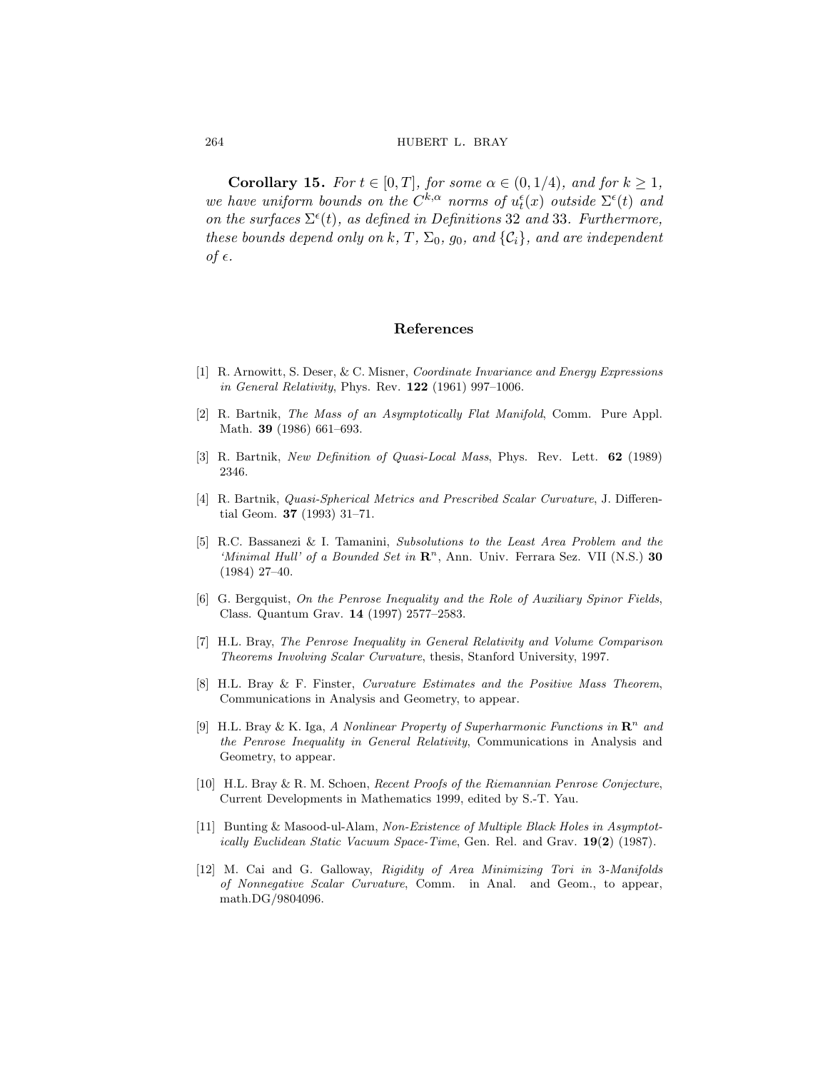**Corollary 15.** *For $t \in [0, T]$, for some $\alpha \in (0, 1/4)$, and for $k \geq 1$, we have uniform bounds on the $C^{k,\alpha}$ norms of $u_t^\epsilon(x)$ outside $\Sigma^\epsilon(t)$ and on the surfaces $\Sigma^\epsilon(t)$, as defined in Definitions 32 and 33. Furthermore, these bounds depend only on $k$, $T$, $\Sigma_0$, $g_0$, and $\{\mathcal{C}_i\}$, and are independent of $\epsilon$.*

## References

[1] R. Arnowitt, S. Deser, & C. Misner, *Coordinate Invariance and Energy Expressions in General Relativity*, Phys. Rev. **122** (1961) 997–1006.

[2] R. Bartnik, *The Mass of an Asymptotically Flat Manifold*, Comm. Pure Appl. Math. **39** (1986) 661–693.

[3] R. Bartnik, *New Definition of Quasi-Local Mass*, Phys. Rev. Lett. **62** (1989) 2346.

[4] R. Bartnik, *Quasi-Spherical Metrics and Prescribed Scalar Curvature*, J. Differential Geom. **37** (1993) 31–71.

[5] R.C. Bassanezi & I. Tamanini, *Subsolutions to the Least Area Problem and the 'Minimal Hull' of a Bounded Set in* $\mathbf{R}^n$, Ann. Univ. Ferrara Sez. VII (N.S.) **30** (1984) 27–40.

[6] G. Bergquist, *On the Penrose Inequality and the Role of Auxiliary Spinor Fields*, Class. Quantum Grav. **14** (1997) 2577–2583.

[7] H.L. Bray, *The Penrose Inequality in General Relativity and Volume Comparison Theorems Involving Scalar Curvature*, thesis, Stanford University, 1997.

[8] H.L. Bray & F. Finster, *Curvature Estimates and the Positive Mass Theorem*, Communications in Analysis and Geometry, to appear.

[9] H.L. Bray & K. Iga, *A Nonlinear Property of Superharmonic Functions in* $\mathbf{R}^n$ *and the Penrose Inequality in General Relativity*, Communications in Analysis and Geometry, to appear.

[10] H.L. Bray & R. M. Schoen, *Recent Proofs of the Riemannian Penrose Conjecture*, Current Developments in Mathematics 1999, edited by S.-T. Yau.

[11] Bunting & Masood-ul-Alam, *Non-Existence of Multiple Black Holes in Asymptotically Euclidean Static Vacuum Space-Time*, Gen. Rel. and Grav. **19**(**2**) (1987).

[12] M. Cai and G. Galloway, *Rigidity of Area Minimizing Tori in 3-Manifolds of Nonnegative Scalar Curvature*, Comm. in Anal. and Geom., to appear, math.DG/9804096.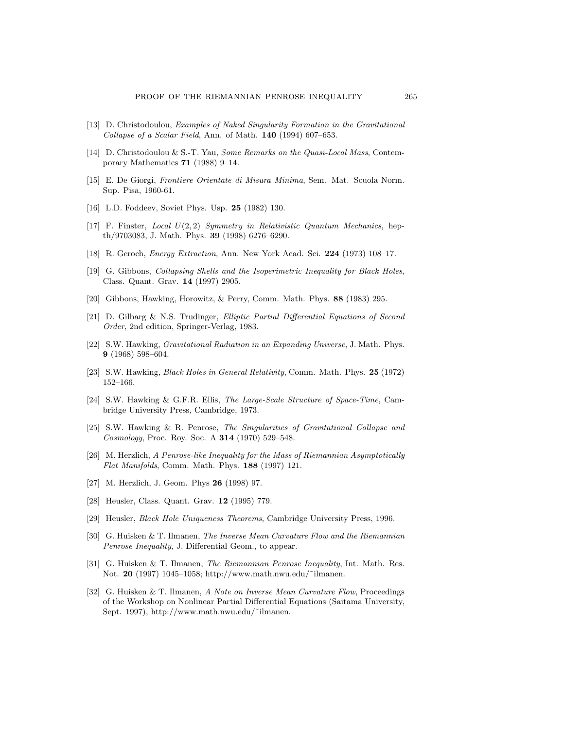[13] D. Christodoulou, *Examples of Naked Singularity Formation in the Gravitational Collapse of a Scalar Field*, Ann. of Math. **140** (1994) 607–653.

[14] D. Christodoulou & S.-T. Yau, *Some Remarks on the Quasi-Local Mass*, Contemporary Mathematics **71** (1988) 9–14.

[15] E. De Giorgi, *Frontiere Orientate di Misura Minima*, Sem. Mat. Scuola Norm. Sup. Pisa, 1960-61.

[16] L.D. Foddeev, Soviet Phys. Usp. **25** (1982) 130.

[17] F. Finster, *Local $U(2,2)$ Symmetry in Relativistic Quantum Mechanics*, hep-th/9703083, J. Math. Phys. **39** (1998) 6276–6290.

[18] R. Geroch, *Energy Extraction*, Ann. New York Acad. Sci. **224** (1973) 108–17.

[19] G. Gibbons, *Collapsing Shells and the Isoperimetric Inequality for Black Holes*, Class. Quant. Grav. **14** (1997) 2905.

[20] Gibbons, Hawking, Horowitz, & Perry, Comm. Math. Phys. **88** (1983) 295.

[21] D. Gilbarg & N.S. Trudinger, *Elliptic Partial Differential Equations of Second Order*, 2nd edition, Springer-Verlag, 1983.

[22] S.W. Hawking, *Gravitational Radiation in an Expanding Universe*, J. Math. Phys. **9** (1968) 598–604.

[23] S.W. Hawking, *Black Holes in General Relativity*, Comm. Math. Phys. **25** (1972) 152–166.

[24] S.W. Hawking & G.F.R. Ellis, *The Large-Scale Structure of Space-Time*, Cambridge University Press, Cambridge, 1973.

[25] S.W. Hawking & R. Penrose, *The Singularities of Gravitational Collapse and Cosmology*, Proc. Roy. Soc. A **314** (1970) 529–548.

[26] M. Herzlich, *A Penrose-like Inequality for the Mass of Riemannian Asymptotically Flat Manifolds*, Comm. Math. Phys. **188** (1997) 121.

[27] M. Herzlich, J. Geom. Phys **26** (1998) 97.

[28] Heusler, Class. Quant. Grav. **12** (1995) 779.

[29] Heusler, *Black Hole Uniqueness Theorems*, Cambridge University Press, 1996.

[30] G. Huisken & T. Ilmanen, *The Inverse Mean Curvature Flow and the Riemannian Penrose Inequality*, J. Differential Geom., to appear.

[31] G. Huisken & T. Ilmanen, *The Riemannian Penrose Inequality*, Int. Math. Res. Not. **20** (1997) 1045–1058; http://www.math.nwu.edu/˜ilmanen.

[32] G. Huisken & T. Ilmanen, *A Note on Inverse Mean Curvature Flow*, Proceedings of the Workshop on Nonlinear Partial Differential Equations (Saitama University, Sept. 1997), http://www.math.nwu.edu/˜ilmanen.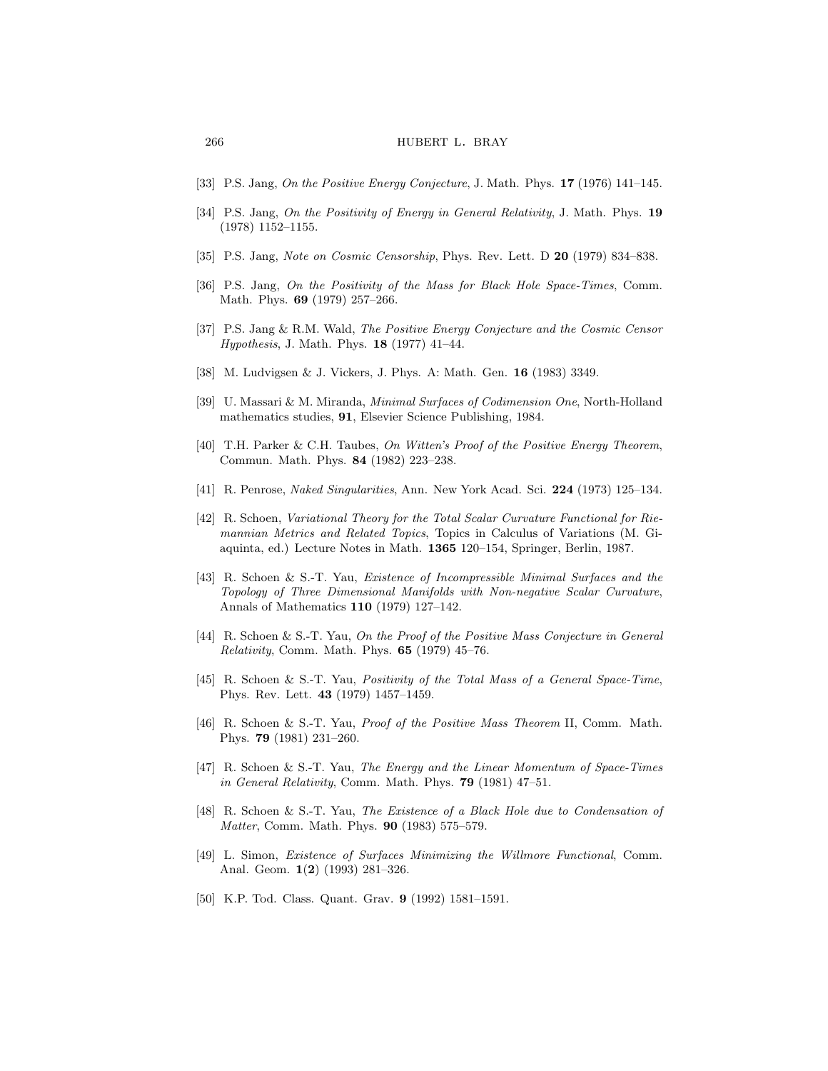[33] P.S. Jang, *On the Positive Energy Conjecture*, J. Math. Phys. **17** (1976) 141–145.

[34] P.S. Jang, *On the Positivity of Energy in General Relativity*, J. Math. Phys. **19** (1978) 1152–1155.

[35] P.S. Jang, *Note on Cosmic Censorship*, Phys. Rev. Lett. D **20** (1979) 834–838.

[36] P.S. Jang, *On the Positivity of the Mass for Black Hole Space-Times*, Comm. Math. Phys. **69** (1979) 257–266.

[37] P.S. Jang & R.M. Wald, *The Positive Energy Conjecture and the Cosmic Censor Hypothesis*, J. Math. Phys. **18** (1977) 41–44.

[38] M. Ludvigsen & J. Vickers, J. Phys. A: Math. Gen. **16** (1983) 3349.

[39] U. Massari & M. Miranda, *Minimal Surfaces of Codimension One*, North-Holland mathematics studies, **91**, Elsevier Science Publishing, 1984.

[40] T.H. Parker & C.H. Taubes, *On Witten's Proof of the Positive Energy Theorem*, Commun. Math. Phys. **84** (1982) 223–238.

[41] R. Penrose, *Naked Singularities*, Ann. New York Acad. Sci. **224** (1973) 125–134.

[42] R. Schoen, *Variational Theory for the Total Scalar Curvature Functional for Riemannian Metrics and Related Topics*, Topics in Calculus of Variations (M. Giaquinta, ed.) Lecture Notes in Math. **1365** 120–154, Springer, Berlin, 1987.

[43] R. Schoen & S.-T. Yau, *Existence of Incompressible Minimal Surfaces and the Topology of Three Dimensional Manifolds with Non-negative Scalar Curvature*, Annals of Mathematics **110** (1979) 127–142.

[44] R. Schoen & S.-T. Yau, *On the Proof of the Positive Mass Conjecture in General Relativity*, Comm. Math. Phys. **65** (1979) 45–76.

[45] R. Schoen & S.-T. Yau, *Positivity of the Total Mass of a General Space-Time*, Phys. Rev. Lett. **43** (1979) 1457–1459.

[46] R. Schoen & S.-T. Yau, *Proof of the Positive Mass Theorem* II, Comm. Math. Phys. **79** (1981) 231–260.

[47] R. Schoen & S.-T. Yau, *The Energy and the Linear Momentum of Space-Times in General Relativity*, Comm. Math. Phys. **79** (1981) 47–51.

[48] R. Schoen & S.-T. Yau, *The Existence of a Black Hole due to Condensation of Matter*, Comm. Math. Phys. **90** (1983) 575–579.

[49] L. Simon, *Existence of Surfaces Minimizing the Willmore Functional*, Comm. Anal. Geom. **1**(**2**) (1993) 281–326.

[50] K.P. Tod. Class. Quant. Grav. **9** (1992) 1581–1591.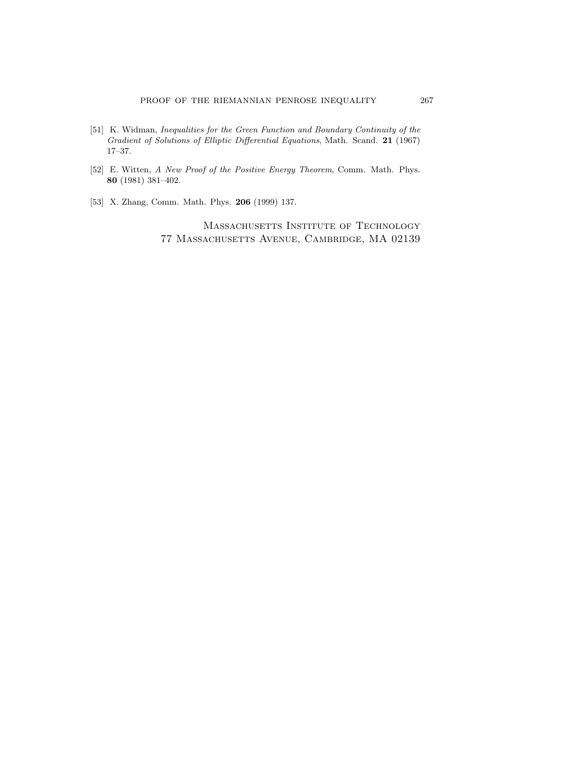[51] K. Widman, *Inequalities for the Green Function and Boundary Continuity of the Gradient of Solutions of Elliptic Differential Equations*, Math. Scand. **21** (1967) 17–37.

[52] E. Witten, *A New Proof of the Positive Energy Theorem*, Comm. Math. Phys. **80** (1981) 381–402.

[53] X. Zhang, Comm. Math. Phys. **206** (1999) 137.

Massachusetts Institute of Technology
77 Massachusetts Avenue, Cambridge, MA 02139